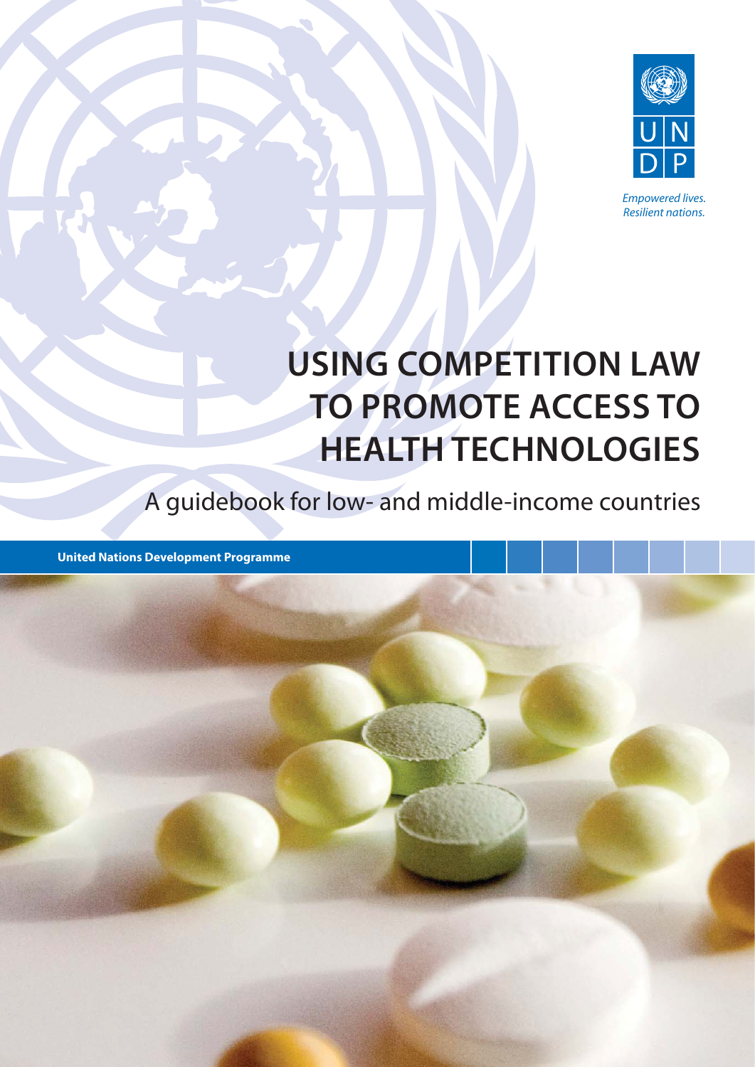UNDP

*Empowered lives.*
*Resilient nations.*

# USING COMPETITION LAW TO PROMOTE ACCESS TO HEALTH TECHNOLOGIES

## A guidebook for low- and middle-income countries

**United Nations Development Programme**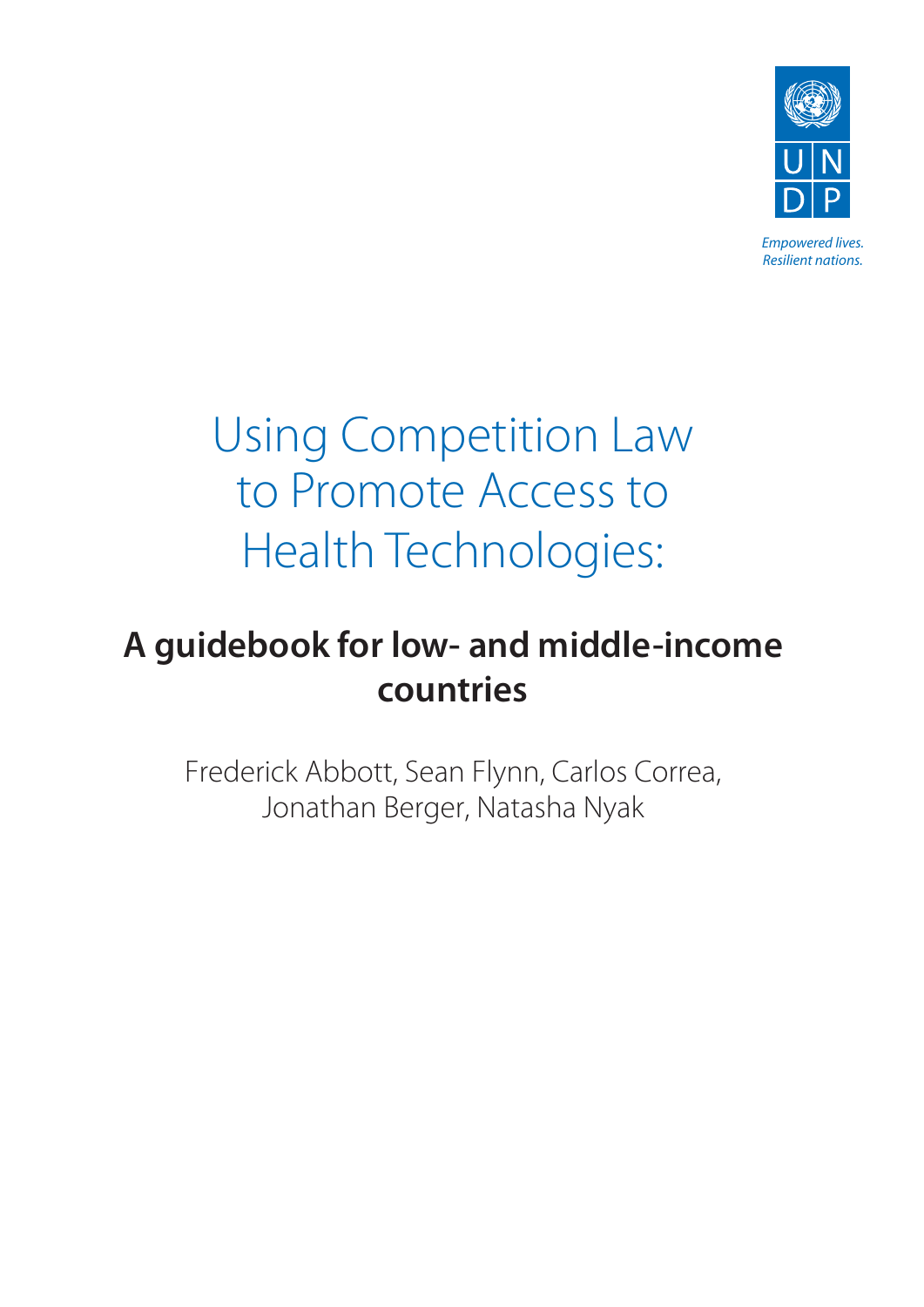Empowered lives.
Resilient nations.

# Using Competition Law to Promote Access to Health Technologies:

## A guidebook for low- and middle-income countries

Frederick Abbott, Sean Flynn, Carlos Correa, Jonathan Berger, Natasha Nyak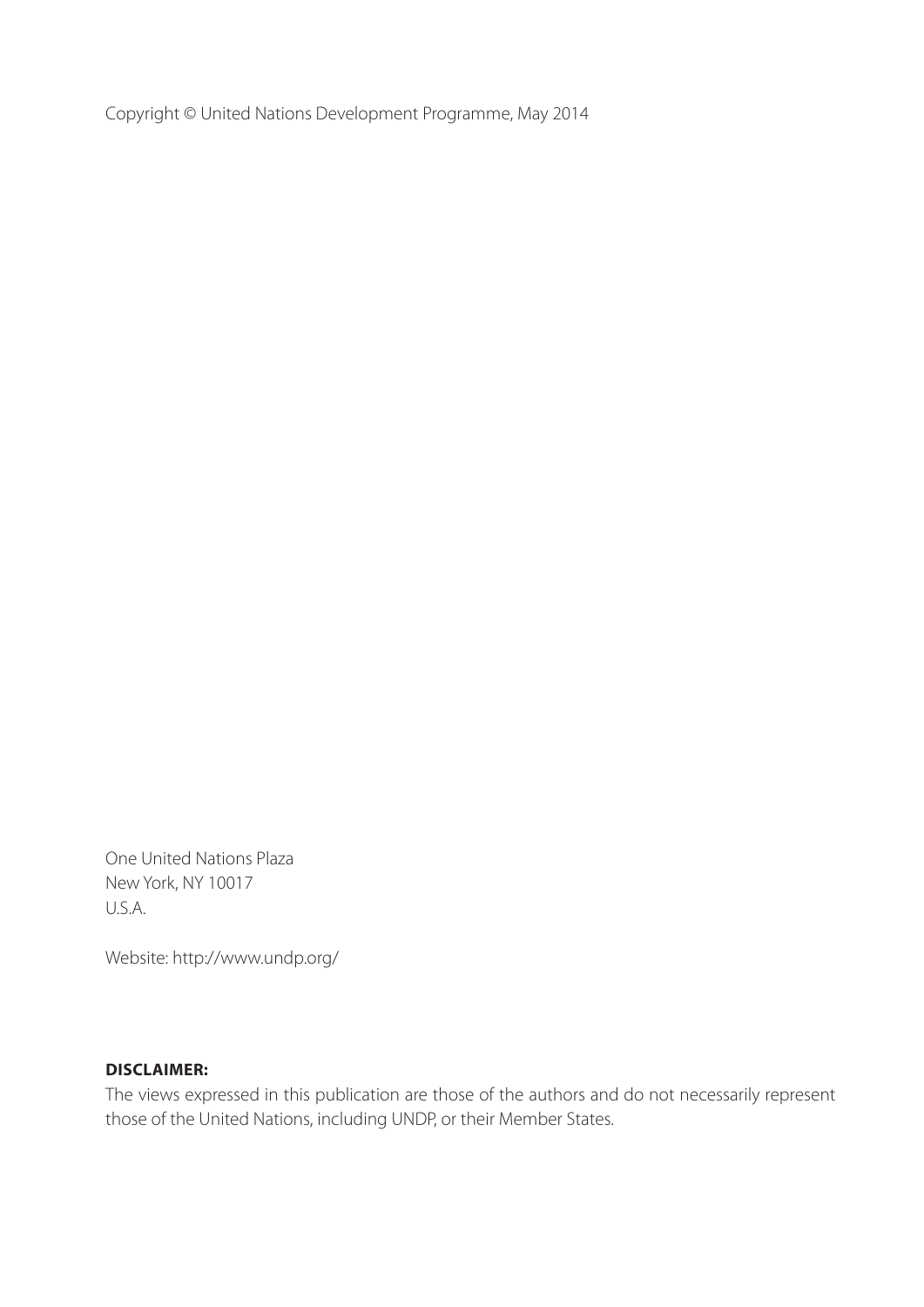Copyright © United Nations Development Programme, May 2014

One United Nations Plaza
New York, NY 10017
U.S.A.

Website: http://www.undp.org/

**DISCLAIMER:**

The views expressed in this publication are those of the authors and do not necessarily represent those of the United Nations, including UNDP, or their Member States.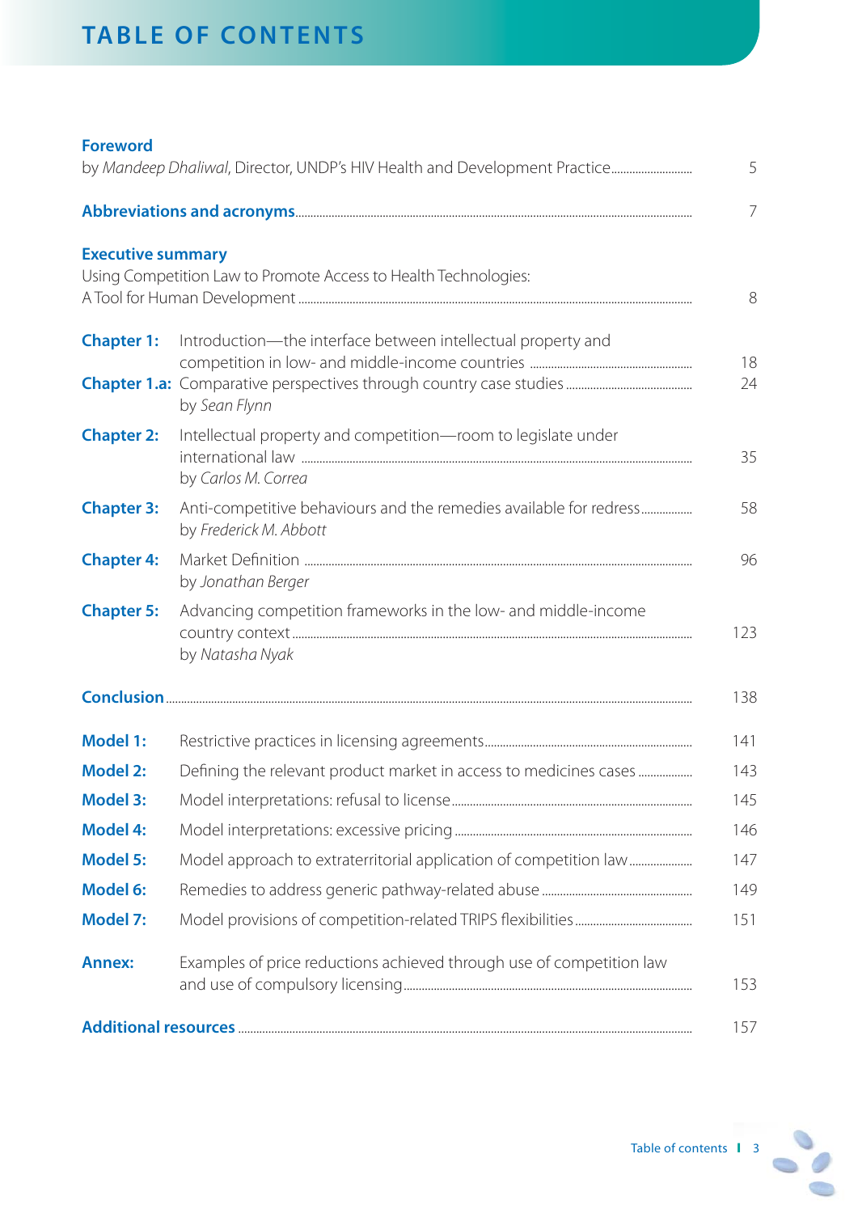# TABLE OF CONTENTS

**Foreword**
by *Mandeep Dhaliwal*, Director, UNDP's HIV Health and Development Practice .......... 5

**Abbreviations and acronyms** .......... 7

**Executive summary**
Using Competition Law to Promote Access to Health Technologies:
A Tool for Human Development .......... 8

**Chapter 1:** Introduction—the interface between intellectual property and competition in low- and middle-income countries .......... 18

**Chapter 1.a:** Comparative perspectives through country case studies .......... 24
by *Sean Flynn*

**Chapter 2:** Intellectual property and competition—room to legislate under international law .......... 35
by *Carlos M. Correa*

**Chapter 3:** Anti-competitive behaviours and the remedies available for redress .......... 58
by *Frederick M. Abbott*

**Chapter 4:** Market Definition .......... 96
by *Jonathan Berger*

**Chapter 5:** Advancing competition frameworks in the low- and middle-income country context .......... 123
by *Natasha Nyak*

**Conclusion** .......... 138

**Model 1:** Restrictive practices in licensing agreements .......... 141

**Model 2:** Defining the relevant product market in access to medicines cases .......... 143

**Model 3:** Model interpretations: refusal to license .......... 145

**Model 4:** Model interpretations: excessive pricing .......... 146

**Model 5:** Model approach to extraterritorial application of competition law .......... 147

**Model 6:** Remedies to address generic pathway-related abuse .......... 149

**Model 7:** Model provisions of competition-related TRIPS flexibilities .......... 151

**Annex:** Examples of price reductions achieved through use of competition law and use of compulsory licensing .......... 153

**Additional resources** .......... 157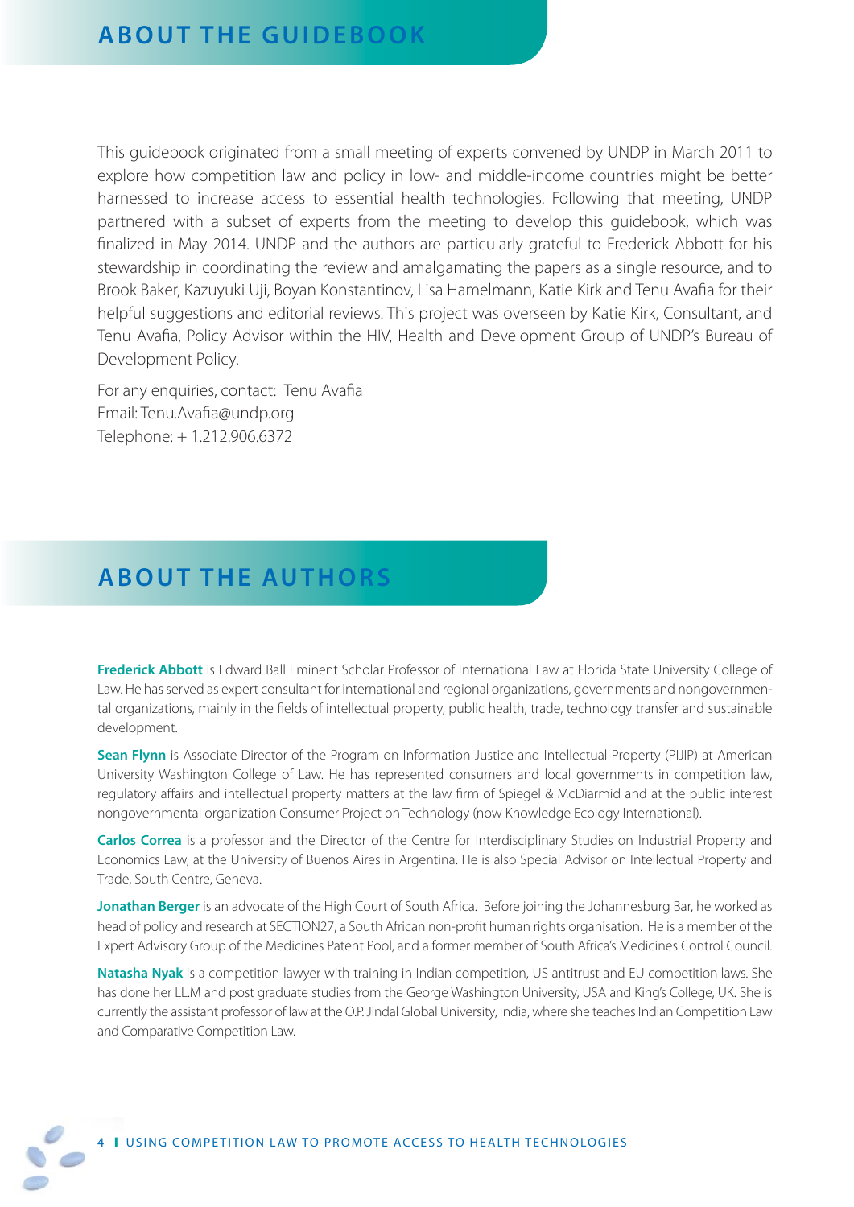## ABOUT THE GUIDEBOOK

This guidebook originated from a small meeting of experts convened by UNDP in March 2011 to explore how competition law and policy in low- and middle-income countries might be better harnessed to increase access to essential health technologies. Following that meeting, UNDP partnered with a subset of experts from the meeting to develop this guidebook, which was finalized in May 2014. UNDP and the authors are particularly grateful to Frederick Abbott for his stewardship in coordinating the review and amalgamating the papers as a single resource, and to Brook Baker, Kazuyuki Uji, Boyan Konstantinov, Lisa Hamelmann, Katie Kirk and Tenu Avafia for their helpful suggestions and editorial reviews. This project was overseen by Katie Kirk, Consultant, and Tenu Avafia, Policy Advisor within the HIV, Health and Development Group of UNDP's Bureau of Development Policy.

For any enquiries, contact: Tenu Avafia
Email: Tenu.Avafia@undp.org
Telephone: + 1.212.906.6372

## ABOUT THE AUTHORS

**Frederick Abbott** is Edward Ball Eminent Scholar Professor of International Law at Florida State University College of Law. He has served as expert consultant for international and regional organizations, governments and nongovernmental organizations, mainly in the fields of intellectual property, public health, trade, technology transfer and sustainable development.

**Sean Flynn** is Associate Director of the Program on Information Justice and Intellectual Property (PIJIP) at American University Washington College of Law. He has represented consumers and local governments in competition law, regulatory affairs and intellectual property matters at the law firm of Spiegel & McDiarmid and at the public interest nongovernmental organization Consumer Project on Technology (now Knowledge Ecology International).

**Carlos Correa** is a professor and the Director of the Centre for Interdisciplinary Studies on Industrial Property and Economics Law, at the University of Buenos Aires in Argentina. He is also Special Advisor on Intellectual Property and Trade, South Centre, Geneva.

**Jonathan Berger** is an advocate of the High Court of South Africa. Before joining the Johannesburg Bar, he worked as head of policy and research at SECTION27, a South African non-profit human rights organisation. He is a member of the Expert Advisory Group of the Medicines Patent Pool, and a former member of South Africa's Medicines Control Council.

**Natasha Nyak** is a competition lawyer with training in Indian competition, US antitrust and EU competition laws. She has done her LL.M and post graduate studies from the George Washington University, USA and King's College, UK. She is currently the assistant professor of law at the O.P. Jindal Global University, India, where she teaches Indian Competition Law and Comparative Competition Law.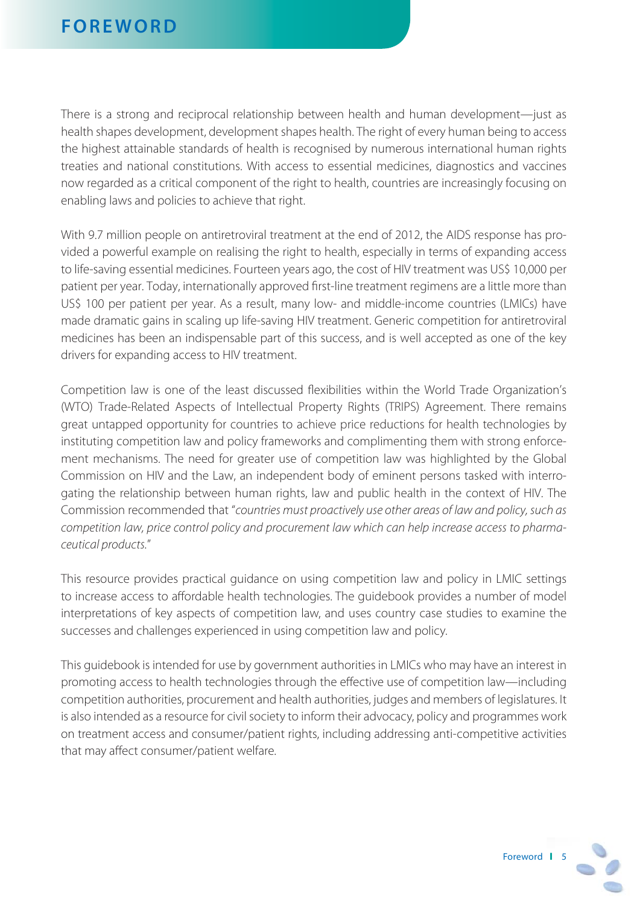# FOREWORD

There is a strong and reciprocal relationship between health and human development—just as health shapes development, development shapes health. The right of every human being to access the highest attainable standards of health is recognised by numerous international human rights treaties and national constitutions. With access to essential medicines, diagnostics and vaccines now regarded as a critical component of the right to health, countries are increasingly focusing on enabling laws and policies to achieve that right.

With 9.7 million people on antiretroviral treatment at the end of 2012, the AIDS response has provided a powerful example on realising the right to health, especially in terms of expanding access to life-saving essential medicines. Fourteen years ago, the cost of HIV treatment was US$ 10,000 per patient per year. Today, internationally approved first-line treatment regimens are a little more than US$ 100 per patient per year. As a result, many low- and middle-income countries (LMICs) have made dramatic gains in scaling up life-saving HIV treatment. Generic competition for antiretroviral medicines has been an indispensable part of this success, and is well accepted as one of the key drivers for expanding access to HIV treatment.

Competition law is one of the least discussed flexibilities within the World Trade Organization's (WTO) Trade-Related Aspects of Intellectual Property Rights (TRIPS) Agreement. There remains great untapped opportunity for countries to achieve price reductions for health technologies by instituting competition law and policy frameworks and complimenting them with strong enforcement mechanisms. The need for greater use of competition law was highlighted by the Global Commission on HIV and the Law, an independent body of eminent persons tasked with interrogating the relationship between human rights, law and public health in the context of HIV. The Commission recommended that "*countries must proactively use other areas of law and policy, such as competition law, price control policy and procurement law which can help increase access to pharmaceutical products.*"

This resource provides practical guidance on using competition law and policy in LMIC settings to increase access to affordable health technologies. The guidebook provides a number of model interpretations of key aspects of competition law, and uses country case studies to examine the successes and challenges experienced in using competition law and policy.

This guidebook is intended for use by government authorities in LMICs who may have an interest in promoting access to health technologies through the effective use of competition law—including competition authorities, procurement and health authorities, judges and members of legislatures. It is also intended as a resource for civil society to inform their advocacy, policy and programmes work on treatment access and consumer/patient rights, including addressing anti-competitive activities that may affect consumer/patient welfare.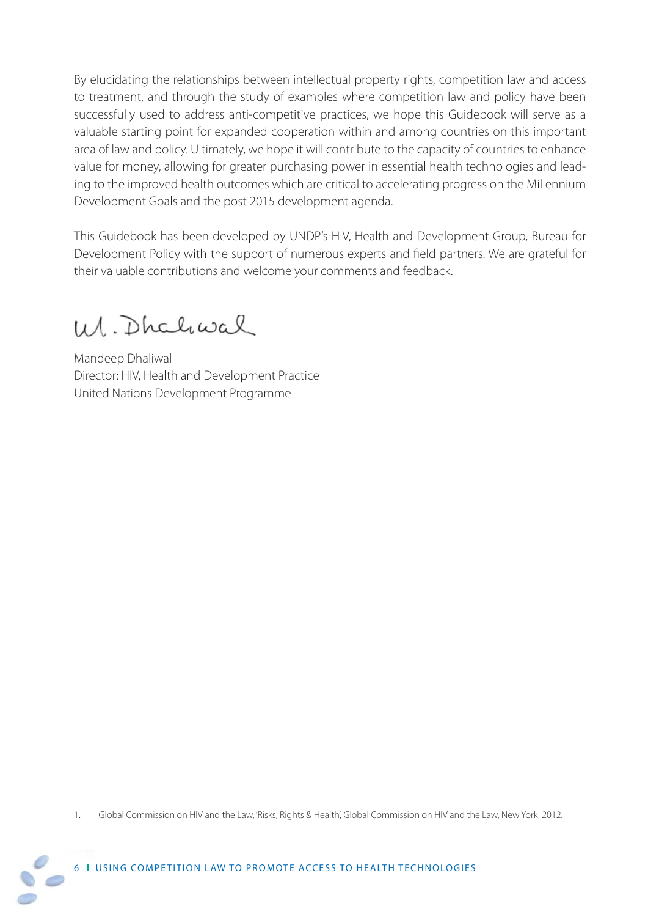By elucidating the relationships between intellectual property rights, competition law and access to treatment, and through the study of examples where competition law and policy have been successfully used to address anti-competitive practices, we hope this Guidebook will serve as a valuable starting point for expanded cooperation within and among countries on this important area of law and policy. Ultimately, we hope it will contribute to the capacity of countries to enhance value for money, allowing for greater purchasing power in essential health technologies and leading to the improved health outcomes which are critical to accelerating progress on the Millennium Development Goals and the post 2015 development agenda.

This Guidebook has been developed by UNDP's HIV, Health and Development Group, Bureau for Development Policy with the support of numerous experts and field partners. We are grateful for their valuable contributions and welcome your comments and feedback.

M. Dhaliwal

Mandeep Dhaliwal  
Director: HIV, Health and Development Practice  
United Nations Development Programme

---

1. Global Commission on HIV and the Law, 'Risks, Rights & Health', Global Commission on HIV and the Law, New York, 2012.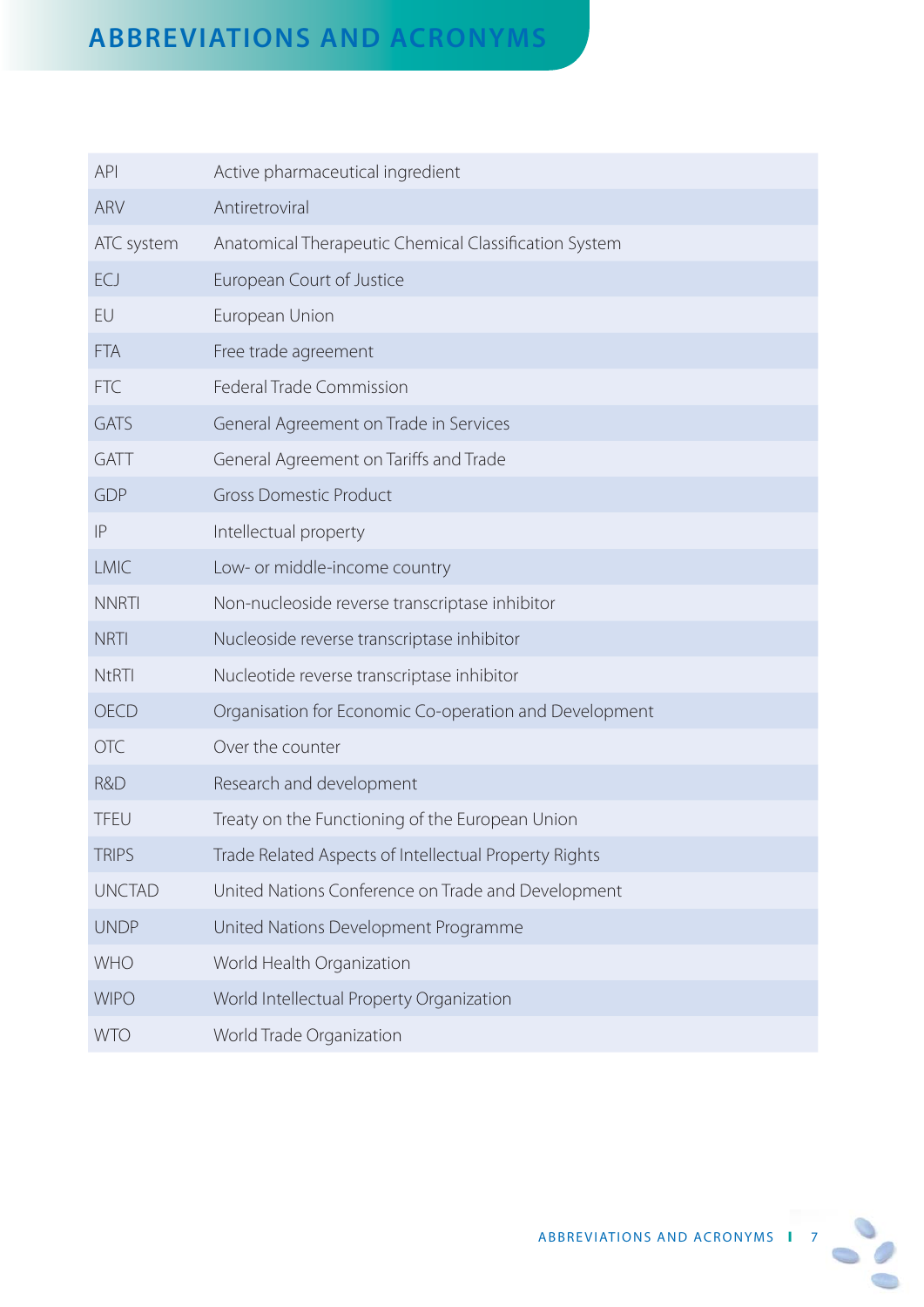# ABBREVIATIONS AND ACRONYMS

| | |
|---|---|
| API | Active pharmaceutical ingredient |
| ARV | Antiretroviral |
| ATC system | Anatomical Therapeutic Chemical Classification System |
| ECJ | European Court of Justice |
| EU | European Union |
| FTA | Free trade agreement |
| FTC | Federal Trade Commission |
| GATS | General Agreement on Trade in Services |
| GATT | General Agreement on Tariffs and Trade |
| GDP | Gross Domestic Product |
| IP | Intellectual property |
| LMIC | Low- or middle-income country |
| NNRTI | Non-nucleoside reverse transcriptase inhibitor |
| NRTI | Nucleoside reverse transcriptase inhibitor |
| NtRTI | Nucleotide reverse transcriptase inhibitor |
| OECD | Organisation for Economic Co-operation and Development |
| OTC | Over the counter |
| R&D | Research and development |
| TFEU | Treaty on the Functioning of the European Union |
| TRIPS | Trade Related Aspects of Intellectual Property Rights |
| UNCTAD | United Nations Conference on Trade and Development |
| UNDP | United Nations Development Programme |
| WHO | World Health Organization |
| WIPO | World Intellectual Property Organization |
| WTO | World Trade Organization |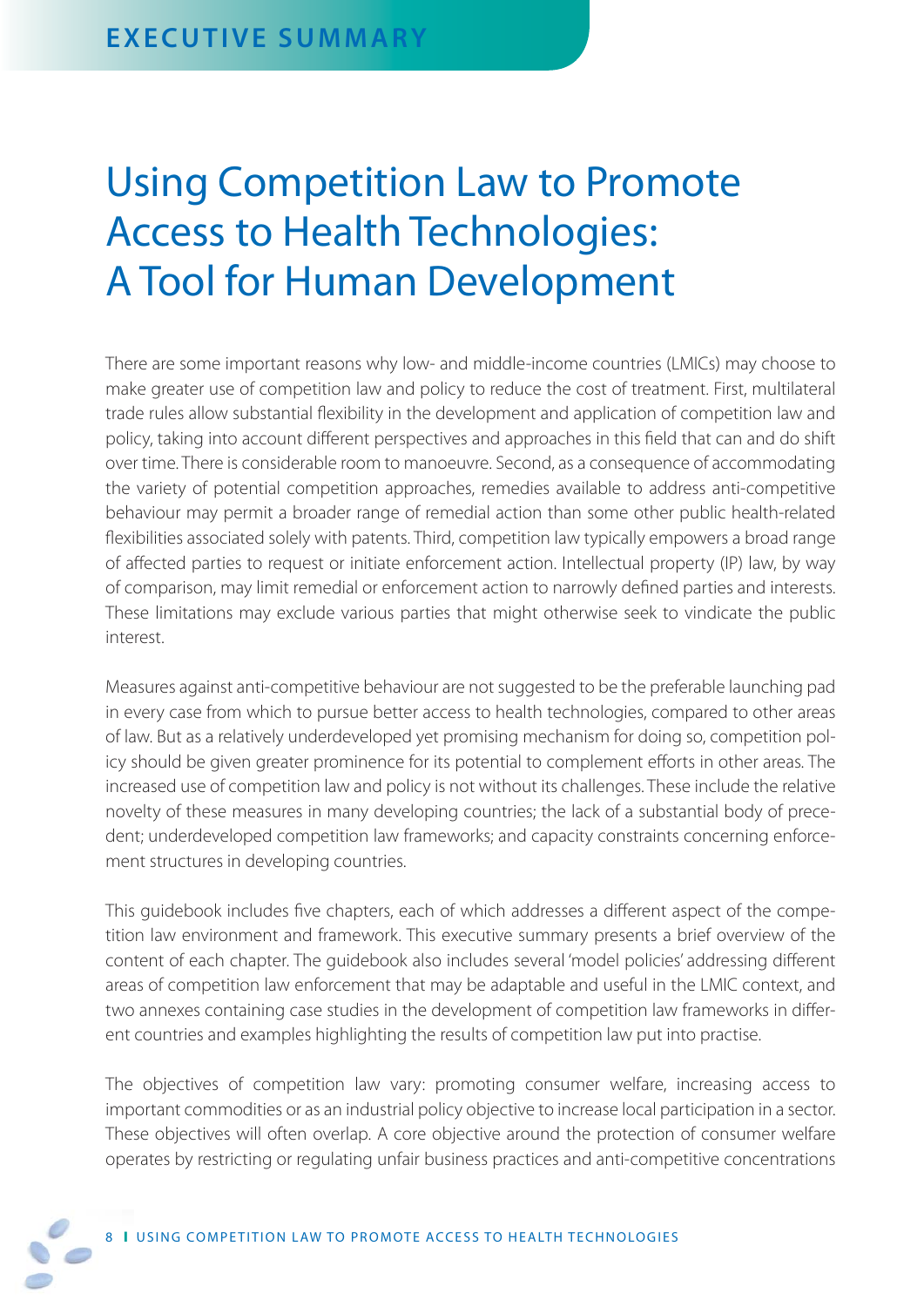# EXECUTIVE SUMMARY

# Using Competition Law to Promote Access to Health Technologies: A Tool for Human Development

There are some important reasons why low- and middle-income countries (LMICs) may choose to make greater use of competition law and policy to reduce the cost of treatment. First, multilateral trade rules allow substantial flexibility in the development and application of competition law and policy, taking into account different perspectives and approaches in this field that can and do shift over time. There is considerable room to manoeuvre. Second, as a consequence of accommodating the variety of potential competition approaches, remedies available to address anti-competitive behaviour may permit a broader range of remedial action than some other public health-related flexibilities associated solely with patents. Third, competition law typically empowers a broad range of affected parties to request or initiate enforcement action. Intellectual property (IP) law, by way of comparison, may limit remedial or enforcement action to narrowly defined parties and interests. These limitations may exclude various parties that might otherwise seek to vindicate the public interest.

Measures against anti-competitive behaviour are not suggested to be the preferable launching pad in every case from which to pursue better access to health technologies, compared to other areas of law. But as a relatively underdeveloped yet promising mechanism for doing so, competition policy should be given greater prominence for its potential to complement efforts in other areas. The increased use of competition law and policy is not without its challenges. These include the relative novelty of these measures in many developing countries; the lack of a substantial body of precedent; underdeveloped competition law frameworks; and capacity constraints concerning enforcement structures in developing countries.

This guidebook includes five chapters, each of which addresses a different aspect of the competition law environment and framework. This executive summary presents a brief overview of the content of each chapter. The guidebook also includes several 'model policies' addressing different areas of competition law enforcement that may be adaptable and useful in the LMIC context, and two annexes containing case studies in the development of competition law frameworks in different countries and examples highlighting the results of competition law put into practise.

The objectives of competition law vary: promoting consumer welfare, increasing access to important commodities or as an industrial policy objective to increase local participation in a sector. These objectives will often overlap. A core objective around the protection of consumer welfare operates by restricting or regulating unfair business practices and anti-competitive concentrations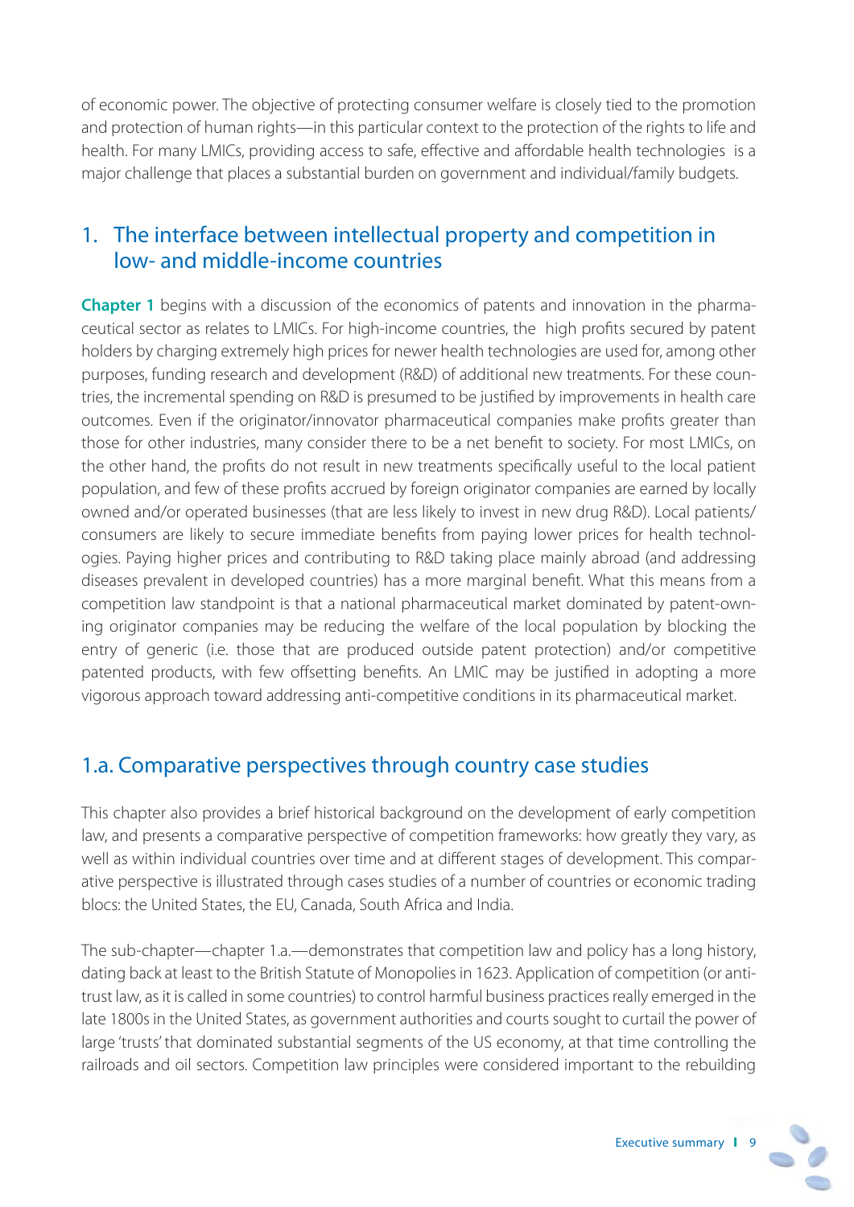of economic power. The objective of protecting consumer welfare is closely tied to the promotion and protection of human rights—in this particular context to the protection of the rights to life and health. For many LMICs, providing access to safe, effective and affordable health technologies is a major challenge that places a substantial burden on government and individual/family budgets.

## 1. The interface between intellectual property and competition in low- and middle-income countries

**Chapter 1** begins with a discussion of the economics of patents and innovation in the pharmaceutical sector as relates to LMICs. For high-income countries, the high profits secured by patent holders by charging extremely high prices for newer health technologies are used for, among other purposes, funding research and development (R&D) of additional new treatments. For these countries, the incremental spending on R&D is presumed to be justified by improvements in health care outcomes. Even if the originator/innovator pharmaceutical companies make profits greater than those for other industries, many consider there to be a net benefit to society. For most LMICs, on the other hand, the profits do not result in new treatments specifically useful to the local patient population, and few of these profits accrued by foreign originator companies are earned by locally owned and/or operated businesses (that are less likely to invest in new drug R&D). Local patients/consumers are likely to secure immediate benefits from paying lower prices for health technologies. Paying higher prices and contributing to R&D taking place mainly abroad (and addressing diseases prevalent in developed countries) has a more marginal benefit. What this means from a competition law standpoint is that a national pharmaceutical market dominated by patent-owning originator companies may be reducing the welfare of the local population by blocking the entry of generic (i.e. those that are produced outside patent protection) and/or competitive patented products, with few offsetting benefits. An LMIC may be justified in adopting a more vigorous approach toward addressing anti-competitive conditions in its pharmaceutical market.

## 1.a. Comparative perspectives through country case studies

This chapter also provides a brief historical background on the development of early competition law, and presents a comparative perspective of competition frameworks: how greatly they vary, as well as within individual countries over time and at different stages of development. This comparative perspective is illustrated through cases studies of a number of countries or economic trading blocs: the United States, the EU, Canada, South Africa and India.

The sub-chapter—chapter 1.a.—demonstrates that competition law and policy has a long history, dating back at least to the British Statute of Monopolies in 1623. Application of competition (or anti-trust law, as it is called in some countries) to control harmful business practices really emerged in the late 1800s in the United States, as government authorities and courts sought to curtail the power of large 'trusts' that dominated substantial segments of the US economy, at that time controlling the railroads and oil sectors. Competition law principles were considered important to the rebuilding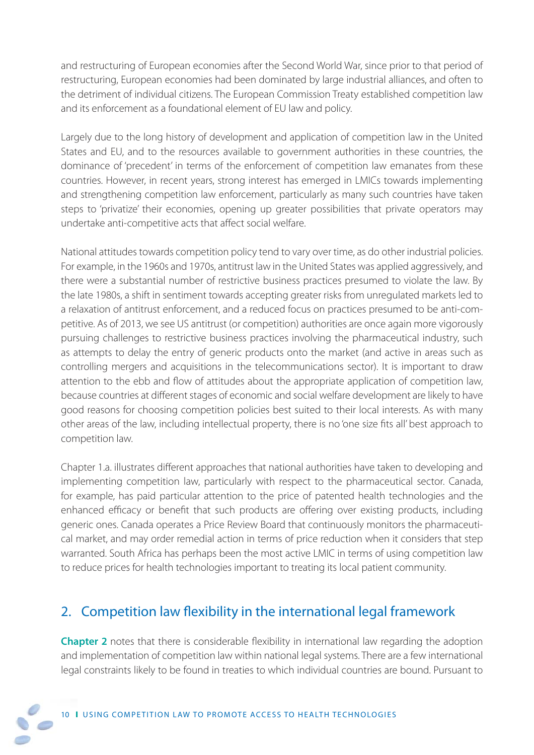and restructuring of European economies after the Second World War, since prior to that period of restructuring, European economies had been dominated by large industrial alliances, and often to the detriment of individual citizens. The European Commission Treaty established competition law and its enforcement as a foundational element of EU law and policy.

Largely due to the long history of development and application of competition law in the United States and EU, and to the resources available to government authorities in these countries, the dominance of 'precedent' in terms of the enforcement of competition law emanates from these countries. However, in recent years, strong interest has emerged in LMICs towards implementing and strengthening competition law enforcement, particularly as many such countries have taken steps to 'privatize' their economies, opening up greater possibilities that private operators may undertake anti-competitive acts that affect social welfare.

National attitudes towards competition policy tend to vary over time, as do other industrial policies. For example, in the 1960s and 1970s, antitrust law in the United States was applied aggressively, and there were a substantial number of restrictive business practices presumed to violate the law. By the late 1980s, a shift in sentiment towards accepting greater risks from unregulated markets led to a relaxation of antitrust enforcement, and a reduced focus on practices presumed to be anti-competitive. As of 2013, we see US antitrust (or competition) authorities are once again more vigorously pursuing challenges to restrictive business practices involving the pharmaceutical industry, such as attempts to delay the entry of generic products onto the market (and active in areas such as controlling mergers and acquisitions in the telecommunications sector). It is important to draw attention to the ebb and flow of attitudes about the appropriate application of competition law, because countries at different stages of economic and social welfare development are likely to have good reasons for choosing competition policies best suited to their local interests. As with many other areas of the law, including intellectual property, there is no 'one size fits all' best approach to competition law.

Chapter 1.a. illustrates different approaches that national authorities have taken to developing and implementing competition law, particularly with respect to the pharmaceutical sector. Canada, for example, has paid particular attention to the price of patented health technologies and the enhanced efficacy or benefit that such products are offering over existing products, including generic ones. Canada operates a Price Review Board that continuously monitors the pharmaceutical market, and may order remedial action in terms of price reduction when it considers that step warranted. South Africa has perhaps been the most active LMIC in terms of using competition law to reduce prices for health technologies important to treating its local patient community.

## 2. Competition law flexibility in the international legal framework

**Chapter 2** notes that there is considerable flexibility in international law regarding the adoption and implementation of competition law within national legal systems. There are a few international legal constraints likely to be found in treaties to which individual countries are bound. Pursuant to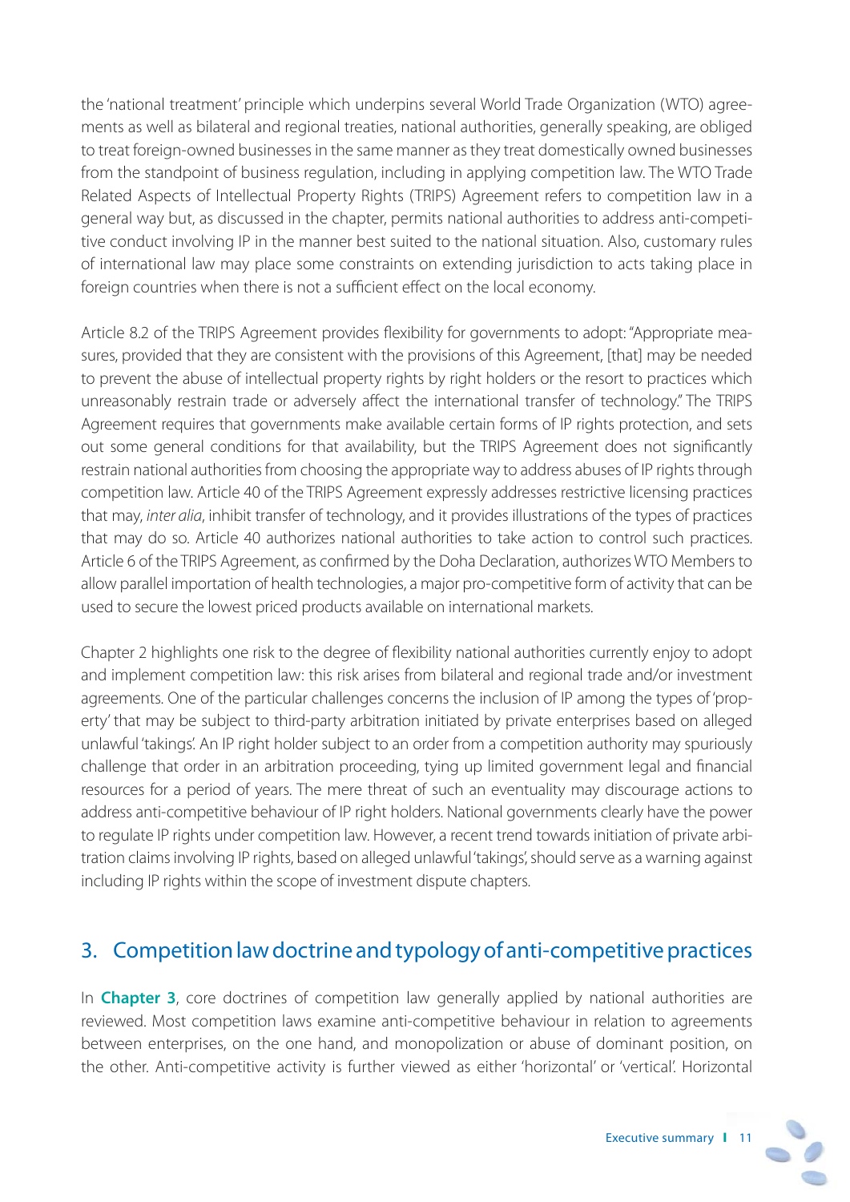the 'national treatment' principle which underpins several World Trade Organization (WTO) agreements as well as bilateral and regional treaties, national authorities, generally speaking, are obliged to treat foreign-owned businesses in the same manner as they treat domestically owned businesses from the standpoint of business regulation, including in applying competition law. The WTO Trade Related Aspects of Intellectual Property Rights (TRIPS) Agreement refers to competition law in a general way but, as discussed in the chapter, permits national authorities to address anti-competitive conduct involving IP in the manner best suited to the national situation. Also, customary rules of international law may place some constraints on extending jurisdiction to acts taking place in foreign countries when there is not a sufficient effect on the local economy.

Article 8.2 of the TRIPS Agreement provides flexibility for governments to adopt: "Appropriate measures, provided that they are consistent with the provisions of this Agreement, [that] may be needed to prevent the abuse of intellectual property rights by right holders or the resort to practices which unreasonably restrain trade or adversely affect the international transfer of technology." The TRIPS Agreement requires that governments make available certain forms of IP rights protection, and sets out some general conditions for that availability, but the TRIPS Agreement does not significantly restrain national authorities from choosing the appropriate way to address abuses of IP rights through competition law. Article 40 of the TRIPS Agreement expressly addresses restrictive licensing practices that may, *inter alia*, inhibit transfer of technology, and it provides illustrations of the types of practices that may do so. Article 40 authorizes national authorities to take action to control such practices. Article 6 of the TRIPS Agreement, as confirmed by the Doha Declaration, authorizes WTO Members to allow parallel importation of health technologies, a major pro-competitive form of activity that can be used to secure the lowest priced products available on international markets.

Chapter 2 highlights one risk to the degree of flexibility national authorities currently enjoy to adopt and implement competition law: this risk arises from bilateral and regional trade and/or investment agreements. One of the particular challenges concerns the inclusion of IP among the types of 'property' that may be subject to third-party arbitration initiated by private enterprises based on alleged unlawful 'takings'. An IP right holder subject to an order from a competition authority may spuriously challenge that order in an arbitration proceeding, tying up limited government legal and financial resources for a period of years. The mere threat of such an eventuality may discourage actions to address anti-competitive behaviour of IP right holders. National governments clearly have the power to regulate IP rights under competition law. However, a recent trend towards initiation of private arbitration claims involving IP rights, based on alleged unlawful 'takings', should serve as a warning against including IP rights within the scope of investment dispute chapters.

## 3. Competition law doctrine and typology of anti-competitive practices

In **Chapter 3**, core doctrines of competition law generally applied by national authorities are reviewed. Most competition laws examine anti-competitive behaviour in relation to agreements between enterprises, on the one hand, and monopolization or abuse of dominant position, on the other. Anti-competitive activity is further viewed as either 'horizontal' or 'vertical'. Horizontal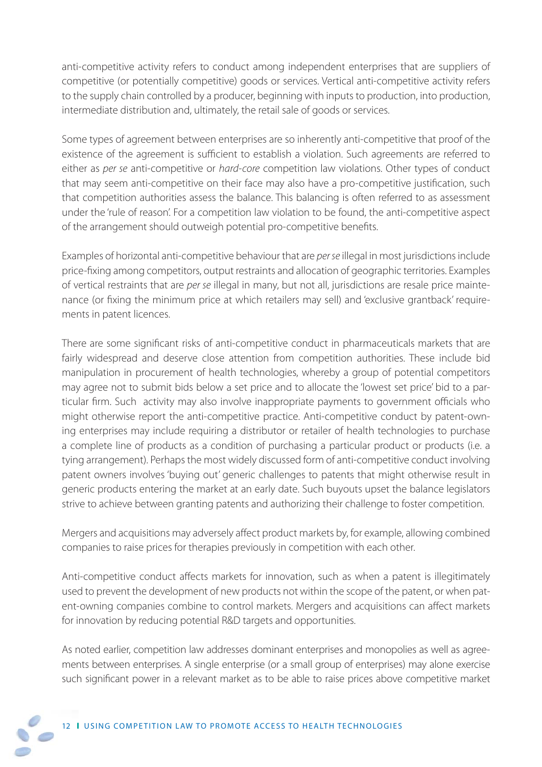anti-competitive activity refers to conduct among independent enterprises that are suppliers of competitive (or potentially competitive) goods or services. Vertical anti-competitive activity refers to the supply chain controlled by a producer, beginning with inputs to production, into production, intermediate distribution and, ultimately, the retail sale of goods or services.

Some types of agreement between enterprises are so inherently anti-competitive that proof of the existence of the agreement is sufficient to establish a violation. Such agreements are referred to either as *per se* anti-competitive or *hard-core* competition law violations. Other types of conduct that may seem anti-competitive on their face may also have a pro-competitive justification, such that competition authorities assess the balance. This balancing is often referred to as assessment under the 'rule of reason'. For a competition law violation to be found, the anti-competitive aspect of the arrangement should outweigh potential pro-competitive benefits.

Examples of horizontal anti-competitive behaviour that are *per se* illegal in most jurisdictions include price-fixing among competitors, output restraints and allocation of geographic territories. Examples of vertical restraints that are *per se* illegal in many, but not all, jurisdictions are resale price maintenance (or fixing the minimum price at which retailers may sell) and 'exclusive grantback' requirements in patent licences.

There are some significant risks of anti-competitive conduct in pharmaceuticals markets that are fairly widespread and deserve close attention from competition authorities. These include bid manipulation in procurement of health technologies, whereby a group of potential competitors may agree not to submit bids below a set price and to allocate the 'lowest set price' bid to a particular firm. Such activity may also involve inappropriate payments to government officials who might otherwise report the anti-competitive practice. Anti-competitive conduct by patent-owning enterprises may include requiring a distributor or retailer of health technologies to purchase a complete line of products as a condition of purchasing a particular product or products (i.e. a tying arrangement). Perhaps the most widely discussed form of anti-competitive conduct involving patent owners involves 'buying out' generic challenges to patents that might otherwise result in generic products entering the market at an early date. Such buyouts upset the balance legislators strive to achieve between granting patents and authorizing their challenge to foster competition.

Mergers and acquisitions may adversely affect product markets by, for example, allowing combined companies to raise prices for therapies previously in competition with each other.

Anti-competitive conduct affects markets for innovation, such as when a patent is illegitimately used to prevent the development of new products not within the scope of the patent, or when patent-owning companies combine to control markets. Mergers and acquisitions can affect markets for innovation by reducing potential R&D targets and opportunities.

As noted earlier, competition law addresses dominant enterprises and monopolies as well as agreements between enterprises. A single enterprise (or a small group of enterprises) may alone exercise such significant power in a relevant market as to be able to raise prices above competitive market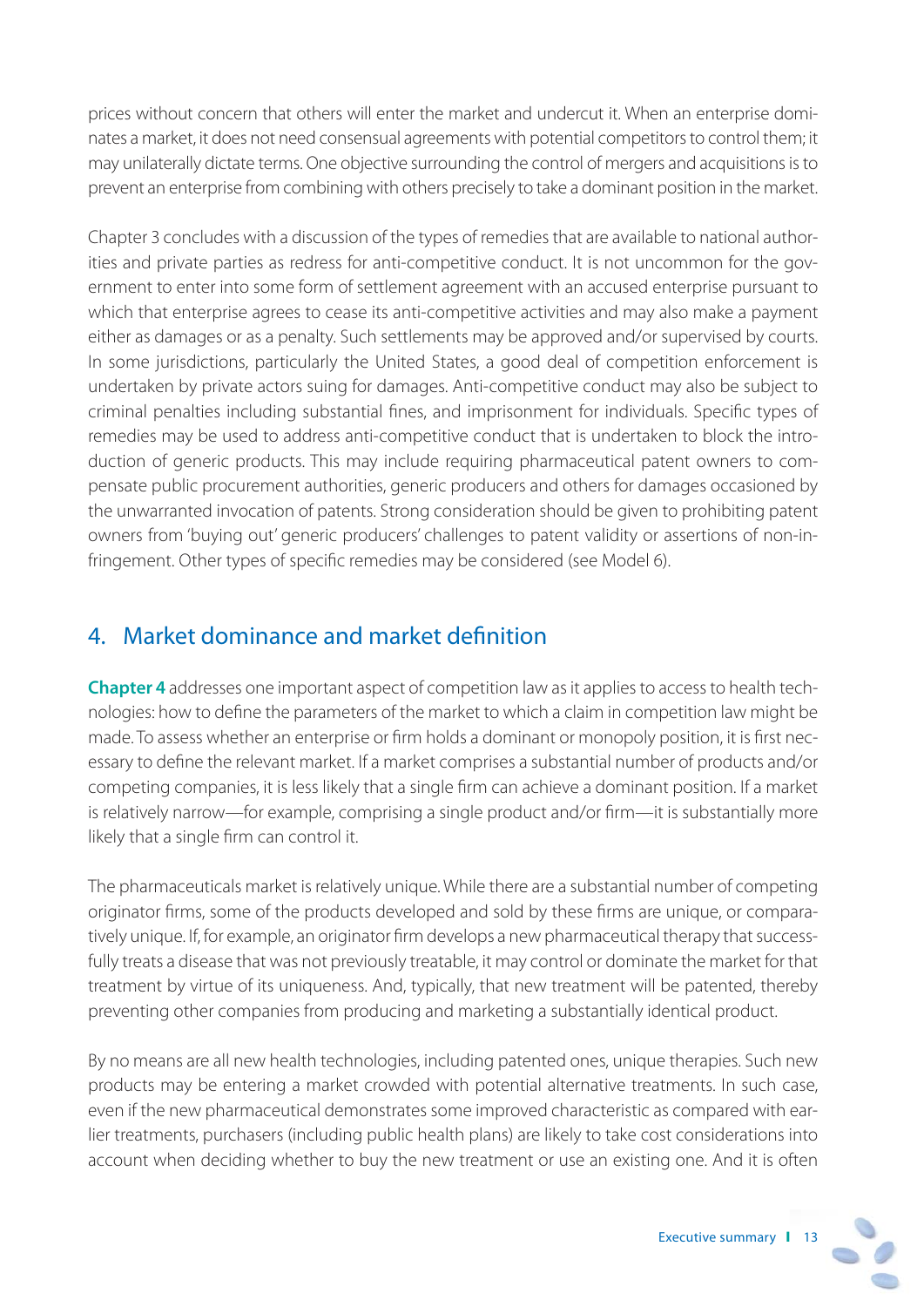prices without concern that others will enter the market and undercut it. When an enterprise dominates a market, it does not need consensual agreements with potential competitors to control them; it may unilaterally dictate terms. One objective surrounding the control of mergers and acquisitions is to prevent an enterprise from combining with others precisely to take a dominant position in the market.

Chapter 3 concludes with a discussion of the types of remedies that are available to national authorities and private parties as redress for anti-competitive conduct. It is not uncommon for the government to enter into some form of settlement agreement with an accused enterprise pursuant to which that enterprise agrees to cease its anti-competitive activities and may also make a payment either as damages or as a penalty. Such settlements may be approved and/or supervised by courts. In some jurisdictions, particularly the United States, a good deal of competition enforcement is undertaken by private actors suing for damages. Anti-competitive conduct may also be subject to criminal penalties including substantial fines, and imprisonment for individuals. Specific types of remedies may be used to address anti-competitive conduct that is undertaken to block the introduction of generic products. This may include requiring pharmaceutical patent owners to compensate public procurement authorities, generic producers and others for damages occasioned by the unwarranted invocation of patents. Strong consideration should be given to prohibiting patent owners from 'buying out' generic producers' challenges to patent validity or assertions of non-infringement. Other types of specific remedies may be considered (see Model 6).

## 4. Market dominance and market definition

**Chapter 4** addresses one important aspect of competition law as it applies to access to health technologies: how to define the parameters of the market to which a claim in competition law might be made. To assess whether an enterprise or firm holds a dominant or monopoly position, it is first necessary to define the relevant market. If a market comprises a substantial number of products and/or competing companies, it is less likely that a single firm can achieve a dominant position. If a market is relatively narrow—for example, comprising a single product and/or firm—it is substantially more likely that a single firm can control it.

The pharmaceuticals market is relatively unique. While there are a substantial number of competing originator firms, some of the products developed and sold by these firms are unique, or comparatively unique. If, for example, an originator firm develops a new pharmaceutical therapy that successfully treats a disease that was not previously treatable, it may control or dominate the market for that treatment by virtue of its uniqueness. And, typically, that new treatment will be patented, thereby preventing other companies from producing and marketing a substantially identical product.

By no means are all new health technologies, including patented ones, unique therapies. Such new products may be entering a market crowded with potential alternative treatments. In such case, even if the new pharmaceutical demonstrates some improved characteristic as compared with earlier treatments, purchasers (including public health plans) are likely to take cost considerations into account when deciding whether to buy the new treatment or use an existing one. And it is often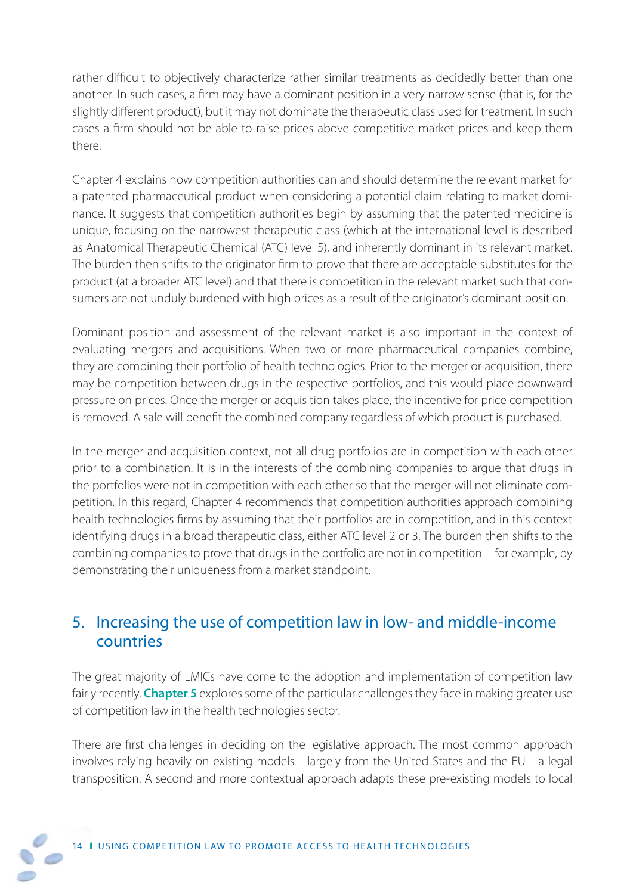rather difficult to objectively characterize rather similar treatments as decidedly better than one another. In such cases, a firm may have a dominant position in a very narrow sense (that is, for the slightly different product), but it may not dominate the therapeutic class used for treatment. In such cases a firm should not be able to raise prices above competitive market prices and keep them there.

Chapter 4 explains how competition authorities can and should determine the relevant market for a patented pharmaceutical product when considering a potential claim relating to market dominance. It suggests that competition authorities begin by assuming that the patented medicine is unique, focusing on the narrowest therapeutic class (which at the international level is described as Anatomical Therapeutic Chemical (ATC) level 5), and inherently dominant in its relevant market. The burden then shifts to the originator firm to prove that there are acceptable substitutes for the product (at a broader ATC level) and that there is competition in the relevant market such that consumers are not unduly burdened with high prices as a result of the originator's dominant position.

Dominant position and assessment of the relevant market is also important in the context of evaluating mergers and acquisitions. When two or more pharmaceutical companies combine, they are combining their portfolio of health technologies. Prior to the merger or acquisition, there may be competition between drugs in the respective portfolios, and this would place downward pressure on prices. Once the merger or acquisition takes place, the incentive for price competition is removed. A sale will benefit the combined company regardless of which product is purchased.

In the merger and acquisition context, not all drug portfolios are in competition with each other prior to a combination. It is in the interests of the combining companies to argue that drugs in the portfolios were not in competition with each other so that the merger will not eliminate competition. In this regard, Chapter 4 recommends that competition authorities approach combining health technologies firms by assuming that their portfolios are in competition, and in this context identifying drugs in a broad therapeutic class, either ATC level 2 or 3. The burden then shifts to the combining companies to prove that drugs in the portfolio are not in competition—for example, by demonstrating their uniqueness from a market standpoint.

## 5. Increasing the use of competition law in low- and middle-income countries

The great majority of LMICs have come to the adoption and implementation of competition law fairly recently. **Chapter 5** explores some of the particular challenges they face in making greater use of competition law in the health technologies sector.

There are first challenges in deciding on the legislative approach. The most common approach involves relying heavily on existing models—largely from the United States and the EU—a legal transposition. A second and more contextual approach adapts these pre-existing models to local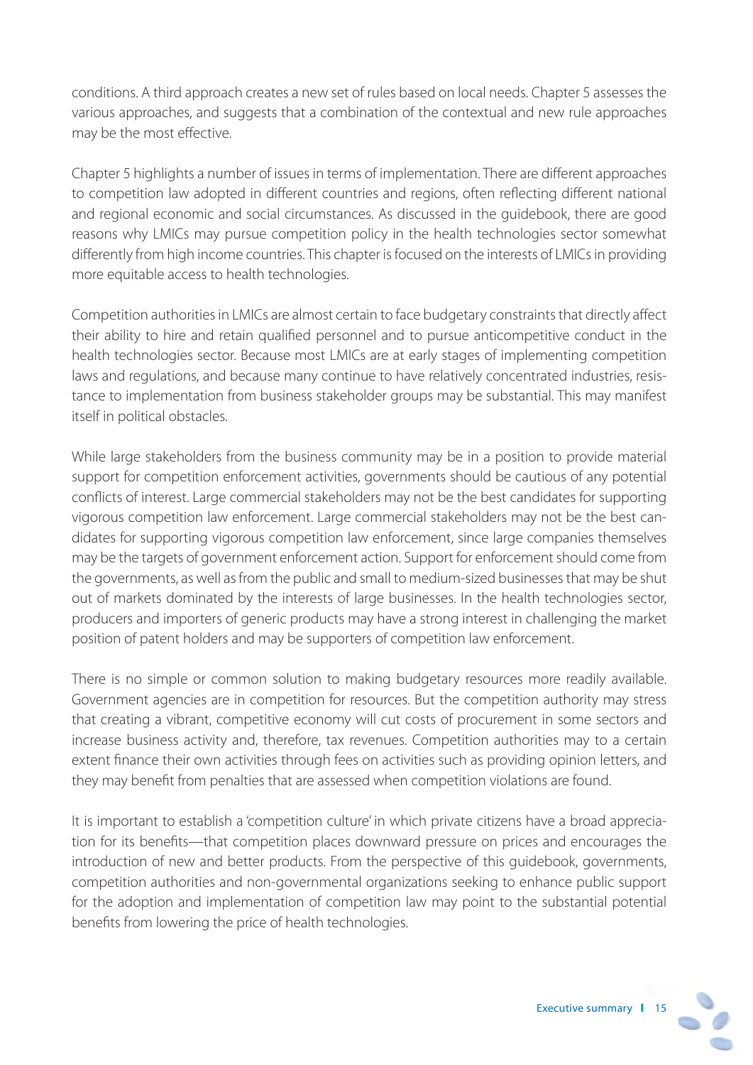conditions. A third approach creates a new set of rules based on local needs. Chapter 5 assesses the various approaches, and suggests that a combination of the contextual and new rule approaches may be the most effective.

Chapter 5 highlights a number of issues in terms of implementation. There are different approaches to competition law adopted in different countries and regions, often reflecting different national and regional economic and social circumstances. As discussed in the guidebook, there are good reasons why LMICs may pursue competition policy in the health technologies sector somewhat differently from high income countries. This chapter is focused on the interests of LMICs in providing more equitable access to health technologies.

Competition authorities in LMICs are almost certain to face budgetary constraints that directly affect their ability to hire and retain qualified personnel and to pursue anticompetitive conduct in the health technologies sector. Because most LMICs are at early stages of implementing competition laws and regulations, and because many continue to have relatively concentrated industries, resistance to implementation from business stakeholder groups may be substantial. This may manifest itself in political obstacles.

While large stakeholders from the business community may be in a position to provide material support for competition enforcement activities, governments should be cautious of any potential conflicts of interest. Large commercial stakeholders may not be the best candidates for supporting vigorous competition law enforcement. Large commercial stakeholders may not be the best candidates for supporting vigorous competition law enforcement, since large companies themselves may be the targets of government enforcement action. Support for enforcement should come from the governments, as well as from the public and small to medium-sized businesses that may be shut out of markets dominated by the interests of large businesses. In the health technologies sector, producers and importers of generic products may have a strong interest in challenging the market position of patent holders and may be supporters of competition law enforcement.

There is no simple or common solution to making budgetary resources more readily available. Government agencies are in competition for resources. But the competition authority may stress that creating a vibrant, competitive economy will cut costs of procurement in some sectors and increase business activity and, therefore, tax revenues. Competition authorities may to a certain extent finance their own activities through fees on activities such as providing opinion letters, and they may benefit from penalties that are assessed when competition violations are found.

It is important to establish a 'competition culture' in which private citizens have a broad appreciation for its benefits—that competition places downward pressure on prices and encourages the introduction of new and better products. From the perspective of this guidebook, governments, competition authorities and non-governmental organizations seeking to enhance public support for the adoption and implementation of competition law may point to the substantial potential benefits from lowering the price of health technologies.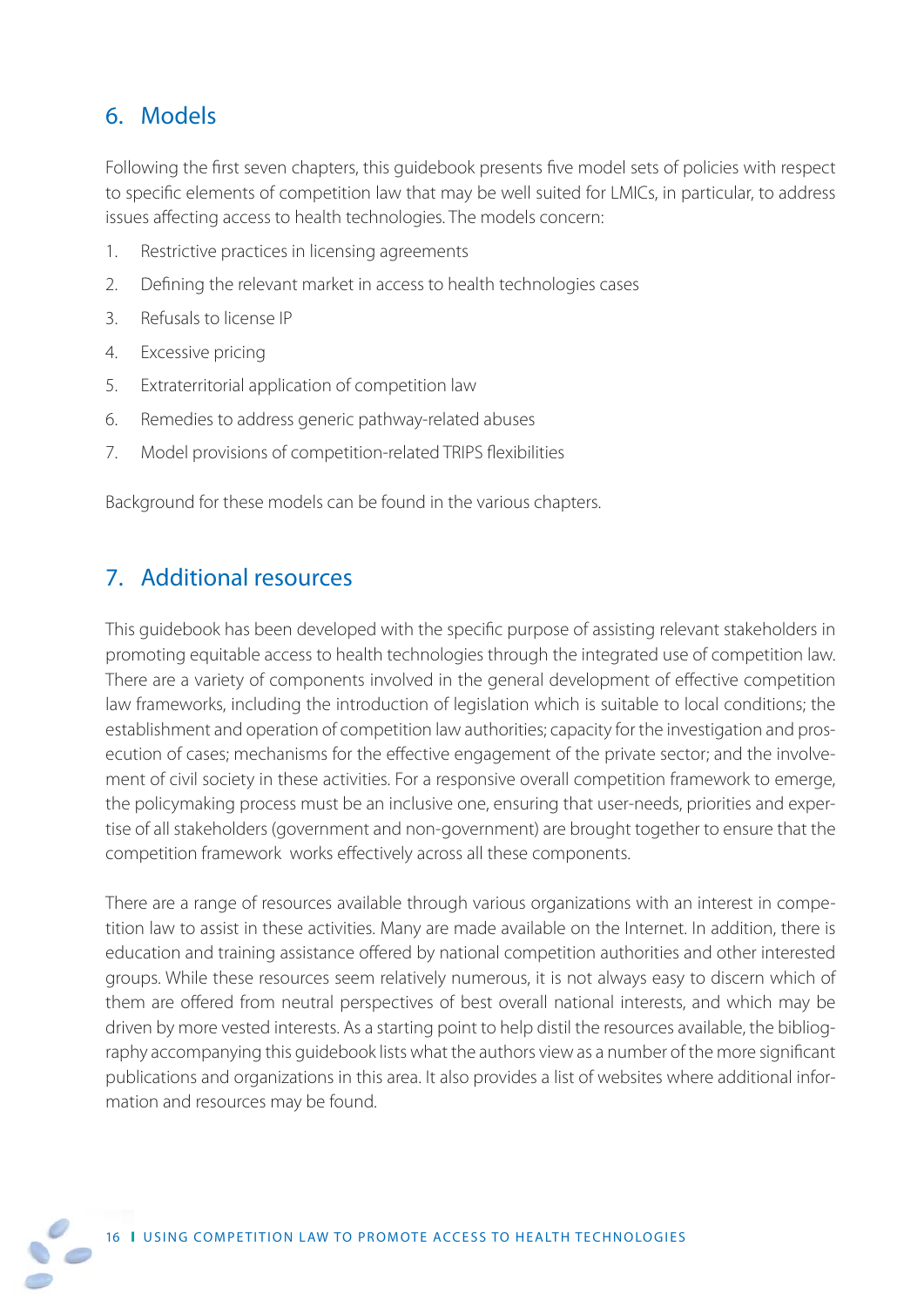## 6. Models

Following the first seven chapters, this guidebook presents five model sets of policies with respect to specific elements of competition law that may be well suited for LMICs, in particular, to address issues affecting access to health technologies. The models concern:

1. Restrictive practices in licensing agreements
2. Defining the relevant market in access to health technologies cases
3. Refusals to license IP
4. Excessive pricing
5. Extraterritorial application of competition law
6. Remedies to address generic pathway-related abuses
7. Model provisions of competition-related TRIPS flexibilities

Background for these models can be found in the various chapters.

## 7. Additional resources

This guidebook has been developed with the specific purpose of assisting relevant stakeholders in promoting equitable access to health technologies through the integrated use of competition law. There are a variety of components involved in the general development of effective competition law frameworks, including the introduction of legislation which is suitable to local conditions; the establishment and operation of competition law authorities; capacity for the investigation and prosecution of cases; mechanisms for the effective engagement of the private sector; and the involvement of civil society in these activities. For a responsive overall competition framework to emerge, the policymaking process must be an inclusive one, ensuring that user-needs, priorities and expertise of all stakeholders (government and non-government) are brought together to ensure that the competition framework works effectively across all these components.

There are a range of resources available through various organizations with an interest in competition law to assist in these activities. Many are made available on the Internet. In addition, there is education and training assistance offered by national competition authorities and other interested groups. While these resources seem relatively numerous, it is not always easy to discern which of them are offered from neutral perspectives of best overall national interests, and which may be driven by more vested interests. As a starting point to help distil the resources available, the bibliography accompanying this guidebook lists what the authors view as a number of the more significant publications and organizations in this area. It also provides a list of websites where additional information and resources may be found.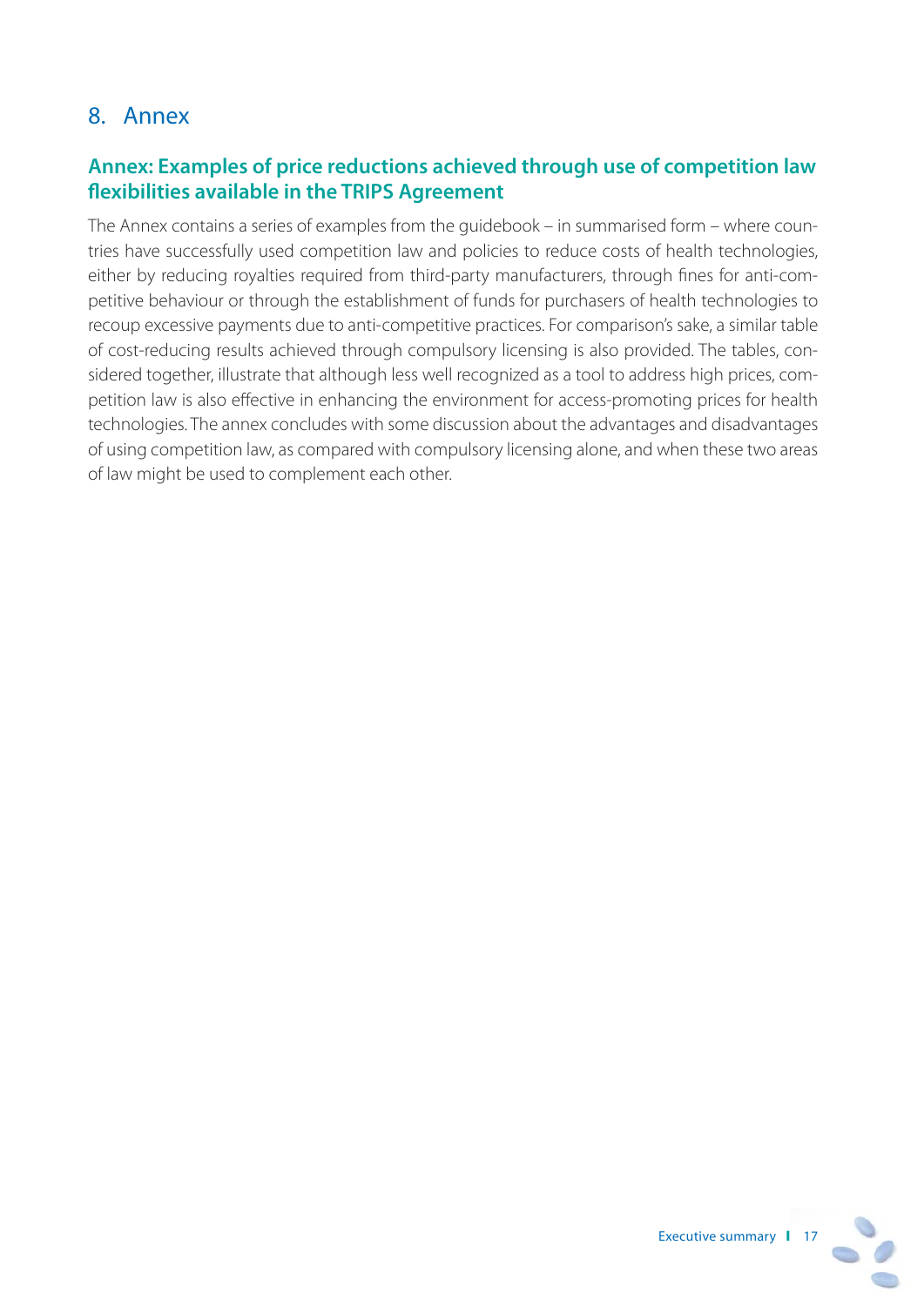## 8. Annex

### Annex: Examples of price reductions achieved through use of competition law flexibilities available in the TRIPS Agreement

The Annex contains a series of examples from the guidebook – in summarised form – where countries have successfully used competition law and policies to reduce costs of health technologies, either by reducing royalties required from third-party manufacturers, through fines for anti-competitive behaviour or through the establishment of funds for purchasers of health technologies to recoup excessive payments due to anti-competitive practices. For comparison's sake, a similar table of cost-reducing results achieved through compulsory licensing is also provided. The tables, considered together, illustrate that although less well recognized as a tool to address high prices, competition law is also effective in enhancing the environment for access-promoting prices for health technologies. The annex concludes with some discussion about the advantages and disadvantages of using competition law, as compared with compulsory licensing alone, and when these two areas of law might be used to complement each other.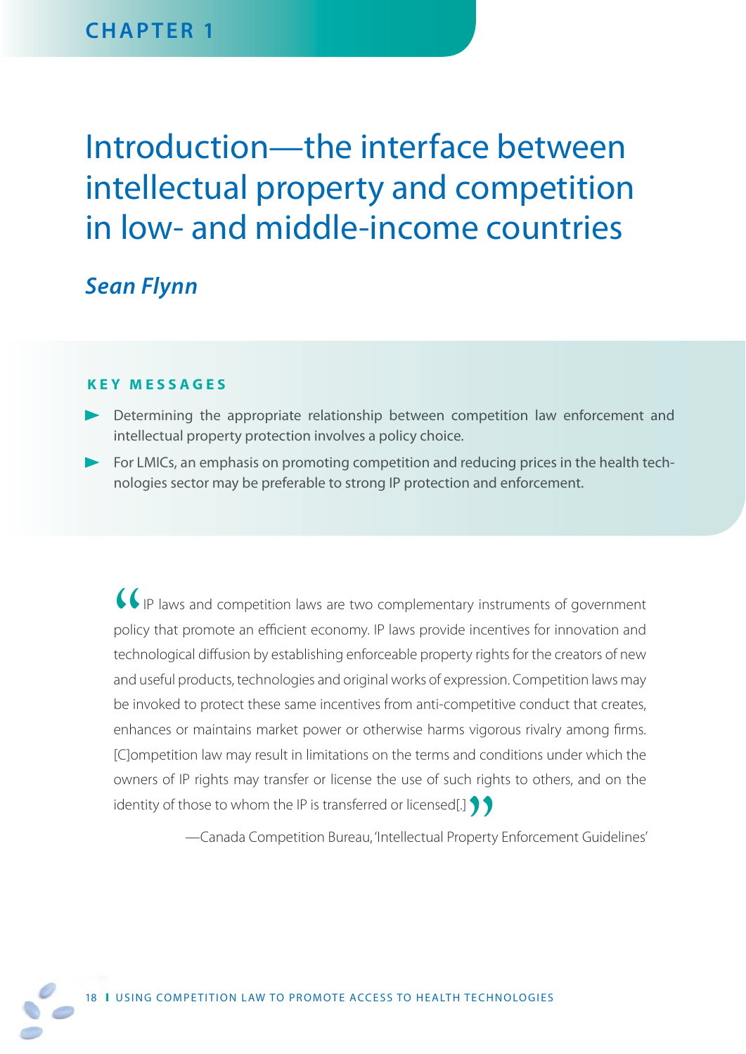CHAPTER 1

# Introduction—the interface between intellectual property and competition in low- and middle-income countries

## *Sean Flynn*

### KEY MESSAGES

- Determining the appropriate relationship between competition law enforcement and intellectual property protection involves a policy choice.
- For LMICs, an emphasis on promoting competition and reducing prices in the health technologies sector may be preferable to strong IP protection and enforcement.

> "IP laws and competition laws are two complementary instruments of government policy that promote an efficient economy. IP laws provide incentives for innovation and technological diffusion by establishing enforceable property rights for the creators of new and useful products, technologies and original works of expression. Competition laws may be invoked to protect these same incentives from anti-competitive conduct that creates, enhances or maintains market power or otherwise harms vigorous rivalry among firms. [C]ompetition law may result in limitations on the terms and conditions under which the owners of IP rights may transfer or license the use of such rights to others, and on the identity of those to whom the IP is transferred or licensed[.]"
>
> —Canada Competition Bureau, 'Intellectual Property Enforcement Guidelines'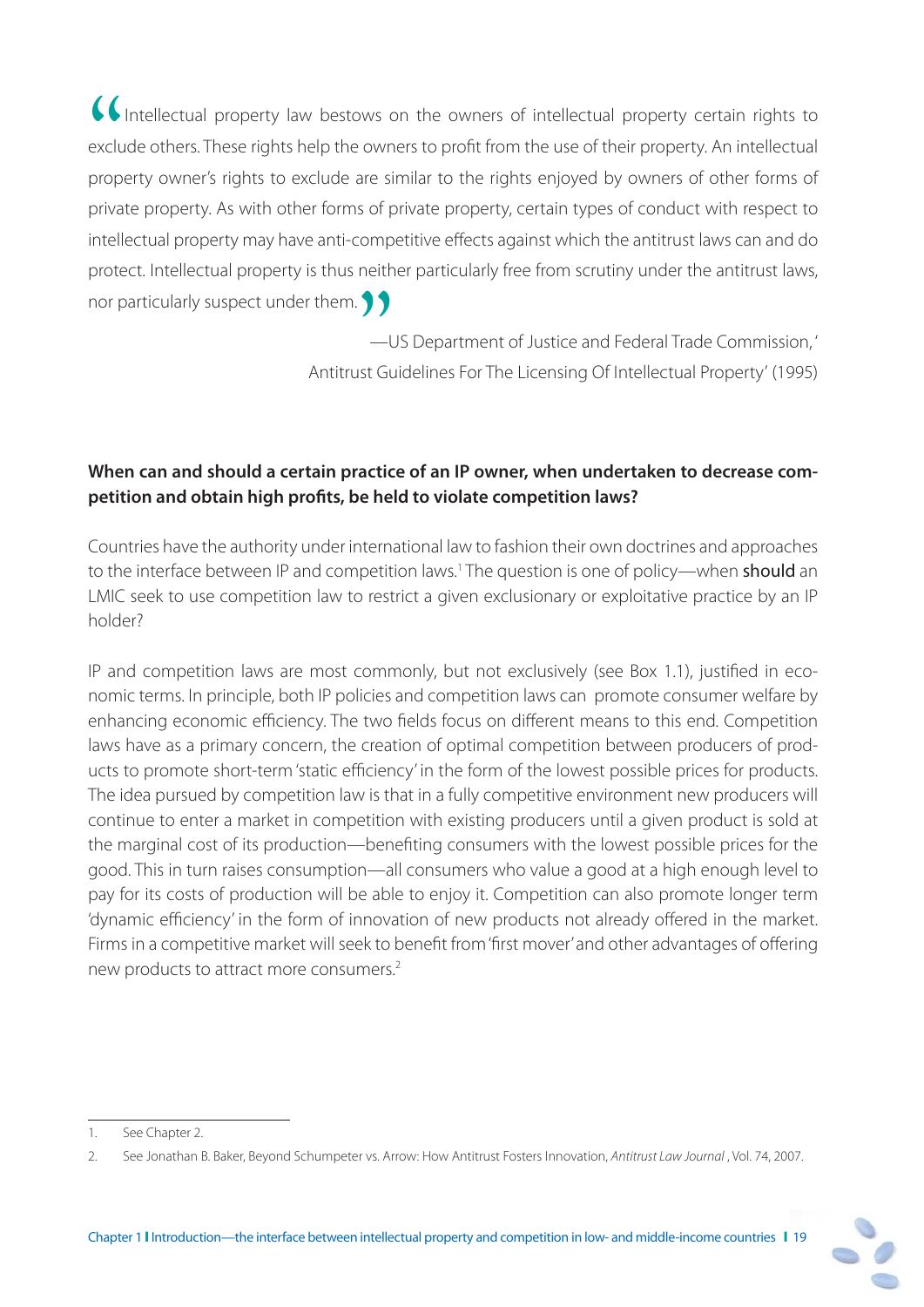> "Intellectual property law bestows on the owners of intellectual property certain rights to exclude others. These rights help the owners to profit from the use of their property. An intellectual property owner's rights to exclude are similar to the rights enjoyed by owners of other forms of private property. As with other forms of private property, certain types of conduct with respect to intellectual property may have anti-competitive effects against which the antitrust laws can and do protect. Intellectual property is thus neither particularly free from scrutiny under the antitrust laws, nor particularly suspect under them."
>
> —US Department of Justice and Federal Trade Commission, 'Antitrust Guidelines For The Licensing Of Intellectual Property' (1995)

**When can and should a certain practice of an IP owner, when undertaken to decrease competition and obtain high profits, be held to violate competition laws?**

Countries have the authority under international law to fashion their own doctrines and approaches to the interface between IP and competition laws.[1] The question is one of policy—when **should** an LMIC seek to use competition law to restrict a given exclusionary or exploitative practice by an IP holder?

IP and competition laws are most commonly, but not exclusively (see Box 1.1), justified in economic terms. In principle, both IP policies and competition laws can promote consumer welfare by enhancing economic efficiency. The two fields focus on different means to this end. Competition laws have as a primary concern, the creation of optimal competition between producers of products to promote short-term 'static efficiency' in the form of the lowest possible prices for products. The idea pursued by competition law is that in a fully competitive environment new producers will continue to enter a market in competition with existing producers until a given product is sold at the marginal cost of its production—benefiting consumers with the lowest possible prices for the good. This in turn raises consumption—all consumers who value a good at a high enough level to pay for its costs of production will be able to enjoy it. Competition can also promote longer term 'dynamic efficiency' in the form of innovation of new products not already offered in the market. Firms in a competitive market will seek to benefit from 'first mover' and other advantages of offering new products to attract more consumers.[2]

---

1. See Chapter 2.
2. See Jonathan B. Baker, Beyond Schumpeter vs. Arrow: How Antitrust Fosters Innovation, *Antitrust Law Journal*, Vol. 74, 2007.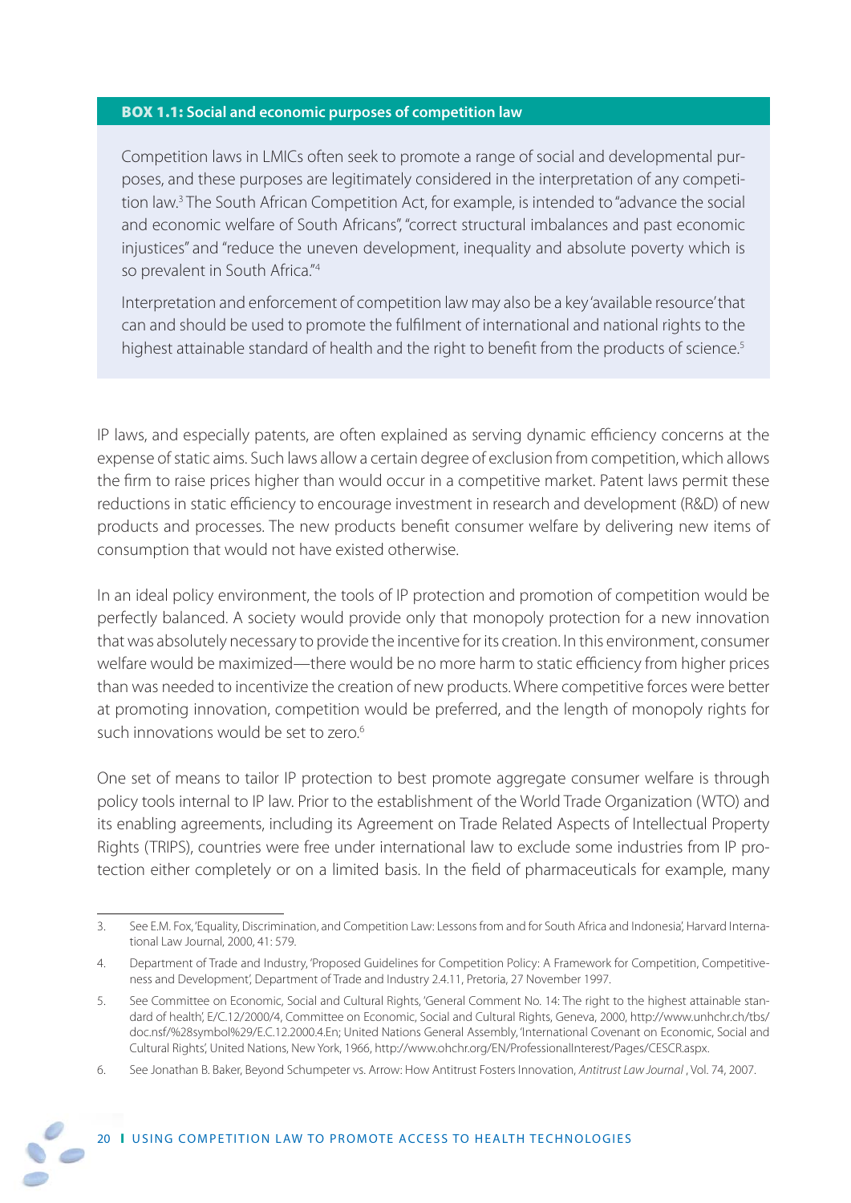**BOX 1.1: Social and economic purposes of competition law**

Competition laws in LMICs often seek to promote a range of social and developmental purposes, and these purposes are legitimately considered in the interpretation of any competition law.[3] The South African Competition Act, for example, is intended to "advance the social and economic welfare of South Africans", "correct structural imbalances and past economic injustices" and "reduce the uneven development, inequality and absolute poverty which is so prevalent in South Africa."[4]

Interpretation and enforcement of competition law may also be a key 'available resource' that can and should be used to promote the fulfilment of international and national rights to the highest attainable standard of health and the right to benefit from the products of science.[5]

IP laws, and especially patents, are often explained as serving dynamic efficiency concerns at the expense of static aims. Such laws allow a certain degree of exclusion from competition, which allows the firm to raise prices higher than would occur in a competitive market. Patent laws permit these reductions in static efficiency to encourage investment in research and development (R&D) of new products and processes. The new products benefit consumer welfare by delivering new items of consumption that would not have existed otherwise.

In an ideal policy environment, the tools of IP protection and promotion of competition would be perfectly balanced. A society would provide only that monopoly protection for a new innovation that was absolutely necessary to provide the incentive for its creation. In this environment, consumer welfare would be maximized—there would be no more harm to static efficiency from higher prices than was needed to incentivize the creation of new products. Where competitive forces were better at promoting innovation, competition would be preferred, and the length of monopoly rights for such innovations would be set to zero.[6]

One set of means to tailor IP protection to best promote aggregate consumer welfare is through policy tools internal to IP law. Prior to the establishment of the World Trade Organization (WTO) and its enabling agreements, including its Agreement on Trade Related Aspects of Intellectual Property Rights (TRIPS), countries were free under international law to exclude some industries from IP protection either completely or on a limited basis. In the field of pharmaceuticals for example, many

---

3. See E.M. Fox, 'Equality, Discrimination, and Competition Law: Lessons from and for South Africa and Indonesia', Harvard International Law Journal, 2000, 41: 579.

4. Department of Trade and Industry, 'Proposed Guidelines for Competition Policy: A Framework for Competition, Competitiveness and Development', Department of Trade and Industry 2.4.11, Pretoria, 27 November 1997.

5. See Committee on Economic, Social and Cultural Rights, 'General Comment No. 14: The right to the highest attainable standard of health', E/C.12/2000/4, Committee on Economic, Social and Cultural Rights, Geneva, 2000, http://www.unhchr.ch/tbs/doc.nsf/%28symbol%29/E.C.12.2000.4.En; United Nations General Assembly, 'International Covenant on Economic, Social and Cultural Rights', United Nations, New York, 1966, http://www.ohchr.org/EN/ProfessionalInterest/Pages/CESCR.aspx.

6. See Jonathan B. Baker, Beyond Schumpeter vs. Arrow: How Antitrust Fosters Innovation, *Antitrust Law Journal* , Vol. 74, 2007.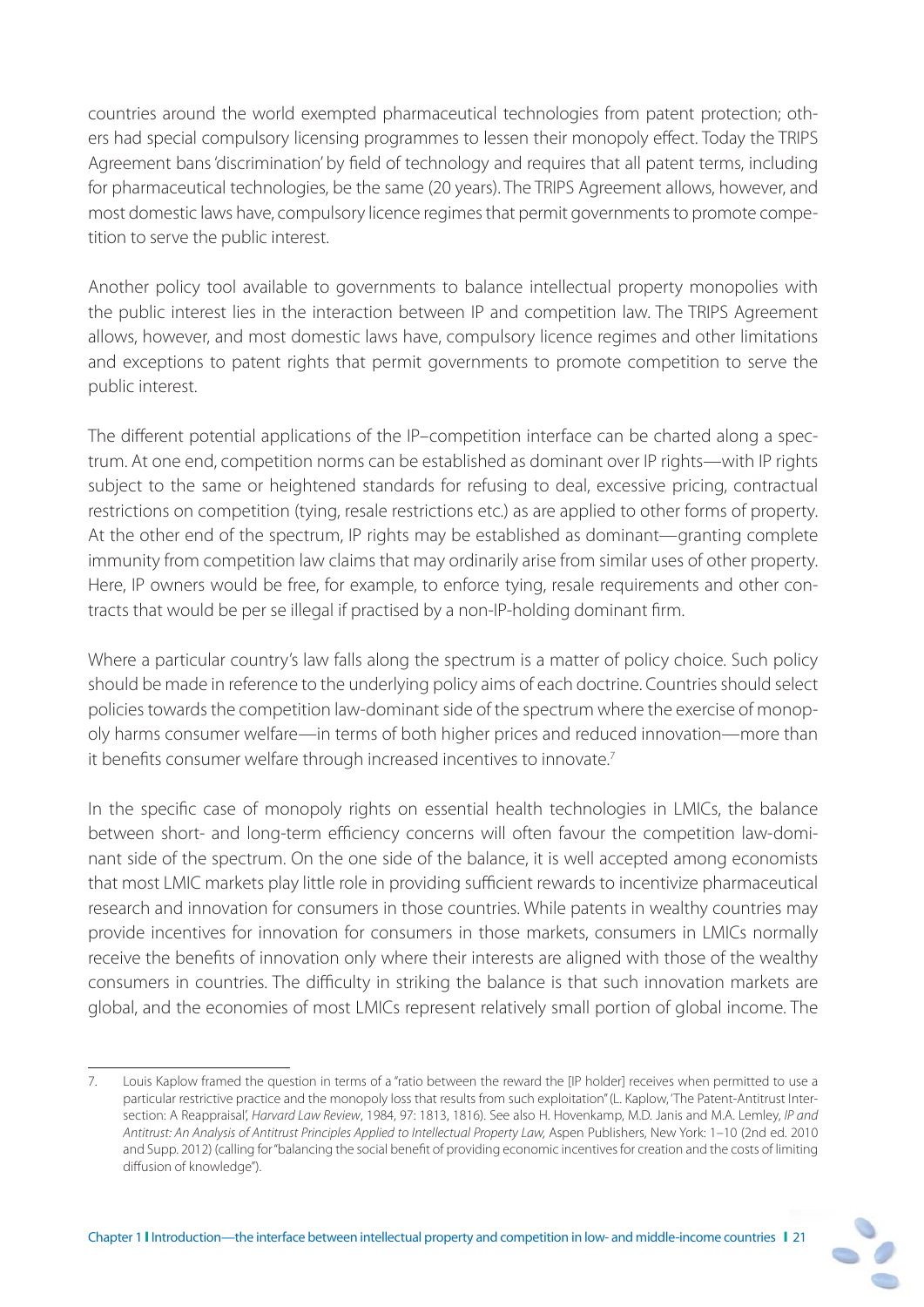countries around the world exempted pharmaceutical technologies from patent protection; others had special compulsory licensing programmes to lessen their monopoly effect. Today the TRIPS Agreement bans 'discrimination' by field of technology and requires that all patent terms, including for pharmaceutical technologies, be the same (20 years). The TRIPS Agreement allows, however, and most domestic laws have, compulsory licence regimes that permit governments to promote competition to serve the public interest.

Another policy tool available to governments to balance intellectual property monopolies with the public interest lies in the interaction between IP and competition law. The TRIPS Agreement allows, however, and most domestic laws have, compulsory licence regimes and other limitations and exceptions to patent rights that permit governments to promote competition to serve the public interest.

The different potential applications of the IP–competition interface can be charted along a spectrum. At one end, competition norms can be established as dominant over IP rights—with IP rights subject to the same or heightened standards for refusing to deal, excessive pricing, contractual restrictions on competition (tying, resale restrictions etc.) as are applied to other forms of property. At the other end of the spectrum, IP rights may be established as dominant—granting complete immunity from competition law claims that may ordinarily arise from similar uses of other property. Here, IP owners would be free, for example, to enforce tying, resale requirements and other contracts that would be per se illegal if practised by a non-IP-holding dominant firm.

Where a particular country's law falls along the spectrum is a matter of policy choice. Such policy should be made in reference to the underlying policy aims of each doctrine. Countries should select policies towards the competition law-dominant side of the spectrum where the exercise of monopoly harms consumer welfare—in terms of both higher prices and reduced innovation—more than it benefits consumer welfare through increased incentives to innovate.[7]

In the specific case of monopoly rights on essential health technologies in LMICs, the balance between short- and long-term efficiency concerns will often favour the competition law-dominant side of the spectrum. On the one side of the balance, it is well accepted among economists that most LMIC markets play little role in providing sufficient rewards to incentivize pharmaceutical research and innovation for consumers in those countries. While patents in wealthy countries may provide incentives for innovation for consumers in those markets, consumers in LMICs normally receive the benefits of innovation only where their interests are aligned with those of the wealthy consumers in countries. The difficulty in striking the balance is that such innovation markets are global, and the economies of most LMICs represent relatively small portion of global income. The

---

7. Louis Kaplow framed the question in terms of a "ratio between the reward the [IP holder] receives when permitted to use a particular restrictive practice and the monopoly loss that results from such exploitation" (L. Kaplow, 'The Patent-Antitrust Intersection: A Reappraisal', *Harvard Law Review*, 1984, 97: 1813, 1816). See also H. Hovenkamp, M.D. Janis and M.A. Lemley, *IP and Antitrust: An Analysis of Antitrust Principles Applied to Intellectual Property Law,* Aspen Publishers, New York: 1–10 (2nd ed. 2010 and Supp. 2012) (calling for "balancing the social benefit of providing economic incentives for creation and the costs of limiting diffusion of knowledge").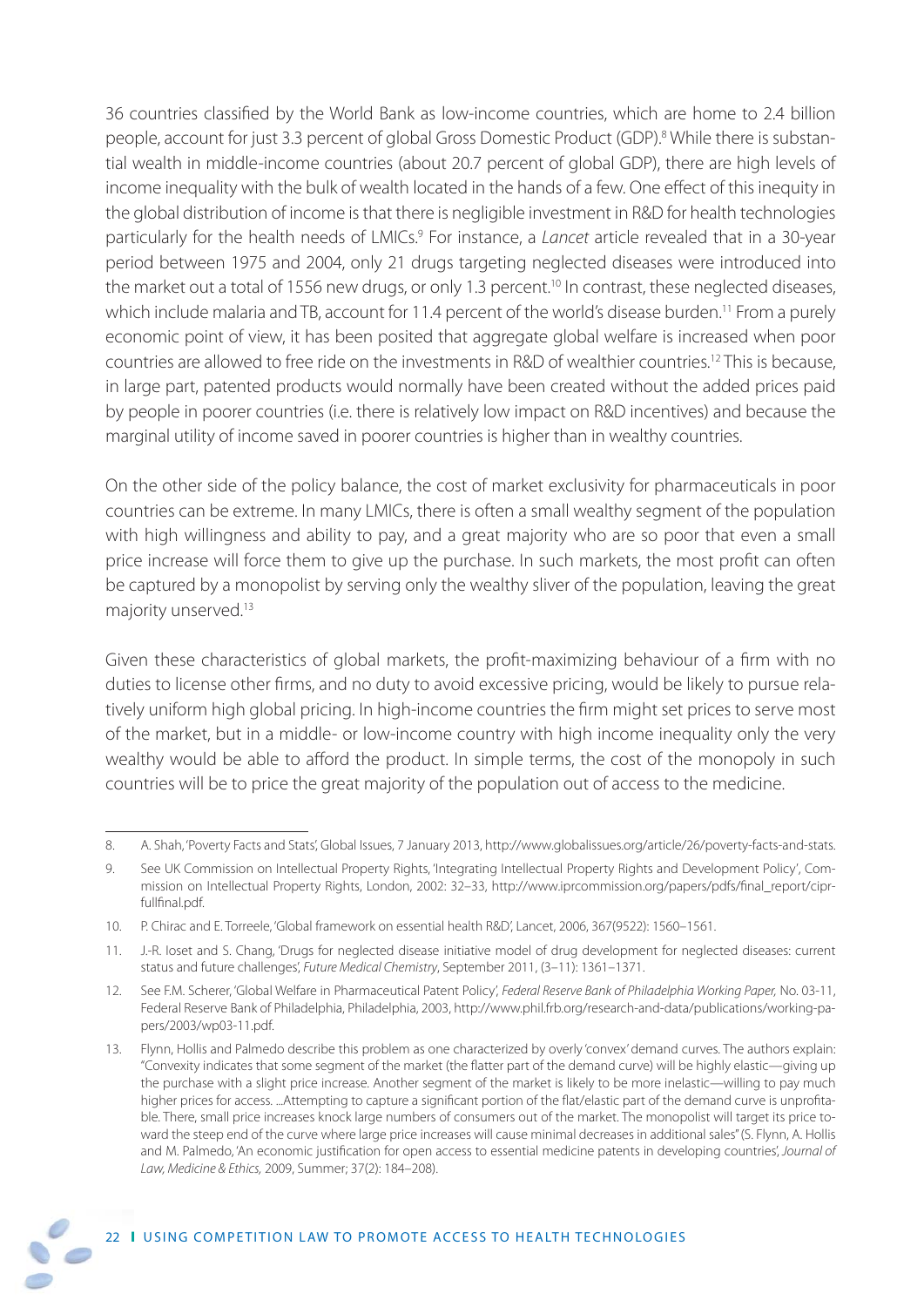36 countries classified by the World Bank as low-income countries, which are home to 2.4 billion people, account for just 3.3 percent of global Gross Domestic Product (GDP).[8] While there is substantial wealth in middle-income countries (about 20.7 percent of global GDP), there are high levels of income inequality with the bulk of wealth located in the hands of a few. One effect of this inequity in the global distribution of income is that there is negligible investment in R&D for health technologies particularly for the health needs of LMICs.[9] For instance, a *Lancet* article revealed that in a 30-year period between 1975 and 2004, only 21 drugs targeting neglected diseases were introduced into the market out a total of 1556 new drugs, or only 1.3 percent.[10] In contrast, these neglected diseases, which include malaria and TB, account for 11.4 percent of the world's disease burden.[11] From a purely economic point of view, it has been posited that aggregate global welfare is increased when poor countries are allowed to free ride on the investments in R&D of wealthier countries.[12] This is because, in large part, patented products would normally have been created without the added prices paid by people in poorer countries (i.e. there is relatively low impact on R&D incentives) and because the marginal utility of income saved in poorer countries is higher than in wealthy countries.

On the other side of the policy balance, the cost of market exclusivity for pharmaceuticals in poor countries can be extreme. In many LMICs, there is often a small wealthy segment of the population with high willingness and ability to pay, and a great majority who are so poor that even a small price increase will force them to give up the purchase. In such markets, the most profit can often be captured by a monopolist by serving only the wealthy sliver of the population, leaving the great majority unserved.[13]

Given these characteristics of global markets, the profit-maximizing behaviour of a firm with no duties to license other firms, and no duty to avoid excessive pricing, would be likely to pursue relatively uniform high global pricing. In high-income countries the firm might set prices to serve most of the market, but in a middle- or low-income country with high income inequality only the very wealthy would be able to afford the product. In simple terms, the cost of the monopoly in such countries will be to price the great majority of the population out of access to the medicine.

---

8. A. Shah, 'Poverty Facts and Stats', Global Issues, 7 January 2013, http://www.globalissues.org/article/26/poverty-facts-and-stats.
9. See UK Commission on Intellectual Property Rights, 'Integrating Intellectual Property Rights and Development Policy', Commission on Intellectual Property Rights, London, 2002: 32–33, http://www.iprcommission.org/papers/pdfs/final_report/ciprfullfinal.pdf.
10. P. Chirac and E. Torreele, 'Global framework on essential health R&D', Lancet, 2006, 367(9522): 1560–1561.
11. J.-R. Ioset and S. Chang, 'Drugs for neglected disease initiative model of drug development for neglected diseases: current status and future challenges', *Future Medical Chemistry*, September 2011, (3–11): 1361–1371.
12. See F.M. Scherer, 'Global Welfare in Pharmaceutical Patent Policy', *Federal Reserve Bank of Philadelphia Working Paper,* No. 03-11, Federal Reserve Bank of Philadelphia, Philadelphia, 2003, http://www.phil.frb.org/research-and-data/publications/working-papers/2003/wp03-11.pdf.
13. Flynn, Hollis and Palmedo describe this problem as one characterized by overly 'convex' demand curves. The authors explain: "Convexity indicates that some segment of the market (the flatter part of the demand curve) will be highly elastic—giving up the purchase with a slight price increase. Another segment of the market is likely to be more inelastic—willing to pay much higher prices for access. ...Attempting to capture a significant portion of the flat/elastic part of the demand curve is unprofitable. There, small price increases knock large numbers of consumers out of the market. The monopolist will target its price toward the steep end of the curve where large price increases will cause minimal decreases in additional sales" (S. Flynn, A. Hollis and M. Palmedo, 'An economic justification for open access to essential medicine patents in developing countries', *Journal of Law, Medicine & Ethics,* 2009, Summer; 37(2): 184–208).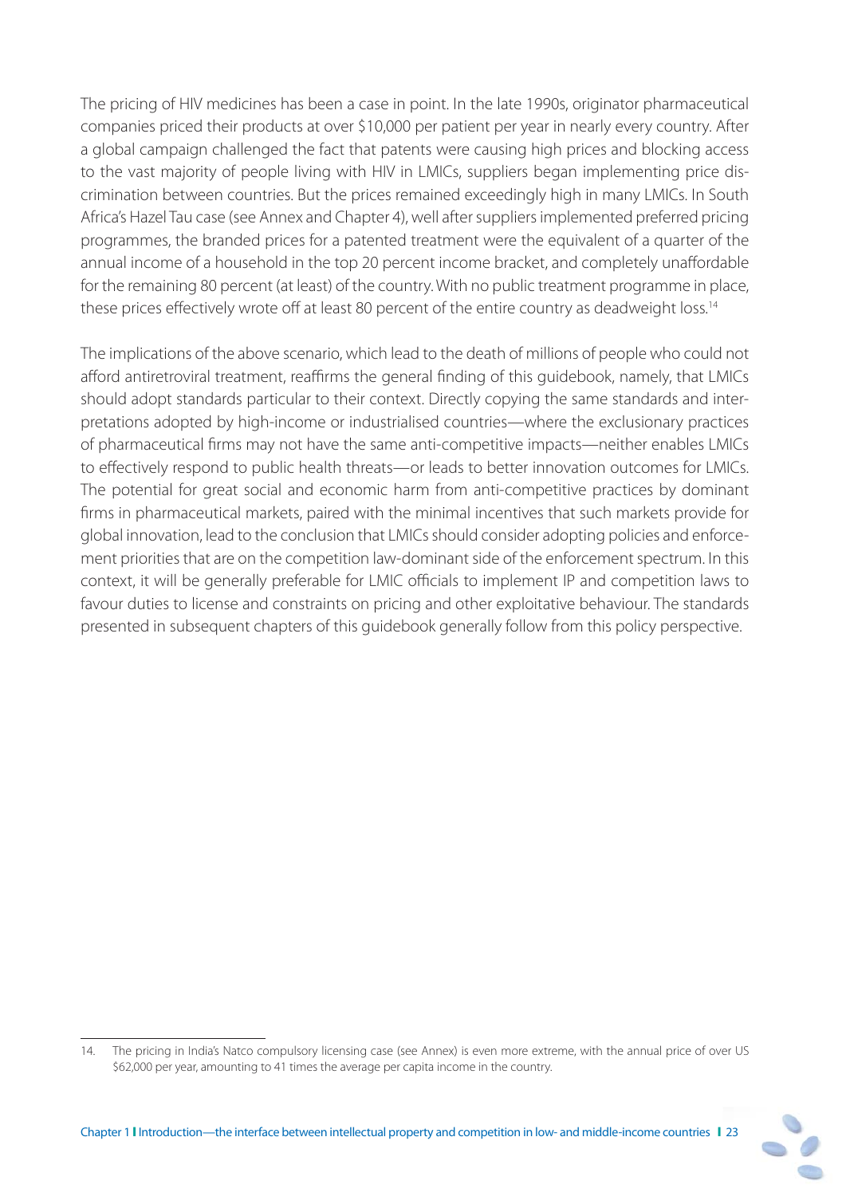The pricing of HIV medicines has been a case in point. In the late 1990s, originator pharmaceutical companies priced their products at over $10,000 per patient per year in nearly every country. After a global campaign challenged the fact that patents were causing high prices and blocking access to the vast majority of people living with HIV in LMICs, suppliers began implementing price discrimination between countries. But the prices remained exceedingly high in many LMICs. In South Africa's Hazel Tau case (see Annex and Chapter 4), well after suppliers implemented preferred pricing programmes, the branded prices for a patented treatment were the equivalent of a quarter of the annual income of a household in the top 20 percent income bracket, and completely unaffordable for the remaining 80 percent (at least) of the country. With no public treatment programme in place, these prices effectively wrote off at least 80 percent of the entire country as deadweight loss.[14]

The implications of the above scenario, which lead to the death of millions of people who could not afford antiretroviral treatment, reaffirms the general finding of this guidebook, namely, that LMICs should adopt standards particular to their context. Directly copying the same standards and interpretations adopted by high-income or industrialised countries—where the exclusionary practices of pharmaceutical firms may not have the same anti-competitive impacts—neither enables LMICs to effectively respond to public health threats—or leads to better innovation outcomes for LMICs. The potential for great social and economic harm from anti-competitive practices by dominant firms in pharmaceutical markets, paired with the minimal incentives that such markets provide for global innovation, lead to the conclusion that LMICs should consider adopting policies and enforcement priorities that are on the competition law-dominant side of the enforcement spectrum. In this context, it will be generally preferable for LMIC officials to implement IP and competition laws to favour duties to license and constraints on pricing and other exploitative behaviour. The standards presented in subsequent chapters of this guidebook generally follow from this policy perspective.

14. The pricing in India's Natco compulsory licensing case (see Annex) is even more extreme, with the annual price of over US $62,000 per year, amounting to 41 times the average per capita income in the country.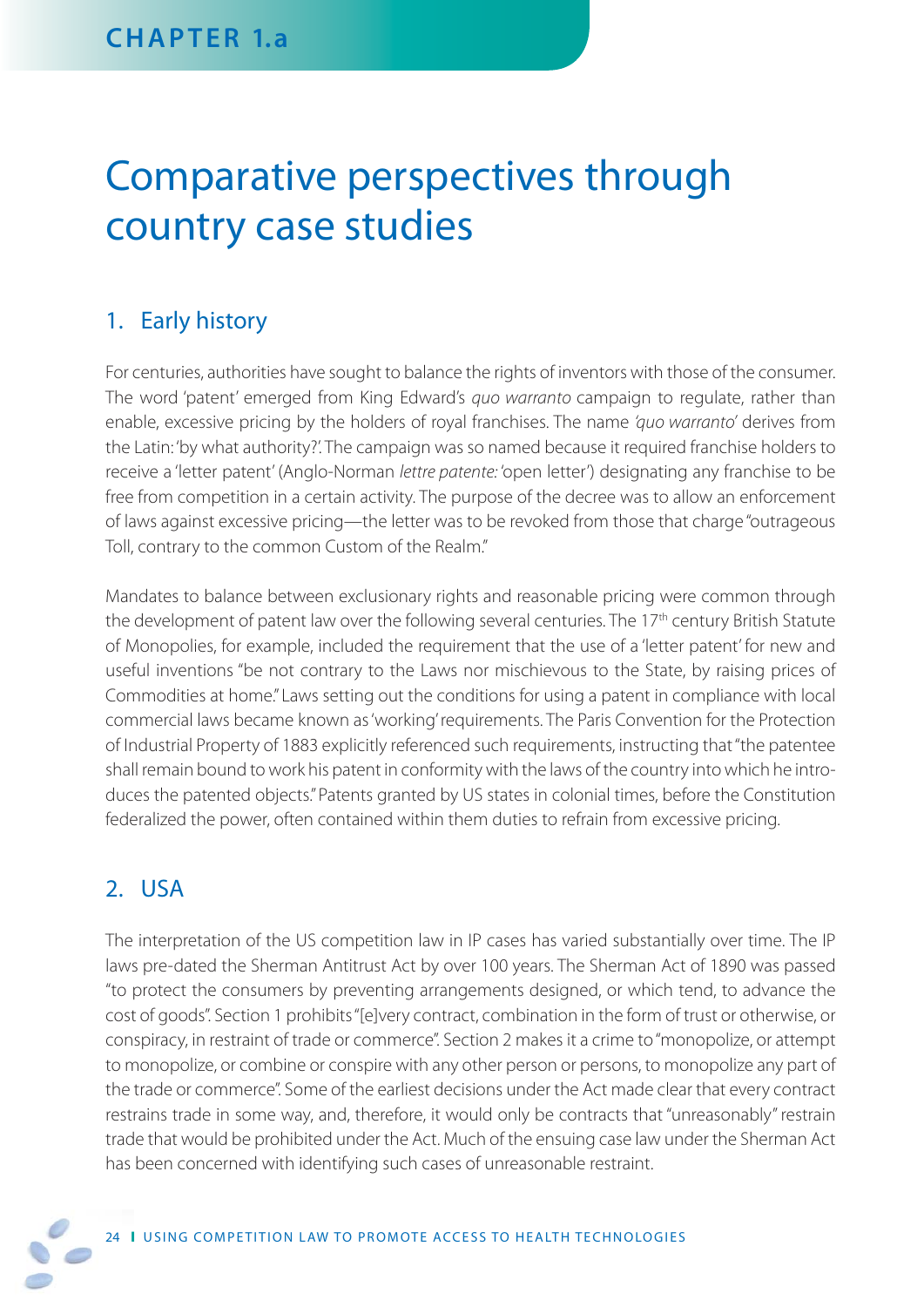CHAPTER 1.a

# Comparative perspectives through country case studies

## 1. Early history

For centuries, authorities have sought to balance the rights of inventors with those of the consumer. The word 'patent' emerged from King Edward's *quo warranto* campaign to regulate, rather than enable, excessive pricing by the holders of royal franchises. The name *'quo warranto'* derives from the Latin: 'by what authority?'. The campaign was so named because it required franchise holders to receive a 'letter patent' (Anglo-Norman *lettre patente:* 'open letter') designating any franchise to be free from competition in a certain activity. The purpose of the decree was to allow an enforcement of laws against excessive pricing—the letter was to be revoked from those that charge "outrageous Toll, contrary to the common Custom of the Realm."

Mandates to balance between exclusionary rights and reasonable pricing were common through the development of patent law over the following several centuries. The 17th century British Statute of Monopolies, for example, included the requirement that the use of a 'letter patent' for new and useful inventions "be not contrary to the Laws nor mischievous to the State, by raising prices of Commodities at home." Laws setting out the conditions for using a patent in compliance with local commercial laws became known as 'working' requirements. The Paris Convention for the Protection of Industrial Property of 1883 explicitly referenced such requirements, instructing that "the patentee shall remain bound to work his patent in conformity with the laws of the country into which he introduces the patented objects." Patents granted by US states in colonial times, before the Constitution federalized the power, often contained within them duties to refrain from excessive pricing.

## 2. USA

The interpretation of the US competition law in IP cases has varied substantially over time. The IP laws pre-dated the Sherman Antitrust Act by over 100 years. The Sherman Act of 1890 was passed "to protect the consumers by preventing arrangements designed, or which tend, to advance the cost of goods". Section 1 prohibits "[e]very contract, combination in the form of trust or otherwise, or conspiracy, in restraint of trade or commerce". Section 2 makes it a crime to "monopolize, or attempt to monopolize, or combine or conspire with any other person or persons, to monopolize any part of the trade or commerce". Some of the earliest decisions under the Act made clear that every contract restrains trade in some way, and, therefore, it would only be contracts that "unreasonably" restrain trade that would be prohibited under the Act. Much of the ensuing case law under the Sherman Act has been concerned with identifying such cases of unreasonable restraint.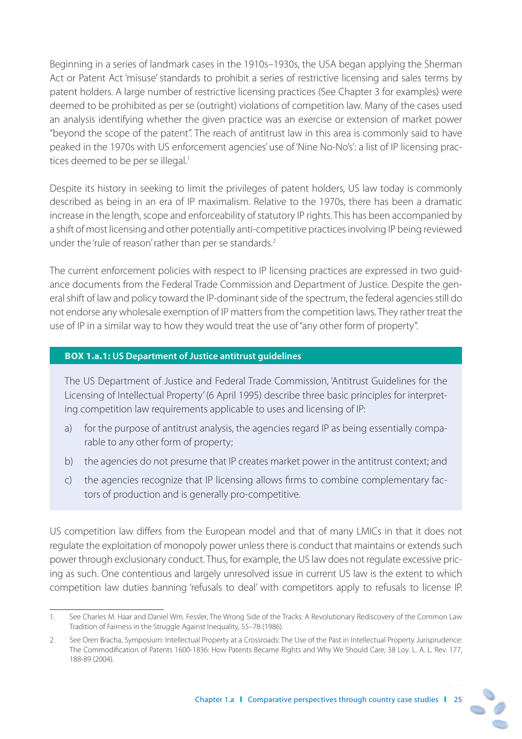Beginning in a series of landmark cases in the 1910s–1930s, the USA began applying the Sherman Act or Patent Act 'misuse' standards to prohibit a series of restrictive licensing and sales terms by patent holders. A large number of restrictive licensing practices (See Chapter 3 for examples) were deemed to be prohibited as per se (outright) violations of competition law. Many of the cases used an analysis identifying whether the given practice was an exercise or extension of market power "beyond the scope of the patent". The reach of antitrust law in this area is commonly said to have peaked in the 1970s with US enforcement agencies' use of 'Nine No-No's': a list of IP licensing practices deemed to be per se illegal.[1]

Despite its history in seeking to limit the privileges of patent holders, US law today is commonly described as being in an era of IP maximalism. Relative to the 1970s, there has been a dramatic increase in the length, scope and enforceability of statutory IP rights. This has been accompanied by a shift of most licensing and other potentially anti-competitive practices involving IP being reviewed under the 'rule of reason' rather than per se standards.[2]

The current enforcement policies with respect to IP licensing practices are expressed in two guidance documents from the Federal Trade Commission and Department of Justice. Despite the general shift of law and policy toward the IP-dominant side of the spectrum, the federal agencies still do not endorse any wholesale exemption of IP matters from the competition laws. They rather treat the use of IP in a similar way to how they would treat the use of "any other form of property".

**BOX 1.a.1: US Department of Justice antitrust guidelines**

The US Department of Justice and Federal Trade Commission, 'Antitrust Guidelines for the Licensing of Intellectual Property' (6 April 1995) describe three basic principles for interpreting competition law requirements applicable to uses and licensing of IP:

a) for the purpose of antitrust analysis, the agencies regard IP as being essentially comparable to any other form of property;

b) the agencies do not presume that IP creates market power in the antitrust context; and

c) the agencies recognize that IP licensing allows firms to combine complementary factors of production and is generally pro-competitive.

US competition law differs from the European model and that of many LMICs in that it does not regulate the exploitation of monopoly power unless there is conduct that maintains or extends such power through exclusionary conduct. Thus, for example, the US law does not regulate excessive pricing as such. One contentious and largely unresolved issue in current US law is the extent to which competition law duties banning 'refusals to deal' with competitors apply to refusals to license IP.

---

1. See Charles M. Haar and Daniel Wm. Fessler, The Wrong Side of the Tracks: A Revolutionary Rediscovery of the Common Law Tradition of Fairness in the Struggle Against Inequality, 55–78 (1986).

2. See Oren Bracha, Symposium: Intellectual Property at a Crossroads: The Use of the Past in Intellectual Property Jurisprudence: The Commodification of Patents 1600-1836: How Patents Became Rights and Why We Should Care, 38 Loy. L. A. L. Rev. 177, 188-89 (2004).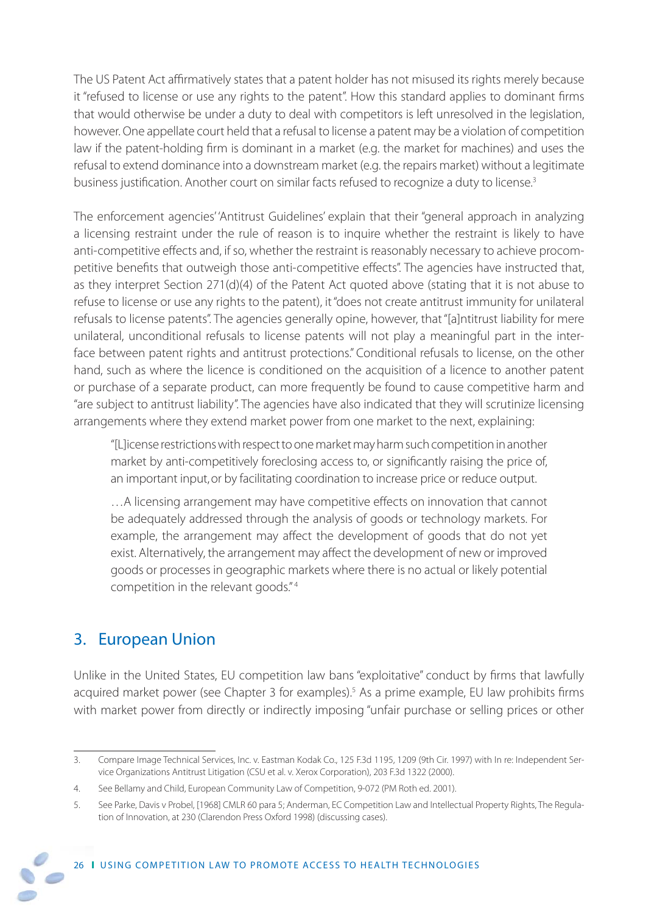The US Patent Act affirmatively states that a patent holder has not misused its rights merely because it "refused to license or use any rights to the patent". How this standard applies to dominant firms that would otherwise be under a duty to deal with competitors is left unresolved in the legislation, however. One appellate court held that a refusal to license a patent may be a violation of competition law if the patent-holding firm is dominant in a market (e.g. the market for machines) and uses the refusal to extend dominance into a downstream market (e.g. the repairs market) without a legitimate business justification. Another court on similar facts refused to recognize a duty to license.[3]

The enforcement agencies' 'Antitrust Guidelines' explain that their "general approach in analyzing a licensing restraint under the rule of reason is to inquire whether the restraint is likely to have anti-competitive effects and, if so, whether the restraint is reasonably necessary to achieve procompetitive benefits that outweigh those anti-competitive effects". The agencies have instructed that, as they interpret Section 271(d)(4) of the Patent Act quoted above (stating that it is not abuse to refuse to license or use any rights to the patent), it "does not create antitrust immunity for unilateral refusals to license patents". The agencies generally opine, however, that "[a]ntitrust liability for mere unilateral, unconditional refusals to license patents will not play a meaningful part in the interface between patent rights and antitrust protections." Conditional refusals to license, on the other hand, such as where the licence is conditioned on the acquisition of a licence to another patent or purchase of a separate product, can more frequently be found to cause competitive harm and "are subject to antitrust liability". The agencies have also indicated that they will scrutinize licensing arrangements where they extend market power from one market to the next, explaining:

> "[L]icense restrictions with respect to one market may harm such competition in another market by anti-competitively foreclosing access to, or significantly raising the price of, an important input, or by facilitating coordination to increase price or reduce output.
>
> …A licensing arrangement may have competitive effects on innovation that cannot be adequately addressed through the analysis of goods or technology markets. For example, the arrangement may affect the development of goods that do not yet exist. Alternatively, the arrangement may affect the development of new or improved goods or processes in geographic markets where there is no actual or likely potential competition in the relevant goods."[4]

## 3. European Union

Unlike in the United States, EU competition law bans "exploitative" conduct by firms that lawfully acquired market power (see Chapter 3 for examples).[5] As a prime example, EU law prohibits firms with market power from directly or indirectly imposing "unfair purchase or selling prices or other

---

3. Compare Image Technical Services, Inc. v. Eastman Kodak Co., 125 F.3d 1195, 1209 (9th Cir. 1997) with In re: Independent Service Organizations Antitrust Litigation (CSU et al. v. Xerox Corporation), 203 F.3d 1322 (2000).

4. See Bellamy and Child, European Community Law of Competition, 9-072 (PM Roth ed. 2001).

5. See Parke, Davis v Probel, [1968] CMLR 60 para 5; Anderman, EC Competition Law and Intellectual Property Rights, The Regulation of Innovation, at 230 (Clarendon Press Oxford 1998) (discussing cases).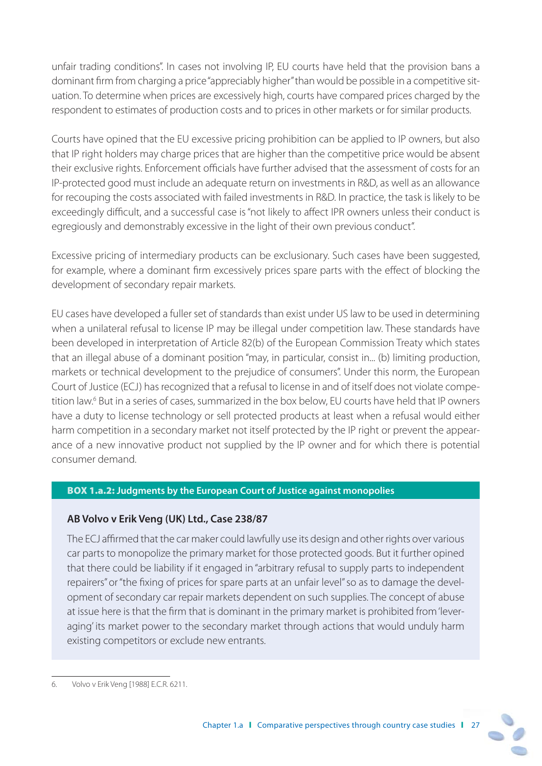unfair trading conditions". In cases not involving IP, EU courts have held that the provision bans a dominant firm from charging a price "appreciably higher" than would be possible in a competitive situation. To determine when prices are excessively high, courts have compared prices charged by the respondent to estimates of production costs and to prices in other markets or for similar products.

Courts have opined that the EU excessive pricing prohibition can be applied to IP owners, but also that IP right holders may charge prices that are higher than the competitive price would be absent their exclusive rights. Enforcement officials have further advised that the assessment of costs for an IP-protected good must include an adequate return on investments in R&D, as well as an allowance for recouping the costs associated with failed investments in R&D. In practice, the task is likely to be exceedingly difficult, and a successful case is "not likely to affect IPR owners unless their conduct is egregiously and demonstrably excessive in the light of their own previous conduct".

Excessive pricing of intermediary products can be exclusionary. Such cases have been suggested, for example, where a dominant firm excessively prices spare parts with the effect of blocking the development of secondary repair markets.

EU cases have developed a fuller set of standards than exist under US law to be used in determining when a unilateral refusal to license IP may be illegal under competition law. These standards have been developed in interpretation of Article 82(b) of the European Commission Treaty which states that an illegal abuse of a dominant position "may, in particular, consist in... (b) limiting production, markets or technical development to the prejudice of consumers". Under this norm, the European Court of Justice (ECJ) has recognized that a refusal to license in and of itself does not violate competition law.[6] But in a series of cases, summarized in the box below, EU courts have held that IP owners have a duty to license technology or sell protected products at least when a refusal would either harm competition in a secondary market not itself protected by the IP right or prevent the appearance of a new innovative product not supplied by the IP owner and for which there is potential consumer demand.

**BOX 1.a.2: Judgments by the European Court of Justice against monopolies**

**AB Volvo v Erik Veng (UK) Ltd., Case 238/87**

The ECJ affirmed that the car maker could lawfully use its design and other rights over various car parts to monopolize the primary market for those protected goods. But it further opined that there could be liability if it engaged in "arbitrary refusal to supply parts to independent repairers" or "the fixing of prices for spare parts at an unfair level" so as to damage the development of secondary car repair markets dependent on such supplies. The concept of abuse at issue here is that the firm that is dominant in the primary market is prohibited from 'leveraging' its market power to the secondary market through actions that would unduly harm existing competitors or exclude new entrants.

---

6. Volvo v Erik Veng [1988] E.C.R. 6211.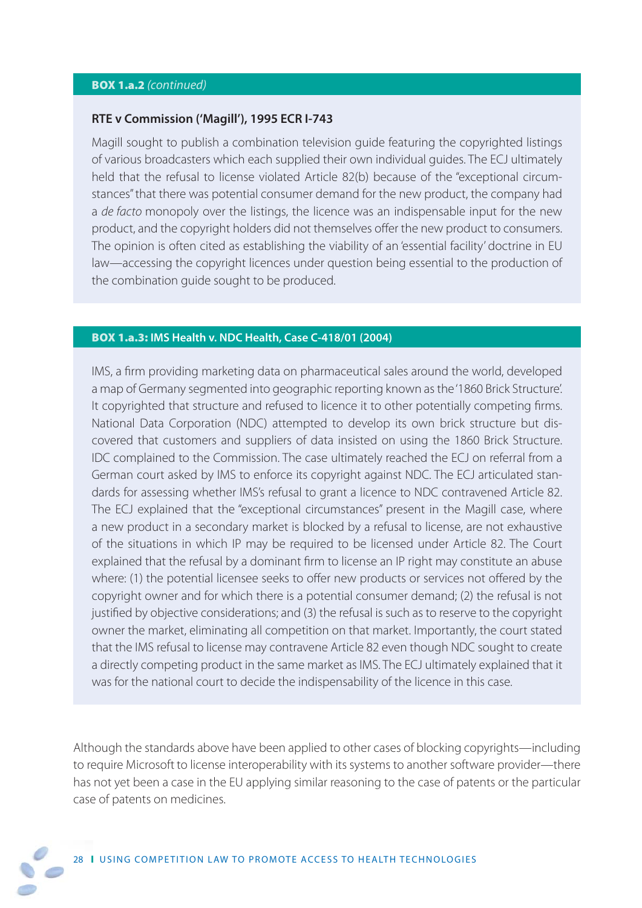**BOX 1.a.2** *(continued)*

**RTE v Commission ('Magill'), 1995 ECR I-743**

Magill sought to publish a combination television guide featuring the copyrighted listings of various broadcasters which each supplied their own individual guides. The ECJ ultimately held that the refusal to license violated Article 82(b) because of the "exceptional circumstances" that there was potential consumer demand for the new product, the company had a *de facto* monopoly over the listings, the licence was an indispensable input for the new product, and the copyright holders did not themselves offer the new product to consumers. The opinion is often cited as establishing the viability of an 'essential facility' doctrine in EU law—accessing the copyright licences under question being essential to the production of the combination guide sought to be produced.

**BOX 1.a.3: IMS Health v. NDC Health, Case C-418/01 (2004)**

IMS, a firm providing marketing data on pharmaceutical sales around the world, developed a map of Germany segmented into geographic reporting known as the '1860 Brick Structure'. It copyrighted that structure and refused to licence it to other potentially competing firms. National Data Corporation (NDC) attempted to develop its own brick structure but discovered that customers and suppliers of data insisted on using the 1860 Brick Structure. IDC complained to the Commission. The case ultimately reached the ECJ on referral from a German court asked by IMS to enforce its copyright against NDC. The ECJ articulated standards for assessing whether IMS's refusal to grant a licence to NDC contravened Article 82. The ECJ explained that the "exceptional circumstances" present in the Magill case, where a new product in a secondary market is blocked by a refusal to license, are not exhaustive of the situations in which IP may be required to be licensed under Article 82. The Court explained that the refusal by a dominant firm to license an IP right may constitute an abuse where: (1) the potential licensee seeks to offer new products or services not offered by the copyright owner and for which there is a potential consumer demand; (2) the refusal is not justified by objective considerations; and (3) the refusal is such as to reserve to the copyright owner the market, eliminating all competition on that market. Importantly, the court stated that the IMS refusal to license may contravene Article 82 even though NDC sought to create a directly competing product in the same market as IMS. The ECJ ultimately explained that it was for the national court to decide the indispensability of the licence in this case.

Although the standards above have been applied to other cases of blocking copyrights—including to require Microsoft to license interoperability with its systems to another software provider—there has not yet been a case in the EU applying similar reasoning to the case of patents or the particular case of patents on medicines.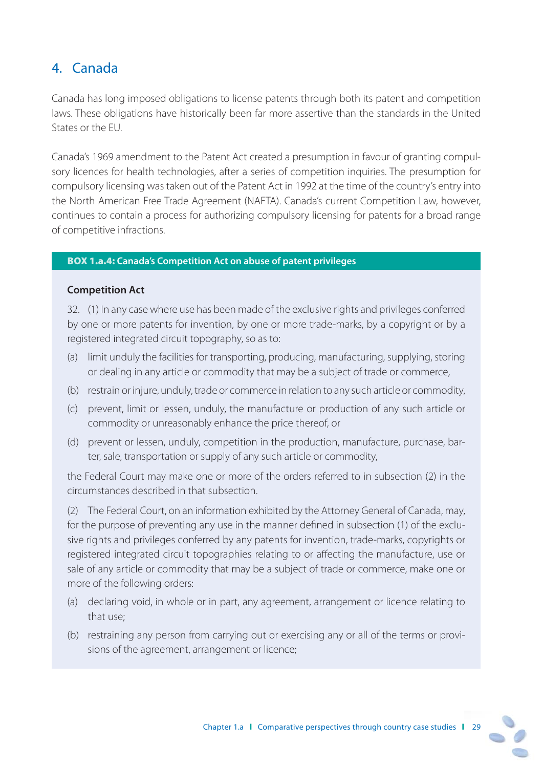## 4. Canada

Canada has long imposed obligations to license patents through both its patent and competition laws. These obligations have historically been far more assertive than the standards in the United States or the EU.

Canada's 1969 amendment to the Patent Act created a presumption in favour of granting compulsory licences for health technologies, after a series of competition inquiries. The presumption for compulsory licensing was taken out of the Patent Act in 1992 at the time of the country's entry into the North American Free Trade Agreement (NAFTA). Canada's current Competition Law, however, continues to contain a process for authorizing compulsory licensing for patents for a broad range of competitive infractions.

**BOX 1.a.4: Canada's Competition Act on abuse of patent privileges**

**Competition Act**

32. (1) In any case where use has been made of the exclusive rights and privileges conferred by one or more patents for invention, by one or more trade-marks, by a copyright or by a registered integrated circuit topography, so as to:

(a) limit unduly the facilities for transporting, producing, manufacturing, supplying, storing or dealing in any article or commodity that may be a subject of trade or commerce,

(b) restrain or injure, unduly, trade or commerce in relation to any such article or commodity,

(c) prevent, limit or lessen, unduly, the manufacture or production of any such article or commodity or unreasonably enhance the price thereof, or

(d) prevent or lessen, unduly, competition in the production, manufacture, purchase, barter, sale, transportation or supply of any such article or commodity,

the Federal Court may make one or more of the orders referred to in subsection (2) in the circumstances described in that subsection.

(2) The Federal Court, on an information exhibited by the Attorney General of Canada, may, for the purpose of preventing any use in the manner defined in subsection (1) of the exclusive rights and privileges conferred by any patents for invention, trade-marks, copyrights or registered integrated circuit topographies relating to or affecting the manufacture, use or sale of any article or commodity that may be a subject of trade or commerce, make one or more of the following orders:

(a) declaring void, in whole or in part, any agreement, arrangement or licence relating to that use;

(b) restraining any person from carrying out or exercising any or all of the terms or provisions of the agreement, arrangement or licence;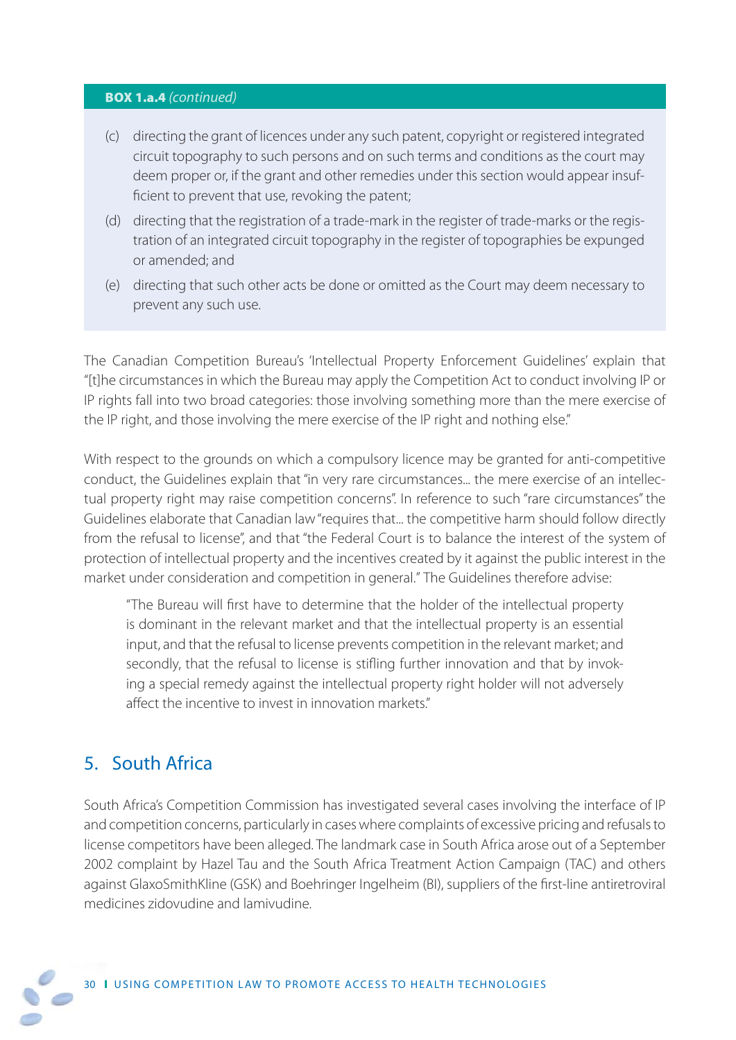**BOX 1.a.4** *(continued)*

(c) directing the grant of licences under any such patent, copyright or registered integrated circuit topography to such persons and on such terms and conditions as the court may deem proper or, if the grant and other remedies under this section would appear insufficient to prevent that use, revoking the patent;

(d) directing that the registration of a trade-mark in the register of trade-marks or the registration of an integrated circuit topography in the register of topographies be expunged or amended; and

(e) directing that such other acts be done or omitted as the Court may deem necessary to prevent any such use.

The Canadian Competition Bureau's 'Intellectual Property Enforcement Guidelines' explain that "[t]he circumstances in which the Bureau may apply the Competition Act to conduct involving IP or IP rights fall into two broad categories: those involving something more than the mere exercise of the IP right, and those involving the mere exercise of the IP right and nothing else."

With respect to the grounds on which a compulsory licence may be granted for anti-competitive conduct, the Guidelines explain that "in very rare circumstances... the mere exercise of an intellectual property right may raise competition concerns". In reference to such "rare circumstances" the Guidelines elaborate that Canadian law "requires that... the competitive harm should follow directly from the refusal to license", and that "the Federal Court is to balance the interest of the system of protection of intellectual property and the incentives created by it against the public interest in the market under consideration and competition in general." The Guidelines therefore advise:

> "The Bureau will first have to determine that the holder of the intellectual property is dominant in the relevant market and that the intellectual property is an essential input, and that the refusal to license prevents competition in the relevant market; and secondly, that the refusal to license is stifling further innovation and that by invoking a special remedy against the intellectual property right holder will not adversely affect the incentive to invest in innovation markets."

## 5. South Africa

South Africa's Competition Commission has investigated several cases involving the interface of IP and competition concerns, particularly in cases where complaints of excessive pricing and refusals to license competitors have been alleged. The landmark case in South Africa arose out of a September 2002 complaint by Hazel Tau and the South Africa Treatment Action Campaign (TAC) and others against GlaxoSmithKline (GSK) and Boehringer Ingelheim (BI), suppliers of the first-line antiretroviral medicines zidovudine and lamivudine.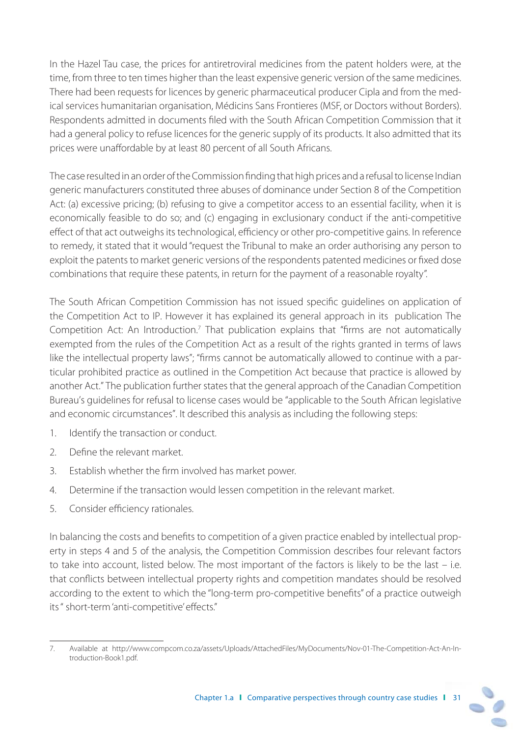In the Hazel Tau case, the prices for antiretroviral medicines from the patent holders were, at the time, from three to ten times higher than the least expensive generic version of the same medicines. There had been requests for licences by generic pharmaceutical producer Cipla and from the medical services humanitarian organisation, Médicins Sans Frontieres (MSF, or Doctors without Borders). Respondents admitted in documents filed with the South African Competition Commission that it had a general policy to refuse licences for the generic supply of its products. It also admitted that its prices were unaffordable by at least 80 percent of all South Africans.

The case resulted in an order of the Commission finding that high prices and a refusal to license Indian generic manufacturers constituted three abuses of dominance under Section 8 of the Competition Act: (a) excessive pricing; (b) refusing to give a competitor access to an essential facility, when it is economically feasible to do so; and (c) engaging in exclusionary conduct if the anti-competitive effect of that act outweighs its technological, efficiency or other pro-competitive gains. In reference to remedy, it stated that it would "request the Tribunal to make an order authorising any person to exploit the patents to market generic versions of the respondents patented medicines or fixed dose combinations that require these patents, in return for the payment of a reasonable royalty".

The South African Competition Commission has not issued specific guidelines on application of the Competition Act to IP. However it has explained its general approach in its publication The Competition Act: An Introduction.[7] That publication explains that "firms are not automatically exempted from the rules of the Competition Act as a result of the rights granted in terms of laws like the intellectual property laws"; "firms cannot be automatically allowed to continue with a particular prohibited practice as outlined in the Competition Act because that practice is allowed by another Act." The publication further states that the general approach of the Canadian Competition Bureau's guidelines for refusal to license cases would be "applicable to the South African legislative and economic circumstances". It described this analysis as including the following steps:

1. Identify the transaction or conduct.
2. Define the relevant market.
3. Establish whether the firm involved has market power.
4. Determine if the transaction would lessen competition in the relevant market.
5. Consider efficiency rationales.

In balancing the costs and benefits to competition of a given practice enabled by intellectual property in steps 4 and 5 of the analysis, the Competition Commission describes four relevant factors to take into account, listed below. The most important of the factors is likely to be the last – i.e. that conflicts between intellectual property rights and competition mandates should be resolved according to the extent to which the "long-term pro-competitive benefits" of a practice outweigh its " short-term 'anti-competitive' effects."

---

7. Available at http://www.compcom.co.za/assets/Uploads/AttachedFiles/MyDocuments/Nov-01-The-Competition-Act-An-Introduction-Book1.pdf.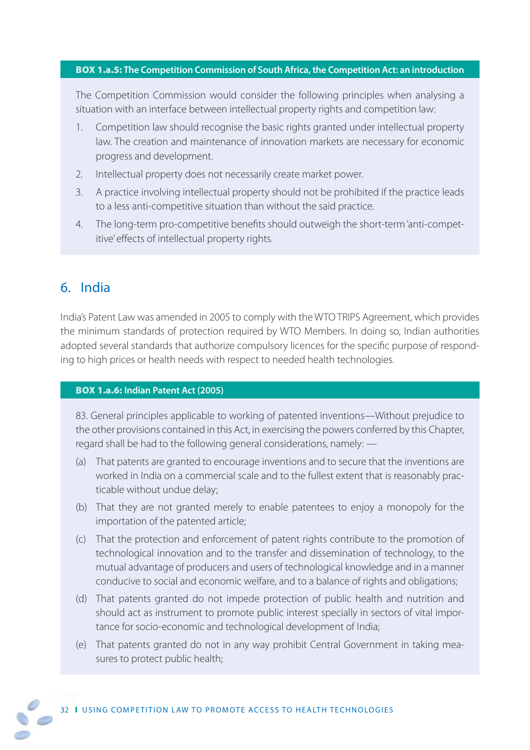**BOX 1.a.5: The Competition Commission of South Africa, the Competition Act: an introduction**

The Competition Commission would consider the following principles when analysing a situation with an interface between intellectual property rights and competition law:

1. Competition law should recognise the basic rights granted under intellectual property law. The creation and maintenance of innovation markets are necessary for economic progress and development.
2. Intellectual property does not necessarily create market power.
3. A practice involving intellectual property should not be prohibited if the practice leads to a less anti-competitive situation than without the said practice.
4. The long-term pro-competitive benefits should outweigh the short-term 'anti-competitive' effects of intellectual property rights.

## 6. India

India's Patent Law was amended in 2005 to comply with the WTO TRIPS Agreement, which provides the minimum standards of protection required by WTO Members. In doing so, Indian authorities adopted several standards that authorize compulsory licences for the specific purpose of responding to high prices or health needs with respect to needed health technologies.

**BOX 1.a.6: Indian Patent Act (2005)**

83. General principles applicable to working of patented inventions—Without prejudice to the other provisions contained in this Act, in exercising the powers conferred by this Chapter, regard shall be had to the following general considerations, namely: —

(a) That patents are granted to encourage inventions and to secure that the inventions are worked in India on a commercial scale and to the fullest extent that is reasonably practicable without undue delay;

(b) That they are not granted merely to enable patentees to enjoy a monopoly for the importation of the patented article;

(c) That the protection and enforcement of patent rights contribute to the promotion of technological innovation and to the transfer and dissemination of technology, to the mutual advantage of producers and users of technological knowledge and in a manner conducive to social and economic welfare, and to a balance of rights and obligations;

(d) That patents granted do not impede protection of public health and nutrition and should act as instrument to promote public interest specially in sectors of vital importance for socio-economic and technological development of India;

(e) That patents granted do not in any way prohibit Central Government in taking measures to protect public health;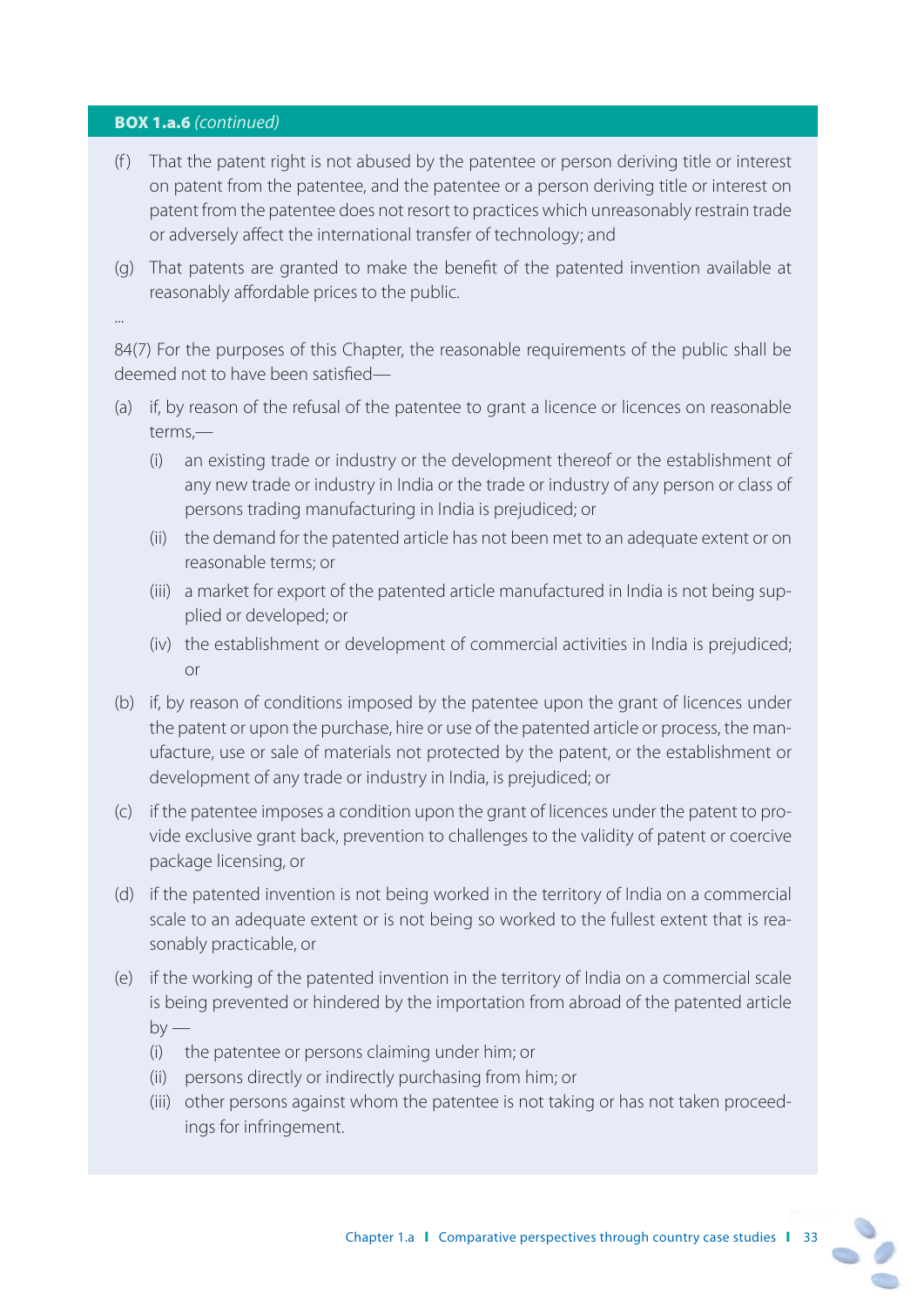**BOX 1.a.6** *(continued)*

(f) That the patent right is not abused by the patentee or person deriving title or interest on patent from the patentee, and the patentee or a person deriving title or interest on patent from the patentee does not resort to practices which unreasonably restrain trade or adversely affect the international transfer of technology; and

(g) That patents are granted to make the benefit of the patented invention available at reasonably affordable prices to the public.

...

84(7) For the purposes of this Chapter, the reasonable requirements of the public shall be deemed not to have been satisfied—

(a) if, by reason of the refusal of the patentee to grant a licence or licences on reasonable terms,—

   (i) an existing trade or industry or the development thereof or the establishment of any new trade or industry in India or the trade or industry of any person or class of persons trading manufacturing in India is prejudiced; or

   (ii) the demand for the patented article has not been met to an adequate extent or on reasonable terms; or

   (iii) a market for export of the patented article manufactured in India is not being supplied or developed; or

   (iv) the establishment or development of commercial activities in India is prejudiced; or

(b) if, by reason of conditions imposed by the patentee upon the grant of licences under the patent or upon the purchase, hire or use of the patented article or process, the manufacture, use or sale of materials not protected by the patent, or the establishment or development of any trade or industry in India, is prejudiced; or

(c) if the patentee imposes a condition upon the grant of licences under the patent to provide exclusive grant back, prevention to challenges to the validity of patent or coercive package licensing, or

(d) if the patented invention is not being worked in the territory of India on a commercial scale to an adequate extent or is not being so worked to the fullest extent that is reasonably practicable, or

(e) if the working of the patented invention in the territory of India on a commercial scale is being prevented or hindered by the importation from abroad of the patented article by —

   (i) the patentee or persons claiming under him; or

   (ii) persons directly or indirectly purchasing from him; or

   (iii) other persons against whom the patentee is not taking or has not taken proceedings for infringement.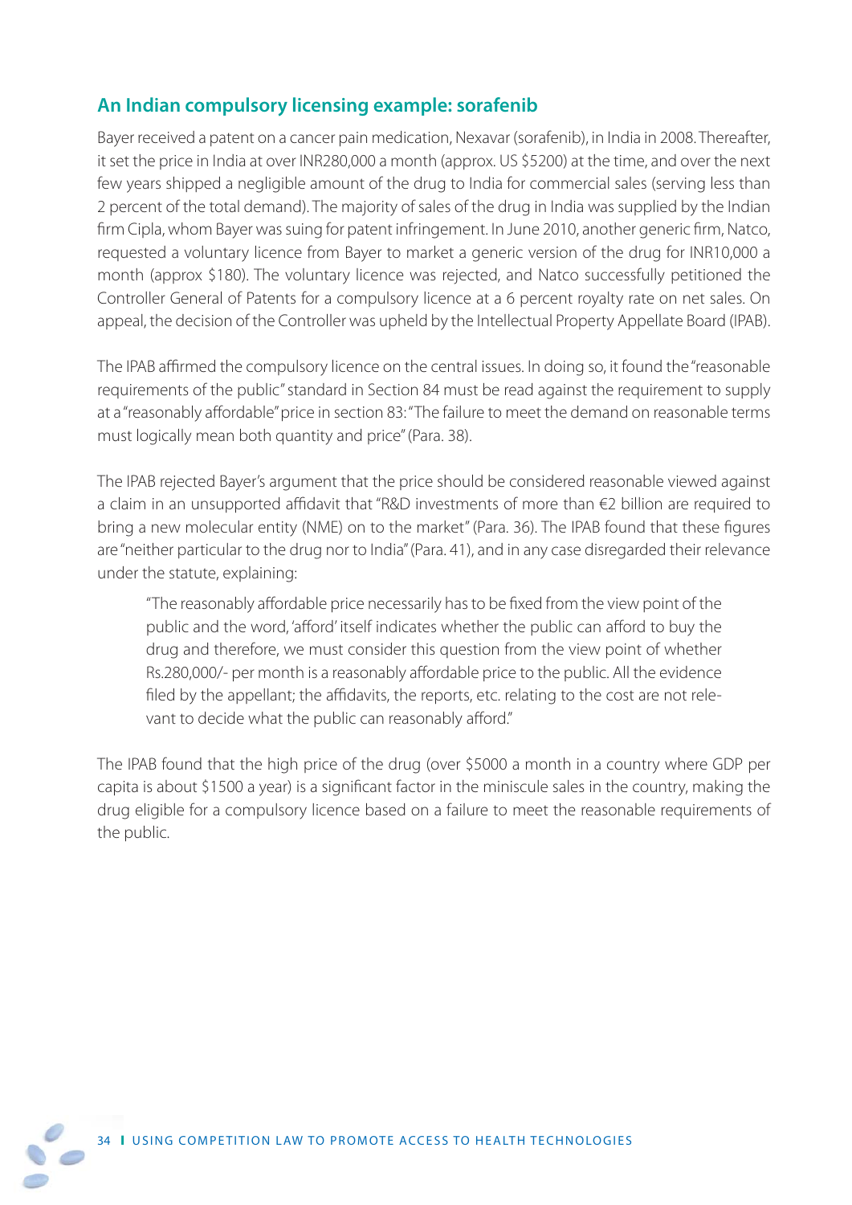## An Indian compulsory licensing example: sorafenib

Bayer received a patent on a cancer pain medication, Nexavar (sorafenib), in India in 2008. Thereafter, it set the price in India at over INR280,000 a month (approx. US $5200) at the time, and over the next few years shipped a negligible amount of the drug to India for commercial sales (serving less than 2 percent of the total demand). The majority of sales of the drug in India was supplied by the Indian firm Cipla, whom Bayer was suing for patent infringement. In June 2010, another generic firm, Natco, requested a voluntary licence from Bayer to market a generic version of the drug for INR10,000 a month (approx $180). The voluntary licence was rejected, and Natco successfully petitioned the Controller General of Patents for a compulsory licence at a 6 percent royalty rate on net sales. On appeal, the decision of the Controller was upheld by the Intellectual Property Appellate Board (IPAB).

The IPAB affirmed the compulsory licence on the central issues. In doing so, it found the "reasonable requirements of the public" standard in Section 84 must be read against the requirement to supply at a "reasonably affordable" price in section 83: "The failure to meet the demand on reasonable terms must logically mean both quantity and price" (Para. 38).

The IPAB rejected Bayer's argument that the price should be considered reasonable viewed against a claim in an unsupported affidavit that "R&D investments of more than €2 billion are required to bring a new molecular entity (NME) on to the market" (Para. 36). The IPAB found that these figures are "neither particular to the drug nor to India" (Para. 41), and in any case disregarded their relevance under the statute, explaining:

> "The reasonably affordable price necessarily has to be fixed from the view point of the public and the word, 'afford' itself indicates whether the public can afford to buy the drug and therefore, we must consider this question from the view point of whether Rs.280,000/- per month is a reasonably affordable price to the public. All the evidence filed by the appellant; the affidavits, the reports, etc. relating to the cost are not relevant to decide what the public can reasonably afford."

The IPAB found that the high price of the drug (over $5000 a month in a country where GDP per capita is about $1500 a year) is a significant factor in the miniscule sales in the country, making the drug eligible for a compulsory licence based on a failure to meet the reasonable requirements of the public.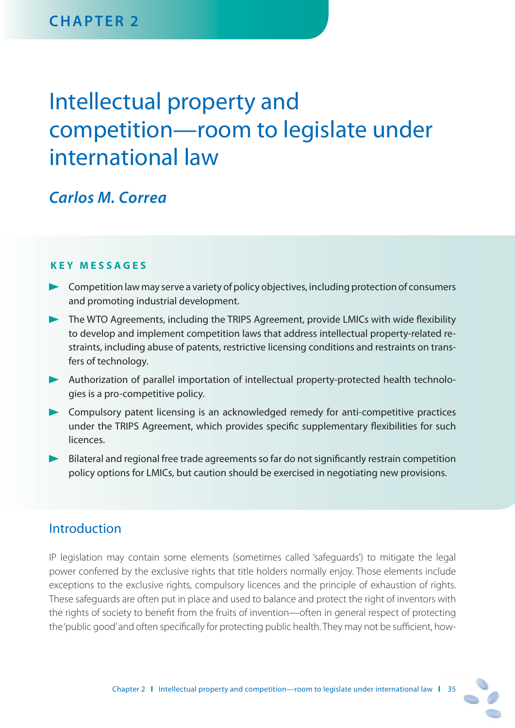# CHAPTER 2

# Intellectual property and competition—room to legislate under international law

## *Carlos M. Correa*

### KEY MESSAGES

- Competition law may serve a variety of policy objectives, including protection of consumers and promoting industrial development.
- The WTO Agreements, including the TRIPS Agreement, provide LMICs with wide flexibility to develop and implement competition laws that address intellectual property-related restraints, including abuse of patents, restrictive licensing conditions and restraints on transfers of technology.
- Authorization of parallel importation of intellectual property-protected health technologies is a pro-competitive policy.
- Compulsory patent licensing is an acknowledged remedy for anti-competitive practices under the TRIPS Agreement, which provides specific supplementary flexibilities for such licences.
- Bilateral and regional free trade agreements so far do not significantly restrain competition policy options for LMICs, but caution should be exercised in negotiating new provisions.

## Introduction

IP legislation may contain some elements (sometimes called 'safeguards') to mitigate the legal power conferred by the exclusive rights that title holders normally enjoy. Those elements include exceptions to the exclusive rights, compulsory licences and the principle of exhaustion of rights. These safeguards are often put in place and used to balance and protect the right of inventors with the rights of society to benefit from the fruits of invention—often in general respect of protecting the 'public good' and often specifically for protecting public health. They may not be sufficient, how-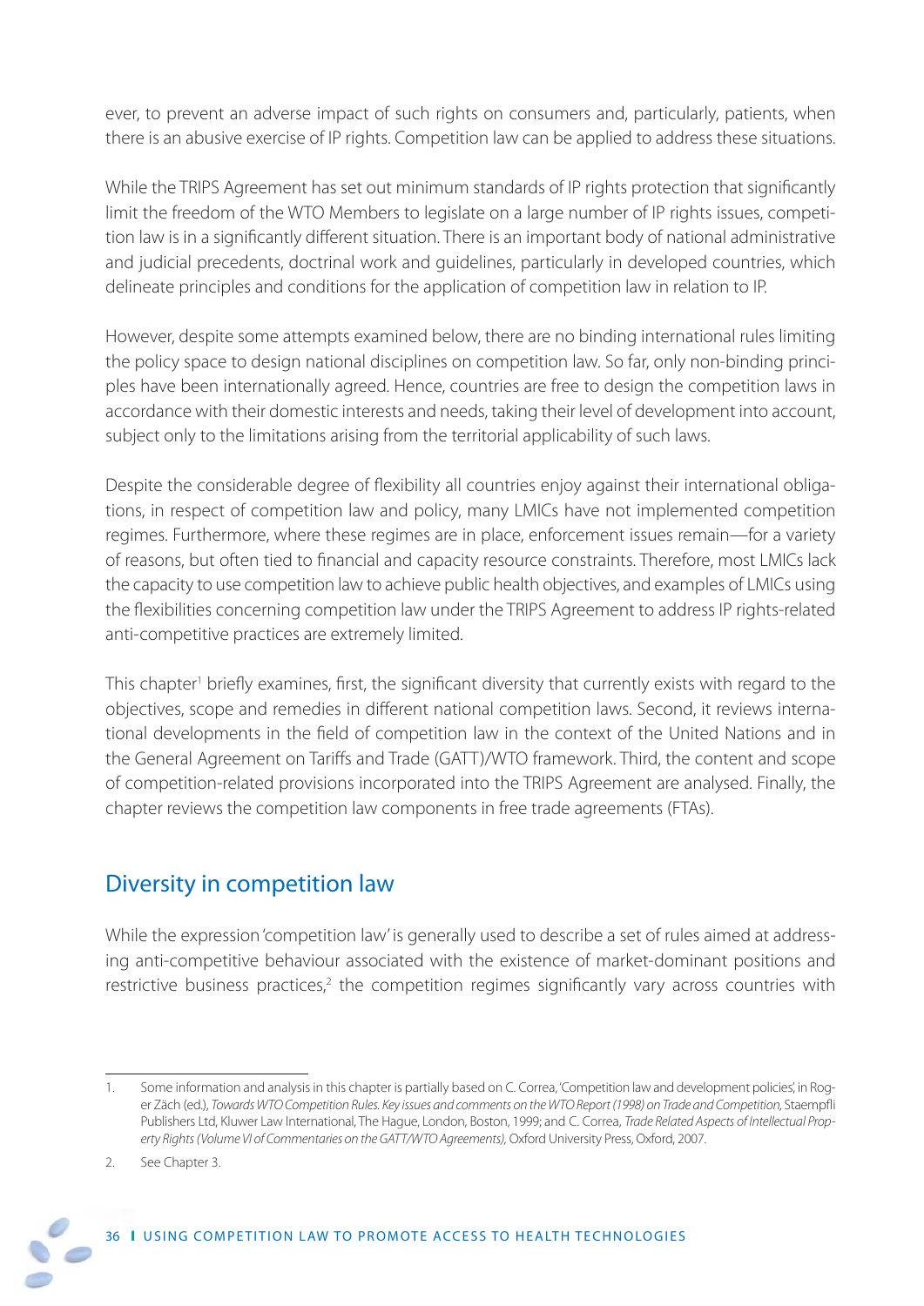ever, to prevent an adverse impact of such rights on consumers and, particularly, patients, when there is an abusive exercise of IP rights. Competition law can be applied to address these situations.

While the TRIPS Agreement has set out minimum standards of IP rights protection that significantly limit the freedom of the WTO Members to legislate on a large number of IP rights issues, competition law is in a significantly different situation. There is an important body of national administrative and judicial precedents, doctrinal work and guidelines, particularly in developed countries, which delineate principles and conditions for the application of competition law in relation to IP.

However, despite some attempts examined below, there are no binding international rules limiting the policy space to design national disciplines on competition law. So far, only non-binding principles have been internationally agreed. Hence, countries are free to design the competition laws in accordance with their domestic interests and needs, taking their level of development into account, subject only to the limitations arising from the territorial applicability of such laws.

Despite the considerable degree of flexibility all countries enjoy against their international obligations, in respect of competition law and policy, many LMICs have not implemented competition regimes. Furthermore, where these regimes are in place, enforcement issues remain—for a variety of reasons, but often tied to financial and capacity resource constraints. Therefore, most LMICs lack the capacity to use competition law to achieve public health objectives, and examples of LMICs using the flexibilities concerning competition law under the TRIPS Agreement to address IP rights-related anti-competitive practices are extremely limited.

This chapter[1] briefly examines, first, the significant diversity that currently exists with regard to the objectives, scope and remedies in different national competition laws. Second, it reviews international developments in the field of competition law in the context of the United Nations and in the General Agreement on Tariffs and Trade (GATT)/WTO framework. Third, the content and scope of competition-related provisions incorporated into the TRIPS Agreement are analysed. Finally, the chapter reviews the competition law components in free trade agreements (FTAs).

## Diversity in competition law

While the expression 'competition law' is generally used to describe a set of rules aimed at addressing anti-competitive behaviour associated with the existence of market-dominant positions and restrictive business practices,[2] the competition regimes significantly vary across countries with

---

1. Some information and analysis in this chapter is partially based on C. Correa, 'Competition law and development policies', in Roger Zäch (ed.), *Towards WTO Competition Rules. Key issues and comments on the WTO Report (1998) on Trade and Competition*, Staempfli Publishers Ltd, Kluwer Law International, The Hague, London, Boston, 1999; and C. Correa, *Trade Related Aspects of Intellectual Property Rights (Volume VI of Commentaries on the GATT/WTO Agreements)*, Oxford University Press, Oxford, 2007.

2. See Chapter 3.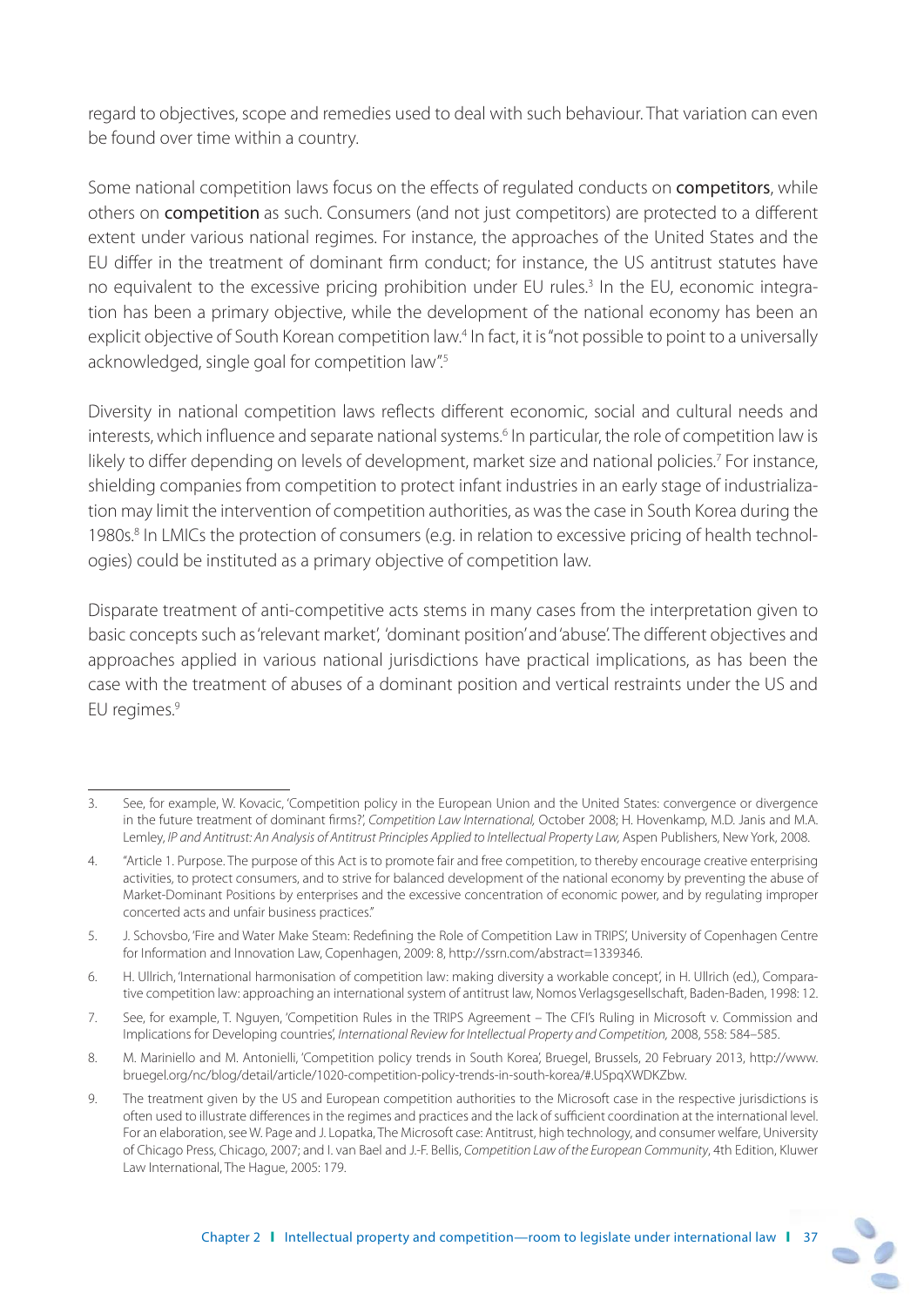regard to objectives, scope and remedies used to deal with such behaviour. That variation can even be found over time within a country.

Some national competition laws focus on the effects of regulated conducts on **competitors**, while others on **competition** as such. Consumers (and not just competitors) are protected to a different extent under various national regimes. For instance, the approaches of the United States and the EU differ in the treatment of dominant firm conduct; for instance, the US antitrust statutes have no equivalent to the excessive pricing prohibition under EU rules.[3] In the EU, economic integration has been a primary objective, while the development of the national economy has been an explicit objective of South Korean competition law.[4] In fact, it is "not possible to point to a universally acknowledged, single goal for competition law".[5]

Diversity in national competition laws reflects different economic, social and cultural needs and interests, which influence and separate national systems.[6] In particular, the role of competition law is likely to differ depending on levels of development, market size and national policies.[7] For instance, shielding companies from competition to protect infant industries in an early stage of industrialization may limit the intervention of competition authorities, as was the case in South Korea during the 1980s.[8] In LMICs the protection of consumers (e.g. in relation to excessive pricing of health technologies) could be instituted as a primary objective of competition law.

Disparate treatment of anti-competitive acts stems in many cases from the interpretation given to basic concepts such as 'relevant market', 'dominant position' and 'abuse'. The different objectives and approaches applied in various national jurisdictions have practical implications, as has been the case with the treatment of abuses of a dominant position and vertical restraints under the US and EU regimes.[9]

---

3. See, for example, W. Kovacic, 'Competition policy in the European Union and the United States: convergence or divergence in the future treatment of dominant firms?', *Competition Law International,* October 2008; H. Hovenkamp, M.D. Janis and M.A. Lemley, *IP and Antitrust: An Analysis of Antitrust Principles Applied to Intellectual Property Law,* Aspen Publishers, New York, 2008.

4. "Article 1. Purpose. The purpose of this Act is to promote fair and free competition, to thereby encourage creative enterprising activities, to protect consumers, and to strive for balanced development of the national economy by preventing the abuse of Market-Dominant Positions by enterprises and the excessive concentration of economic power, and by regulating improper concerted acts and unfair business practices."

5. J. Schovsbo, 'Fire and Water Make Steam: Redefining the Role of Competition Law in TRIPS', University of Copenhagen Centre for Information and Innovation Law, Copenhagen, 2009: 8, http://ssrn.com/abstract=1339346.

6. H. Ullrich, 'International harmonisation of competition law: making diversity a workable concept', in H. Ullrich (ed.), Comparative competition law: approaching an international system of antitrust law, Nomos Verlagsgesellschaft, Baden-Baden, 1998: 12.

7. See, for example, T. Nguyen, 'Competition Rules in the TRIPS Agreement – The CFI's Ruling in Microsoft v. Commission and Implications for Developing countries', *International Review for Intellectual Property and Competition,* 2008, 558: 584–585.

8. M. Mariniello and M. Antonielli, 'Competition policy trends in South Korea', Bruegel, Brussels, 20 February 2013, http://www.bruegel.org/nc/blog/detail/article/1020-competition-policy-trends-in-south-korea/#.USpqXWDKZbw.

9. The treatment given by the US and European competition authorities to the Microsoft case in the respective jurisdictions is often used to illustrate differences in the regimes and practices and the lack of sufficient coordination at the international level. For an elaboration, see W. Page and J. Lopatka, The Microsoft case: Antitrust, high technology, and consumer welfare, University of Chicago Press, Chicago, 2007; and I. van Bael and J.-F. Bellis, *Competition Law of the European Community*, 4th Edition, Kluwer Law International, The Hague, 2005: 179.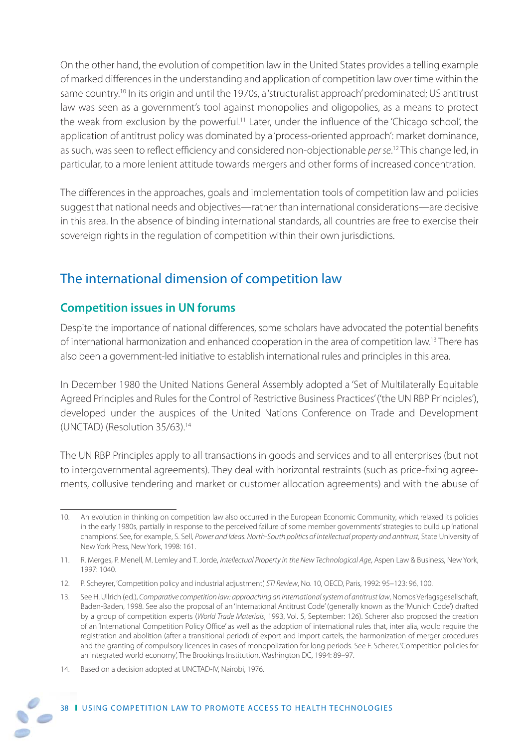On the other hand, the evolution of competition law in the United States provides a telling example of marked differences in the understanding and application of competition law over time within the same country.[10] In its origin and until the 1970s, a 'structuralist approach' predominated; US antitrust law was seen as a government's tool against monopolies and oligopolies, as a means to protect the weak from exclusion by the powerful.[11] Later, under the influence of the 'Chicago school', the application of antitrust policy was dominated by a 'process-oriented approach': market dominance, as such, was seen to reflect efficiency and considered non-objectionable *per se*.[12] This change led, in particular, to a more lenient attitude towards mergers and other forms of increased concentration.

The differences in the approaches, goals and implementation tools of competition law and policies suggest that national needs and objectives—rather than international considerations—are decisive in this area. In the absence of binding international standards, all countries are free to exercise their sovereign rights in the regulation of competition within their own jurisdictions.

## The international dimension of competition law

### Competition issues in UN forums

Despite the importance of national differences, some scholars have advocated the potential benefits of international harmonization and enhanced cooperation in the area of competition law.[13] There has also been a government-led initiative to establish international rules and principles in this area.

In December 1980 the United Nations General Assembly adopted a 'Set of Multilaterally Equitable Agreed Principles and Rules for the Control of Restrictive Business Practices' ('the UN RBP Principles'), developed under the auspices of the United Nations Conference on Trade and Development (UNCTAD) (Resolution 35/63).[14]

The UN RBP Principles apply to all transactions in goods and services and to all enterprises (but not to intergovernmental agreements). They deal with horizontal restraints (such as price-fixing agreements, collusive tendering and market or customer allocation agreements) and with the abuse of

---

10. An evolution in thinking on competition law also occurred in the European Economic Community, which relaxed its policies in the early 1980s, partially in response to the perceived failure of some member governments' strategies to build up 'national champions'. See, for example, S. Sell, *Power and Ideas. North-South politics of intellectual property and antitrust*, State University of New York Press, New York, 1998: 161.

11. R. Merges, P. Menell, M. Lemley and T. Jorde, *Intellectual Property in the New Technological Age*, Aspen Law & Business, New York, 1997: 1040.

12. P. Scheyrer, 'Competition policy and industrial adjustment', *STI Review*, No. 10, OECD, Paris, 1992: 95–123: 96, 100.

13. See H. Ullrich (ed.), *Comparative competition law: approaching an international system of antitrust law*, Nomos Verlagsgesellschaft, Baden-Baden, 1998. See also the proposal of an 'International Antitrust Code' (generally known as the 'Munich Code') drafted by a group of competition experts (*World Trade Materials*, 1993, Vol. 5, September: 126). Scherer also proposed the creation of an 'International Competition Policy Office' as well as the adoption of international rules that, inter alia, would require the registration and abolition (after a transitional period) of export and import cartels, the harmonization of merger procedures and the granting of compulsory licences in cases of monopolization for long periods. See F. Scherer, 'Competition policies for an integrated world economy', The Brookings Institution, Washington DC, 1994: 89–97.

14. Based on a decision adopted at UNCTAD-IV, Nairobi, 1976.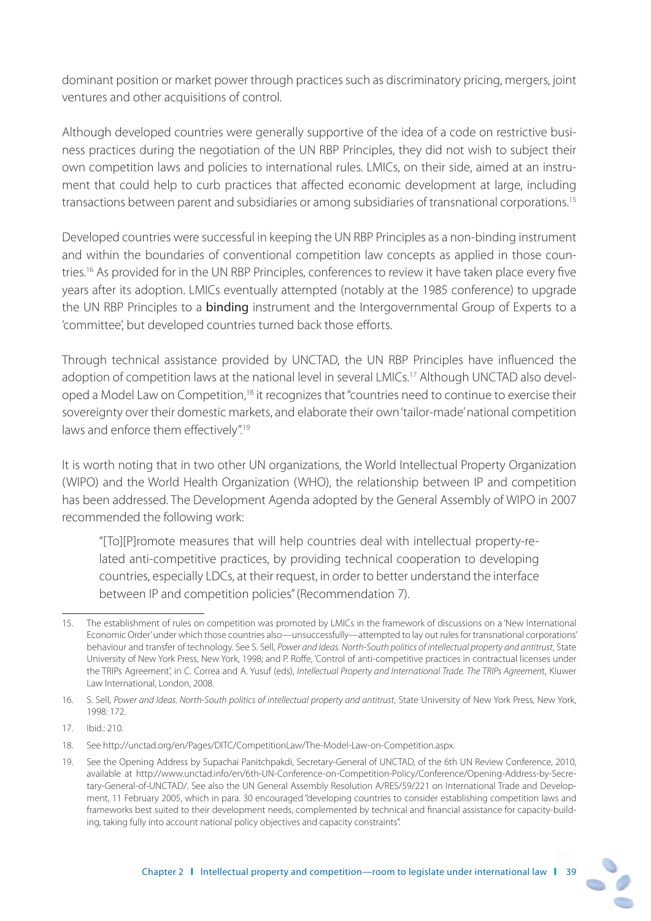dominant position or market power through practices such as discriminatory pricing, mergers, joint ventures and other acquisitions of control.

Although developed countries were generally supportive of the idea of a code on restrictive business practices during the negotiation of the UN RBP Principles, they did not wish to subject their own competition laws and policies to international rules. LMICs, on their side, aimed at an instrument that could help to curb practices that affected economic development at large, including transactions between parent and subsidiaries or among subsidiaries of transnational corporations.[15]

Developed countries were successful in keeping the UN RBP Principles as a non-binding instrument and within the boundaries of conventional competition law concepts as applied in those countries.[16] As provided for in the UN RBP Principles, conferences to review it have taken place every five years after its adoption. LMICs eventually attempted (notably at the 1985 conference) to upgrade the UN RBP Principles to a **binding** instrument and the Intergovernmental Group of Experts to a 'committee', but developed countries turned back those efforts.

Through technical assistance provided by UNCTAD, the UN RBP Principles have influenced the adoption of competition laws at the national level in several LMICs.[17] Although UNCTAD also developed a Model Law on Competition,[18] it recognizes that "countries need to continue to exercise their sovereignty over their domestic markets, and elaborate their own 'tailor-made' national competition laws and enforce them effectively".[19]

It is worth noting that in two other UN organizations, the World Intellectual Property Organization (WIPO) and the World Health Organization (WHO), the relationship between IP and competition has been addressed. The Development Agenda adopted by the General Assembly of WIPO in 2007 recommended the following work:

> "[To][P]romote measures that will help countries deal with intellectual property-related anti-competitive practices, by providing technical cooperation to developing countries, especially LDCs, at their request, in order to better understand the interface between IP and competition policies" (Recommendation 7).

---

15. The establishment of rules on competition was promoted by LMICs in the framework of discussions on a 'New International Economic Order' under which those countries also—unsuccessfully—attempted to lay out rules for transnational corporations' behaviour and transfer of technology. See S. Sell, *Power and Ideas. North-South politics of intellectual property and antitrust*, State University of New York Press, New York, 1998; and P. Roffe, 'Control of anti-competitive practices in contractual licenses under the TRIPs Agreement', in C. Correa and A. Yusuf (eds), *Intellectual Property and International Trade. The TRIPs Agreement*, Kluwer Law International, London, 2008.

16. S. Sell, *Power and Ideas. North-South politics of intellectual property and antitrust*, State University of New York Press, New York, 1998: 172.

17. Ibid.: 210.

18. See http://unctad.org/en/Pages/DITC/CompetitionLaw/The-Model-Law-on-Competition.aspx.

19. See the Opening Address by Supachai Panitchpakdi, Secretary-General of UNCTAD, of the 6th UN Review Conference, 2010, available at http://www.unctad.info/en/6th-UN-Conference-on-Competition-Policy/Conference/Opening-Address-by-Secretary-General-of-UNCTAD/. See also the UN General Assembly Resolution A/RES/59/221 on International Trade and Development, 11 February 2005, which in para. 30 encouraged "developing countries to consider establishing competition laws and frameworks best suited to their development needs, complemented by technical and financial assistance for capacity-building, taking fully into account national policy objectives and capacity constraints".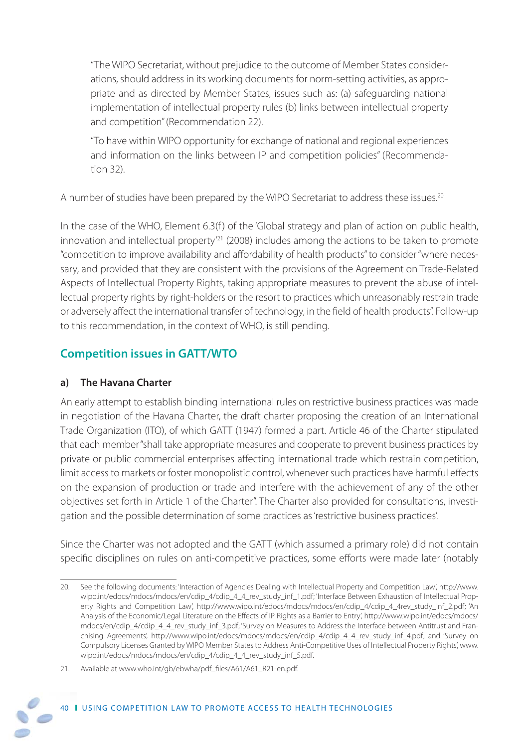"The WIPO Secretariat, without prejudice to the outcome of Member States considerations, should address in its working documents for norm-setting activities, as appropriate and as directed by Member States, issues such as: (a) safeguarding national implementation of intellectual property rules (b) links between intellectual property and competition" (Recommendation 22).

"To have within WIPO opportunity for exchange of national and regional experiences and information on the links between IP and competition policies" (Recommendation 32).

A number of studies have been prepared by the WIPO Secretariat to address these issues.[20]

In the case of the WHO, Element 6.3(f) of the 'Global strategy and plan of action on public health, innovation and intellectual property'[21] (2008) includes among the actions to be taken to promote "competition to improve availability and affordability of health products" to consider "where necessary, and provided that they are consistent with the provisions of the Agreement on Trade-Related Aspects of Intellectual Property Rights, taking appropriate measures to prevent the abuse of intellectual property rights by right-holders or the resort to practices which unreasonably restrain trade or adversely affect the international transfer of technology, in the field of health products". Follow-up to this recommendation, in the context of WHO, is still pending.

## Competition issues in GATT/WTO

### a) The Havana Charter

An early attempt to establish binding international rules on restrictive business practices was made in negotiation of the Havana Charter, the draft charter proposing the creation of an International Trade Organization (ITO), of which GATT (1947) formed a part. Article 46 of the Charter stipulated that each member "shall take appropriate measures and cooperate to prevent business practices by private or public commercial enterprises affecting international trade which restrain competition, limit access to markets or foster monopolistic control, whenever such practices have harmful effects on the expansion of production or trade and interfere with the achievement of any of the other objectives set forth in Article 1 of the Charter". The Charter also provided for consultations, investigation and the possible determination of some practices as 'restrictive business practices'.

Since the Charter was not adopted and the GATT (which assumed a primary role) did not contain specific disciplines on rules on anti-competitive practices, some efforts were made later (notably

20. See the following documents: 'Interaction of Agencies Dealing with Intellectual Property and Competition Law', http://www.wipo.int/edocs/mdocs/mdocs/en/cdip_4/cdip_4_4_rev_study_inf_1.pdf; 'Interface Between Exhaustion of Intellectual Property Rights and Competition Law', http://www.wipo.int/edocs/mdocs/mdocs/en/cdip_4/cdip_4_4rev_study_inf_2.pdf; 'An Analysis of the Economic/Legal Literature on the Effects of IP Rights as a Barrier to Entry', http://www.wipo.int/edocs/mdocs/mdocs/en/cdip_4/cdip_4_4_rev_study_inf_3.pdf; 'Survey on Measures to Address the Interface between Antitrust and Franchising Agreements', http://www.wipo.int/edocs/mdocs/mdocs/en/cdip_4/cdip_4_4_rev_study_inf_4.pdf; and 'Survey on Compulsory Licenses Granted by WIPO Member States to Address Anti-Competitive Uses of Intellectual Property Rights', www.wipo.int/edocs/mdocs/mdocs/en/cdip_4/cdip_4_4_rev_study_inf_5.pdf.

21. Available at www.who.int/gb/ebwha/pdf_files/A61/A61_R21-en.pdf.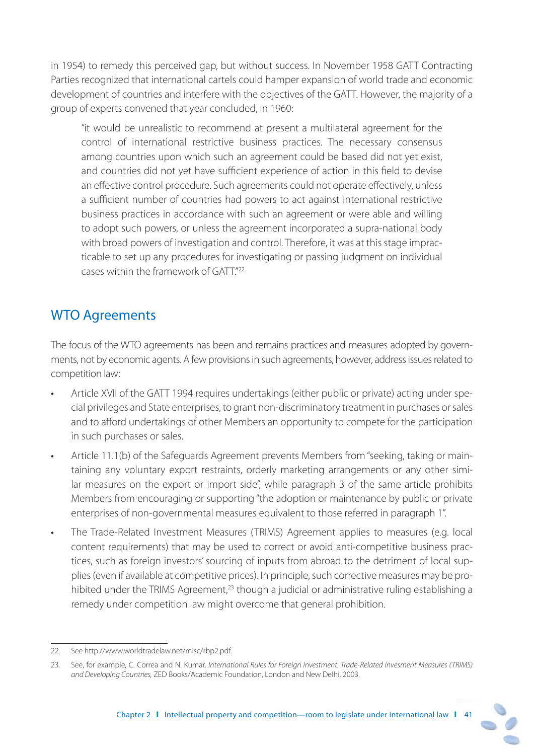in 1954) to remedy this perceived gap, but without success. In November 1958 GATT Contracting Parties recognized that international cartels could hamper expansion of world trade and economic development of countries and interfere with the objectives of the GATT. However, the majority of a group of experts convened that year concluded, in 1960:

> "it would be unrealistic to recommend at present a multilateral agreement for the control of international restrictive business practices. The necessary consensus among countries upon which such an agreement could be based did not yet exist, and countries did not yet have sufficient experience of action in this field to devise an effective control procedure. Such agreements could not operate effectively, unless a sufficient number of countries had powers to act against international restrictive business practices in accordance with such an agreement or were able and willing to adopt such powers, or unless the agreement incorporated a supra-national body with broad powers of investigation and control. Therefore, it was at this stage impracticable to set up any procedures for investigating or passing judgment on individual cases within the framework of GATT."[22]

## WTO Agreements

The focus of the WTO agreements has been and remains practices and measures adopted by governments, not by economic agents. A few provisions in such agreements, however, address issues related to competition law:

- Article XVII of the GATT 1994 requires undertakings (either public or private) acting under special privileges and State enterprises, to grant non-discriminatory treatment in purchases or sales and to afford undertakings of other Members an opportunity to compete for the participation in such purchases or sales.
- Article 11.1(b) of the Safeguards Agreement prevents Members from "seeking, taking or maintaining any voluntary export restraints, orderly marketing arrangements or any other similar measures on the export or import side", while paragraph 3 of the same article prohibits Members from encouraging or supporting "the adoption or maintenance by public or private enterprises of non-governmental measures equivalent to those referred in paragraph 1".
- The Trade-Related Investment Measures (TRIMS) Agreement applies to measures (e.g. local content requirements) that may be used to correct or avoid anti-competitive business practices, such as foreign investors' sourcing of inputs from abroad to the detriment of local supplies (even if available at competitive prices). In principle, such corrective measures may be prohibited under the TRIMS Agreement,[23] though a judicial or administrative ruling establishing a remedy under competition law might overcome that general prohibition.

---

22. See http://www.worldtradelaw.net/misc/rbp2.pdf.

23. See, for example, C. Correa and N. Kumar, *International Rules for Foreign Investment. Trade-Related Invesment Measures (TRIMS) and Developing Countries,* ZED Books/Academic Foundation, London and New Delhi, 2003.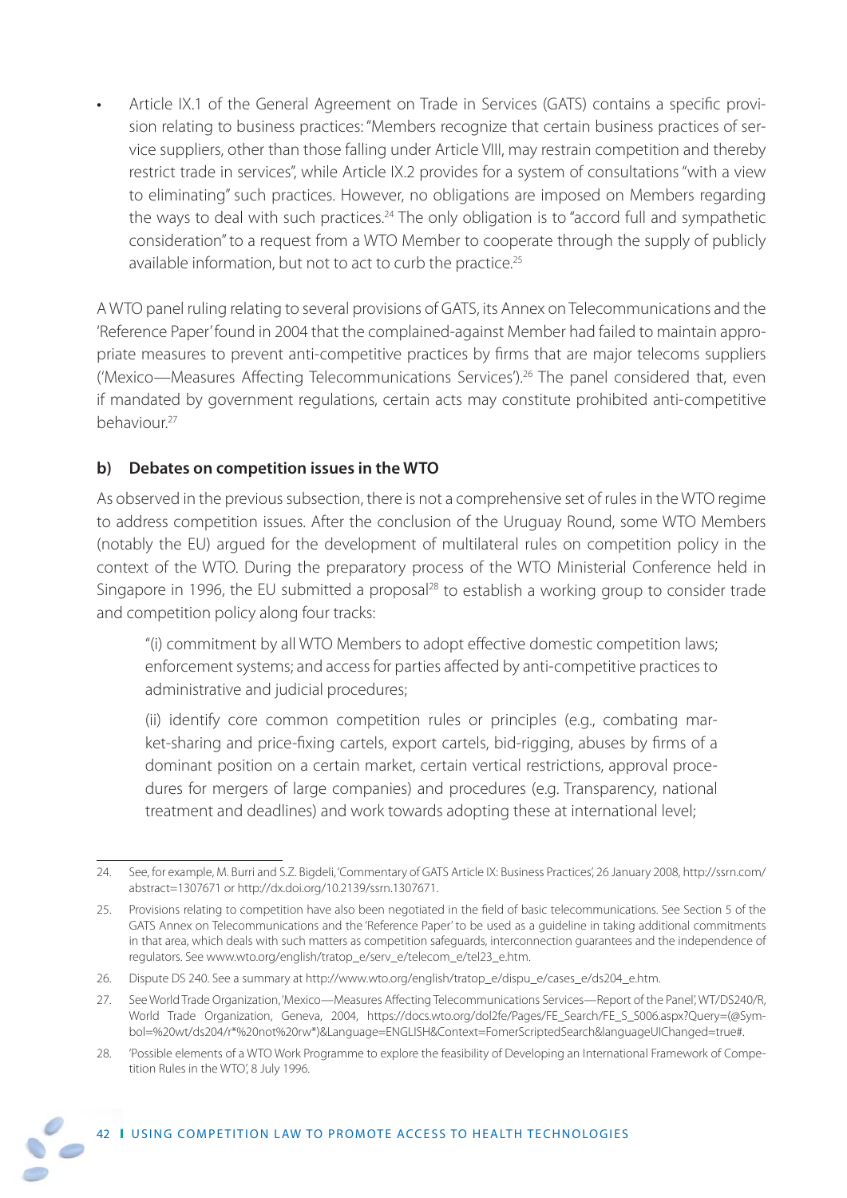- Article IX.1 of the General Agreement on Trade in Services (GATS) contains a specific provision relating to business practices: "Members recognize that certain business practices of service suppliers, other than those falling under Article VIII, may restrain competition and thereby restrict trade in services", while Article IX.2 provides for a system of consultations "with a view to eliminating" such practices. However, no obligations are imposed on Members regarding the ways to deal with such practices.[24] The only obligation is to "accord full and sympathetic consideration" to a request from a WTO Member to cooperate through the supply of publicly available information, but not to act to curb the practice.[25]

A WTO panel ruling relating to several provisions of GATS, its Annex on Telecommunications and the 'Reference Paper' found in 2004 that the complained-against Member had failed to maintain appropriate measures to prevent anti-competitive practices by firms that are major telecoms suppliers ('Mexico—Measures Affecting Telecommunications Services').[26] The panel considered that, even if mandated by government regulations, certain acts may constitute prohibited anti-competitive behaviour.[27]

### b) Debates on competition issues in the WTO

As observed in the previous subsection, there is not a comprehensive set of rules in the WTO regime to address competition issues. After the conclusion of the Uruguay Round, some WTO Members (notably the EU) argued for the development of multilateral rules on competition policy in the context of the WTO. During the preparatory process of the WTO Ministerial Conference held in Singapore in 1996, the EU submitted a proposal[28] to establish a working group to consider trade and competition policy along four tracks:

> "(i) commitment by all WTO Members to adopt effective domestic competition laws; enforcement systems; and access for parties affected by anti-competitive practices to administrative and judicial procedures;
>
> (ii) identify core common competition rules or principles (e.g., combating market-sharing and price-fixing cartels, export cartels, bid-rigging, abuses by firms of a dominant position on a certain market, certain vertical restrictions, approval procedures for mergers of large companies) and procedures (e.g. Transparency, national treatment and deadlines) and work towards adopting these at international level;

---

24. See, for example, M. Burri and S.Z. Bigdeli, 'Commentary of GATS Article IX: Business Practices', 26 January 2008, http://ssrn.com/abstract=1307671 or http://dx.doi.org/10.2139/ssrn.1307671.

25. Provisions relating to competition have also been negotiated in the field of basic telecommunications. See Section 5 of the GATS Annex on Telecommunications and the 'Reference Paper' to be used as a guideline in taking additional commitments in that area, which deals with such matters as competition safeguards, interconnection guarantees and the independence of regulators. See www.wto.org/english/tratop_e/serv_e/telecom_e/tel23_e.htm.

26. Dispute DS 240. See a summary at http://www.wto.org/english/tratop_e/dispu_e/cases_e/ds204_e.htm.

27. See World Trade Organization, 'Mexico—Measures Affecting Telecommunications Services—Report of the Panel', WT/DS240/R, World Trade Organization, Geneva, 2004, https://docs.wto.org/dol2fe/Pages/FE_Search/FE_S_S006.aspx?Query=(@Symbol=%20wt/ds204/r*%20not%20rw*)&Language=ENGLISH&Context=FomerScriptedSearch&languageUIChanged=true#.

28. 'Possible elements of a WTO Work Programme to explore the feasibility of Developing an International Framework of Competition Rules in the WTO', 8 July 1996.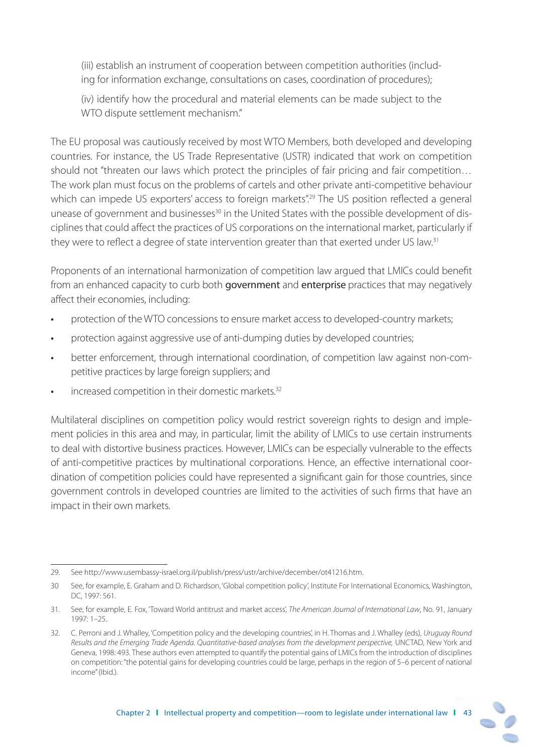(iii) establish an instrument of cooperation between competition authorities (including for information exchange, consultations on cases, coordination of procedures);

(iv) identify how the procedural and material elements can be made subject to the WTO dispute settlement mechanism."

The EU proposal was cautiously received by most WTO Members, both developed and developing countries. For instance, the US Trade Representative (USTR) indicated that work on competition should not "threaten our laws which protect the principles of fair pricing and fair competition… The work plan must focus on the problems of cartels and other private anti-competitive behaviour which can impede US exporters' access to foreign markets".[29] The US position reflected a general unease of government and businesses[30] in the United States with the possible development of disciplines that could affect the practices of US corporations on the international market, particularly if they were to reflect a degree of state intervention greater than that exerted under US law.[31]

Proponents of an international harmonization of competition law argued that LMICs could benefit from an enhanced capacity to curb both **government** and **enterprise** practices that may negatively affect their economies, including:

- protection of the WTO concessions to ensure market access to developed-country markets;
- protection against aggressive use of anti-dumping duties by developed countries;
- better enforcement, through international coordination, of competition law against non-competitive practices by large foreign suppliers; and
- increased competition in their domestic markets.[32]

Multilateral disciplines on competition policy would restrict sovereign rights to design and implement policies in this area and may, in particular, limit the ability of LMICs to use certain instruments to deal with distortive business practices. However, LMICs can be especially vulnerable to the effects of anti-competitive practices by multinational corporations. Hence, an effective international coordination of competition policies could have represented a significant gain for those countries, since government controls in developed countries are limited to the activities of such firms that have an impact in their own markets.

---

29. See http://www.usembassy-israel.org.il/publish/press/ustr/archive/december/ot41216.htm.

30 See, for example, E. Graham and D. Richardson, 'Global competition policy', Institute For International Economics, Washington, DC, 1997: 561.

31. See, for example, E. Fox, 'Toward World antitrust and market access', *The American Journal of International Law*, No. 91, January 1997: 1–25.

32. C. Perroni and J. Whalley, 'Competition policy and the developing countries', in H. Thomas and J. Whalley (eds), *Uruguay Round Results and the Emerging Trade Agenda. Quantitative-based analyses from the development perspective,* UNCTAD, New York and Geneva, 1998: 493. These authors even attempted to quantify the potential gains of LMICs from the introduction of disciplines on competition: "the potential gains for developing countries could be large, perhaps in the region of 5–6 percent of national income" (Ibid.).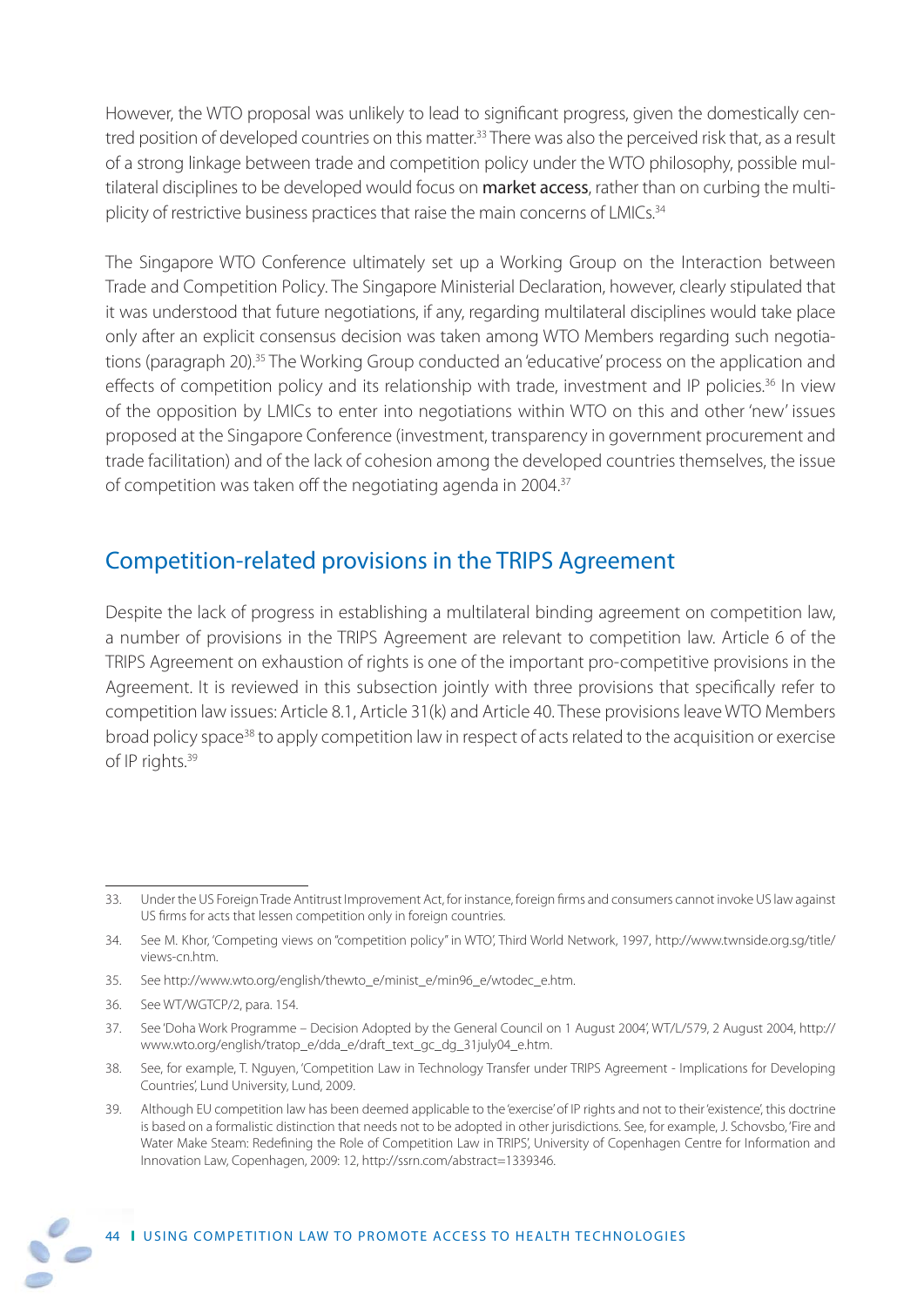However, the WTO proposal was unlikely to lead to significant progress, given the domestically centred position of developed countries on this matter.[33] There was also the perceived risk that, as a result of a strong linkage between trade and competition policy under the WTO philosophy, possible multilateral disciplines to be developed would focus on **market access**, rather than on curbing the multiplicity of restrictive business practices that raise the main concerns of LMICs.[34]

The Singapore WTO Conference ultimately set up a Working Group on the Interaction between Trade and Competition Policy. The Singapore Ministerial Declaration, however, clearly stipulated that it was understood that future negotiations, if any, regarding multilateral disciplines would take place only after an explicit consensus decision was taken among WTO Members regarding such negotiations (paragraph 20).[35] The Working Group conducted an 'educative' process on the application and effects of competition policy and its relationship with trade, investment and IP policies.[36] In view of the opposition by LMICs to enter into negotiations within WTO on this and other 'new' issues proposed at the Singapore Conference (investment, transparency in government procurement and trade facilitation) and of the lack of cohesion among the developed countries themselves, the issue of competition was taken off the negotiating agenda in 2004.[37]

## Competition-related provisions in the TRIPS Agreement

Despite the lack of progress in establishing a multilateral binding agreement on competition law, a number of provisions in the TRIPS Agreement are relevant to competition law. Article 6 of the TRIPS Agreement on exhaustion of rights is one of the important pro-competitive provisions in the Agreement. It is reviewed in this subsection jointly with three provisions that specifically refer to competition law issues: Article 8.1, Article 31(k) and Article 40. These provisions leave WTO Members broad policy space[38] to apply competition law in respect of acts related to the acquisition or exercise of IP rights.[39]

---

33. Under the US Foreign Trade Antitrust Improvement Act, for instance, foreign firms and consumers cannot invoke US law against US firms for acts that lessen competition only in foreign countries.

34. See M. Khor, 'Competing views on "competition policy" in WTO', Third World Network, 1997, http://www.twnside.org.sg/title/views-cn.htm.

35. See http://www.wto.org/english/thewto_e/minist_e/min96_e/wtodec_e.htm.

36. See WT/WGTCP/2, para. 154.

37. See 'Doha Work Programme – Decision Adopted by the General Council on 1 August 2004', WT/L/579, 2 August 2004, http://www.wto.org/english/tratop_e/dda_e/draft_text_gc_dg_31july04_e.htm.

38. See, for example, T. Nguyen, 'Competition Law in Technology Transfer under TRIPS Agreement - Implications for Developing Countries', Lund University, Lund, 2009.

39. Although EU competition law has been deemed applicable to the 'exercise' of IP rights and not to their 'existence', this doctrine is based on a formalistic distinction that needs not to be adopted in other jurisdictions. See, for example, J. Schovsbo, 'Fire and Water Make Steam: Redefining the Role of Competition Law in TRIPS', University of Copenhagen Centre for Information and Innovation Law, Copenhagen, 2009: 12, http://ssrn.com/abstract=1339346.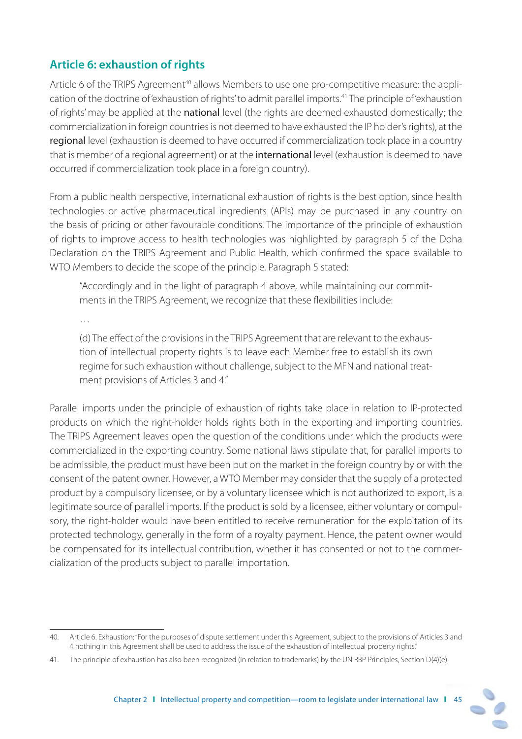## Article 6: exhaustion of rights

Article 6 of the TRIPS Agreement[40] allows Members to use one pro-competitive measure: the application of the doctrine of 'exhaustion of rights' to admit parallel imports.[41] The principle of 'exhaustion of rights' may be applied at the **national** level (the rights are deemed exhausted domestically; the commercialization in foreign countries is not deemed to have exhausted the IP holder's rights), at the **regional** level (exhaustion is deemed to have occurred if commercialization took place in a country that is member of a regional agreement) or at the **international** level (exhaustion is deemed to have occurred if commercialization took place in a foreign country).

From a public health perspective, international exhaustion of rights is the best option, since health technologies or active pharmaceutical ingredients (APIs) may be purchased in any country on the basis of pricing or other favourable conditions. The importance of the principle of exhaustion of rights to improve access to health technologies was highlighted by paragraph 5 of the Doha Declaration on the TRIPS Agreement and Public Health, which confirmed the space available to WTO Members to decide the scope of the principle. Paragraph 5 stated:

> "Accordingly and in the light of paragraph 4 above, while maintaining our commitments in the TRIPS Agreement, we recognize that these flexibilities include:
>
> …
>
> (d) The effect of the provisions in the TRIPS Agreement that are relevant to the exhaustion of intellectual property rights is to leave each Member free to establish its own regime for such exhaustion without challenge, subject to the MFN and national treatment provisions of Articles 3 and 4."

Parallel imports under the principle of exhaustion of rights take place in relation to IP-protected products on which the right-holder holds rights both in the exporting and importing countries. The TRIPS Agreement leaves open the question of the conditions under which the products were commercialized in the exporting country. Some national laws stipulate that, for parallel imports to be admissible, the product must have been put on the market in the foreign country by or with the consent of the patent owner. However, a WTO Member may consider that the supply of a protected product by a compulsory licensee, or by a voluntary licensee which is not authorized to export, is a legitimate source of parallel imports. If the product is sold by a licensee, either voluntary or compulsory, the right-holder would have been entitled to receive remuneration for the exploitation of its protected technology, generally in the form of a royalty payment. Hence, the patent owner would be compensated for its intellectual contribution, whether it has consented or not to the commercialization of the products subject to parallel importation.

---

40. Article 6. Exhaustion: "For the purposes of dispute settlement under this Agreement, subject to the provisions of Articles 3 and 4 nothing in this Agreement shall be used to address the issue of the exhaustion of intellectual property rights."

41. The principle of exhaustion has also been recognized (in relation to trademarks) by the UN RBP Principles, Section D(4)(e).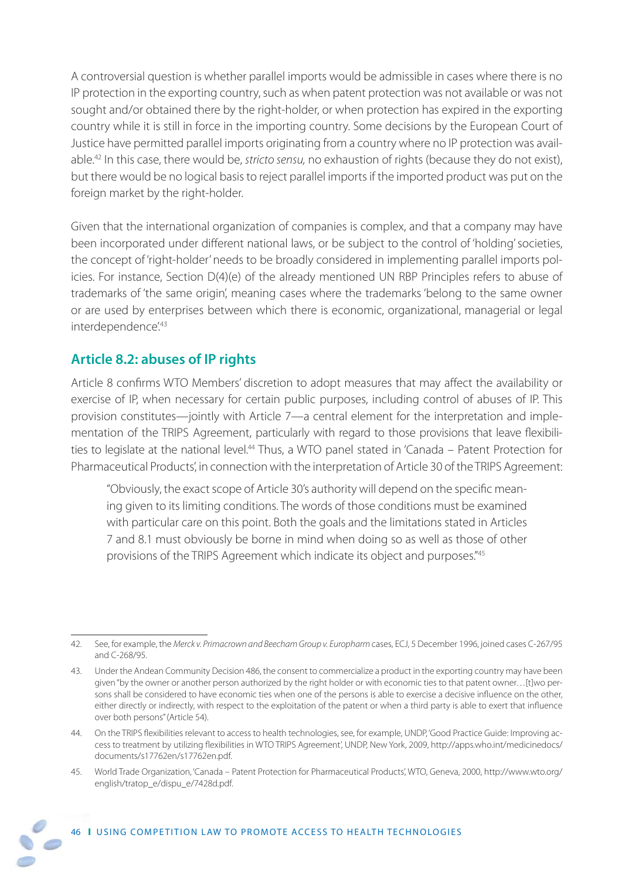A controversial question is whether parallel imports would be admissible in cases where there is no IP protection in the exporting country, such as when patent protection was not available or was not sought and/or obtained there by the right-holder, or when protection has expired in the exporting country while it is still in force in the importing country. Some decisions by the European Court of Justice have permitted parallel imports originating from a country where no IP protection was available.[42] In this case, there would be, *stricto sensu,* no exhaustion of rights (because they do not exist), but there would be no logical basis to reject parallel imports if the imported product was put on the foreign market by the right-holder.

Given that the international organization of companies is complex, and that a company may have been incorporated under different national laws, or be subject to the control of 'holding' societies, the concept of 'right-holder' needs to be broadly considered in implementing parallel imports policies. For instance, Section D(4)(e) of the already mentioned UN RBP Principles refers to abuse of trademarks of 'the same origin', meaning cases where the trademarks 'belong to the same owner or are used by enterprises between which there is economic, organizational, managerial or legal interdependence'.[43]

## Article 8.2: abuses of IP rights

Article 8 confirms WTO Members' discretion to adopt measures that may affect the availability or exercise of IP, when necessary for certain public purposes, including control of abuses of IP. This provision constitutes—jointly with Article 7—a central element for the interpretation and implementation of the TRIPS Agreement, particularly with regard to those provisions that leave flexibilities to legislate at the national level.[44] Thus, a WTO panel stated in 'Canada – Patent Protection for Pharmaceutical Products', in connection with the interpretation of Article 30 of the TRIPS Agreement:

> "Obviously, the exact scope of Article 30's authority will depend on the specific meaning given to its limiting conditions. The words of those conditions must be examined with particular care on this point. Both the goals and the limitations stated in Articles 7 and 8.1 must obviously be borne in mind when doing so as well as those of other provisions of the TRIPS Agreement which indicate its object and purposes."[45]

---

42. See, for example, the *Merck v. Primacrown and Beecham Group v. Europharm* cases, ECJ, 5 December 1996, joined cases C-267/95 and C-268/95.

43. Under the Andean Community Decision 486, the consent to commercialize a product in the exporting country may have been given "by the owner or another person authorized by the right holder or with economic ties to that patent owner…[t]wo persons shall be considered to have economic ties when one of the persons is able to exercise a decisive influence on the other, either directly or indirectly, with respect to the exploitation of the patent or when a third party is able to exert that influence over both persons" (Article 54).

44. On the TRIPS flexibilities relevant to access to health technologies, see, for example, UNDP, 'Good Practice Guide: Improving access to treatment by utilizing flexibilities in WTO TRIPS Agreement', UNDP, New York, 2009, http://apps.who.int/medicinedocs/documents/s17762en/s17762en.pdf.

45. World Trade Organization, 'Canada – Patent Protection for Pharmaceutical Products', WTO, Geneva, 2000, http://www.wto.org/english/tratop_e/dispu_e/7428d.pdf.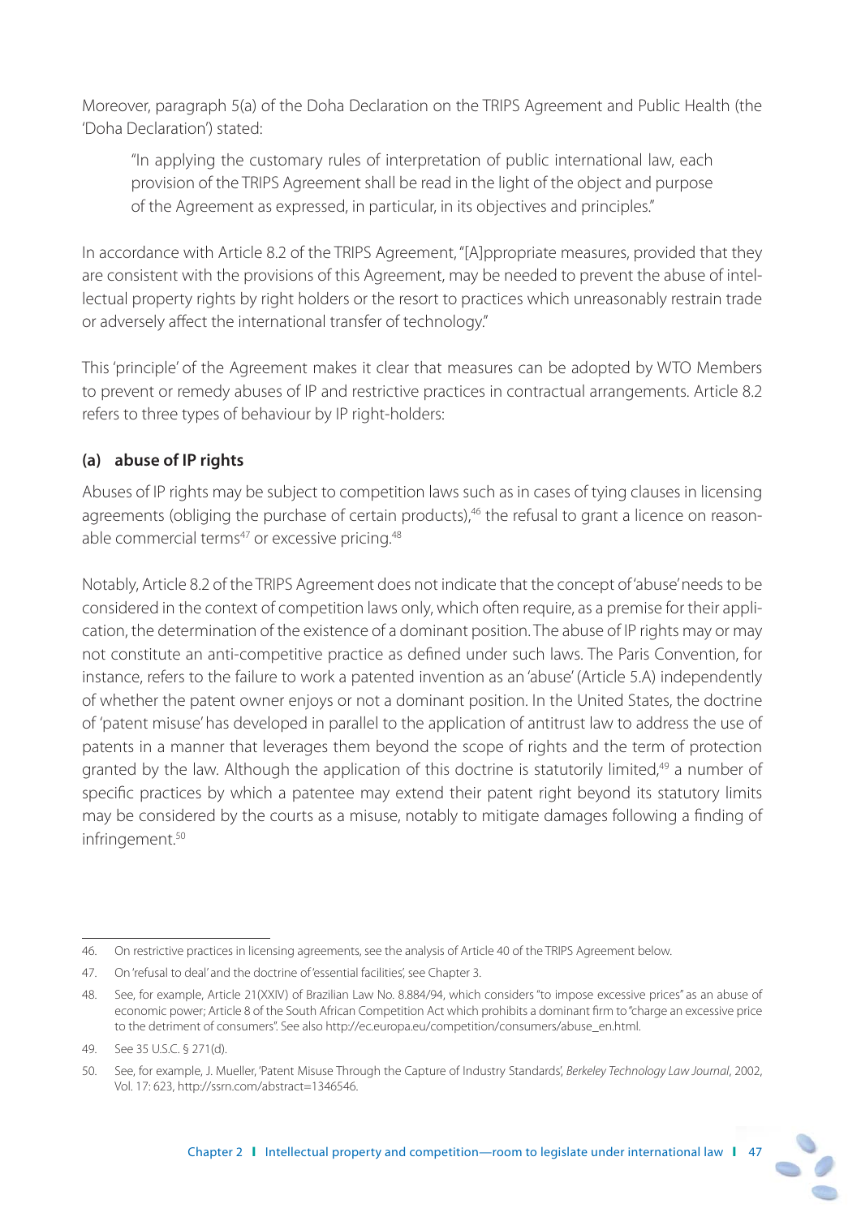Moreover, paragraph 5(a) of the Doha Declaration on the TRIPS Agreement and Public Health (the 'Doha Declaration') stated:

> "In applying the customary rules of interpretation of public international law, each provision of the TRIPS Agreement shall be read in the light of the object and purpose of the Agreement as expressed, in particular, in its objectives and principles."

In accordance with Article 8.2 of the TRIPS Agreement, "[A]ppropriate measures, provided that they are consistent with the provisions of this Agreement, may be needed to prevent the abuse of intellectual property rights by right holders or the resort to practices which unreasonably restrain trade or adversely affect the international transfer of technology."

This 'principle' of the Agreement makes it clear that measures can be adopted by WTO Members to prevent or remedy abuses of IP and restrictive practices in contractual arrangements. Article 8.2 refers to three types of behaviour by IP right-holders:

**(a) abuse of IP rights**

Abuses of IP rights may be subject to competition laws such as in cases of tying clauses in licensing agreements (obliging the purchase of certain products),[46] the refusal to grant a licence on reasonable commercial terms[47] or excessive pricing.[48]

Notably, Article 8.2 of the TRIPS Agreement does not indicate that the concept of 'abuse' needs to be considered in the context of competition laws only, which often require, as a premise for their application, the determination of the existence of a dominant position. The abuse of IP rights may or may not constitute an anti-competitive practice as defined under such laws. The Paris Convention, for instance, refers to the failure to work a patented invention as an 'abuse' (Article 5.A) independently of whether the patent owner enjoys or not a dominant position. In the United States, the doctrine of 'patent misuse' has developed in parallel to the application of antitrust law to address the use of patents in a manner that leverages them beyond the scope of rights and the term of protection granted by the law. Although the application of this doctrine is statutorily limited,[49] a number of specific practices by which a patentee may extend their patent right beyond its statutory limits may be considered by the courts as a misuse, notably to mitigate damages following a finding of infringement.[50]

---

46. On restrictive practices in licensing agreements, see the analysis of Article 40 of the TRIPS Agreement below.

47. On 'refusal to deal' and the doctrine of 'essential facilities', see Chapter 3.

48. See, for example, Article 21(XXIV) of Brazilian Law No. 8.884/94, which considers "to impose excessive prices" as an abuse of economic power; Article 8 of the South African Competition Act which prohibits a dominant firm to "charge an excessive price to the detriment of consumers". See also http://ec.europa.eu/competition/consumers/abuse_en.html.

49. See 35 U.S.C. § 271(d).

50. See, for example, J. Mueller, 'Patent Misuse Through the Capture of Industry Standards', *Berkeley Technology Law Journal*, 2002, Vol. 17: 623, http://ssrn.com/abstract=1346546.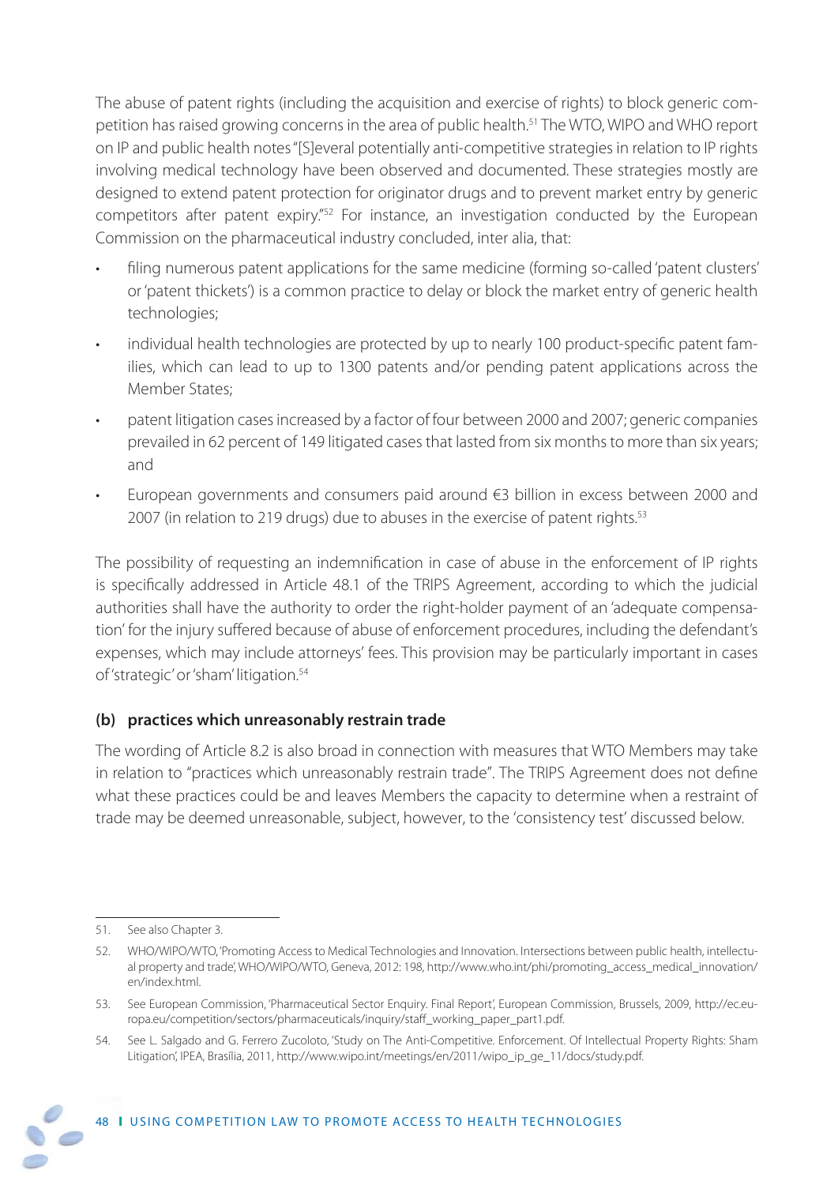The abuse of patent rights (including the acquisition and exercise of rights) to block generic competition has raised growing concerns in the area of public health.[51] The WTO, WIPO and WHO report on IP and public health notes "[S]everal potentially anti-competitive strategies in relation to IP rights involving medical technology have been observed and documented. These strategies mostly are designed to extend patent protection for originator drugs and to prevent market entry by generic competitors after patent expiry."[52] For instance, an investigation conducted by the European Commission on the pharmaceutical industry concluded, inter alia, that:

- filing numerous patent applications for the same medicine (forming so-called 'patent clusters' or 'patent thickets') is a common practice to delay or block the market entry of generic health technologies;
- individual health technologies are protected by up to nearly 100 product-specific patent families, which can lead to up to 1300 patents and/or pending patent applications across the Member States;
- patent litigation cases increased by a factor of four between 2000 and 2007; generic companies prevailed in 62 percent of 149 litigated cases that lasted from six months to more than six years; and
- European governments and consumers paid around €3 billion in excess between 2000 and 2007 (in relation to 219 drugs) due to abuses in the exercise of patent rights.[53]

The possibility of requesting an indemnification in case of abuse in the enforcement of IP rights is specifically addressed in Article 48.1 of the TRIPS Agreement, according to which the judicial authorities shall have the authority to order the right-holder payment of an 'adequate compensation' for the injury suffered because of abuse of enforcement procedures, including the defendant's expenses, which may include attorneys' fees. This provision may be particularly important in cases of 'strategic' or 'sham' litigation.[54]

#### (b) practices which unreasonably restrain trade

The wording of Article 8.2 is also broad in connection with measures that WTO Members may take in relation to "practices which unreasonably restrain trade". The TRIPS Agreement does not define what these practices could be and leaves Members the capacity to determine when a restraint of trade may be deemed unreasonable, subject, however, to the 'consistency test' discussed below.

---

51. See also Chapter 3.

52. WHO/WIPO/WTO, 'Promoting Access to Medical Technologies and Innovation. Intersections between public health, intellectual property and trade', WHO/WIPO/WTO, Geneva, 2012: 198, http://www.who.int/phi/promoting_access_medical_innovation/en/index.html.

53. See European Commission, 'Pharmaceutical Sector Enquiry. Final Report', European Commission, Brussels, 2009, http://ec.europa.eu/competition/sectors/pharmaceuticals/inquiry/staff_working_paper_part1.pdf.

54. See L. Salgado and G. Ferrero Zucoloto, 'Study on The Anti-Competitive. Enforcement. Of Intellectual Property Rights: Sham Litigation', IPEA, Brasília, 2011, http://www.wipo.int/meetings/en/2011/wipo_ip_ge_11/docs/study.pdf.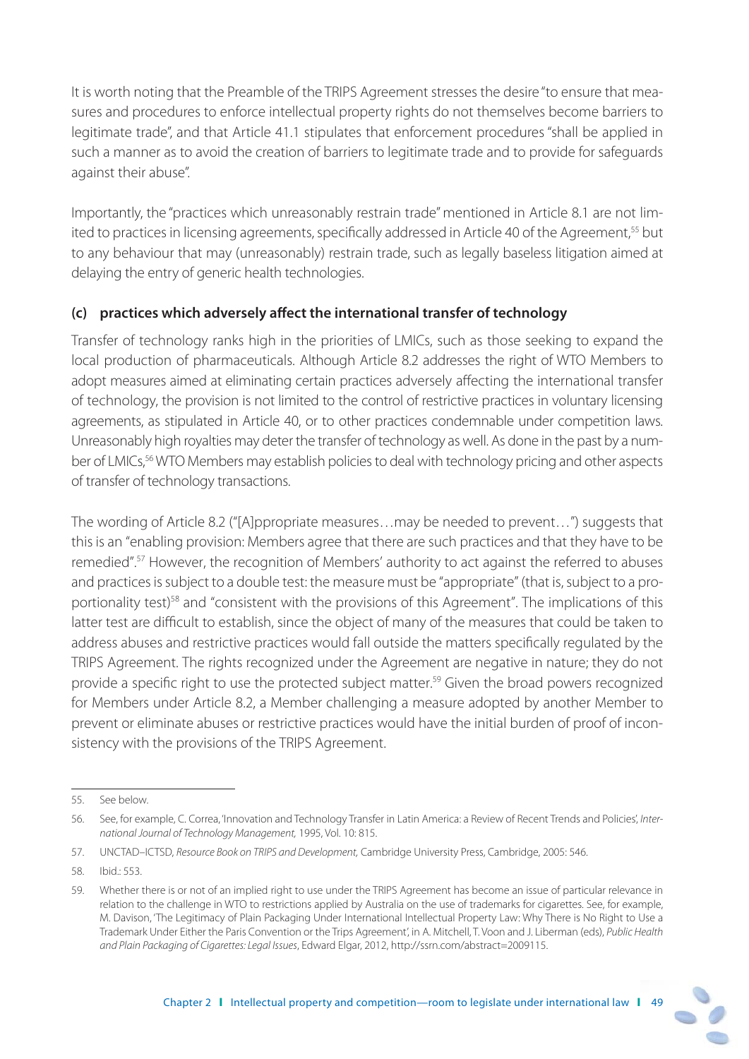It is worth noting that the Preamble of the TRIPS Agreement stresses the desire "to ensure that measures and procedures to enforce intellectual property rights do not themselves become barriers to legitimate trade", and that Article 41.1 stipulates that enforcement procedures "shall be applied in such a manner as to avoid the creation of barriers to legitimate trade and to provide for safeguards against their abuse".

Importantly, the "practices which unreasonably restrain trade" mentioned in Article 8.1 are not limited to practices in licensing agreements, specifically addressed in Article 40 of the Agreement,[55] but to any behaviour that may (unreasonably) restrain trade, such as legally baseless litigation aimed at delaying the entry of generic health technologies.

#### (c) practices which adversely affect the international transfer of technology

Transfer of technology ranks high in the priorities of LMICs, such as those seeking to expand the local production of pharmaceuticals. Although Article 8.2 addresses the right of WTO Members to adopt measures aimed at eliminating certain practices adversely affecting the international transfer of technology, the provision is not limited to the control of restrictive practices in voluntary licensing agreements, as stipulated in Article 40, or to other practices condemnable under competition laws. Unreasonably high royalties may deter the transfer of technology as well. As done in the past by a number of LMICs,[56] WTO Members may establish policies to deal with technology pricing and other aspects of transfer of technology transactions.

The wording of Article 8.2 ("[A]ppropriate measures…may be needed to prevent…") suggests that this is an "enabling provision: Members agree that there are such practices and that they have to be remedied".[57] However, the recognition of Members' authority to act against the referred to abuses and practices is subject to a double test: the measure must be "appropriate" (that is, subject to a proportionality test)[58] and "consistent with the provisions of this Agreement". The implications of this latter test are difficult to establish, since the object of many of the measures that could be taken to address abuses and restrictive practices would fall outside the matters specifically regulated by the TRIPS Agreement. The rights recognized under the Agreement are negative in nature; they do not provide a specific right to use the protected subject matter.[59] Given the broad powers recognized for Members under Article 8.2, a Member challenging a measure adopted by another Member to prevent or eliminate abuses or restrictive practices would have the initial burden of proof of inconsistency with the provisions of the TRIPS Agreement.

---

55. See below.

56. See, for example, C. Correa, 'Innovation and Technology Transfer in Latin America: a Review of Recent Trends and Policies', *International Journal of Technology Management,* 1995, Vol. 10: 815.

57. UNCTAD–ICTSD, *Resource Book on TRIPS and Development,* Cambridge University Press, Cambridge, 2005: 546.

58. Ibid.: 553.

59. Whether there is or not of an implied right to use under the TRIPS Agreement has become an issue of particular relevance in relation to the challenge in WTO to restrictions applied by Australia on the use of trademarks for cigarettes. See, for example, M. Davison, 'The Legitimacy of Plain Packaging Under International Intellectual Property Law: Why There is No Right to Use a Trademark Under Either the Paris Convention or the Trips Agreement', in A. Mitchell, T. Voon and J. Liberman (eds), *Public Health and Plain Packaging of Cigarettes: Legal Issues*, Edward Elgar, 2012, http://ssrn.com/abstract=2009115.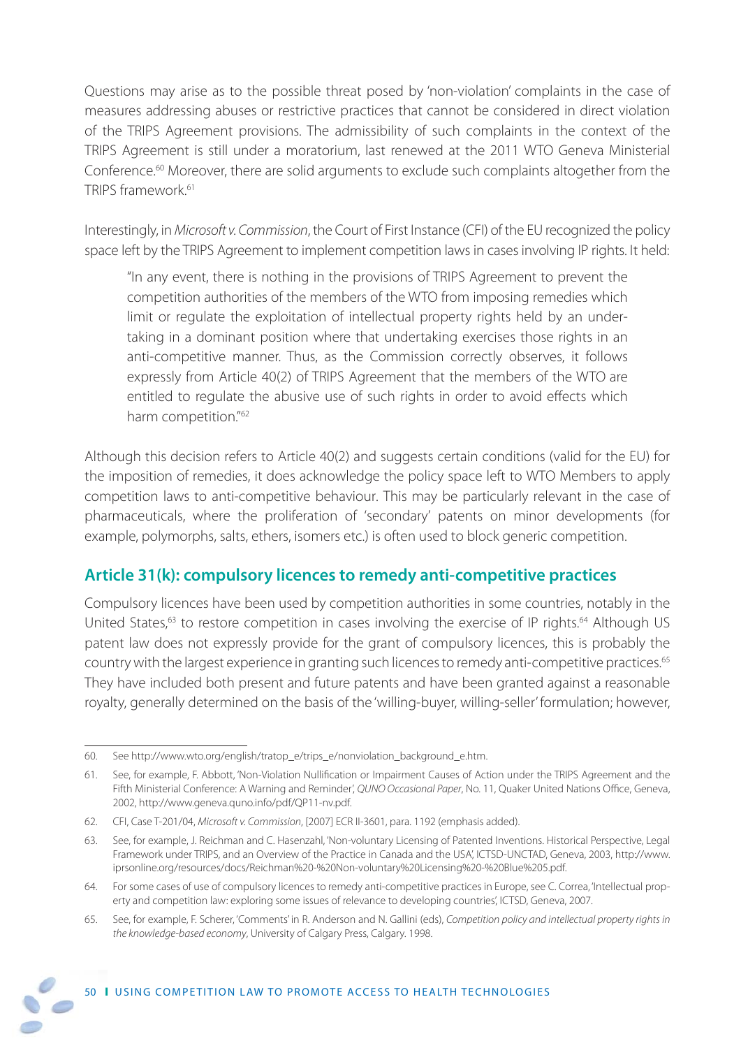Questions may arise as to the possible threat posed by 'non-violation' complaints in the case of measures addressing abuses or restrictive practices that cannot be considered in direct violation of the TRIPS Agreement provisions. The admissibility of such complaints in the context of the TRIPS Agreement is still under a moratorium, last renewed at the 2011 WTO Geneva Ministerial Conference.[60] Moreover, there are solid arguments to exclude such complaints altogether from the TRIPS framework.[61]

Interestingly, in *Microsoft v. Commission*, the Court of First Instance (CFI) of the EU recognized the policy space left by the TRIPS Agreement to implement competition laws in cases involving IP rights. It held:

> "In any event, there is nothing in the provisions of TRIPS Agreement to prevent the competition authorities of the members of the WTO from imposing remedies which limit or regulate the exploitation of intellectual property rights held by an undertaking in a dominant position where that undertaking exercises those rights in an anti-competitive manner. Thus, as the Commission correctly observes, it follows expressly from Article 40(2) of TRIPS Agreement that the members of the WTO are entitled to regulate the abusive use of such rights in order to avoid effects which harm competition."[62]

Although this decision refers to Article 40(2) and suggests certain conditions (valid for the EU) for the imposition of remedies, it does acknowledge the policy space left to WTO Members to apply competition laws to anti-competitive behaviour. This may be particularly relevant in the case of pharmaceuticals, where the proliferation of 'secondary' patents on minor developments (for example, polymorphs, salts, ethers, isomers etc.) is often used to block generic competition.

## Article 31(k): compulsory licences to remedy anti-competitive practices

Compulsory licences have been used by competition authorities in some countries, notably in the United States,[63] to restore competition in cases involving the exercise of IP rights.[64] Although US patent law does not expressly provide for the grant of compulsory licences, this is probably the country with the largest experience in granting such licences to remedy anti-competitive practices.[65] They have included both present and future patents and have been granted against a reasonable royalty, generally determined on the basis of the 'willing-buyer, willing-seller' formulation; however,

---

60. See http://www.wto.org/english/tratop_e/trips_e/nonviolation_background_e.htm.

61. See, for example, F. Abbott, 'Non-Violation Nullification or Impairment Causes of Action under the TRIPS Agreement and the Fifth Ministerial Conference: A Warning and Reminder', *QUNO Occasional Paper*, No. 11, Quaker United Nations Office, Geneva, 2002, http://www.geneva.quno.info/pdf/QP11-nv.pdf.

62. CFI, Case T-201/04, *Microsoft v. Commission*, [2007] ECR II-3601, para. 1192 (emphasis added).

63. See, for example, J. Reichman and C. Hasenzahl, 'Non-voluntary Licensing of Patented Inventions. Historical Perspective, Legal Framework under TRIPS, and an Overview of the Practice in Canada and the USA', ICTSD-UNCTAD, Geneva, 2003, http://www.iprsonline.org/resources/docs/Reichman%20-%20Non-voluntary%20Licensing%20-%20Blue%205.pdf.

64. For some cases of use of compulsory licences to remedy anti-competitive practices in Europe, see C. Correa, 'Intellectual property and competition law: exploring some issues of relevance to developing countries', ICTSD, Geneva, 2007.

65. See, for example, F. Scherer, 'Comments' in R. Anderson and N. Gallini (eds), *Competition policy and intellectual property rights in the knowledge-based economy*, University of Calgary Press, Calgary. 1998.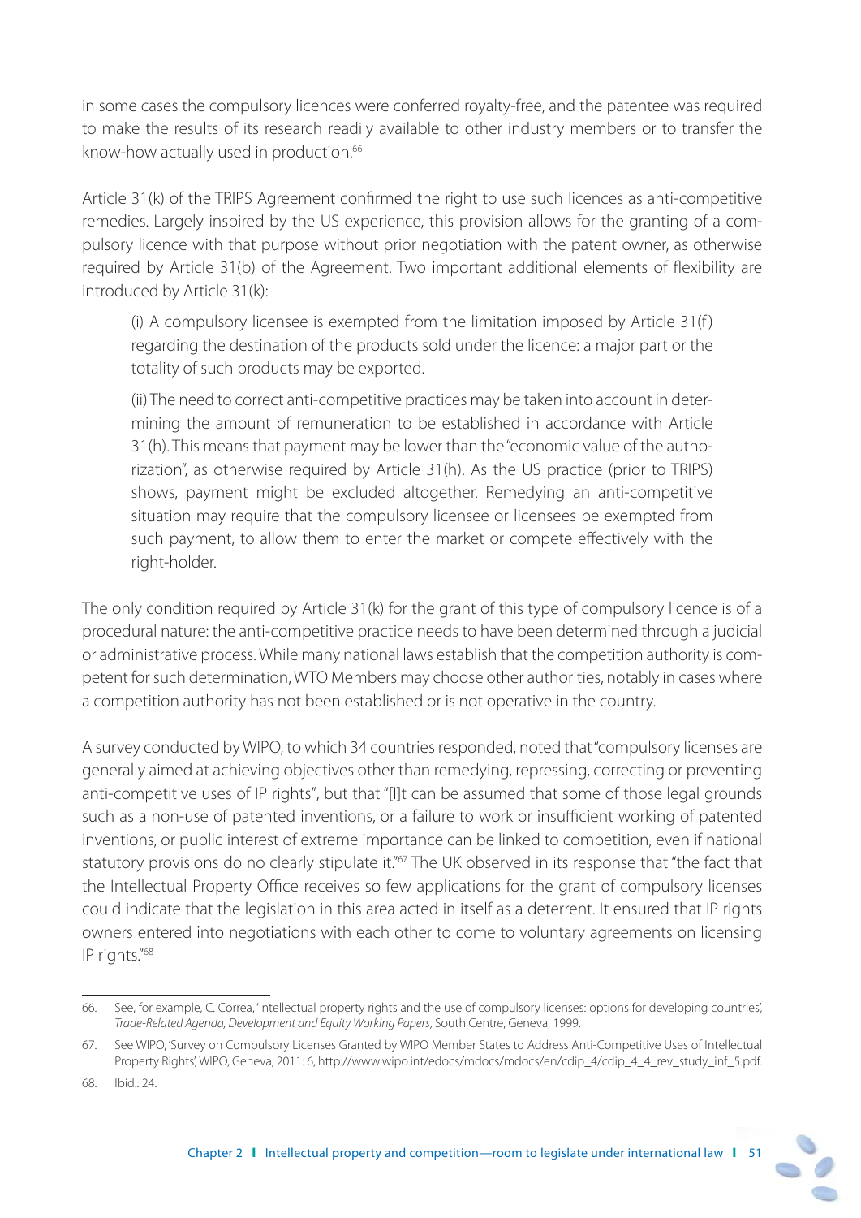in some cases the compulsory licences were conferred royalty-free, and the patentee was required to make the results of its research readily available to other industry members or to transfer the know-how actually used in production.[66]

Article 31(k) of the TRIPS Agreement confirmed the right to use such licences as anti-competitive remedies. Largely inspired by the US experience, this provision allows for the granting of a compulsory licence with that purpose without prior negotiation with the patent owner, as otherwise required by Article 31(b) of the Agreement. Two important additional elements of flexibility are introduced by Article 31(k):

> (i) A compulsory licensee is exempted from the limitation imposed by Article 31(f) regarding the destination of the products sold under the licence: a major part or the totality of such products may be exported.
>
> (ii) The need to correct anti-competitive practices may be taken into account in determining the amount of remuneration to be established in accordance with Article 31(h). This means that payment may be lower than the "economic value of the authorization", as otherwise required by Article 31(h). As the US practice (prior to TRIPS) shows, payment might be excluded altogether. Remedying an anti-competitive situation may require that the compulsory licensee or licensees be exempted from such payment, to allow them to enter the market or compete effectively with the right-holder.

The only condition required by Article 31(k) for the grant of this type of compulsory licence is of a procedural nature: the anti-competitive practice needs to have been determined through a judicial or administrative process. While many national laws establish that the competition authority is competent for such determination, WTO Members may choose other authorities, notably in cases where a competition authority has not been established or is not operative in the country.

A survey conducted by WIPO, to which 34 countries responded, noted that "compulsory licenses are generally aimed at achieving objectives other than remedying, repressing, correcting or preventing anti-competitive uses of IP rights", but that "[I]t can be assumed that some of those legal grounds such as a non-use of patented inventions, or a failure to work or insufficient working of patented inventions, or public interest of extreme importance can be linked to competition, even if national statutory provisions do no clearly stipulate it."[67] The UK observed in its response that "the fact that the Intellectual Property Office receives so few applications for the grant of compulsory licenses could indicate that the legislation in this area acted in itself as a deterrent. It ensured that IP rights owners entered into negotiations with each other to come to voluntary agreements on licensing IP rights."[68]

---

66. See, for example, C. Correa, 'Intellectual property rights and the use of compulsory licenses: options for developing countries', *Trade-Related Agenda, Development and Equity Working Papers*, South Centre, Geneva, 1999.

67. See WIPO, 'Survey on Compulsory Licenses Granted by WIPO Member States to Address Anti-Competitive Uses of Intellectual Property Rights', WIPO, Geneva, 2011: 6, http://www.wipo.int/edocs/mdocs/mdocs/en/cdip_4/cdip_4_4_rev_study_inf_5.pdf.

68. Ibid.: 24.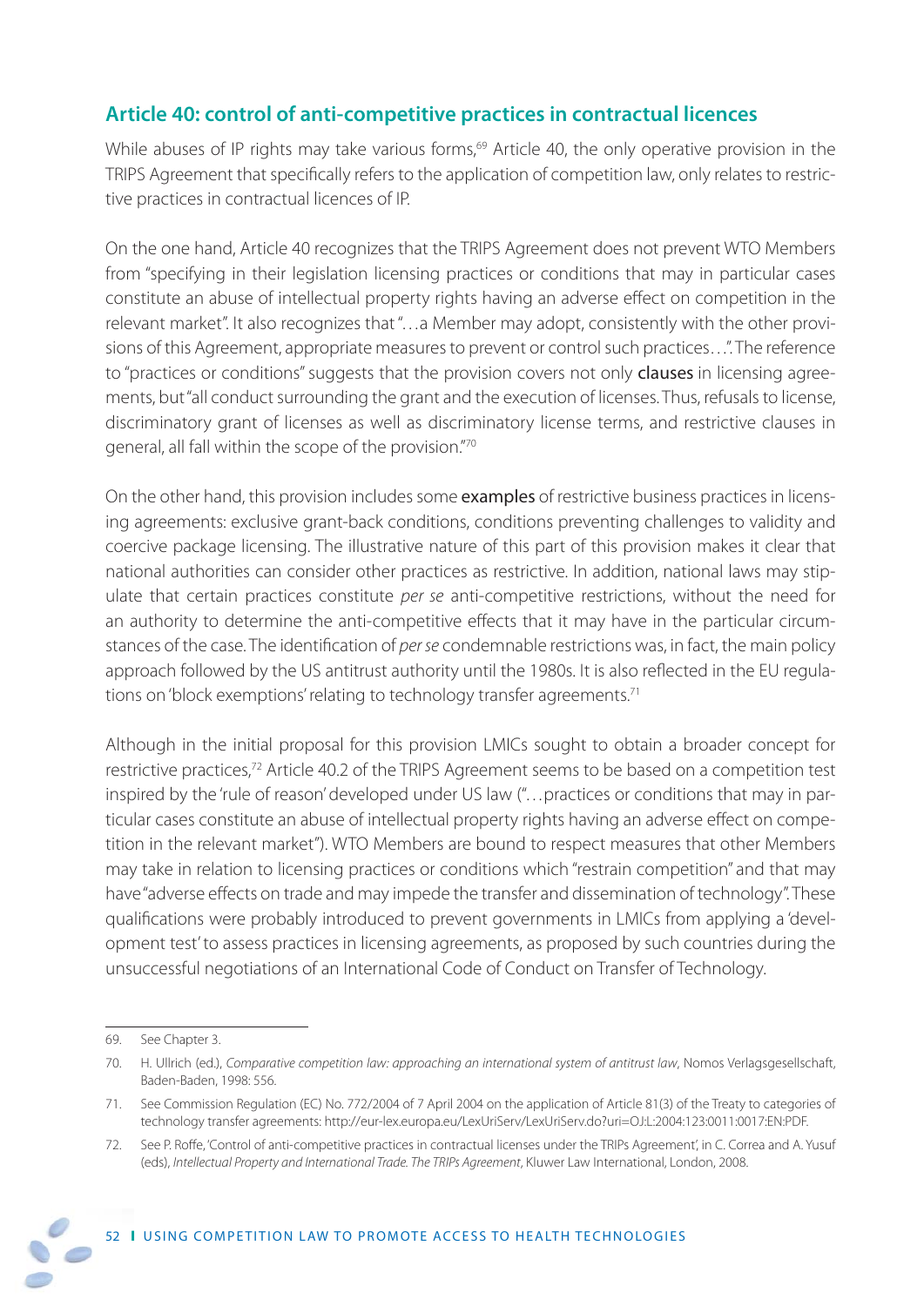## Article 40: control of anti-competitive practices in contractual licences

While abuses of IP rights may take various forms,[69] Article 40, the only operative provision in the TRIPS Agreement that specifically refers to the application of competition law, only relates to restrictive practices in contractual licences of IP.

On the one hand, Article 40 recognizes that the TRIPS Agreement does not prevent WTO Members from "specifying in their legislation licensing practices or conditions that may in particular cases constitute an abuse of intellectual property rights having an adverse effect on competition in the relevant market". It also recognizes that "…a Member may adopt, consistently with the other provisions of this Agreement, appropriate measures to prevent or control such practices….". The reference to "practices or conditions" suggests that the provision covers not only **clauses** in licensing agreements, but "all conduct surrounding the grant and the execution of licenses. Thus, refusals to license, discriminatory grant of licenses as well as discriminatory license terms, and restrictive clauses in general, all fall within the scope of the provision."[70]

On the other hand, this provision includes some **examples** of restrictive business practices in licensing agreements: exclusive grant-back conditions, conditions preventing challenges to validity and coercive package licensing. The illustrative nature of this part of this provision makes it clear that national authorities can consider other practices as restrictive. In addition, national laws may stipulate that certain practices constitute *per se* anti-competitive restrictions, without the need for an authority to determine the anti-competitive effects that it may have in the particular circumstances of the case. The identification of *per se* condemnable restrictions was, in fact, the main policy approach followed by the US antitrust authority until the 1980s. It is also reflected in the EU regulations on 'block exemptions' relating to technology transfer agreements.[71]

Although in the initial proposal for this provision LMICs sought to obtain a broader concept for restrictive practices,[72] Article 40.2 of the TRIPS Agreement seems to be based on a competition test inspired by the 'rule of reason' developed under US law ("…practices or conditions that may in particular cases constitute an abuse of intellectual property rights having an adverse effect on competition in the relevant market"). WTO Members are bound to respect measures that other Members may take in relation to licensing practices or conditions which "restrain competition" and that may have "adverse effects on trade and may impede the transfer and dissemination of technology". These qualifications were probably introduced to prevent governments in LMICs from applying a 'development test' to assess practices in licensing agreements, as proposed by such countries during the unsuccessful negotiations of an International Code of Conduct on Transfer of Technology.

---

69. See Chapter 3.

70. H. Ullrich (ed.), *Comparative competition law: approaching an international system of antitrust law*, Nomos Verlagsgesellschaft, Baden-Baden, 1998: 556.

71. See Commission Regulation (EC) No. 772/2004 of 7 April 2004 on the application of Article 81(3) of the Treaty to categories of technology transfer agreements: http://eur-lex.europa.eu/LexUriServ/LexUriServ.do?uri=OJ:L:2004:123:0011:0017:EN:PDF.

72. See P. Roffe, 'Control of anti-competitive practices in contractual licenses under the TRIPs Agreement', in C. Correa and A. Yusuf (eds), *Intellectual Property and International Trade. The TRIPs Agreement*, Kluwer Law International, London, 2008.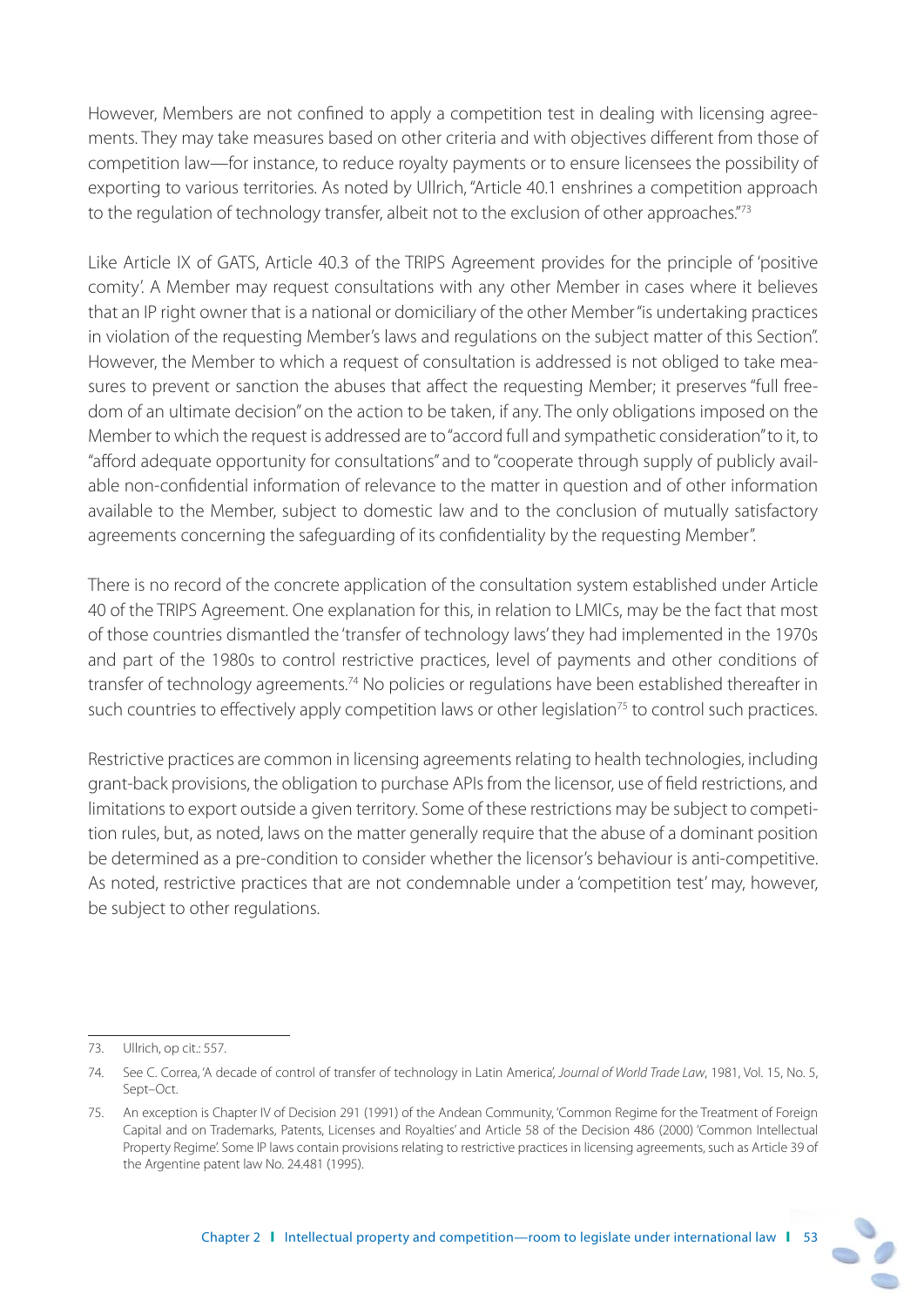However, Members are not confined to apply a competition test in dealing with licensing agreements. They may take measures based on other criteria and with objectives different from those of competition law—for instance, to reduce royalty payments or to ensure licensees the possibility of exporting to various territories. As noted by Ullrich, "Article 40.1 enshrines a competition approach to the regulation of technology transfer, albeit not to the exclusion of other approaches."[73]

Like Article IX of GATS, Article 40.3 of the TRIPS Agreement provides for the principle of 'positive comity'. A Member may request consultations with any other Member in cases where it believes that an IP right owner that is a national or domiciliary of the other Member "is undertaking practices in violation of the requesting Member's laws and regulations on the subject matter of this Section". However, the Member to which a request of consultation is addressed is not obliged to take measures to prevent or sanction the abuses that affect the requesting Member; it preserves "full freedom of an ultimate decision" on the action to be taken, if any. The only obligations imposed on the Member to which the request is addressed are to "accord full and sympathetic consideration" to it, to "afford adequate opportunity for consultations" and to "cooperate through supply of publicly available non-confidential information of relevance to the matter in question and of other information available to the Member, subject to domestic law and to the conclusion of mutually satisfactory agreements concerning the safeguarding of its confidentiality by the requesting Member".

There is no record of the concrete application of the consultation system established under Article 40 of the TRIPS Agreement. One explanation for this, in relation to LMICs, may be the fact that most of those countries dismantled the 'transfer of technology laws' they had implemented in the 1970s and part of the 1980s to control restrictive practices, level of payments and other conditions of transfer of technology agreements.[74] No policies or regulations have been established thereafter in such countries to effectively apply competition laws or other legislation[75] to control such practices.

Restrictive practices are common in licensing agreements relating to health technologies, including grant-back provisions, the obligation to purchase APIs from the licensor, use of field restrictions, and limitations to export outside a given territory. Some of these restrictions may be subject to competition rules, but, as noted, laws on the matter generally require that the abuse of a dominant position be determined as a pre-condition to consider whether the licensor's behaviour is anti-competitive. As noted, restrictive practices that are not condemnable under a 'competition test' may, however, be subject to other regulations.

---

73. Ullrich, op cit.: 557.

74. See C. Correa, 'A decade of control of transfer of technology in Latin America', *Journal of World Trade Law*, 1981, Vol. 15, No. 5, Sept–Oct.

75. An exception is Chapter IV of Decision 291 (1991) of the Andean Community, 'Common Regime for the Treatment of Foreign Capital and on Trademarks, Patents, Licenses and Royalties' and Article 58 of the Decision 486 (2000) 'Common Intellectual Property Regime'. Some IP laws contain provisions relating to restrictive practices in licensing agreements, such as Article 39 of the Argentine patent law No. 24.481 (1995).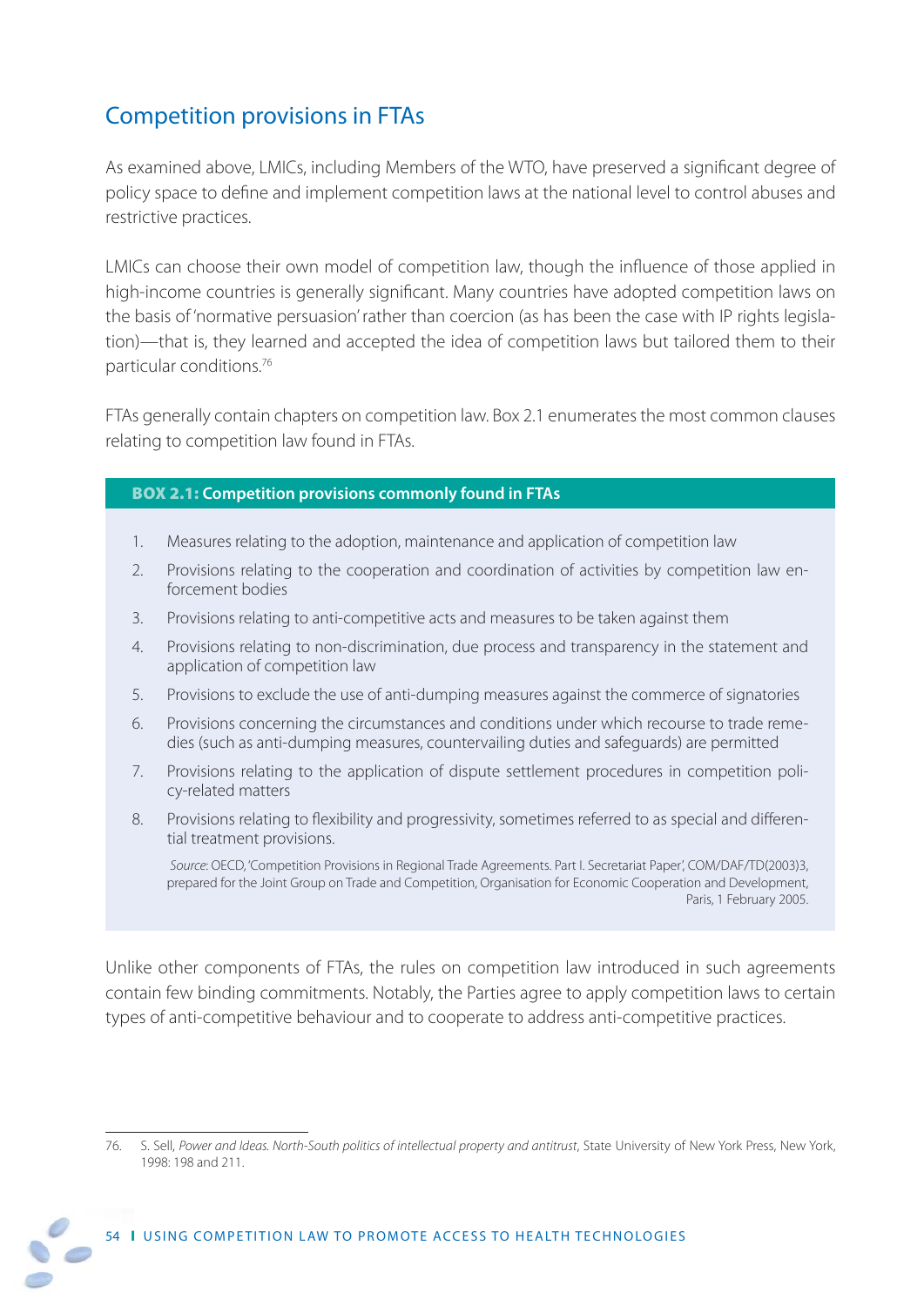## Competition provisions in FTAs

As examined above, LMICs, including Members of the WTO, have preserved a significant degree of policy space to define and implement competition laws at the national level to control abuses and restrictive practices.

LMICs can choose their own model of competition law, though the influence of those applied in high-income countries is generally significant. Many countries have adopted competition laws on the basis of 'normative persuasion' rather than coercion (as has been the case with IP rights legislation)—that is, they learned and accepted the idea of competition laws but tailored them to their particular conditions.[76]

FTAs generally contain chapters on competition law. Box 2.1 enumerates the most common clauses relating to competition law found in FTAs.

**BOX 2.1: Competition provisions commonly found in FTAs**

1. Measures relating to the adoption, maintenance and application of competition law
2. Provisions relating to the cooperation and coordination of activities by competition law enforcement bodies
3. Provisions relating to anti-competitive acts and measures to be taken against them
4. Provisions relating to non-discrimination, due process and transparency in the statement and application of competition law
5. Provisions to exclude the use of anti-dumping measures against the commerce of signatories
6. Provisions concerning the circumstances and conditions under which recourse to trade remedies (such as anti-dumping measures, countervailing duties and safeguards) are permitted
7. Provisions relating to the application of dispute settlement procedures in competition policy-related matters
8. Provisions relating to flexibility and progressivity, sometimes referred to as special and differential treatment provisions.

*Source*: OECD, 'Competition Provisions in Regional Trade Agreements. Part I. Secretariat Paper', COM/DAF/TD(2003)3, prepared for the Joint Group on Trade and Competition, Organisation for Economic Cooperation and Development, Paris, 1 February 2005.

Unlike other components of FTAs, the rules on competition law introduced in such agreements contain few binding commitments. Notably, the Parties agree to apply competition laws to certain types of anti-competitive behaviour and to cooperate to address anti-competitive practices.

---

76. S. Sell, *Power and Ideas. North-South politics of intellectual property and antitrust*, State University of New York Press, New York, 1998: 198 and 211.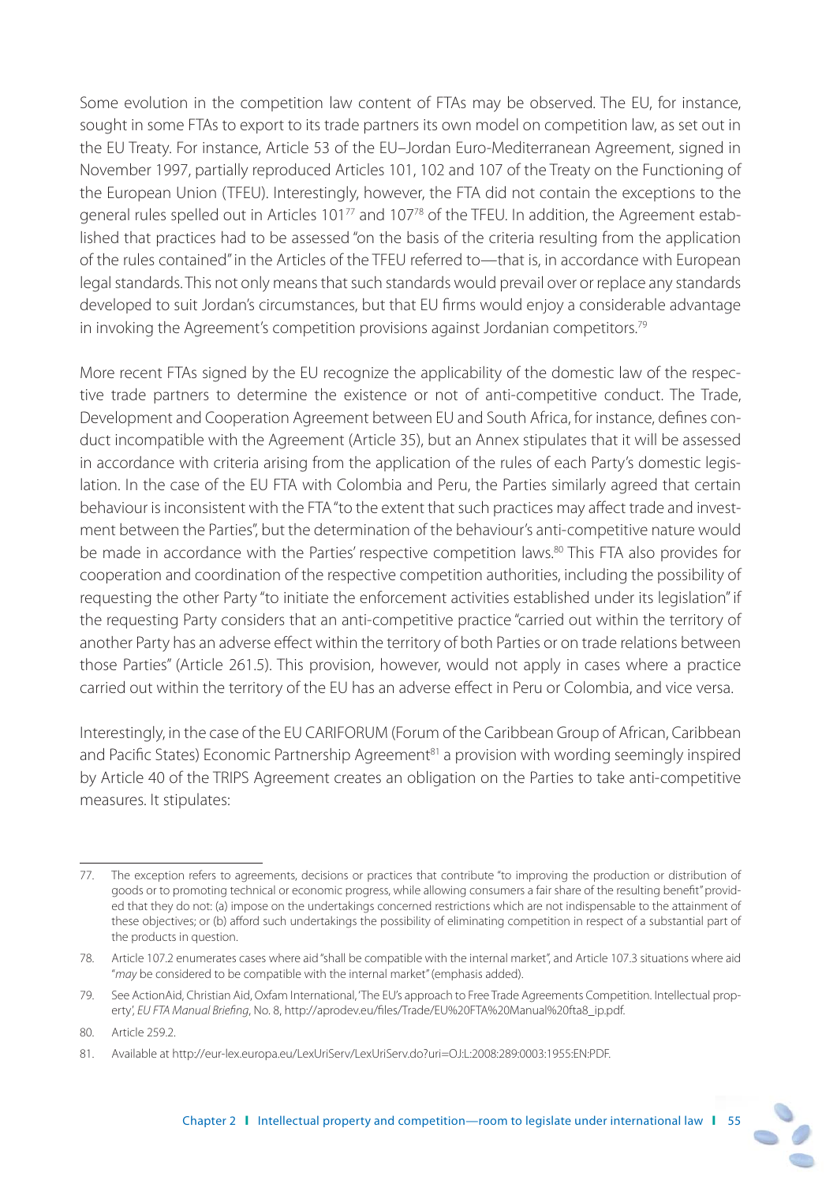Some evolution in the competition law content of FTAs may be observed. The EU, for instance, sought in some FTAs to export to its trade partners its own model on competition law, as set out in the EU Treaty. For instance, Article 53 of the EU–Jordan Euro-Mediterranean Agreement, signed in November 1997, partially reproduced Articles 101, 102 and 107 of the Treaty on the Functioning of the European Union (TFEU). Interestingly, however, the FTA did not contain the exceptions to the general rules spelled out in Articles 101[77] and 107[78] of the TFEU. In addition, the Agreement established that practices had to be assessed "on the basis of the criteria resulting from the application of the rules contained" in the Articles of the TFEU referred to—that is, in accordance with European legal standards. This not only means that such standards would prevail over or replace any standards developed to suit Jordan's circumstances, but that EU firms would enjoy a considerable advantage in invoking the Agreement's competition provisions against Jordanian competitors.[79]

More recent FTAs signed by the EU recognize the applicability of the domestic law of the respective trade partners to determine the existence or not of anti-competitive conduct. The Trade, Development and Cooperation Agreement between EU and South Africa, for instance, defines conduct incompatible with the Agreement (Article 35), but an Annex stipulates that it will be assessed in accordance with criteria arising from the application of the rules of each Party's domestic legislation. In the case of the EU FTA with Colombia and Peru, the Parties similarly agreed that certain behaviour is inconsistent with the FTA "to the extent that such practices may affect trade and investment between the Parties", but the determination of the behaviour's anti-competitive nature would be made in accordance with the Parties' respective competition laws.[80] This FTA also provides for cooperation and coordination of the respective competition authorities, including the possibility of requesting the other Party "to initiate the enforcement activities established under its legislation" if the requesting Party considers that an anti-competitive practice "carried out within the territory of another Party has an adverse effect within the territory of both Parties or on trade relations between those Parties" (Article 261.5). This provision, however, would not apply in cases where a practice carried out within the territory of the EU has an adverse effect in Peru or Colombia, and vice versa.

Interestingly, in the case of the EU CARIFORUM (Forum of the Caribbean Group of African, Caribbean and Pacific States) Economic Partnership Agreement[81] a provision with wording seemingly inspired by Article 40 of the TRIPS Agreement creates an obligation on the Parties to take anti-competitive measures. It stipulates:

---

77. The exception refers to agreements, decisions or practices that contribute "to improving the production or distribution of goods or to promoting technical or economic progress, while allowing consumers a fair share of the resulting benefit" provided that they do not: (a) impose on the undertakings concerned restrictions which are not indispensable to the attainment of these objectives; or (b) afford such undertakings the possibility of eliminating competition in respect of a substantial part of the products in question.

78. Article 107.2 enumerates cases where aid "shall be compatible with the internal market", and Article 107.3 situations where aid "*may* be considered to be compatible with the internal market" (emphasis added).

79. See ActionAid, Christian Aid, Oxfam International, 'The EU's approach to Free Trade Agreements Competition. Intellectual property', *EU FTA Manual Briefing*, No. 8, http://aprodev.eu/files/Trade/EU%20FTA%20Manual%20fta8_ip.pdf.

80. Article 259.2.

81. Available at http://eur-lex.europa.eu/LexUriServ/LexUriServ.do?uri=OJ:L:2008:289:0003:1955:EN:PDF.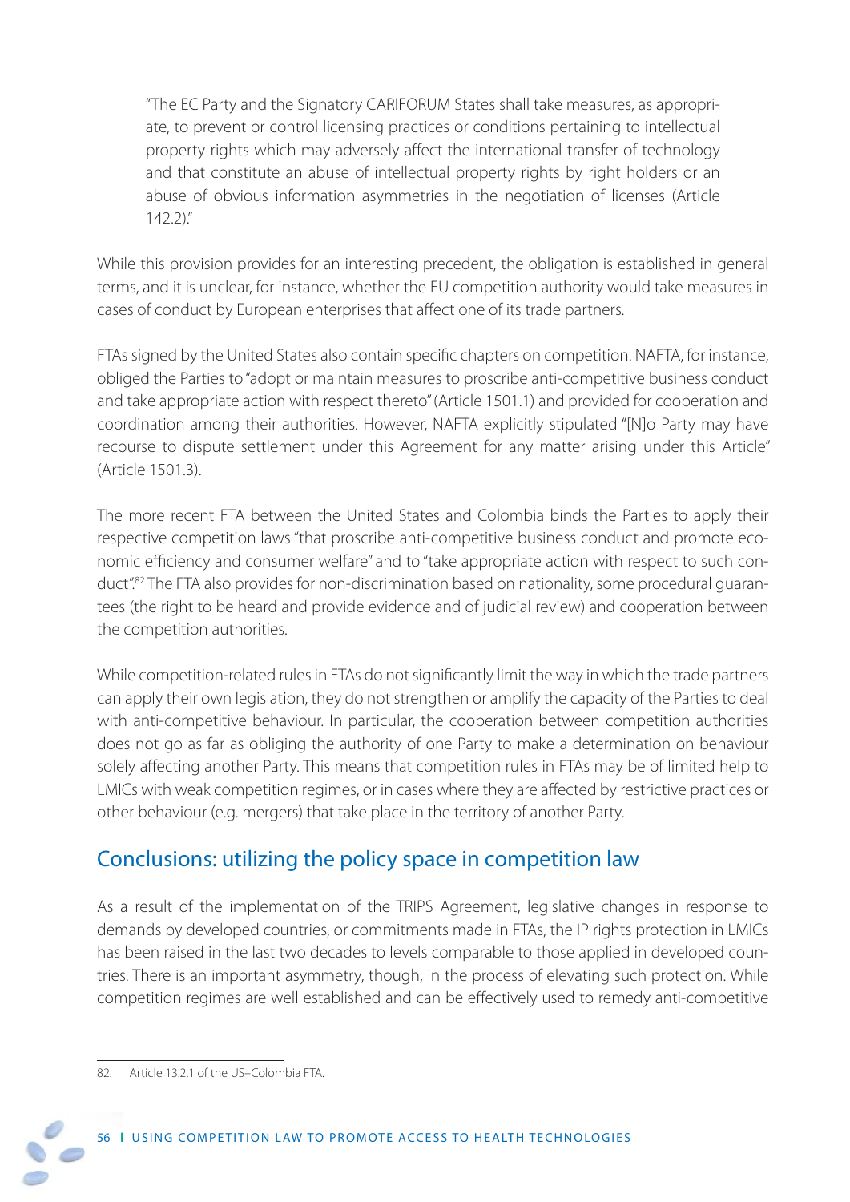"The EC Party and the Signatory CARIFORUM States shall take measures, as appropriate, to prevent or control licensing practices or conditions pertaining to intellectual property rights which may adversely affect the international transfer of technology and that constitute an abuse of intellectual property rights by right holders or an abuse of obvious information asymmetries in the negotiation of licenses (Article 142.2)."

While this provision provides for an interesting precedent, the obligation is established in general terms, and it is unclear, for instance, whether the EU competition authority would take measures in cases of conduct by European enterprises that affect one of its trade partners.

FTAs signed by the United States also contain specific chapters on competition. NAFTA, for instance, obliged the Parties to "adopt or maintain measures to proscribe anti-competitive business conduct and take appropriate action with respect thereto" (Article 1501.1) and provided for cooperation and coordination among their authorities. However, NAFTA explicitly stipulated "[N]o Party may have recourse to dispute settlement under this Agreement for any matter arising under this Article" (Article 1501.3).

The more recent FTA between the United States and Colombia binds the Parties to apply their respective competition laws "that proscribe anti-competitive business conduct and promote economic efficiency and consumer welfare" and to "take appropriate action with respect to such conduct".[82] The FTA also provides for non-discrimination based on nationality, some procedural guarantees (the right to be heard and provide evidence and of judicial review) and cooperation between the competition authorities.

While competition-related rules in FTAs do not significantly limit the way in which the trade partners can apply their own legislation, they do not strengthen or amplify the capacity of the Parties to deal with anti-competitive behaviour. In particular, the cooperation between competition authorities does not go as far as obliging the authority of one Party to make a determination on behaviour solely affecting another Party. This means that competition rules in FTAs may be of limited help to LMICs with weak competition regimes, or in cases where they are affected by restrictive practices or other behaviour (e.g. mergers) that take place in the territory of another Party.

## Conclusions: utilizing the policy space in competition law

As a result of the implementation of the TRIPS Agreement, legislative changes in response to demands by developed countries, or commitments made in FTAs, the IP rights protection in LMICs has been raised in the last two decades to levels comparable to those applied in developed countries. There is an important asymmetry, though, in the process of elevating such protection. While competition regimes are well established and can be effectively used to remedy anti-competitive

82. Article 13.2.1 of the US–Colombia FTA.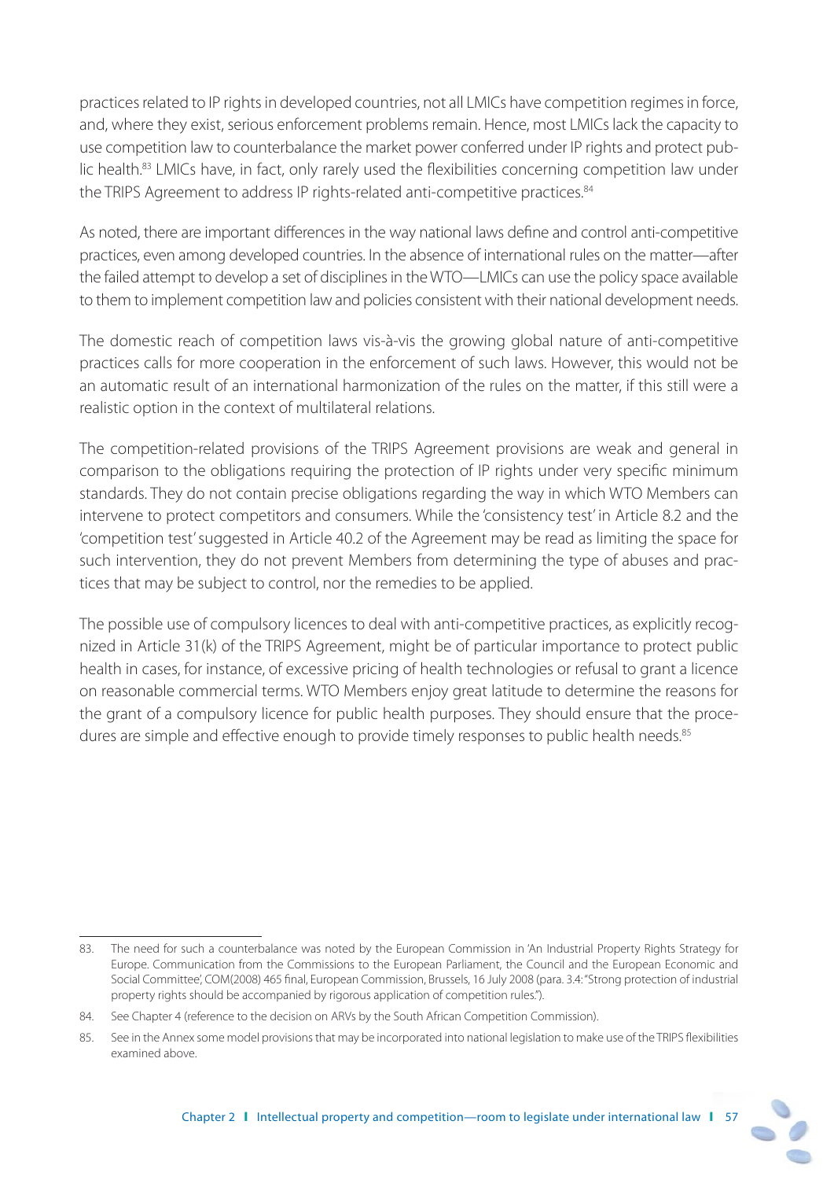practices related to IP rights in developed countries, not all LMICs have competition regimes in force, and, where they exist, serious enforcement problems remain. Hence, most LMICs lack the capacity to use competition law to counterbalance the market power conferred under IP rights and protect public health.[83] LMICs have, in fact, only rarely used the flexibilities concerning competition law under the TRIPS Agreement to address IP rights-related anti-competitive practices.[84]

As noted, there are important differences in the way national laws define and control anti-competitive practices, even among developed countries. In the absence of international rules on the matter—after the failed attempt to develop a set of disciplines in the WTO—LMICs can use the policy space available to them to implement competition law and policies consistent with their national development needs.

The domestic reach of competition laws vis-à-vis the growing global nature of anti-competitive practices calls for more cooperation in the enforcement of such laws. However, this would not be an automatic result of an international harmonization of the rules on the matter, if this still were a realistic option in the context of multilateral relations.

The competition-related provisions of the TRIPS Agreement provisions are weak and general in comparison to the obligations requiring the protection of IP rights under very specific minimum standards. They do not contain precise obligations regarding the way in which WTO Members can intervene to protect competitors and consumers. While the 'consistency test' in Article 8.2 and the 'competition test' suggested in Article 40.2 of the Agreement may be read as limiting the space for such intervention, they do not prevent Members from determining the type of abuses and practices that may be subject to control, nor the remedies to be applied.

The possible use of compulsory licences to deal with anti-competitive practices, as explicitly recognized in Article 31(k) of the TRIPS Agreement, might be of particular importance to protect public health in cases, for instance, of excessive pricing of health technologies or refusal to grant a licence on reasonable commercial terms. WTO Members enjoy great latitude to determine the reasons for the grant of a compulsory licence for public health purposes. They should ensure that the procedures are simple and effective enough to provide timely responses to public health needs.[85]

---

83. The need for such a counterbalance was noted by the European Commission in 'An Industrial Property Rights Strategy for Europe. Communication from the Commissions to the European Parliament, the Council and the European Economic and Social Committee', COM(2008) 465 final, European Commission, Brussels, 16 July 2008 (para. 3.4: "Strong protection of industrial property rights should be accompanied by rigorous application of competition rules.").

84. See Chapter 4 (reference to the decision on ARVs by the South African Competition Commission).

85. See in the Annex some model provisions that may be incorporated into national legislation to make use of the TRIPS flexibilities examined above.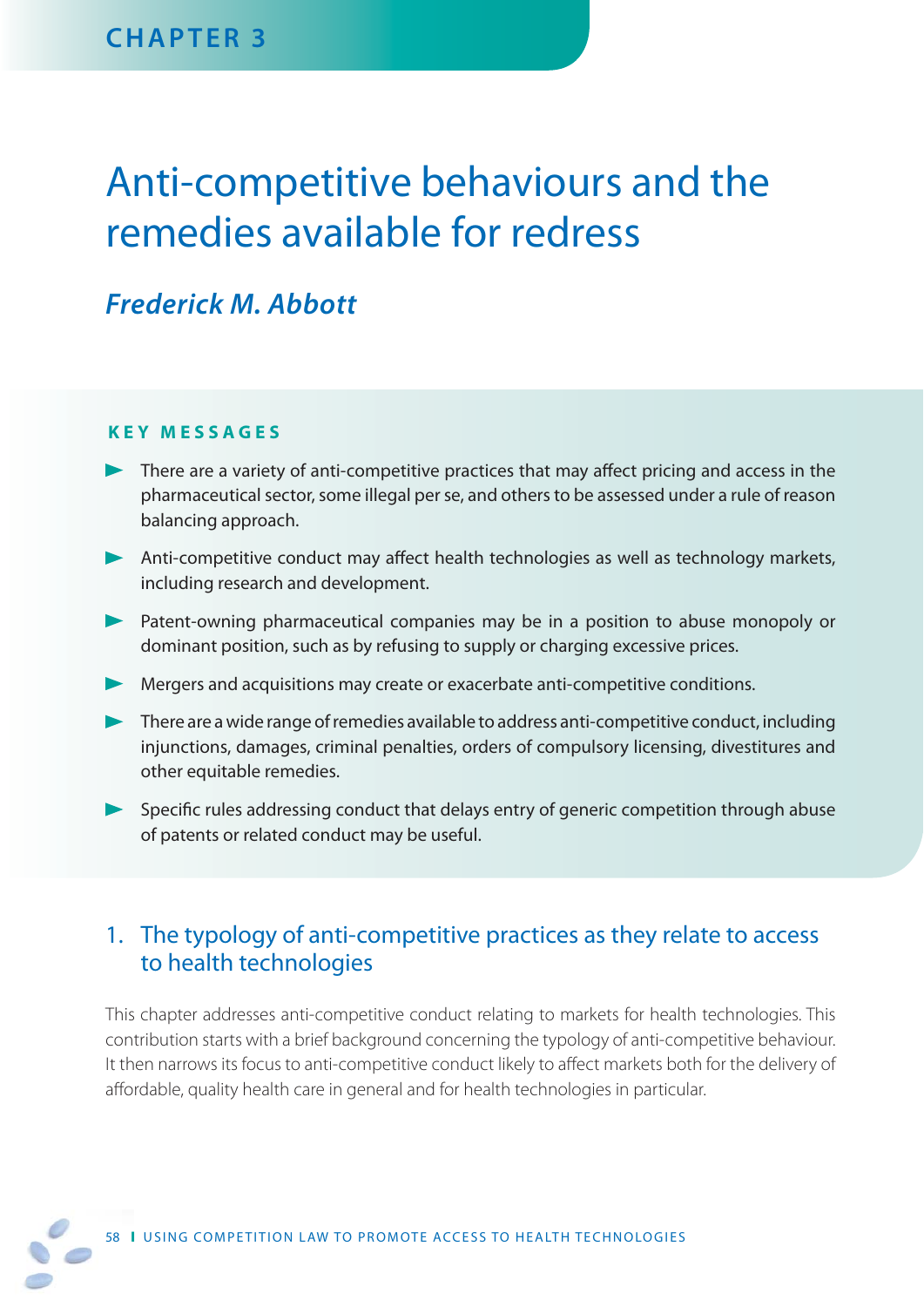CHAPTER 3

# Anti-competitive behaviours and the remedies available for redress

***Frederick M. Abbott***

**KEY MESSAGES**

- There are a variety of anti-competitive practices that may affect pricing and access in the pharmaceutical sector, some illegal per se, and others to be assessed under a rule of reason balancing approach.
- Anti-competitive conduct may affect health technologies as well as technology markets, including research and development.
- Patent-owning pharmaceutical companies may be in a position to abuse monopoly or dominant position, such as by refusing to supply or charging excessive prices.
- Mergers and acquisitions may create or exacerbate anti-competitive conditions.
- There are a wide range of remedies available to address anti-competitive conduct, including injunctions, damages, criminal penalties, orders of compulsory licensing, divestitures and other equitable remedies.
- Specific rules addressing conduct that delays entry of generic competition through abuse of patents or related conduct may be useful.

## 1. The typology of anti-competitive practices as they relate to access to health technologies

This chapter addresses anti-competitive conduct relating to markets for health technologies. This contribution starts with a brief background concerning the typology of anti-competitive behaviour. It then narrows its focus to anti-competitive conduct likely to affect markets both for the delivery of affordable, quality health care in general and for health technologies in particular.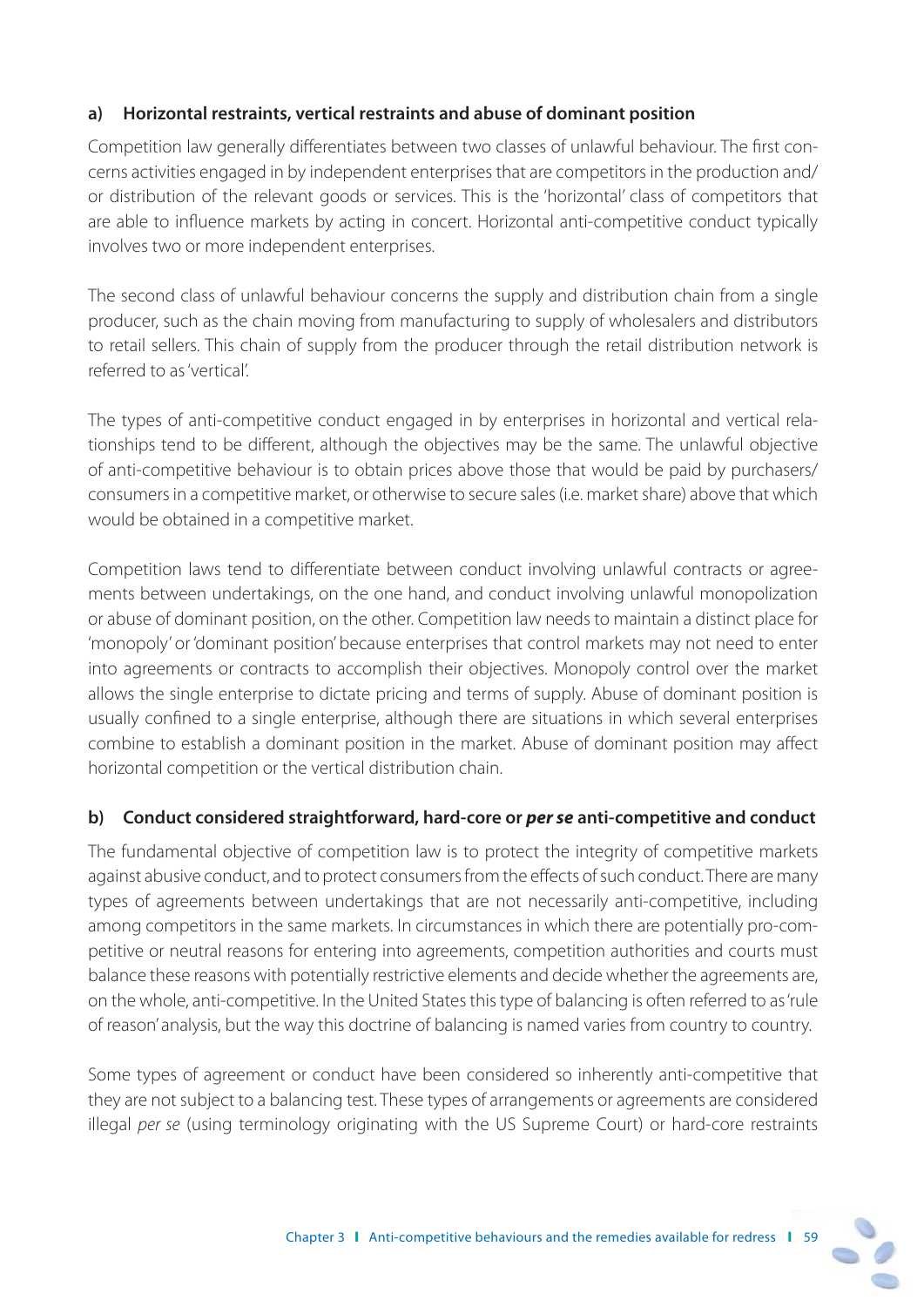### a) Horizontal restraints, vertical restraints and abuse of dominant position

Competition law generally differentiates between two classes of unlawful behaviour. The first concerns activities engaged in by independent enterprises that are competitors in the production and/or distribution of the relevant goods or services. This is the 'horizontal' class of competitors that are able to influence markets by acting in concert. Horizontal anti-competitive conduct typically involves two or more independent enterprises.

The second class of unlawful behaviour concerns the supply and distribution chain from a single producer, such as the chain moving from manufacturing to supply of wholesalers and distributors to retail sellers. This chain of supply from the producer through the retail distribution network is referred to as 'vertical'.

The types of anti-competitive conduct engaged in by enterprises in horizontal and vertical relationships tend to be different, although the objectives may be the same. The unlawful objective of anti-competitive behaviour is to obtain prices above those that would be paid by purchasers/consumers in a competitive market, or otherwise to secure sales (i.e. market share) above that which would be obtained in a competitive market.

Competition laws tend to differentiate between conduct involving unlawful contracts or agreements between undertakings, on the one hand, and conduct involving unlawful monopolization or abuse of dominant position, on the other. Competition law needs to maintain a distinct place for 'monopoly' or 'dominant position' because enterprises that control markets may not need to enter into agreements or contracts to accomplish their objectives. Monopoly control over the market allows the single enterprise to dictate pricing and terms of supply. Abuse of dominant position is usually confined to a single enterprise, although there are situations in which several enterprises combine to establish a dominant position in the market. Abuse of dominant position may affect horizontal competition or the vertical distribution chain.

### b) Conduct considered straightforward, hard-core or *per se* anti-competitive and conduct

The fundamental objective of competition law is to protect the integrity of competitive markets against abusive conduct, and to protect consumers from the effects of such conduct. There are many types of agreements between undertakings that are not necessarily anti-competitive, including among competitors in the same markets. In circumstances in which there are potentially pro-competitive or neutral reasons for entering into agreements, competition authorities and courts must balance these reasons with potentially restrictive elements and decide whether the agreements are, on the whole, anti-competitive. In the United States this type of balancing is often referred to as 'rule of reason' analysis, but the way this doctrine of balancing is named varies from country to country.

Some types of agreement or conduct have been considered so inherently anti-competitive that they are not subject to a balancing test. These types of arrangements or agreements are considered illegal *per se* (using terminology originating with the US Supreme Court) or hard-core restraints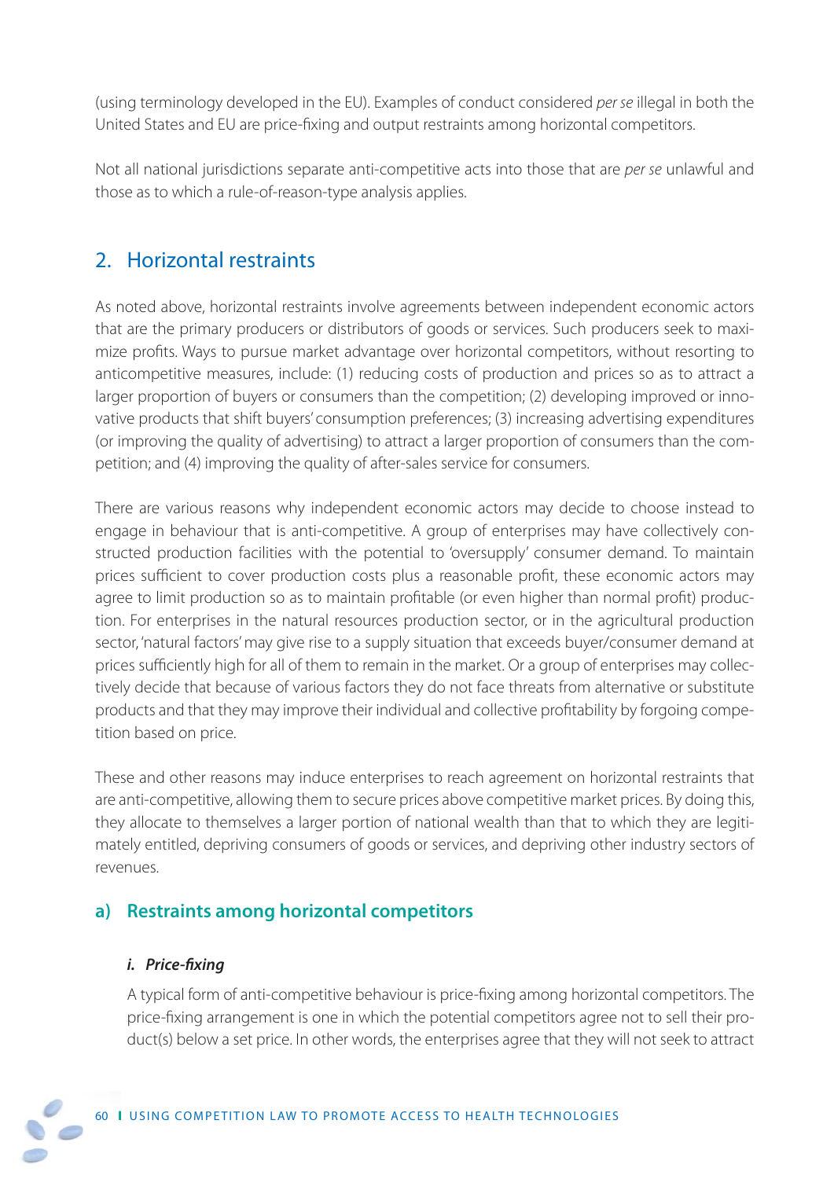(using terminology developed in the EU). Examples of conduct considered *per se* illegal in both the United States and EU are price-fixing and output restraints among horizontal competitors.

Not all national jurisdictions separate anti-competitive acts into those that are *per se* unlawful and those as to which a rule-of-reason-type analysis applies.

## 2. Horizontal restraints

As noted above, horizontal restraints involve agreements between independent economic actors that are the primary producers or distributors of goods or services. Such producers seek to maximize profits. Ways to pursue market advantage over horizontal competitors, without resorting to anticompetitive measures, include: (1) reducing costs of production and prices so as to attract a larger proportion of buyers or consumers than the competition; (2) developing improved or innovative products that shift buyers' consumption preferences; (3) increasing advertising expenditures (or improving the quality of advertising) to attract a larger proportion of consumers than the competition; and (4) improving the quality of after-sales service for consumers.

There are various reasons why independent economic actors may decide to choose instead to engage in behaviour that is anti-competitive. A group of enterprises may have collectively constructed production facilities with the potential to 'oversupply' consumer demand. To maintain prices sufficient to cover production costs plus a reasonable profit, these economic actors may agree to limit production so as to maintain profitable (or even higher than normal profit) production. For enterprises in the natural resources production sector, or in the agricultural production sector, 'natural factors' may give rise to a supply situation that exceeds buyer/consumer demand at prices sufficiently high for all of them to remain in the market. Or a group of enterprises may collectively decide that because of various factors they do not face threats from alternative or substitute products and that they may improve their individual and collective profitability by forgoing competition based on price.

These and other reasons may induce enterprises to reach agreement on horizontal restraints that are anti-competitive, allowing them to secure prices above competitive market prices. By doing this, they allocate to themselves a larger portion of national wealth than that to which they are legitimately entitled, depriving consumers of goods or services, and depriving other industry sectors of revenues.

### a) Restraints among horizontal competitors

#### *i. Price-fixing*

A typical form of anti-competitive behaviour is price-fixing among horizontal competitors. The price-fixing arrangement is one in which the potential competitors agree not to sell their product(s) below a set price. In other words, the enterprises agree that they will not seek to attract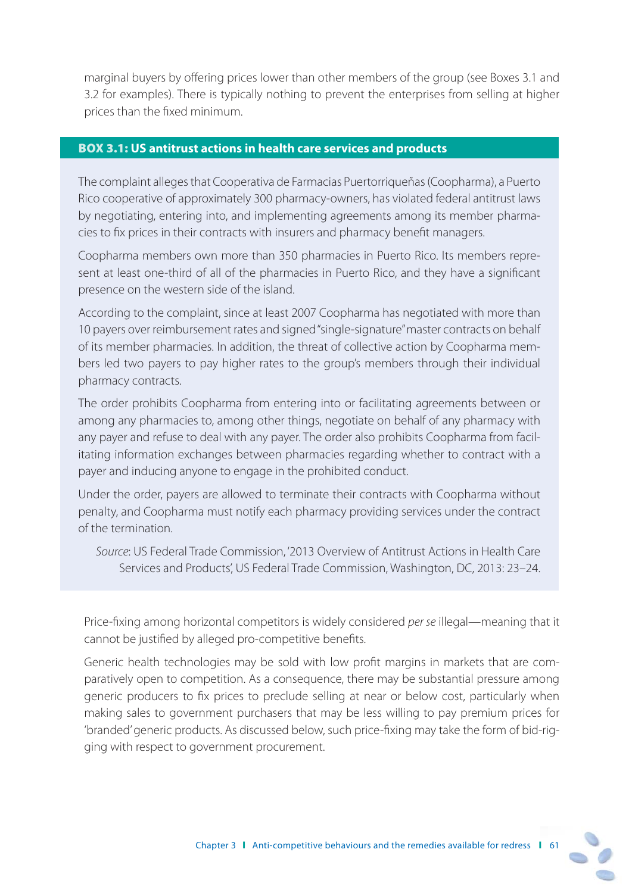marginal buyers by offering prices lower than other members of the group (see Boxes 3.1 and 3.2 for examples). There is typically nothing to prevent the enterprises from selling at higher prices than the fixed minimum.

### BOX 3.1: US antitrust actions in health care services and products

The complaint alleges that Cooperativa de Farmacias Puertorriqueñas (Coopharma), a Puerto Rico cooperative of approximately 300 pharmacy-owners, has violated federal antitrust laws by negotiating, entering into, and implementing agreements among its member pharmacies to fix prices in their contracts with insurers and pharmacy benefit managers.

Coopharma members own more than 350 pharmacies in Puerto Rico. Its members represent at least one-third of all of the pharmacies in Puerto Rico, and they have a significant presence on the western side of the island.

According to the complaint, since at least 2007 Coopharma has negotiated with more than 10 payers over reimbursement rates and signed "single-signature" master contracts on behalf of its member pharmacies. In addition, the threat of collective action by Coopharma members led two payers to pay higher rates to the group's members through their individual pharmacy contracts.

The order prohibits Coopharma from entering into or facilitating agreements between or among any pharmacies to, among other things, negotiate on behalf of any pharmacy with any payer and refuse to deal with any payer. The order also prohibits Coopharma from facilitating information exchanges between pharmacies regarding whether to contract with a payer and inducing anyone to engage in the prohibited conduct.

Under the order, payers are allowed to terminate their contracts with Coopharma without penalty, and Coopharma must notify each pharmacy providing services under the contract of the termination.

*Source*: US Federal Trade Commission, '2013 Overview of Antitrust Actions in Health Care Services and Products', US Federal Trade Commission, Washington, DC, 2013: 23–24.

Price-fixing among horizontal competitors is widely considered *per se* illegal—meaning that it cannot be justified by alleged pro-competitive benefits.

Generic health technologies may be sold with low profit margins in markets that are comparatively open to competition. As a consequence, there may be substantial pressure among generic producers to fix prices to preclude selling at near or below cost, particularly when making sales to government purchasers that may be less willing to pay premium prices for 'branded' generic products. As discussed below, such price-fixing may take the form of bid-rigging with respect to government procurement.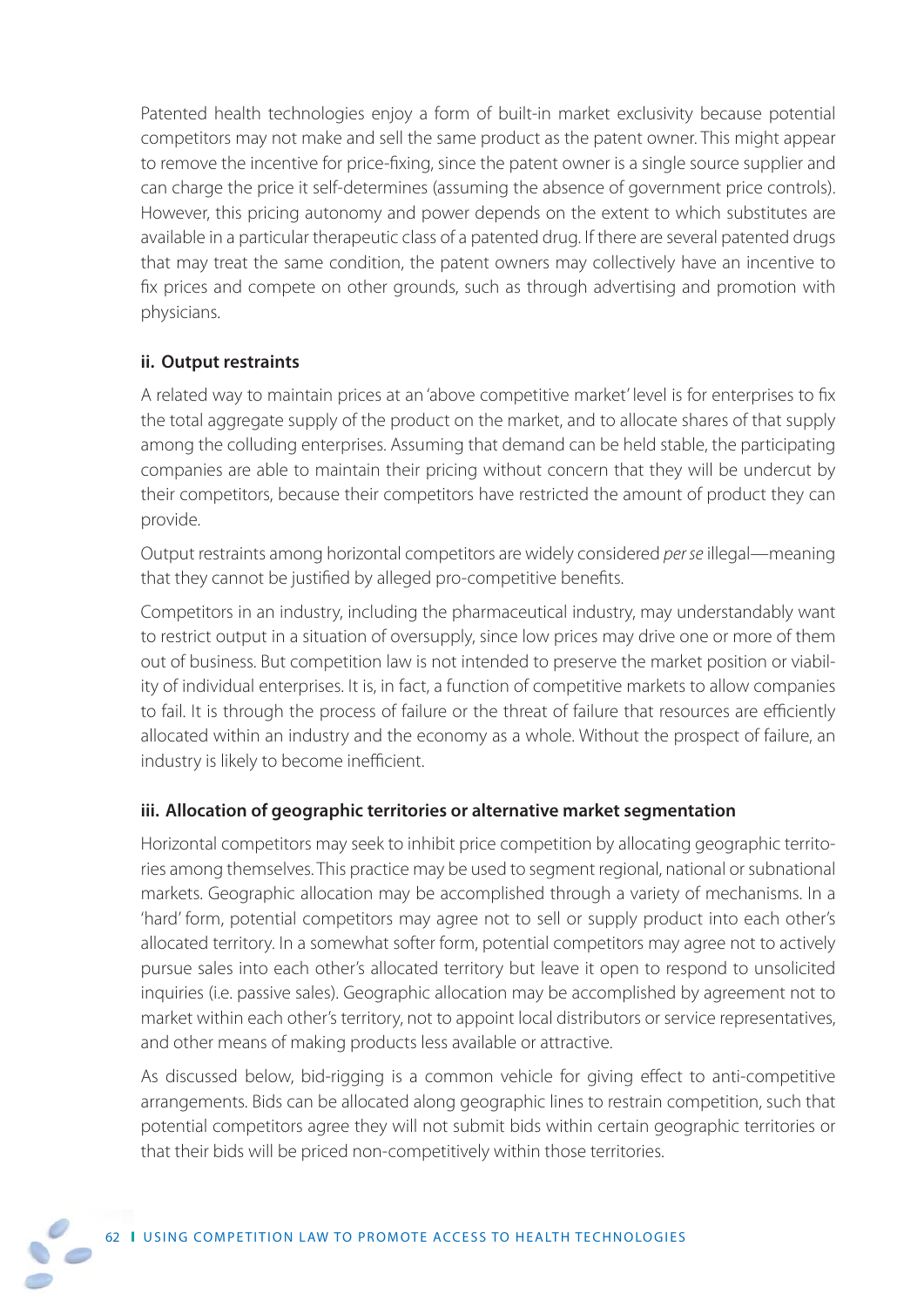Patented health technologies enjoy a form of built-in market exclusivity because potential competitors may not make and sell the same product as the patent owner. This might appear to remove the incentive for price-fixing, since the patent owner is a single source supplier and can charge the price it self-determines (assuming the absence of government price controls). However, this pricing autonomy and power depends on the extent to which substitutes are available in a particular therapeutic class of a patented drug. If there are several patented drugs that may treat the same condition, the patent owners may collectively have an incentive to fix prices and compete on other grounds, such as through advertising and promotion with physicians.

#### ii. Output restraints

A related way to maintain prices at an 'above competitive market' level is for enterprises to fix the total aggregate supply of the product on the market, and to allocate shares of that supply among the colluding enterprises. Assuming that demand can be held stable, the participating companies are able to maintain their pricing without concern that they will be undercut by their competitors, because their competitors have restricted the amount of product they can provide.

Output restraints among horizontal competitors are widely considered *per se* illegal—meaning that they cannot be justified by alleged pro-competitive benefits.

Competitors in an industry, including the pharmaceutical industry, may understandably want to restrict output in a situation of oversupply, since low prices may drive one or more of them out of business. But competition law is not intended to preserve the market position or viability of individual enterprises. It is, in fact, a function of competitive markets to allow companies to fail. It is through the process of failure or the threat of failure that resources are efficiently allocated within an industry and the economy as a whole. Without the prospect of failure, an industry is likely to become inefficient.

#### iii. Allocation of geographic territories or alternative market segmentation

Horizontal competitors may seek to inhibit price competition by allocating geographic territories among themselves. This practice may be used to segment regional, national or subnational markets. Geographic allocation may be accomplished through a variety of mechanisms. In a 'hard' form, potential competitors may agree not to sell or supply product into each other's allocated territory. In a somewhat softer form, potential competitors may agree not to actively pursue sales into each other's allocated territory but leave it open to respond to unsolicited inquiries (i.e. passive sales). Geographic allocation may be accomplished by agreement not to market within each other's territory, not to appoint local distributors or service representatives, and other means of making products less available or attractive.

As discussed below, bid-rigging is a common vehicle for giving effect to anti-competitive arrangements. Bids can be allocated along geographic lines to restrain competition, such that potential competitors agree they will not submit bids within certain geographic territories or that their bids will be priced non-competitively within those territories.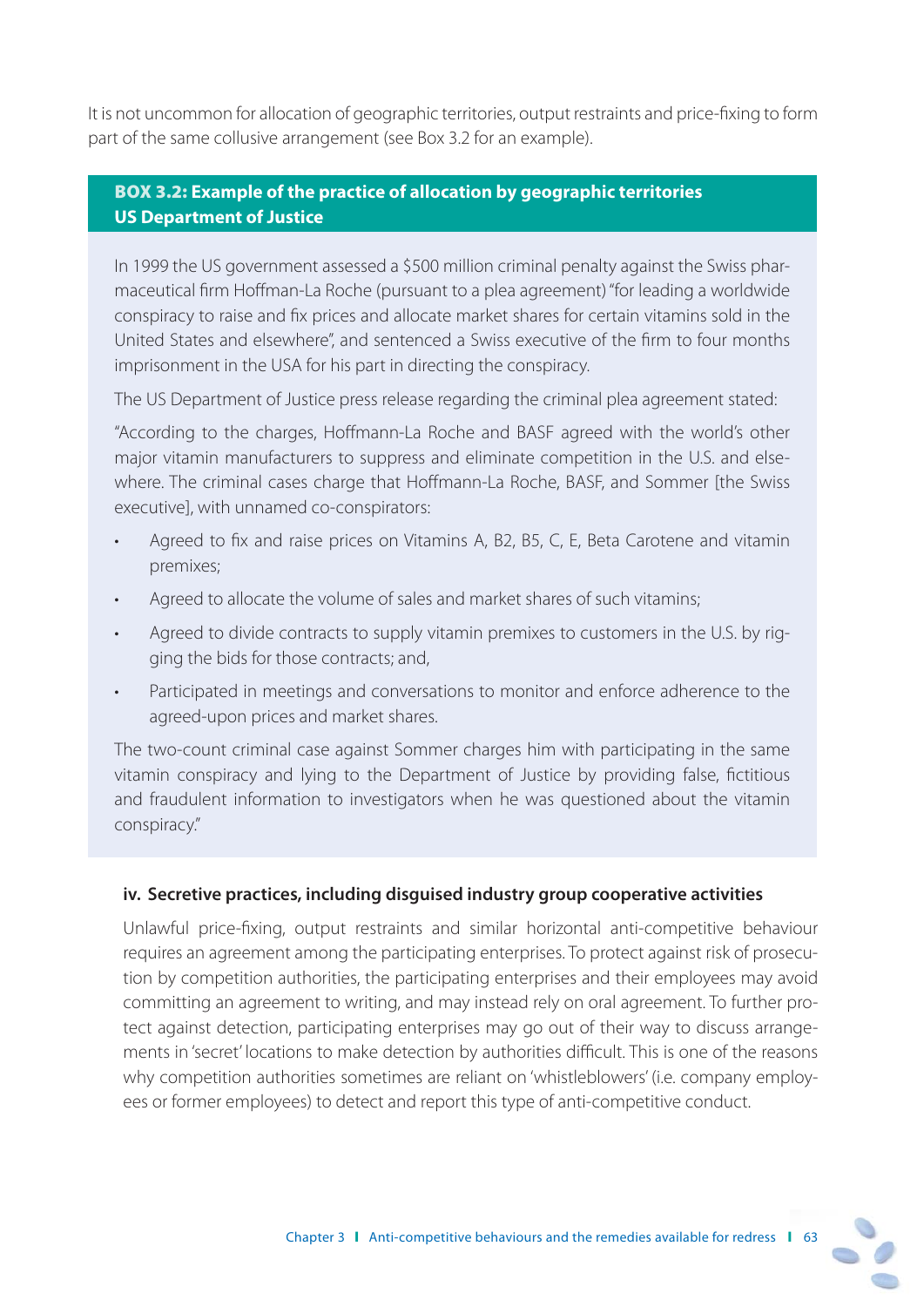It is not uncommon for allocation of geographic territories, output restraints and price-fixing to form part of the same collusive arrangement (see Box 3.2 for an example).

**BOX 3.2: Example of the practice of allocation by geographic territories**
**US Department of Justice**

In 1999 the US government assessed a $500 million criminal penalty against the Swiss pharmaceutical firm Hoffman-La Roche (pursuant to a plea agreement) "for leading a worldwide conspiracy to raise and fix prices and allocate market shares for certain vitamins sold in the United States and elsewhere", and sentenced a Swiss executive of the firm to four months imprisonment in the USA for his part in directing the conspiracy.

The US Department of Justice press release regarding the criminal plea agreement stated:

"According to the charges, Hoffmann-La Roche and BASF agreed with the world's other major vitamin manufacturers to suppress and eliminate competition in the U.S. and elsewhere. The criminal cases charge that Hoffmann-La Roche, BASF, and Sommer [the Swiss executive], with unnamed co-conspirators:

- Agreed to fix and raise prices on Vitamins A, B2, B5, C, E, Beta Carotene and vitamin premixes;
- Agreed to allocate the volume of sales and market shares of such vitamins;
- Agreed to divide contracts to supply vitamin premixes to customers in the U.S. by rigging the bids for those contracts; and,
- Participated in meetings and conversations to monitor and enforce adherence to the agreed-upon prices and market shares.

The two-count criminal case against Sommer charges him with participating in the same vitamin conspiracy and lying to the Department of Justice by providing false, fictitious and fraudulent information to investigators when he was questioned about the vitamin conspiracy."

#### iv. Secretive practices, including disguised industry group cooperative activities

Unlawful price-fixing, output restraints and similar horizontal anti-competitive behaviour requires an agreement among the participating enterprises. To protect against risk of prosecution by competition authorities, the participating enterprises and their employees may avoid committing an agreement to writing, and may instead rely on oral agreement. To further protect against detection, participating enterprises may go out of their way to discuss arrangements in 'secret' locations to make detection by authorities difficult. This is one of the reasons why competition authorities sometimes are reliant on 'whistleblowers' (i.e. company employees or former employees) to detect and report this type of anti-competitive conduct.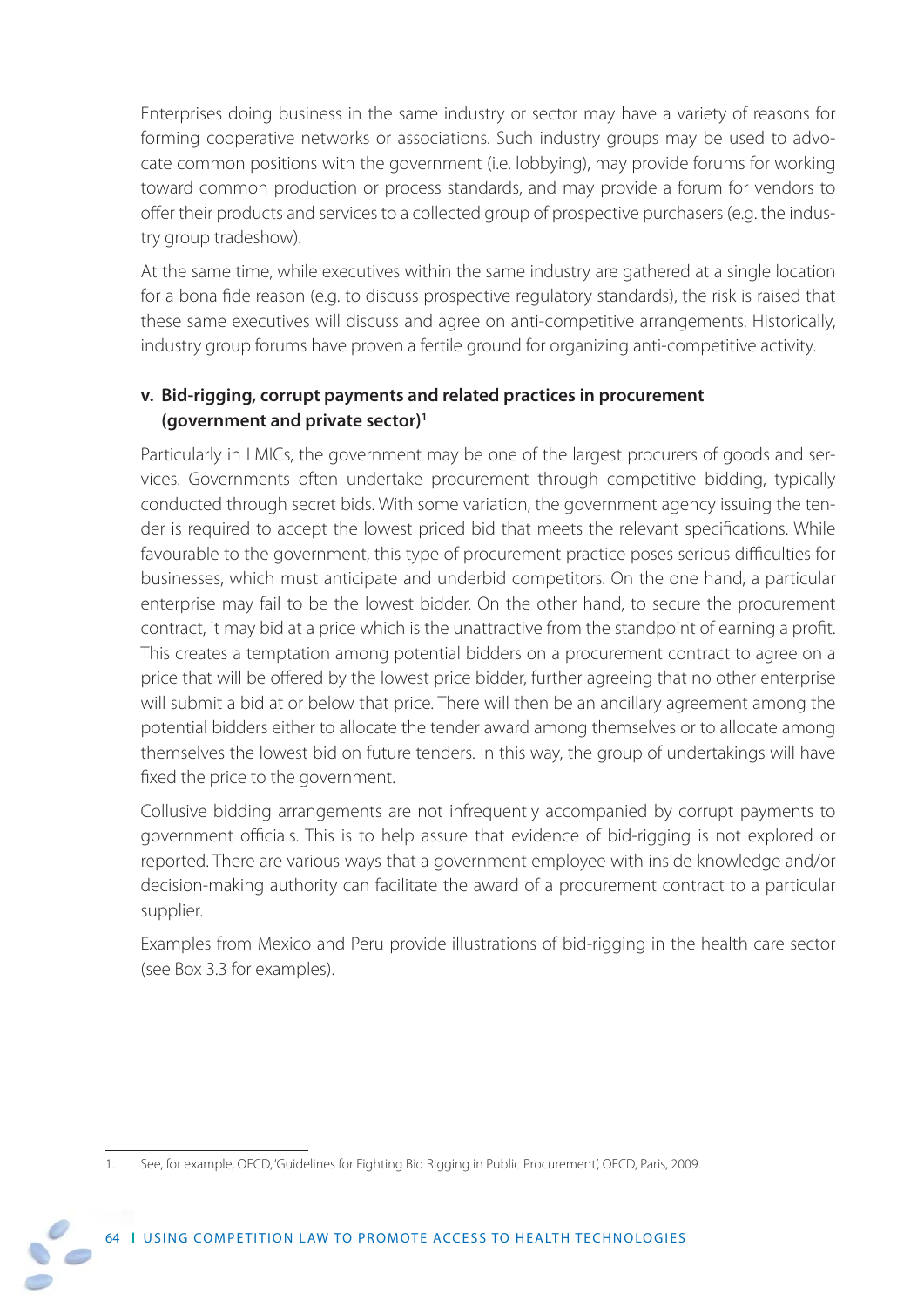Enterprises doing business in the same industry or sector may have a variety of reasons for forming cooperative networks or associations. Such industry groups may be used to advocate common positions with the government (i.e. lobbying), may provide forums for working toward common production or process standards, and may provide a forum for vendors to offer their products and services to a collected group of prospective purchasers (e.g. the industry group tradeshow).

At the same time, while executives within the same industry are gathered at a single location for a bona fide reason (e.g. to discuss prospective regulatory standards), the risk is raised that these same executives will discuss and agree on anti-competitive arrangements. Historically, industry group forums have proven a fertile ground for organizing anti-competitive activity.

#### v. Bid-rigging, corrupt payments and related practices in procurement (government and private sector)[1]

Particularly in LMICs, the government may be one of the largest procurers of goods and services. Governments often undertake procurement through competitive bidding, typically conducted through secret bids. With some variation, the government agency issuing the tender is required to accept the lowest priced bid that meets the relevant specifications. While favourable to the government, this type of procurement practice poses serious difficulties for businesses, which must anticipate and underbid competitors. On the one hand, a particular enterprise may fail to be the lowest bidder. On the other hand, to secure the procurement contract, it may bid at a price which is the unattractive from the standpoint of earning a profit. This creates a temptation among potential bidders on a procurement contract to agree on a price that will be offered by the lowest price bidder, further agreeing that no other enterprise will submit a bid at or below that price. There will then be an ancillary agreement among the potential bidders either to allocate the tender award among themselves or to allocate among themselves the lowest bid on future tenders. In this way, the group of undertakings will have fixed the price to the government.

Collusive bidding arrangements are not infrequently accompanied by corrupt payments to government officials. This is to help assure that evidence of bid-rigging is not explored or reported. There are various ways that a government employee with inside knowledge and/or decision-making authority can facilitate the award of a procurement contract to a particular supplier.

Examples from Mexico and Peru provide illustrations of bid-rigging in the health care sector (see Box 3.3 for examples).

---

1. See, for example, OECD, 'Guidelines for Fighting Bid Rigging in Public Procurement', OECD, Paris, 2009.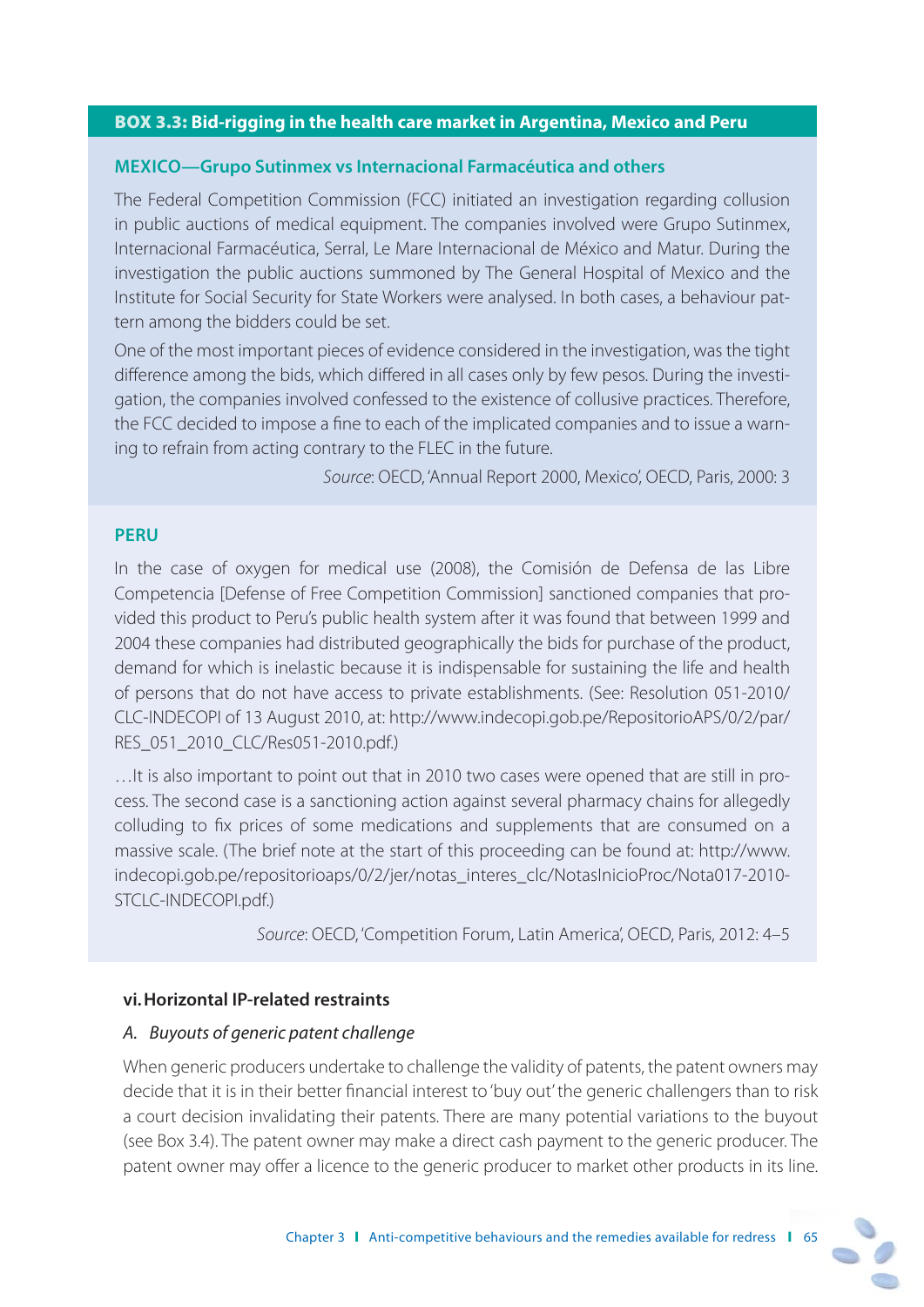**BOX 3.3: Bid-rigging in the health care market in Argentina, Mexico and Peru**

**MEXICO—Grupo Sutinmex vs Internacional Farmacéutica and others**

The Federal Competition Commission (FCC) initiated an investigation regarding collusion in public auctions of medical equipment. The companies involved were Grupo Sutinmex, Internacional Farmacéutica, Serral, Le Mare Internacional de México and Matur. During the investigation the public auctions summoned by The General Hospital of Mexico and the Institute for Social Security for State Workers were analysed. In both cases, a behaviour pattern among the bidders could be set.

One of the most important pieces of evidence considered in the investigation, was the tight difference among the bids, which differed in all cases only by few pesos. During the investigation, the companies involved confessed to the existence of collusive practices. Therefore, the FCC decided to impose a fine to each of the implicated companies and to issue a warning to refrain from acting contrary to the FLEC in the future.

*Source*: OECD, 'Annual Report 2000, Mexico', OECD, Paris, 2000: 3

**PERU**

In the case of oxygen for medical use (2008), the Comisión de Defensa de las Libre Competencia [Defense of Free Competition Commission] sanctioned companies that provided this product to Peru's public health system after it was found that between 1999 and 2004 these companies had distributed geographically the bids for purchase of the product, demand for which is inelastic because it is indispensable for sustaining the life and health of persons that do not have access to private establishments. (See: Resolution 051-2010/CLC-INDECOPI of 13 August 2010, at: http://www.indecopi.gob.pe/RepositorioAPS/0/2/par/RES_051_2010_CLC/Res051-2010.pdf.)

…It is also important to point out that in 2010 two cases were opened that are still in process. The second case is a sanctioning action against several pharmacy chains for allegedly colluding to fix prices of some medications and supplements that are consumed on a massive scale. (The brief note at the start of this proceeding can be found at: http://www.indecopi.gob.pe/repositorioaps/0/2/jer/notas_interes_clc/NotasInicioProc/Nota017-2010-STCLC-INDECOPI.pdf.)

*Source*: OECD, 'Competition Forum, Latin America', OECD, Paris, 2012: 4–5

### vi. Horizontal IP-related restraints

#### *A. Buyouts of generic patent challenge*

When generic producers undertake to challenge the validity of patents, the patent owners may decide that it is in their better financial interest to 'buy out' the generic challengers than to risk a court decision invalidating their patents. There are many potential variations to the buyout (see Box 3.4). The patent owner may make a direct cash payment to the generic producer. The patent owner may offer a licence to the generic producer to market other products in its line.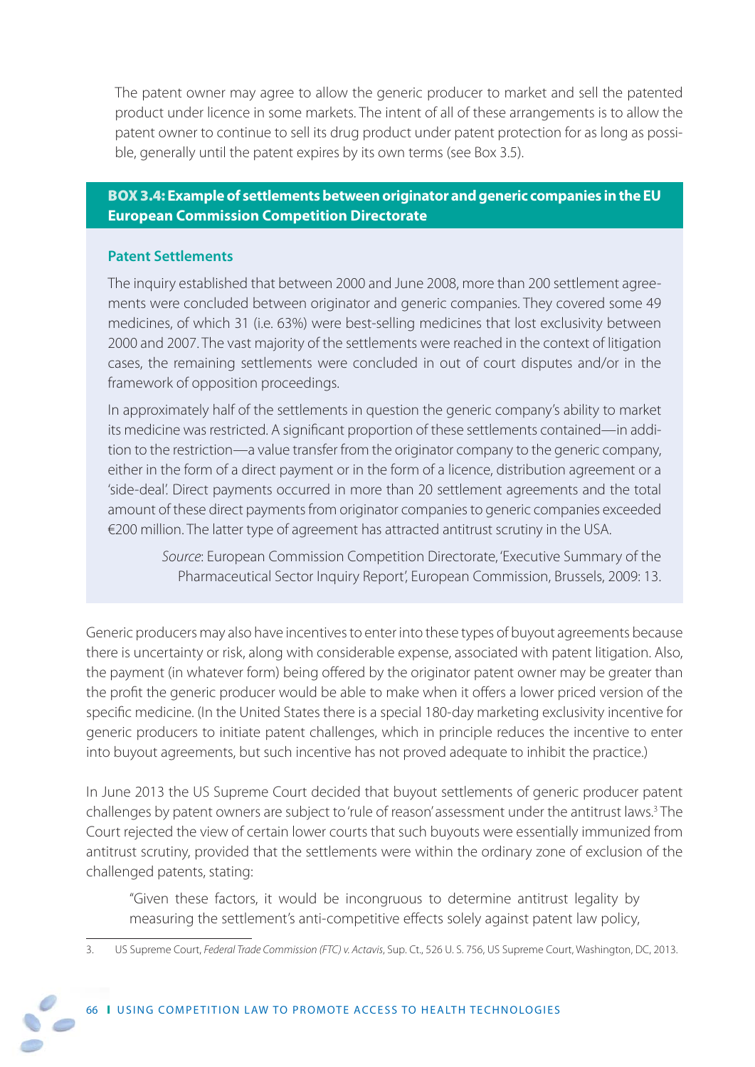The patent owner may agree to allow the generic producer to market and sell the patented product under licence in some markets. The intent of all of these arrangements is to allow the patent owner to continue to sell its drug product under patent protection for as long as possible, generally until the patent expires by its own terms (see Box 3.5).

**BOX 3.4: Example of settlements between originator and generic companies in the EU European Commission Competition Directorate**

**Patent Settlements**

The inquiry established that between 2000 and June 2008, more than 200 settlement agreements were concluded between originator and generic companies. They covered some 49 medicines, of which 31 (i.e. 63%) were best-selling medicines that lost exclusivity between 2000 and 2007. The vast majority of the settlements were reached in the context of litigation cases, the remaining settlements were concluded in out of court disputes and/or in the framework of opposition proceedings.

In approximately half of the settlements in question the generic company's ability to market its medicine was restricted. A significant proportion of these settlements contained—in addition to the restriction—a value transfer from the originator company to the generic company, either in the form of a direct payment or in the form of a licence, distribution agreement or a 'side-deal'. Direct payments occurred in more than 20 settlement agreements and the total amount of these direct payments from originator companies to generic companies exceeded €200 million. The latter type of agreement has attracted antitrust scrutiny in the USA.

*Source*: European Commission Competition Directorate, 'Executive Summary of the Pharmaceutical Sector Inquiry Report', European Commission, Brussels, 2009: 13.

Generic producers may also have incentives to enter into these types of buyout agreements because there is uncertainty or risk, along with considerable expense, associated with patent litigation. Also, the payment (in whatever form) being offered by the originator patent owner may be greater than the profit the generic producer would be able to make when it offers a lower priced version of the specific medicine. (In the United States there is a special 180-day marketing exclusivity incentive for generic producers to initiate patent challenges, which in principle reduces the incentive to enter into buyout agreements, but such incentive has not proved adequate to inhibit the practice.)

In June 2013 the US Supreme Court decided that buyout settlements of generic producer patent challenges by patent owners are subject to 'rule of reason' assessment under the antitrust laws.[3] The Court rejected the view of certain lower courts that such buyouts were essentially immunized from antitrust scrutiny, provided that the settlements were within the ordinary zone of exclusion of the challenged patents, stating:

> "Given these factors, it would be incongruous to determine antitrust legality by measuring the settlement's anti-competitive effects solely against patent law policy,

3. US Supreme Court, *Federal Trade Commission (FTC) v. Actavis*, Sup. Ct., 526 U. S. 756, US Supreme Court, Washington, DC, 2013.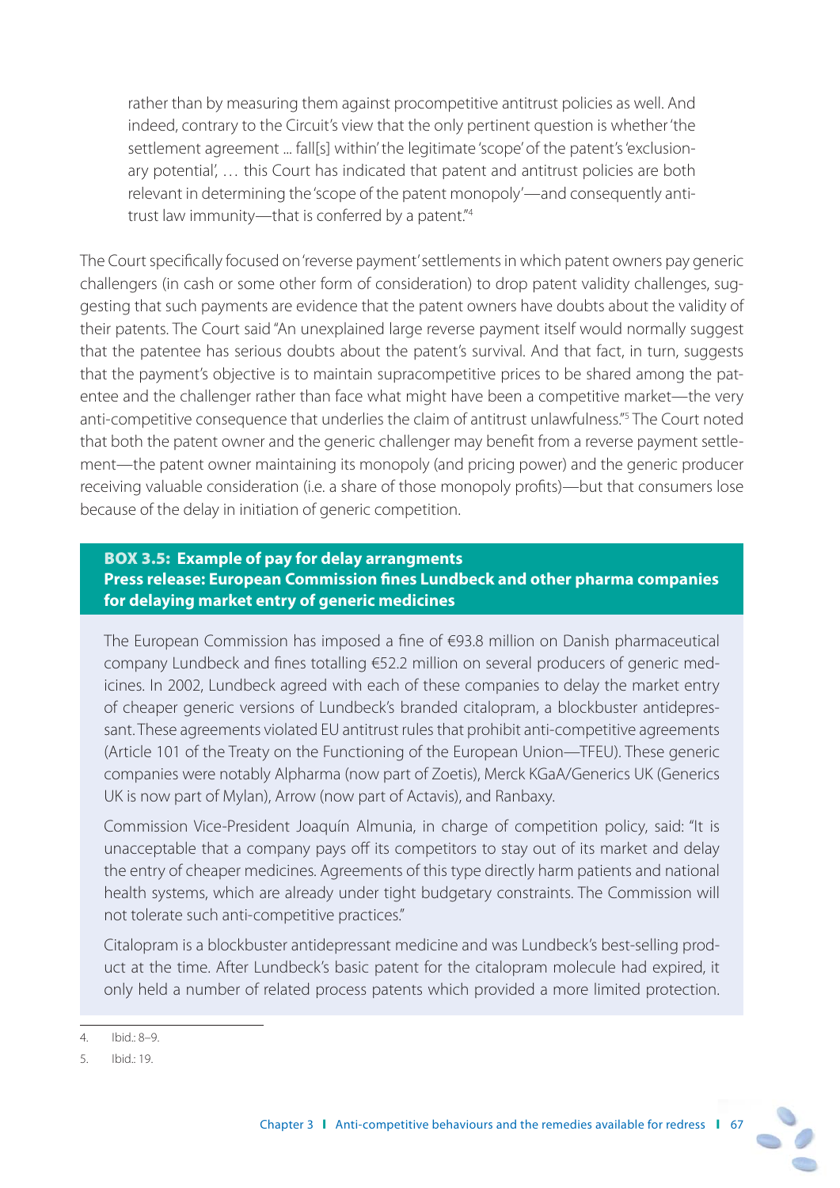rather than by measuring them against procompetitive antitrust policies as well. And indeed, contrary to the Circuit's view that the only pertinent question is whether 'the settlement agreement ... fall[s] within' the legitimate 'scope' of the patent's 'exclusionary potential', … this Court has indicated that patent and antitrust policies are both relevant in determining the 'scope of the patent monopoly'—and consequently antitrust law immunity—that is conferred by a patent."[4]

The Court specifically focused on 'reverse payment' settlements in which patent owners pay generic challengers (in cash or some other form of consideration) to drop patent validity challenges, suggesting that such payments are evidence that the patent owners have doubts about the validity of their patents. The Court said "An unexplained large reverse payment itself would normally suggest that the patentee has serious doubts about the patent's survival. And that fact, in turn, suggests that the payment's objective is to maintain supracompetitive prices to be shared among the patentee and the challenger rather than face what might have been a competitive market—the very anti-competitive consequence that underlies the claim of antitrust unlawfulness."[5] The Court noted that both the patent owner and the generic challenger may benefit from a reverse payment settlement—the patent owner maintaining its monopoly (and pricing power) and the generic producer receiving valuable consideration (i.e. a share of those monopoly profits)—but that consumers lose because of the delay in initiation of generic competition.

**BOX 3.5: Example of pay for delay arrangments**
**Press release: European Commission fines Lundbeck and other pharma companies for delaying market entry of generic medicines**

The European Commission has imposed a fine of €93.8 million on Danish pharmaceutical company Lundbeck and fines totalling €52.2 million on several producers of generic medicines. In 2002, Lundbeck agreed with each of these companies to delay the market entry of cheaper generic versions of Lundbeck's branded citalopram, a blockbuster antidepressant. These agreements violated EU antitrust rules that prohibit anti-competitive agreements (Article 101 of the Treaty on the Functioning of the European Union—TFEU). These generic companies were notably Alpharma (now part of Zoetis), Merck KGaA/Generics UK (Generics UK is now part of Mylan), Arrow (now part of Actavis), and Ranbaxy.

Commission Vice-President Joaquín Almunia, in charge of competition policy, said: "It is unacceptable that a company pays off its competitors to stay out of its market and delay the entry of cheaper medicines. Agreements of this type directly harm patients and national health systems, which are already under tight budgetary constraints. The Commission will not tolerate such anti-competitive practices."

Citalopram is a blockbuster antidepressant medicine and was Lundbeck's best-selling product at the time. After Lundbeck's basic patent for the citalopram molecule had expired, it only held a number of related process patents which provided a more limited protection.

4. Ibid.: 8–9.

5. Ibid.: 19.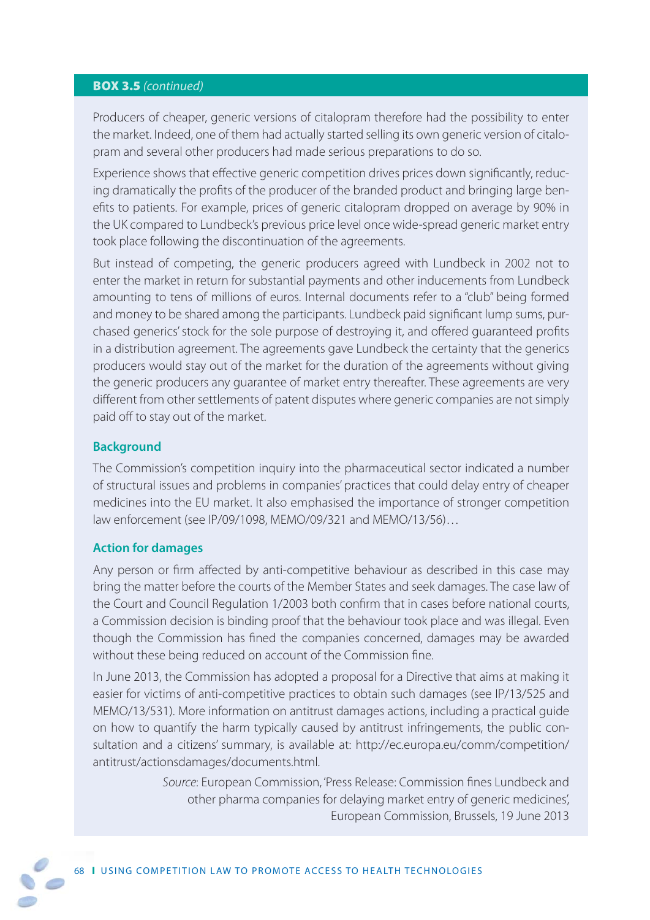**BOX 3.5** *(continued)*

Producers of cheaper, generic versions of citalopram therefore had the possibility to enter the market. Indeed, one of them had actually started selling its own generic version of citalopram and several other producers had made serious preparations to do so.

Experience shows that effective generic competition drives prices down significantly, reducing dramatically the profits of the producer of the branded product and bringing large benefits to patients. For example, prices of generic citalopram dropped on average by 90% in the UK compared to Lundbeck's previous price level once wide-spread generic market entry took place following the discontinuation of the agreements.

But instead of competing, the generic producers agreed with Lundbeck in 2002 not to enter the market in return for substantial payments and other inducements from Lundbeck amounting to tens of millions of euros. Internal documents refer to a "club" being formed and money to be shared among the participants. Lundbeck paid significant lump sums, purchased generics' stock for the sole purpose of destroying it, and offered guaranteed profits in a distribution agreement. The agreements gave Lundbeck the certainty that the generics producers would stay out of the market for the duration of the agreements without giving the generic producers any guarantee of market entry thereafter. These agreements are very different from other settlements of patent disputes where generic companies are not simply paid off to stay out of the market.

### Background

The Commission's competition inquiry into the pharmaceutical sector indicated a number of structural issues and problems in companies' practices that could delay entry of cheaper medicines into the EU market. It also emphasised the importance of stronger competition law enforcement (see IP/09/1098, MEMO/09/321 and MEMO/13/56)…

### Action for damages

Any person or firm affected by anti-competitive behaviour as described in this case may bring the matter before the courts of the Member States and seek damages. The case law of the Court and Council Regulation 1/2003 both confirm that in cases before national courts, a Commission decision is binding proof that the behaviour took place and was illegal. Even though the Commission has fined the companies concerned, damages may be awarded without these being reduced on account of the Commission fine.

In June 2013, the Commission has adopted a proposal for a Directive that aims at making it easier for victims of anti-competitive practices to obtain such damages (see IP/13/525 and MEMO/13/531). More information on antitrust damages actions, including a practical guide on how to quantify the harm typically caused by antitrust infringements, the public consultation and a citizens' summary, is available at: http://ec.europa.eu/comm/competition/antitrust/actionsdamages/documents.html.

*Source*: European Commission, 'Press Release: Commission fines Lundbeck and other pharma companies for delaying market entry of generic medicines', European Commission, Brussels, 19 June 2013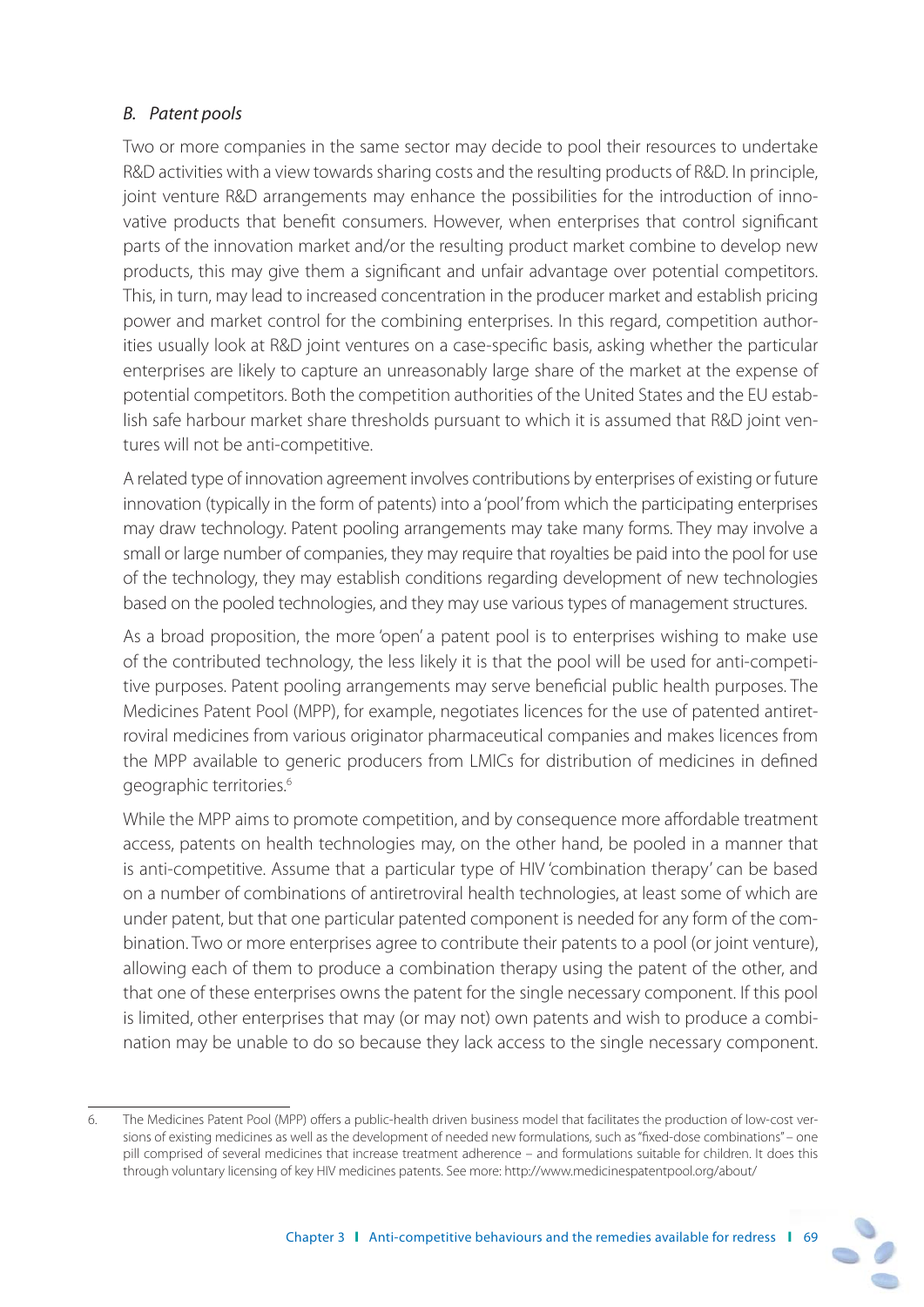### *B. Patent pools*

Two or more companies in the same sector may decide to pool their resources to undertake R&D activities with a view towards sharing costs and the resulting products of R&D. In principle, joint venture R&D arrangements may enhance the possibilities for the introduction of innovative products that benefit consumers. However, when enterprises that control significant parts of the innovation market and/or the resulting product market combine to develop new products, this may give them a significant and unfair advantage over potential competitors. This, in turn, may lead to increased concentration in the producer market and establish pricing power and market control for the combining enterprises. In this regard, competition authorities usually look at R&D joint ventures on a case-specific basis, asking whether the particular enterprises are likely to capture an unreasonably large share of the market at the expense of potential competitors. Both the competition authorities of the United States and the EU establish safe harbour market share thresholds pursuant to which it is assumed that R&D joint ventures will not be anti-competitive.

A related type of innovation agreement involves contributions by enterprises of existing or future innovation (typically in the form of patents) into a 'pool' from which the participating enterprises may draw technology. Patent pooling arrangements may take many forms. They may involve a small or large number of companies, they may require that royalties be paid into the pool for use of the technology, they may establish conditions regarding development of new technologies based on the pooled technologies, and they may use various types of management structures.

As a broad proposition, the more 'open' a patent pool is to enterprises wishing to make use of the contributed technology, the less likely it is that the pool will be used for anti-competitive purposes. Patent pooling arrangements may serve beneficial public health purposes. The Medicines Patent Pool (MPP), for example, negotiates licences for the use of patented antiretroviral medicines from various originator pharmaceutical companies and makes licences from the MPP available to generic producers from LMICs for distribution of medicines in defined geographic territories.[6]

While the MPP aims to promote competition, and by consequence more affordable treatment access, patents on health technologies may, on the other hand, be pooled in a manner that is anti-competitive. Assume that a particular type of HIV 'combination therapy' can be based on a number of combinations of antiretroviral health technologies, at least some of which are under patent, but that one particular patented component is needed for any form of the combination. Two or more enterprises agree to contribute their patents to a pool (or joint venture), allowing each of them to produce a combination therapy using the patent of the other, and that one of these enterprises owns the patent for the single necessary component. If this pool is limited, other enterprises that may (or may not) own patents and wish to produce a combination may be unable to do so because they lack access to the single necessary component.

---

6. The Medicines Patent Pool (MPP) offers a public-health driven business model that facilitates the production of low-cost versions of existing medicines as well as the development of needed new formulations, such as "fixed-dose combinations" – one pill comprised of several medicines that increase treatment adherence – and formulations suitable for children. It does this through voluntary licensing of key HIV medicines patents. See more: http://www.medicinespatentpool.org/about/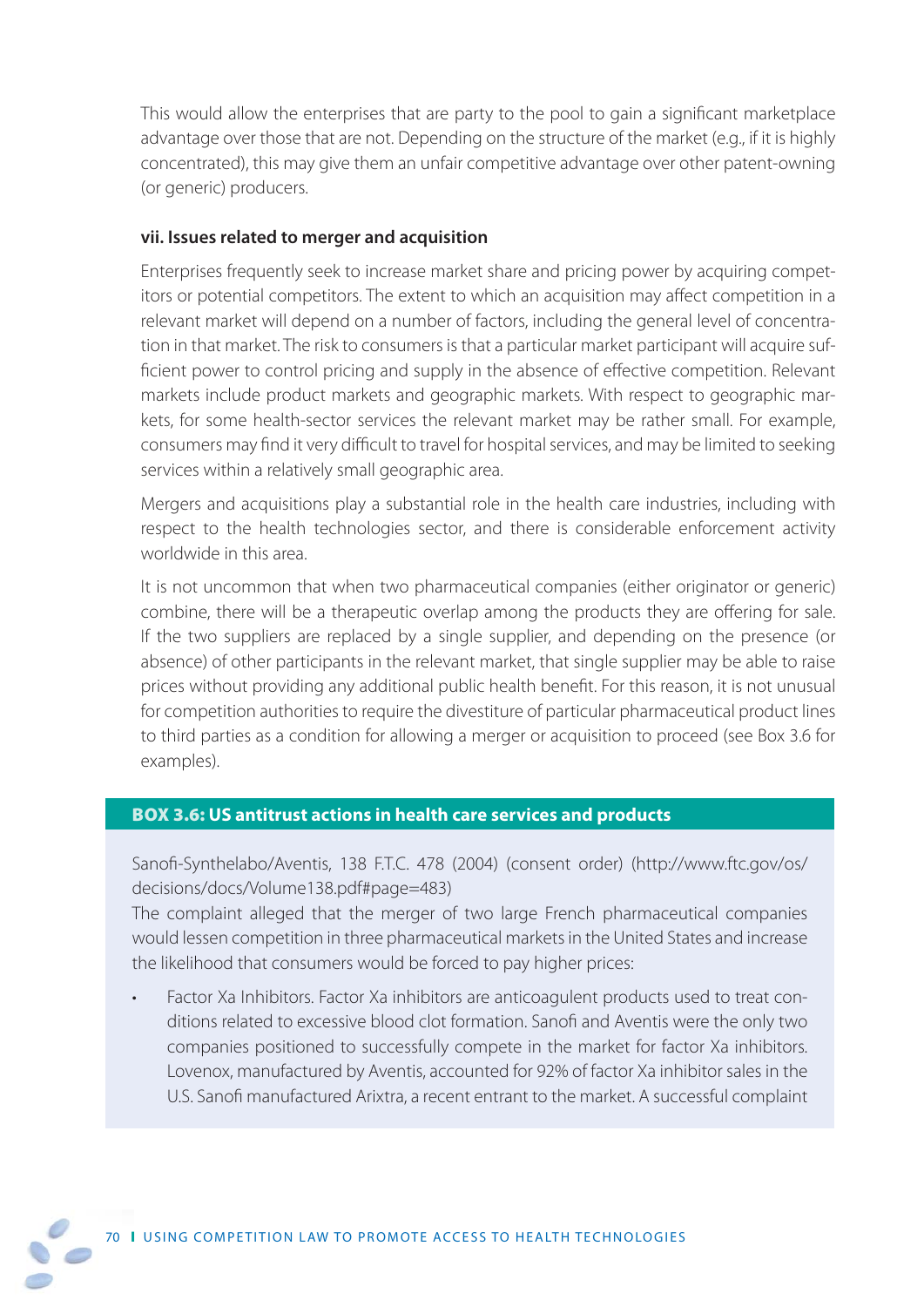This would allow the enterprises that are party to the pool to gain a significant marketplace advantage over those that are not. Depending on the structure of the market (e.g., if it is highly concentrated), this may give them an unfair competitive advantage over other patent-owning (or generic) producers.

**vii. Issues related to merger and acquisition**

Enterprises frequently seek to increase market share and pricing power by acquiring competitors or potential competitors. The extent to which an acquisition may affect competition in a relevant market will depend on a number of factors, including the general level of concentration in that market. The risk to consumers is that a particular market participant will acquire sufficient power to control pricing and supply in the absence of effective competition. Relevant markets include product markets and geographic markets. With respect to geographic markets, for some health-sector services the relevant market may be rather small. For example, consumers may find it very difficult to travel for hospital services, and may be limited to seeking services within a relatively small geographic area.

Mergers and acquisitions play a substantial role in the health care industries, including with respect to the health technologies sector, and there is considerable enforcement activity worldwide in this area.

It is not uncommon that when two pharmaceutical companies (either originator or generic) combine, there will be a therapeutic overlap among the products they are offering for sale. If the two suppliers are replaced by a single supplier, and depending on the presence (or absence) of other participants in the relevant market, that single supplier may be able to raise prices without providing any additional public health benefit. For this reason, it is not unusual for competition authorities to require the divestiture of particular pharmaceutical product lines to third parties as a condition for allowing a merger or acquisition to proceed (see Box 3.6 for examples).

**BOX 3.6: US antitrust actions in health care services and products**

Sanofi-Synthelabo/Aventis, 138 F.T.C. 478 (2004) (consent order) (http://www.ftc.gov/os/decisions/docs/Volume138.pdf#page=483)

The complaint alleged that the merger of two large French pharmaceutical companies would lessen competition in three pharmaceutical markets in the United States and increase the likelihood that consumers would be forced to pay higher prices:

- Factor Xa Inhibitors. Factor Xa inhibitors are anticoagulent products used to treat conditions related to excessive blood clot formation. Sanofi and Aventis were the only two companies positioned to successfully compete in the market for factor Xa inhibitors. Lovenox, manufactured by Aventis, accounted for 92% of factor Xa inhibitor sales in the U.S. Sanofi manufactured Arixtra, a recent entrant to the market. A successful complaint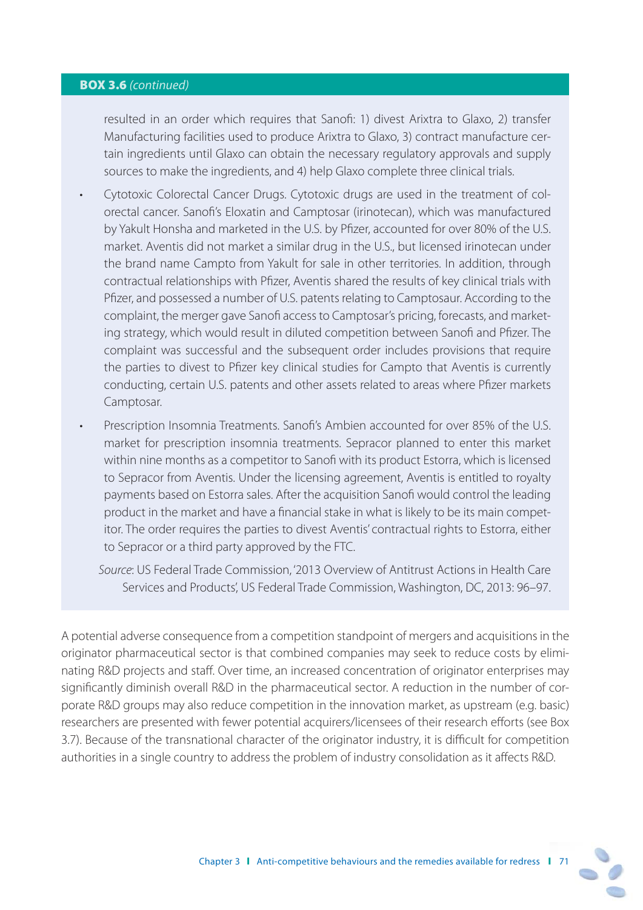**BOX 3.6** *(continued)*

resulted in an order which requires that Sanofi: 1) divest Arixtra to Glaxo, 2) transfer Manufacturing facilities used to produce Arixtra to Glaxo, 3) contract manufacture certain ingredients until Glaxo can obtain the necessary regulatory approvals and supply sources to make the ingredients, and 4) help Glaxo complete three clinical trials.

- Cytotoxic Colorectal Cancer Drugs. Cytotoxic drugs are used in the treatment of colorectal cancer. Sanofi's Eloxatin and Camptosar (irinotecan), which was manufactured by Yakult Honsha and marketed in the U.S. by Pfizer, accounted for over 80% of the U.S. market. Aventis did not market a similar drug in the U.S., but licensed irinotecan under the brand name Campto from Yakult for sale in other territories. In addition, through contractual relationships with Pfizer, Aventis shared the results of key clinical trials with Pfizer, and possessed a number of U.S. patents relating to Camptosaur. According to the complaint, the merger gave Sanofi access to Camptosar's pricing, forecasts, and marketing strategy, which would result in diluted competition between Sanofi and Pfizer. The complaint was successful and the subsequent order includes provisions that require the parties to divest to Pfizer key clinical studies for Campto that Aventis is currently conducting, certain U.S. patents and other assets related to areas where Pfizer markets Camptosar.
- Prescription Insomnia Treatments. Sanofi's Ambien accounted for over 85% of the U.S. market for prescription insomnia treatments. Sepracor planned to enter this market within nine months as a competitor to Sanofi with its product Estorra, which is licensed to Sepracor from Aventis. Under the licensing agreement, Aventis is entitled to royalty payments based on Estorra sales. After the acquisition Sanofi would control the leading product in the market and have a financial stake in what is likely to be its main competitor. The order requires the parties to divest Aventis' contractual rights to Estorra, either to Sepracor or a third party approved by the FTC.

*Source*: US Federal Trade Commission, '2013 Overview of Antitrust Actions in Health Care Services and Products', US Federal Trade Commission, Washington, DC, 2013: 96–97.

A potential adverse consequence from a competition standpoint of mergers and acquisitions in the originator pharmaceutical sector is that combined companies may seek to reduce costs by eliminating R&D projects and staff. Over time, an increased concentration of originator enterprises may significantly diminish overall R&D in the pharmaceutical sector. A reduction in the number of corporate R&D groups may also reduce competition in the innovation market, as upstream (e.g. basic) researchers are presented with fewer potential acquirers/licensees of their research efforts (see Box 3.7). Because of the transnational character of the originator industry, it is difficult for competition authorities in a single country to address the problem of industry consolidation as it affects R&D.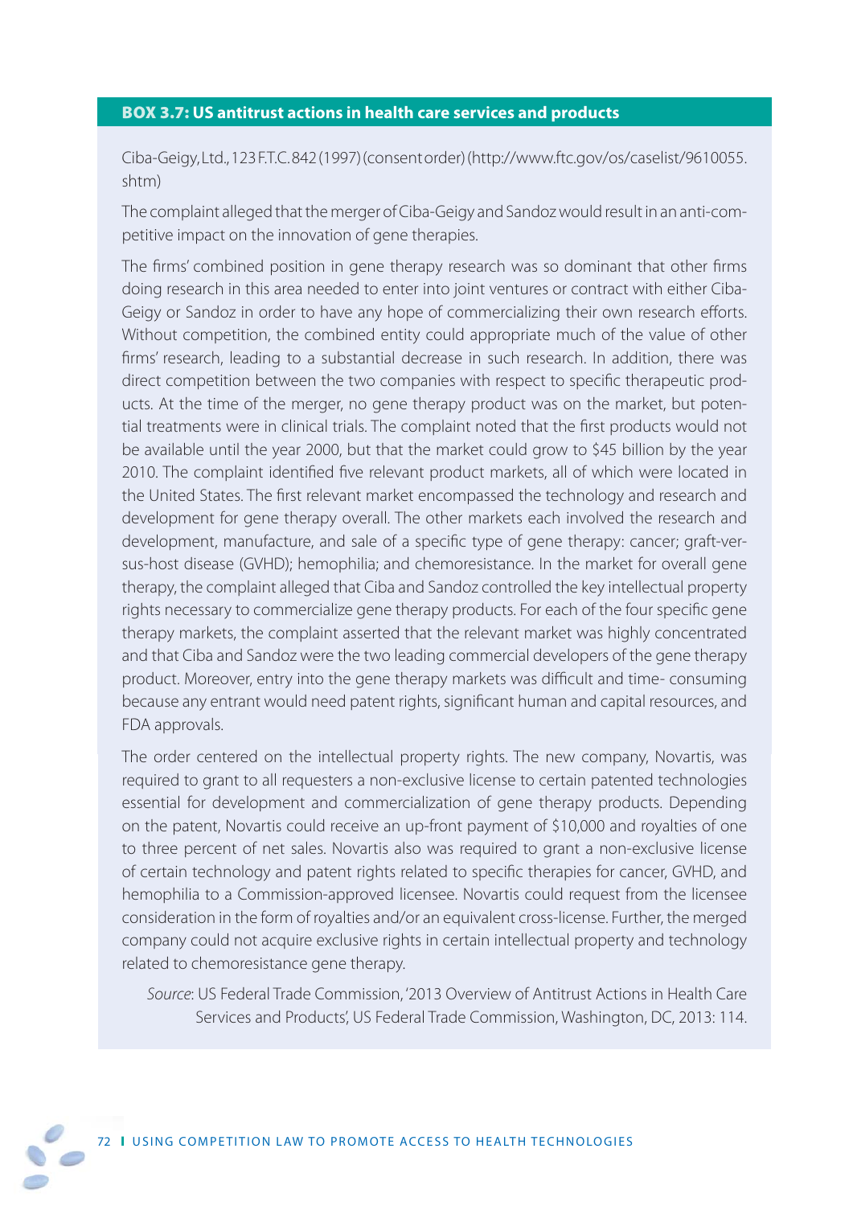**BOX 3.7: US antitrust actions in health care services and products**

Ciba-Geigy, Ltd., 123 F.T.C. 842 (1997) (consent order) (http://www.ftc.gov/os/caselist/9610055.shtm)

The complaint alleged that the merger of Ciba-Geigy and Sandoz would result in an anti-competitive impact on the innovation of gene therapies.

The firms' combined position in gene therapy research was so dominant that other firms doing research in this area needed to enter into joint ventures or contract with either Ciba-Geigy or Sandoz in order to have any hope of commercializing their own research efforts. Without competition, the combined entity could appropriate much of the value of other firms' research, leading to a substantial decrease in such research. In addition, there was direct competition between the two companies with respect to specific therapeutic products. At the time of the merger, no gene therapy product was on the market, but potential treatments were in clinical trials. The complaint noted that the first products would not be available until the year 2000, but that the market could grow to $45 billion by the year 2010. The complaint identified five relevant product markets, all of which were located in the United States. The first relevant market encompassed the technology and research and development for gene therapy overall. The other markets each involved the research and development, manufacture, and sale of a specific type of gene therapy: cancer; graft-versus-host disease (GVHD); hemophilia; and chemoresistance. In the market for overall gene therapy, the complaint alleged that Ciba and Sandoz controlled the key intellectual property rights necessary to commercialize gene therapy products. For each of the four specific gene therapy markets, the complaint asserted that the relevant market was highly concentrated and that Ciba and Sandoz were the two leading commercial developers of the gene therapy product. Moreover, entry into the gene therapy markets was difficult and time- consuming because any entrant would need patent rights, significant human and capital resources, and FDA approvals.

The order centered on the intellectual property rights. The new company, Novartis, was required to grant to all requesters a non-exclusive license to certain patented technologies essential for development and commercialization of gene therapy products. Depending on the patent, Novartis could receive an up-front payment of $10,000 and royalties of one to three percent of net sales. Novartis also was required to grant a non-exclusive license of certain technology and patent rights related to specific therapies for cancer, GVHD, and hemophilia to a Commission-approved licensee. Novartis could request from the licensee consideration in the form of royalties and/or an equivalent cross-license. Further, the merged company could not acquire exclusive rights in certain intellectual property and technology related to chemoresistance gene therapy.

*Source*: US Federal Trade Commission, '2013 Overview of Antitrust Actions in Health Care Services and Products', US Federal Trade Commission, Washington, DC, 2013: 114.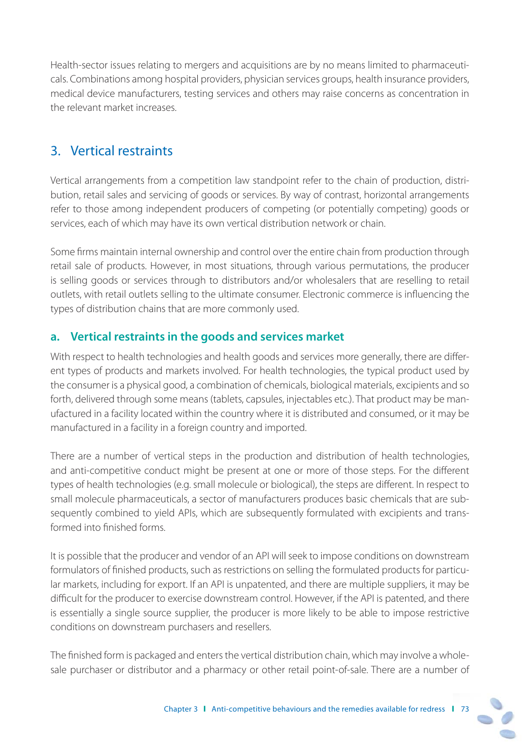Health-sector issues relating to mergers and acquisitions are by no means limited to pharmaceuticals. Combinations among hospital providers, physician services groups, health insurance providers, medical device manufacturers, testing services and others may raise concerns as concentration in the relevant market increases.

## 3. Vertical restraints

Vertical arrangements from a competition law standpoint refer to the chain of production, distribution, retail sales and servicing of goods or services. By way of contrast, horizontal arrangements refer to those among independent producers of competing (or potentially competing) goods or services, each of which may have its own vertical distribution network or chain.

Some firms maintain internal ownership and control over the entire chain from production through retail sale of products. However, in most situations, through various permutations, the producer is selling goods or services through to distributors and/or wholesalers that are reselling to retail outlets, with retail outlets selling to the ultimate consumer. Electronic commerce is influencing the types of distribution chains that are more commonly used.

### a. Vertical restraints in the goods and services market

With respect to health technologies and health goods and services more generally, there are different types of products and markets involved. For health technologies, the typical product used by the consumer is a physical good, a combination of chemicals, biological materials, excipients and so forth, delivered through some means (tablets, capsules, injectables etc.). That product may be manufactured in a facility located within the country where it is distributed and consumed, or it may be manufactured in a facility in a foreign country and imported.

There are a number of vertical steps in the production and distribution of health technologies, and anti-competitive conduct might be present at one or more of those steps. For the different types of health technologies (e.g. small molecule or biological), the steps are different. In respect to small molecule pharmaceuticals, a sector of manufacturers produces basic chemicals that are subsequently combined to yield APIs, which are subsequently formulated with excipients and transformed into finished forms.

It is possible that the producer and vendor of an API will seek to impose conditions on downstream formulators of finished products, such as restrictions on selling the formulated products for particular markets, including for export. If an API is unpatented, and there are multiple suppliers, it may be difficult for the producer to exercise downstream control. However, if the API is patented, and there is essentially a single source supplier, the producer is more likely to be able to impose restrictive conditions on downstream purchasers and resellers.

The finished form is packaged and enters the vertical distribution chain, which may involve a wholesale purchaser or distributor and a pharmacy or other retail point-of-sale. There are a number of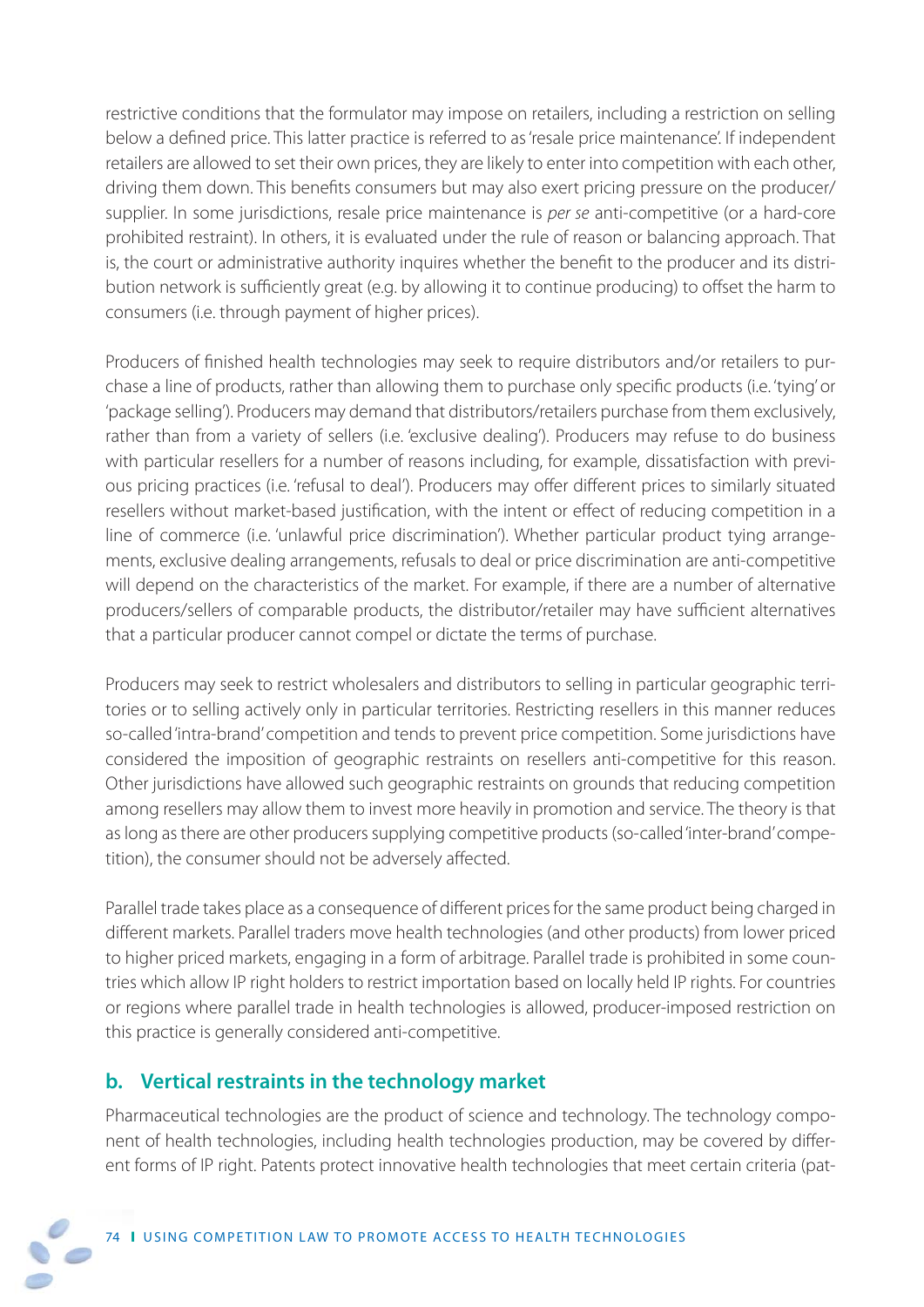restrictive conditions that the formulator may impose on retailers, including a restriction on selling below a defined price. This latter practice is referred to as 'resale price maintenance'. If independent retailers are allowed to set their own prices, they are likely to enter into competition with each other, driving them down. This benefits consumers but may also exert pricing pressure on the producer/supplier. In some jurisdictions, resale price maintenance is *per se* anti-competitive (or a hard-core prohibited restraint). In others, it is evaluated under the rule of reason or balancing approach. That is, the court or administrative authority inquires whether the benefit to the producer and its distribution network is sufficiently great (e.g. by allowing it to continue producing) to offset the harm to consumers (i.e. through payment of higher prices).

Producers of finished health technologies may seek to require distributors and/or retailers to purchase a line of products, rather than allowing them to purchase only specific products (i.e. 'tying' or 'package selling'). Producers may demand that distributors/retailers purchase from them exclusively, rather than from a variety of sellers (i.e. 'exclusive dealing'). Producers may refuse to do business with particular resellers for a number of reasons including, for example, dissatisfaction with previous pricing practices (i.e. 'refusal to deal'). Producers may offer different prices to similarly situated resellers without market-based justification, with the intent or effect of reducing competition in a line of commerce (i.e. 'unlawful price discrimination'). Whether particular product tying arrangements, exclusive dealing arrangements, refusals to deal or price discrimination are anti-competitive will depend on the characteristics of the market. For example, if there are a number of alternative producers/sellers of comparable products, the distributor/retailer may have sufficient alternatives that a particular producer cannot compel or dictate the terms of purchase.

Producers may seek to restrict wholesalers and distributors to selling in particular geographic territories or to selling actively only in particular territories. Restricting resellers in this manner reduces so-called 'intra-brand' competition and tends to prevent price competition. Some jurisdictions have considered the imposition of geographic restraints on resellers anti-competitive for this reason. Other jurisdictions have allowed such geographic restraints on grounds that reducing competition among resellers may allow them to invest more heavily in promotion and service. The theory is that as long as there are other producers supplying competitive products (so-called 'inter-brand' competition), the consumer should not be adversely affected.

Parallel trade takes place as a consequence of different prices for the same product being charged in different markets. Parallel traders move health technologies (and other products) from lower priced to higher priced markets, engaging in a form of arbitrage. Parallel trade is prohibited in some countries which allow IP right holders to restrict importation based on locally held IP rights. For countries or regions where parallel trade in health technologies is allowed, producer-imposed restriction on this practice is generally considered anti-competitive.

## b. Vertical restraints in the technology market

Pharmaceutical technologies are the product of science and technology. The technology component of health technologies, including health technologies production, may be covered by different forms of IP right. Patents protect innovative health technologies that meet certain criteria (pat-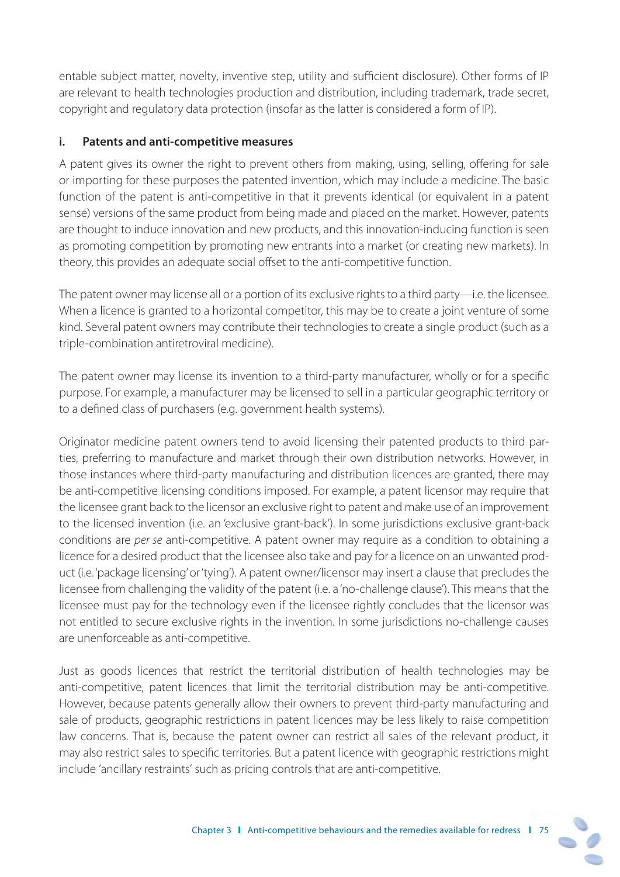entable subject matter, novelty, inventive step, utility and sufficient disclosure). Other forms of IP are relevant to health technologies production and distribution, including trademark, trade secret, copyright and regulatory data protection (insofar as the latter is considered a form of IP).

### i. Patents and anti-competitive measures

A patent gives its owner the right to prevent others from making, using, selling, offering for sale or importing for these purposes the patented invention, which may include a medicine. The basic function of the patent is anti-competitive in that it prevents identical (or equivalent in a patent sense) versions of the same product from being made and placed on the market. However, patents are thought to induce innovation and new products, and this innovation-inducing function is seen as promoting competition by promoting new entrants into a market (or creating new markets). In theory, this provides an adequate social offset to the anti-competitive function.

The patent owner may license all or a portion of its exclusive rights to a third party—i.e. the licensee. When a licence is granted to a horizontal competitor, this may be to create a joint venture of some kind. Several patent owners may contribute their technologies to create a single product (such as a triple-combination antiretroviral medicine).

The patent owner may license its invention to a third-party manufacturer, wholly or for a specific purpose. For example, a manufacturer may be licensed to sell in a particular geographic territory or to a defined class of purchasers (e.g. government health systems).

Originator medicine patent owners tend to avoid licensing their patented products to third parties, preferring to manufacture and market through their own distribution networks. However, in those instances where third-party manufacturing and distribution licences are granted, there may be anti-competitive licensing conditions imposed. For example, a patent licensor may require that the licensee grant back to the licensor an exclusive right to patent and make use of an improvement to the licensed invention (i.e. an 'exclusive grant-back'). In some jurisdictions exclusive grant-back conditions are *per se* anti-competitive. A patent owner may require as a condition to obtaining a licence for a desired product that the licensee also take and pay for a licence on an unwanted product (i.e. 'package licensing' or 'tying'). A patent owner/licensor may insert a clause that precludes the licensee from challenging the validity of the patent (i.e. a 'no-challenge clause'). This means that the licensee must pay for the technology even if the licensee rightly concludes that the licensor was not entitled to secure exclusive rights in the invention. In some jurisdictions no-challenge causes are unenforceable as anti-competitive.

Just as goods licences that restrict the territorial distribution of health technologies may be anti-competitive, patent licences that limit the territorial distribution may be anti-competitive. However, because patents generally allow their owners to prevent third-party manufacturing and sale of products, geographic restrictions in patent licences may be less likely to raise competition law concerns. That is, because the patent owner can restrict all sales of the relevant product, it may also restrict sales to specific territories. But a patent licence with geographic restrictions might include 'ancillary restraints' such as pricing controls that are anti-competitive.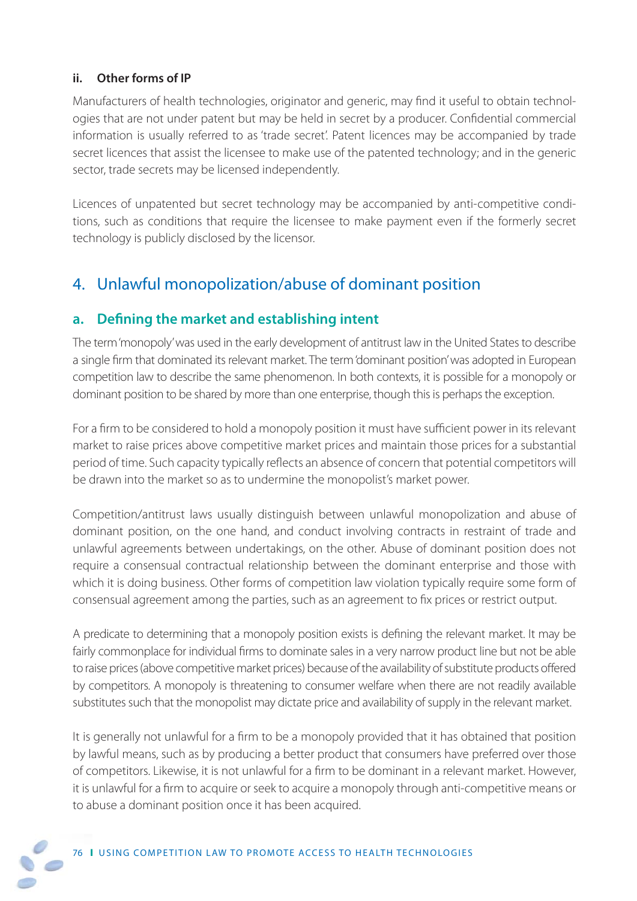#### ii. Other forms of IP

Manufacturers of health technologies, originator and generic, may find it useful to obtain technologies that are not under patent but may be held in secret by a producer. Confidential commercial information is usually referred to as 'trade secret'. Patent licences may be accompanied by trade secret licences that assist the licensee to make use of the patented technology; and in the generic sector, trade secrets may be licensed independently.

Licences of unpatented but secret technology may be accompanied by anti-competitive conditions, such as conditions that require the licensee to make payment even if the formerly secret technology is publicly disclosed by the licensor.

## 4. Unlawful monopolization/abuse of dominant position

### a. Defining the market and establishing intent

The term 'monopoly' was used in the early development of antitrust law in the United States to describe a single firm that dominated its relevant market. The term 'dominant position' was adopted in European competition law to describe the same phenomenon. In both contexts, it is possible for a monopoly or dominant position to be shared by more than one enterprise, though this is perhaps the exception.

For a firm to be considered to hold a monopoly position it must have sufficient power in its relevant market to raise prices above competitive market prices and maintain those prices for a substantial period of time. Such capacity typically reflects an absence of concern that potential competitors will be drawn into the market so as to undermine the monopolist's market power.

Competition/antitrust laws usually distinguish between unlawful monopolization and abuse of dominant position, on the one hand, and conduct involving contracts in restraint of trade and unlawful agreements between undertakings, on the other. Abuse of dominant position does not require a consensual contractual relationship between the dominant enterprise and those with which it is doing business. Other forms of competition law violation typically require some form of consensual agreement among the parties, such as an agreement to fix prices or restrict output.

A predicate to determining that a monopoly position exists is defining the relevant market. It may be fairly commonplace for individual firms to dominate sales in a very narrow product line but not be able to raise prices (above competitive market prices) because of the availability of substitute products offered by competitors. A monopoly is threatening to consumer welfare when there are not readily available substitutes such that the monopolist may dictate price and availability of supply in the relevant market.

It is generally not unlawful for a firm to be a monopoly provided that it has obtained that position by lawful means, such as by producing a better product that consumers have preferred over those of competitors. Likewise, it is not unlawful for a firm to be dominant in a relevant market. However, it is unlawful for a firm to acquire or seek to acquire a monopoly through anti-competitive means or to abuse a dominant position once it has been acquired.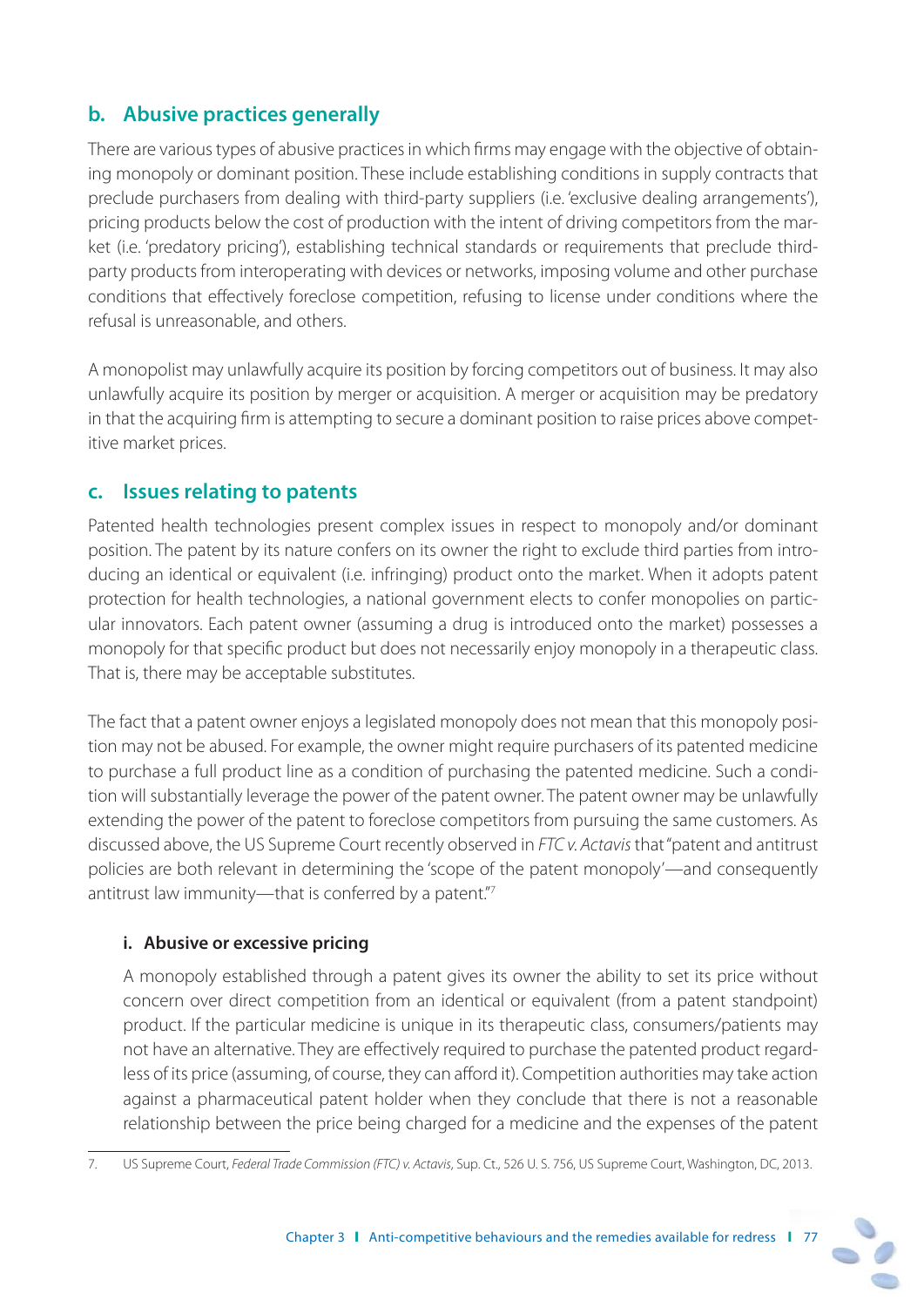## b. Abusive practices generally

There are various types of abusive practices in which firms may engage with the objective of obtaining monopoly or dominant position. These include establishing conditions in supply contracts that preclude purchasers from dealing with third-party suppliers (i.e. 'exclusive dealing arrangements'), pricing products below the cost of production with the intent of driving competitors from the market (i.e. 'predatory pricing'), establishing technical standards or requirements that preclude third-party products from interoperating with devices or networks, imposing volume and other purchase conditions that effectively foreclose competition, refusing to license under conditions where the refusal is unreasonable, and others.

A monopolist may unlawfully acquire its position by forcing competitors out of business. It may also unlawfully acquire its position by merger or acquisition. A merger or acquisition may be predatory in that the acquiring firm is attempting to secure a dominant position to raise prices above competitive market prices.

## c. Issues relating to patents

Patented health technologies present complex issues in respect to monopoly and/or dominant position. The patent by its nature confers on its owner the right to exclude third parties from introducing an identical or equivalent (i.e. infringing) product onto the market. When it adopts patent protection for health technologies, a national government elects to confer monopolies on particular innovators. Each patent owner (assuming a drug is introduced onto the market) possesses a monopoly for that specific product but does not necessarily enjoy monopoly in a therapeutic class. That is, there may be acceptable substitutes.

The fact that a patent owner enjoys a legislated monopoly does not mean that this monopoly position may not be abused. For example, the owner might require purchasers of its patented medicine to purchase a full product line as a condition of purchasing the patented medicine. Such a condition will substantially leverage the power of the patent owner. The patent owner may be unlawfully extending the power of the patent to foreclose competitors from pursuing the same customers. As discussed above, the US Supreme Court recently observed in *FTC v. Actavis* that "patent and antitrust policies are both relevant in determining the 'scope of the patent monopoly'—and consequently antitrust law immunity—that is conferred by a patent."[7]

### i. Abusive or excessive pricing

A monopoly established through a patent gives its owner the ability to set its price without concern over direct competition from an identical or equivalent (from a patent standpoint) product. If the particular medicine is unique in its therapeutic class, consumers/patients may not have an alternative. They are effectively required to purchase the patented product regardless of its price (assuming, of course, they can afford it). Competition authorities may take action against a pharmaceutical patent holder when they conclude that there is not a reasonable relationship between the price being charged for a medicine and the expenses of the patent

7. US Supreme Court, *Federal Trade Commission (FTC) v. Actavis*, Sup. Ct., 526 U. S. 756, US Supreme Court, Washington, DC, 2013.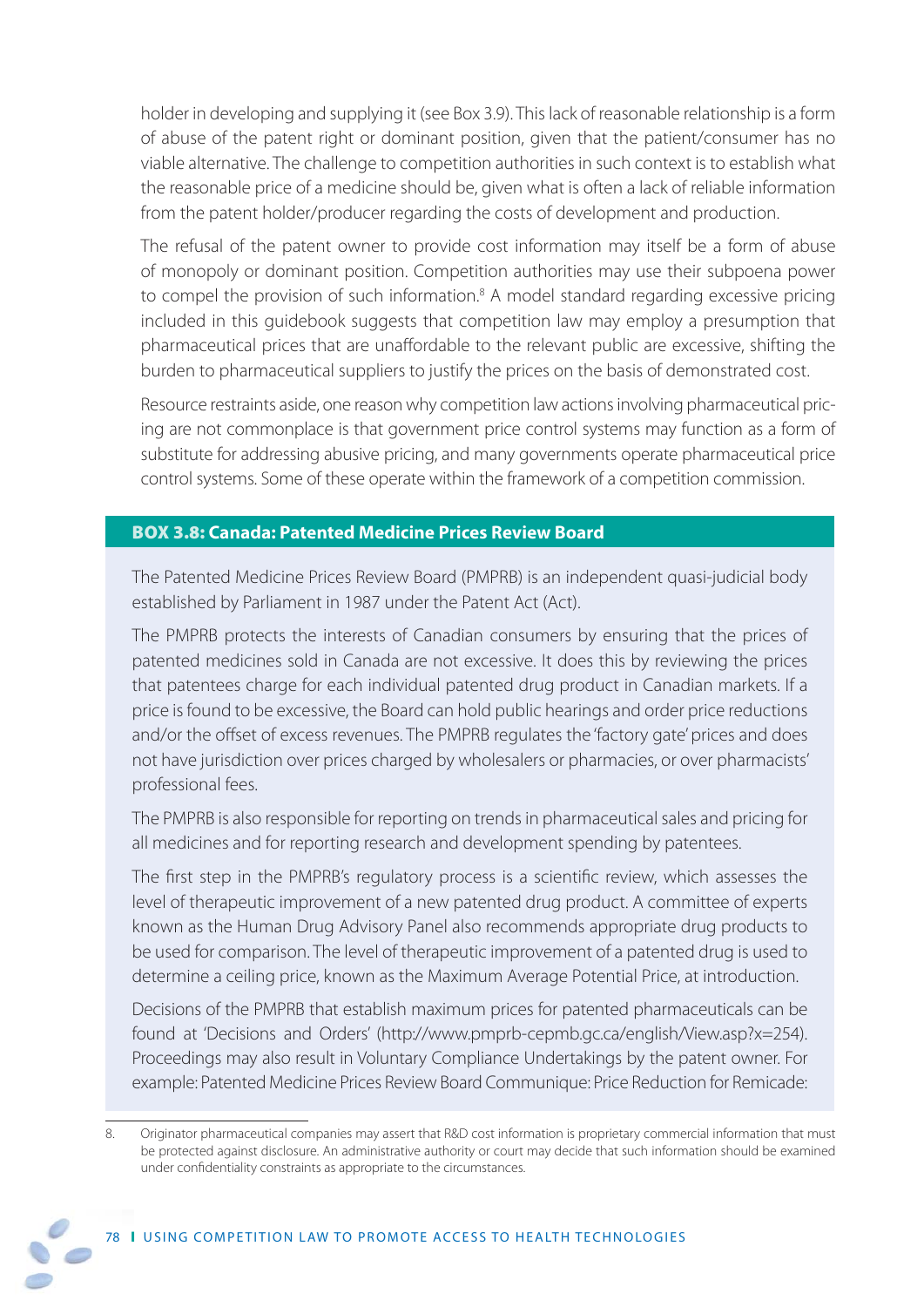holder in developing and supplying it (see Box 3.9). This lack of reasonable relationship is a form of abuse of the patent right or dominant position, given that the patient/consumer has no viable alternative. The challenge to competition authorities in such context is to establish what the reasonable price of a medicine should be, given what is often a lack of reliable information from the patent holder/producer regarding the costs of development and production.

The refusal of the patent owner to provide cost information may itself be a form of abuse of monopoly or dominant position. Competition authorities may use their subpoena power to compel the provision of such information.[8] A model standard regarding excessive pricing included in this guidebook suggests that competition law may employ a presumption that pharmaceutical prices that are unaffordable to the relevant public are excessive, shifting the burden to pharmaceutical suppliers to justify the prices on the basis of demonstrated cost.

Resource restraints aside, one reason why competition law actions involving pharmaceutical pricing are not commonplace is that government price control systems may function as a form of substitute for addressing abusive pricing, and many governments operate pharmaceutical price control systems. Some of these operate within the framework of a competition commission.

### BOX 3.8: Canada: Patented Medicine Prices Review Board

The Patented Medicine Prices Review Board (PMPRB) is an independent quasi-judicial body established by Parliament in 1987 under the Patent Act (Act).

The PMPRB protects the interests of Canadian consumers by ensuring that the prices of patented medicines sold in Canada are not excessive. It does this by reviewing the prices that patentees charge for each individual patented drug product in Canadian markets. If a price is found to be excessive, the Board can hold public hearings and order price reductions and/or the offset of excess revenues. The PMPRB regulates the 'factory gate' prices and does not have jurisdiction over prices charged by wholesalers or pharmacies, or over pharmacists' professional fees.

The PMPRB is also responsible for reporting on trends in pharmaceutical sales and pricing for all medicines and for reporting research and development spending by patentees.

The first step in the PMPRB's regulatory process is a scientific review, which assesses the level of therapeutic improvement of a new patented drug product. A committee of experts known as the Human Drug Advisory Panel also recommends appropriate drug products to be used for comparison. The level of therapeutic improvement of a patented drug is used to determine a ceiling price, known as the Maximum Average Potential Price, at introduction.

Decisions of the PMPRB that establish maximum prices for patented pharmaceuticals can be found at 'Decisions and Orders' (http://www.pmprb-cepmb.gc.ca/english/View.asp?x=254). Proceedings may also result in Voluntary Compliance Undertakings by the patent owner. For example: Patented Medicine Prices Review Board Communique: Price Reduction for Remicade:

8. Originator pharmaceutical companies may assert that R&D cost information is proprietary commercial information that must be protected against disclosure. An administrative authority or court may decide that such information should be examined under confidentiality constraints as appropriate to the circumstances.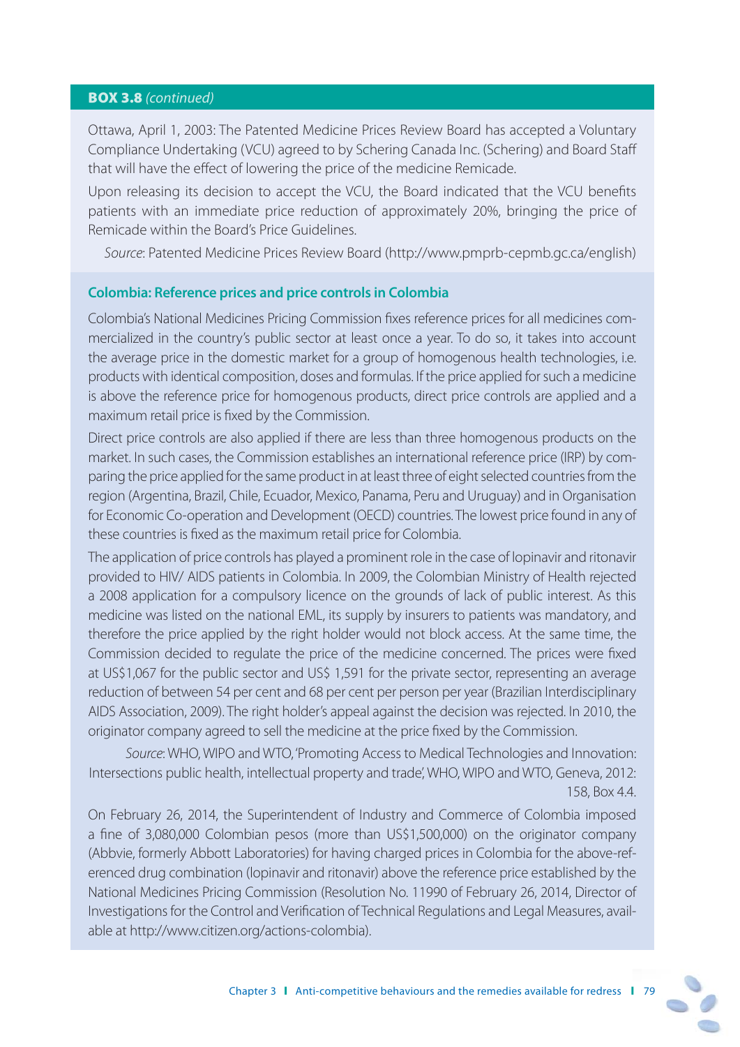**BOX 3.8** *(continued)*

Ottawa, April 1, 2003: The Patented Medicine Prices Review Board has accepted a Voluntary Compliance Undertaking (VCU) agreed to by Schering Canada Inc. (Schering) and Board Staff that will have the effect of lowering the price of the medicine Remicade.

Upon releasing its decision to accept the VCU, the Board indicated that the VCU benefits patients with an immediate price reduction of approximately 20%, bringing the price of Remicade within the Board's Price Guidelines.

*Source*: Patented Medicine Prices Review Board (http://www.pmprb-cepmb.gc.ca/english)

### Colombia: Reference prices and price controls in Colombia

Colombia's National Medicines Pricing Commission fixes reference prices for all medicines commercialized in the country's public sector at least once a year. To do so, it takes into account the average price in the domestic market for a group of homogenous health technologies, i.e. products with identical composition, doses and formulas. If the price applied for such a medicine is above the reference price for homogenous products, direct price controls are applied and a maximum retail price is fixed by the Commission.

Direct price controls are also applied if there are less than three homogenous products on the market. In such cases, the Commission establishes an international reference price (IRP) by comparing the price applied for the same product in at least three of eight selected countries from the region (Argentina, Brazil, Chile, Ecuador, Mexico, Panama, Peru and Uruguay) and in Organisation for Economic Co-operation and Development (OECD) countries. The lowest price found in any of these countries is fixed as the maximum retail price for Colombia.

The application of price controls has played a prominent role in the case of lopinavir and ritonavir provided to HIV/ AIDS patients in Colombia. In 2009, the Colombian Ministry of Health rejected a 2008 application for a compulsory licence on the grounds of lack of public interest. As this medicine was listed on the national EML, its supply by insurers to patients was mandatory, and therefore the price applied by the right holder would not block access. At the same time, the Commission decided to regulate the price of the medicine concerned. The prices were fixed at US$1,067 for the public sector and US$ 1,591 for the private sector, representing an average reduction of between 54 per cent and 68 per cent per person per year (Brazilian Interdisciplinary AIDS Association, 2009). The right holder's appeal against the decision was rejected. In 2010, the originator company agreed to sell the medicine at the price fixed by the Commission.

*Source*: WHO, WIPO and WTO, 'Promoting Access to Medical Technologies and Innovation: Intersections public health, intellectual property and trade', WHO, WIPO and WTO, Geneva, 2012: 158, Box 4.4.

On February 26, 2014, the Superintendent of Industry and Commerce of Colombia imposed a fine of 3,080,000 Colombian pesos (more than US$1,500,000) on the originator company (Abbvie, formerly Abbott Laboratories) for having charged prices in Colombia for the above-referenced drug combination (lopinavir and ritonavir) above the reference price established by the National Medicines Pricing Commission (Resolution No. 11990 of February 26, 2014, Director of Investigations for the Control and Verification of Technical Regulations and Legal Measures, available at http://www.citizen.org/actions-colombia).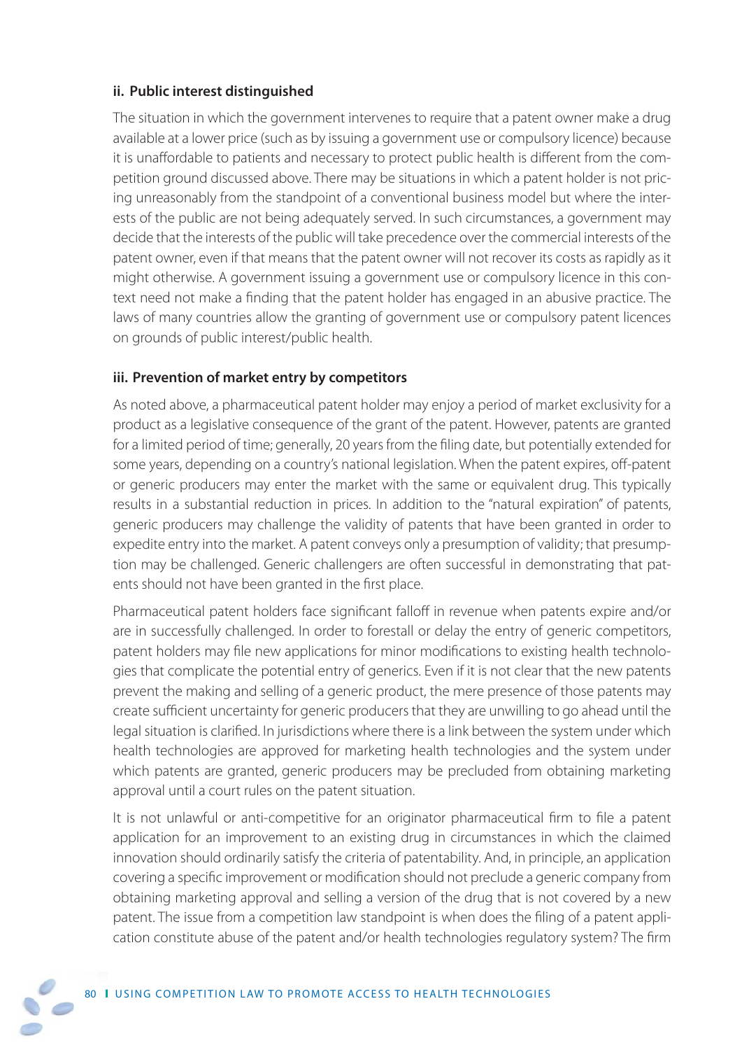### ii. Public interest distinguished

The situation in which the government intervenes to require that a patent owner make a drug available at a lower price (such as by issuing a government use or compulsory licence) because it is unaffordable to patients and necessary to protect public health is different from the competition ground discussed above. There may be situations in which a patent holder is not pricing unreasonably from the standpoint of a conventional business model but where the interests of the public are not being adequately served. In such circumstances, a government may decide that the interests of the public will take precedence over the commercial interests of the patent owner, even if that means that the patent owner will not recover its costs as rapidly as it might otherwise. A government issuing a government use or compulsory licence in this context need not make a finding that the patent holder has engaged in an abusive practice. The laws of many countries allow the granting of government use or compulsory patent licences on grounds of public interest/public health.

### iii. Prevention of market entry by competitors

As noted above, a pharmaceutical patent holder may enjoy a period of market exclusivity for a product as a legislative consequence of the grant of the patent. However, patents are granted for a limited period of time; generally, 20 years from the filing date, but potentially extended for some years, depending on a country's national legislation. When the patent expires, off-patent or generic producers may enter the market with the same or equivalent drug. This typically results in a substantial reduction in prices. In addition to the "natural expiration" of patents, generic producers may challenge the validity of patents that have been granted in order to expedite entry into the market. A patent conveys only a presumption of validity; that presumption may be challenged. Generic challengers are often successful in demonstrating that patents should not have been granted in the first place.

Pharmaceutical patent holders face significant falloff in revenue when patents expire and/or are in successfully challenged. In order to forestall or delay the entry of generic competitors, patent holders may file new applications for minor modifications to existing health technologies that complicate the potential entry of generics. Even if it is not clear that the new patents prevent the making and selling of a generic product, the mere presence of those patents may create sufficient uncertainty for generic producers that they are unwilling to go ahead until the legal situation is clarified. In jurisdictions where there is a link between the system under which health technologies are approved for marketing health technologies and the system under which patents are granted, generic producers may be precluded from obtaining marketing approval until a court rules on the patent situation.

It is not unlawful or anti-competitive for an originator pharmaceutical firm to file a patent application for an improvement to an existing drug in circumstances in which the claimed innovation should ordinarily satisfy the criteria of patentability. And, in principle, an application covering a specific improvement or modification should not preclude a generic company from obtaining marketing approval and selling a version of the drug that is not covered by a new patent. The issue from a competition law standpoint is when does the filing of a patent application constitute abuse of the patent and/or health technologies regulatory system? The firm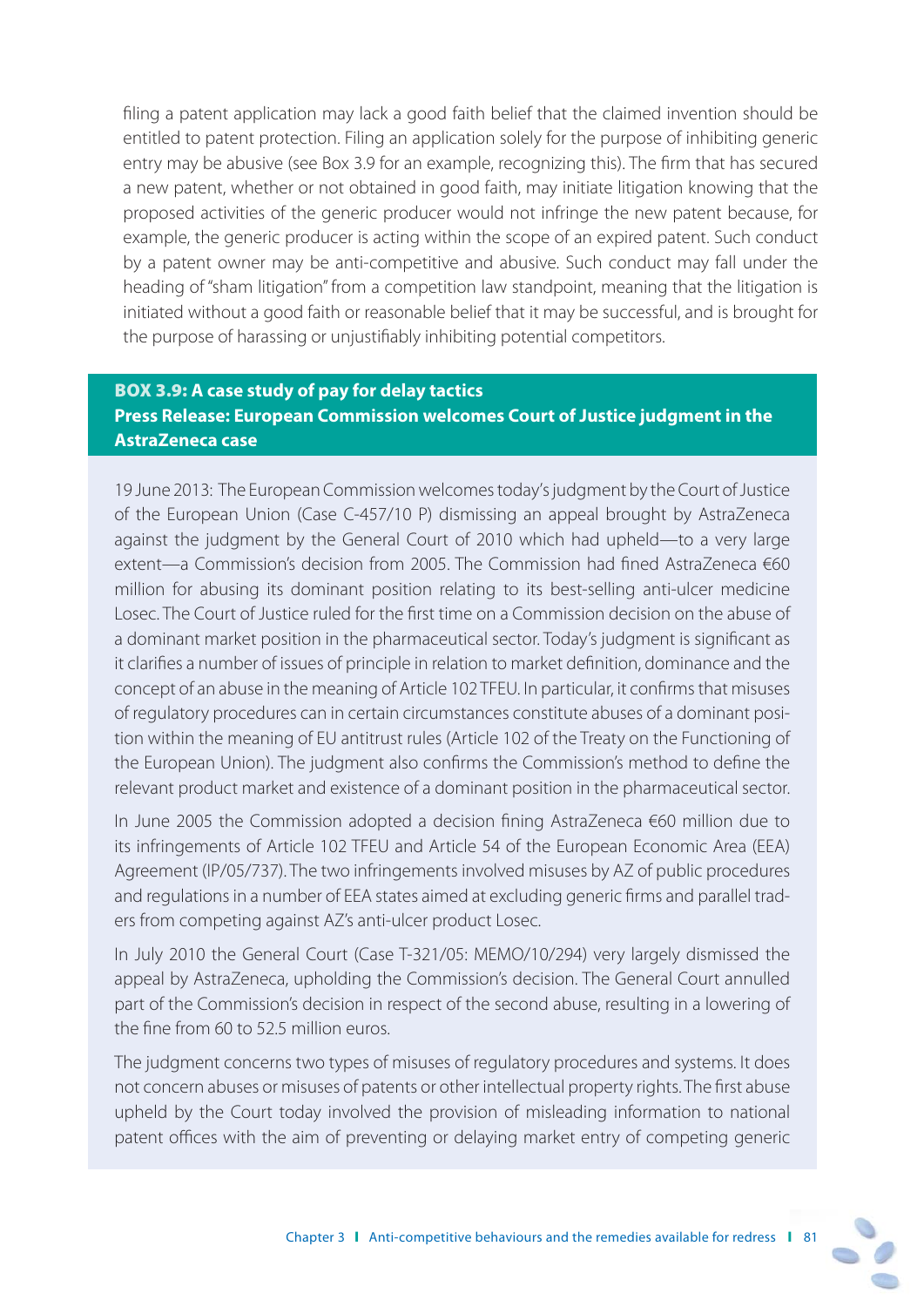filing a patent application may lack a good faith belief that the claimed invention should be entitled to patent protection. Filing an application solely for the purpose of inhibiting generic entry may be abusive (see Box 3.9 for an example, recognizing this). The firm that has secured a new patent, whether or not obtained in good faith, may initiate litigation knowing that the proposed activities of the generic producer would not infringe the new patent because, for example, the generic producer is acting within the scope of an expired patent. Such conduct by a patent owner may be anti-competitive and abusive. Such conduct may fall under the heading of "sham litigation" from a competition law standpoint, meaning that the litigation is initiated without a good faith or reasonable belief that it may be successful, and is brought for the purpose of harassing or unjustifiably inhibiting potential competitors.

**BOX 3.9: A case study of pay for delay tactics**
**Press Release: European Commission welcomes Court of Justice judgment in the AstraZeneca case**

19 June 2013: The European Commission welcomes today's judgment by the Court of Justice of the European Union (Case C-457/10 P) dismissing an appeal brought by AstraZeneca against the judgment by the General Court of 2010 which had upheld—to a very large extent—a Commission's decision from 2005. The Commission had fined AstraZeneca €60 million for abusing its dominant position relating to its best-selling anti-ulcer medicine Losec. The Court of Justice ruled for the first time on a Commission decision on the abuse of a dominant market position in the pharmaceutical sector. Today's judgment is significant as it clarifies a number of issues of principle in relation to market definition, dominance and the concept of an abuse in the meaning of Article 102 TFEU. In particular, it confirms that misuses of regulatory procedures can in certain circumstances constitute abuses of a dominant position within the meaning of EU antitrust rules (Article 102 of the Treaty on the Functioning of the European Union). The judgment also confirms the Commission's method to define the relevant product market and existence of a dominant position in the pharmaceutical sector.

In June 2005 the Commission adopted a decision fining AstraZeneca €60 million due to its infringements of Article 102 TFEU and Article 54 of the European Economic Area (EEA) Agreement (IP/05/737). The two infringements involved misuses by AZ of public procedures and regulations in a number of EEA states aimed at excluding generic firms and parallel traders from competing against AZ's anti-ulcer product Losec.

In July 2010 the General Court (Case T-321/05: MEMO/10/294) very largely dismissed the appeal by AstraZeneca, upholding the Commission's decision. The General Court annulled part of the Commission's decision in respect of the second abuse, resulting in a lowering of the fine from 60 to 52.5 million euros.

The judgment concerns two types of misuses of regulatory procedures and systems. It does not concern abuses or misuses of patents or other intellectual property rights. The first abuse upheld by the Court today involved the provision of misleading information to national patent offices with the aim of preventing or delaying market entry of competing generic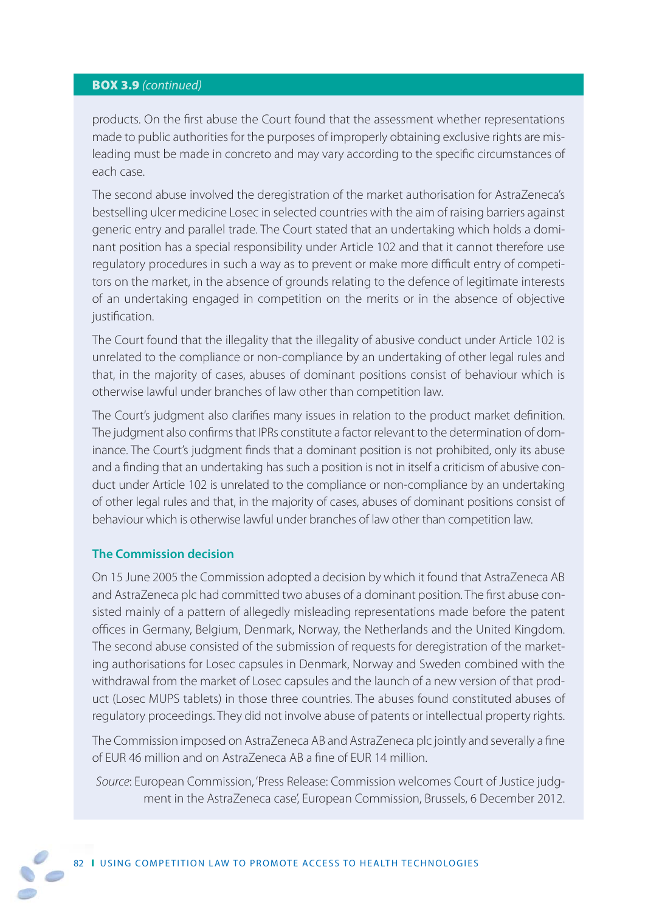**BOX 3.9** *(continued)*

products. On the first abuse the Court found that the assessment whether representations made to public authorities for the purposes of improperly obtaining exclusive rights are misleading must be made in concreto and may vary according to the specific circumstances of each case.

The second abuse involved the deregistration of the market authorisation for AstraZeneca's bestselling ulcer medicine Losec in selected countries with the aim of raising barriers against generic entry and parallel trade. The Court stated that an undertaking which holds a dominant position has a special responsibility under Article 102 and that it cannot therefore use regulatory procedures in such a way as to prevent or make more difficult entry of competitors on the market, in the absence of grounds relating to the defence of legitimate interests of an undertaking engaged in competition on the merits or in the absence of objective justification.

The Court found that the illegality that the illegality of abusive conduct under Article 102 is unrelated to the compliance or non-compliance by an undertaking of other legal rules and that, in the majority of cases, abuses of dominant positions consist of behaviour which is otherwise lawful under branches of law other than competition law.

The Court's judgment also clarifies many issues in relation to the product market definition. The judgment also confirms that IPRs constitute a factor relevant to the determination of dominance. The Court's judgment finds that a dominant position is not prohibited, only its abuse and a finding that an undertaking has such a position is not in itself a criticism of abusive conduct under Article 102 is unrelated to the compliance or non-compliance by an undertaking of other legal rules and that, in the majority of cases, abuses of dominant positions consist of behaviour which is otherwise lawful under branches of law other than competition law.

### The Commission decision

On 15 June 2005 the Commission adopted a decision by which it found that AstraZeneca AB and AstraZeneca plc had committed two abuses of a dominant position. The first abuse consisted mainly of a pattern of allegedly misleading representations made before the patent offices in Germany, Belgium, Denmark, Norway, the Netherlands and the United Kingdom. The second abuse consisted of the submission of requests for deregistration of the marketing authorisations for Losec capsules in Denmark, Norway and Sweden combined with the withdrawal from the market of Losec capsules and the launch of a new version of that product (Losec MUPS tablets) in those three countries. The abuses found constituted abuses of regulatory proceedings. They did not involve abuse of patents or intellectual property rights.

The Commission imposed on AstraZeneca AB and AstraZeneca plc jointly and severally a fine of EUR 46 million and on AstraZeneca AB a fine of EUR 14 million.

*Source*: European Commission, 'Press Release: Commission welcomes Court of Justice judgment in the AstraZeneca case', European Commission, Brussels, 6 December 2012.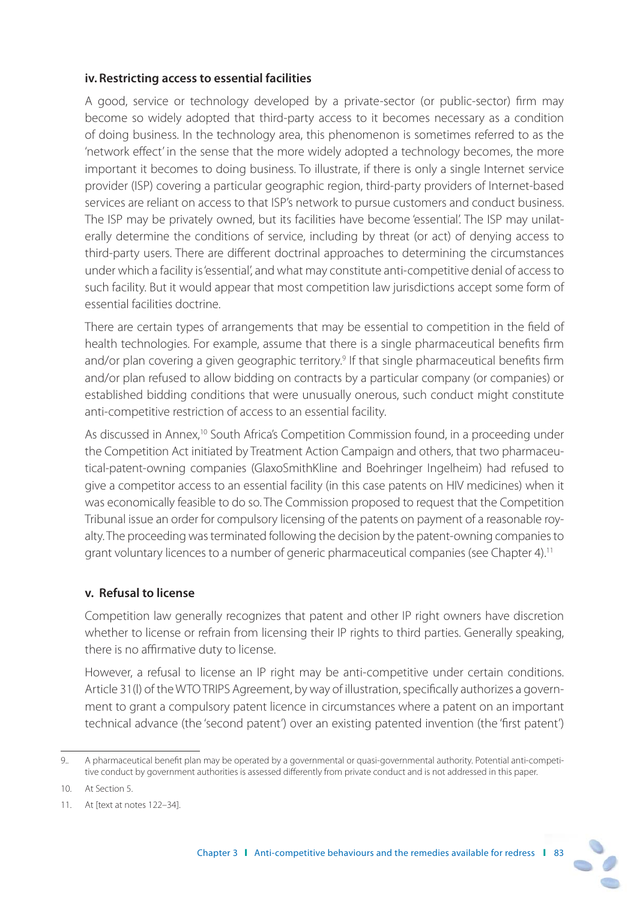#### iv. Restricting access to essential facilities

A good, service or technology developed by a private-sector (or public-sector) firm may become so widely adopted that third-party access to it becomes necessary as a condition of doing business. In the technology area, this phenomenon is sometimes referred to as the 'network effect' in the sense that the more widely adopted a technology becomes, the more important it becomes to doing business. To illustrate, if there is only a single Internet service provider (ISP) covering a particular geographic region, third-party providers of Internet-based services are reliant on access to that ISP's network to pursue customers and conduct business. The ISP may be privately owned, but its facilities have become 'essential'. The ISP may unilaterally determine the conditions of service, including by threat (or act) of denying access to third-party users. There are different doctrinal approaches to determining the circumstances under which a facility is 'essential', and what may constitute anti-competitive denial of access to such facility. But it would appear that most competition law jurisdictions accept some form of essential facilities doctrine.

There are certain types of arrangements that may be essential to competition in the field of health technologies. For example, assume that there is a single pharmaceutical benefits firm and/or plan covering a given geographic territory.[9] If that single pharmaceutical benefits firm and/or plan refused to allow bidding on contracts by a particular company (or companies) or established bidding conditions that were unusually onerous, such conduct might constitute anti-competitive restriction of access to an essential facility.

As discussed in Annex,[10] South Africa's Competition Commission found, in a proceeding under the Competition Act initiated by Treatment Action Campaign and others, that two pharmaceutical-patent-owning companies (GlaxoSmithKline and Boehringer Ingelheim) had refused to give a competitor access to an essential facility (in this case patents on HIV medicines) when it was economically feasible to do so. The Commission proposed to request that the Competition Tribunal issue an order for compulsory licensing of the patents on payment of a reasonable royalty. The proceeding was terminated following the decision by the patent-owning companies to grant voluntary licences to a number of generic pharmaceutical companies (see Chapter 4).[11]

#### v. Refusal to license

Competition law generally recognizes that patent and other IP right owners have discretion whether to license or refrain from licensing their IP rights to third parties. Generally speaking, there is no affirmative duty to license.

However, a refusal to license an IP right may be anti-competitive under certain conditions. Article 31(l) of the WTO TRIPS Agreement, by way of illustration, specifically authorizes a government to grant a compulsory patent licence in circumstances where a patent on an important technical advance (the 'second patent') over an existing patented invention (the 'first patent')

---

9. A pharmaceutical benefit plan may be operated by a governmental or quasi-governmental authority. Potential anti-competitive conduct by government authorities is assessed differently from private conduct and is not addressed in this paper.

10. At Section 5.

11. At [text at notes 122–34].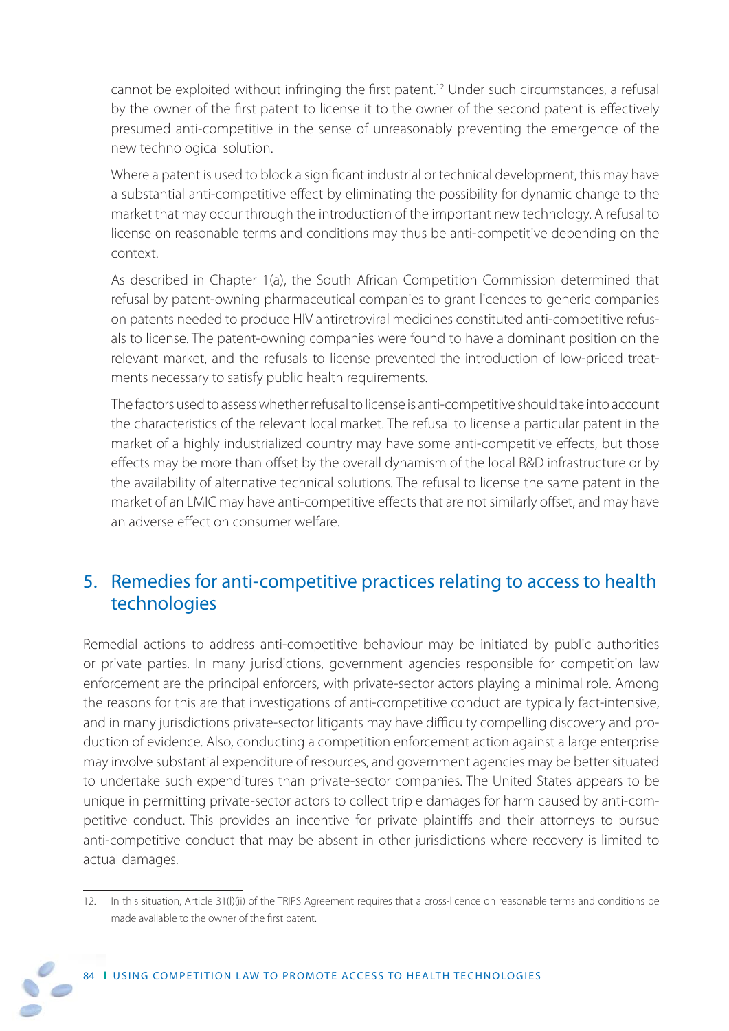cannot be exploited without infringing the first patent.[12] Under such circumstances, a refusal by the owner of the first patent to license it to the owner of the second patent is effectively presumed anti-competitive in the sense of unreasonably preventing the emergence of the new technological solution.

Where a patent is used to block a significant industrial or technical development, this may have a substantial anti-competitive effect by eliminating the possibility for dynamic change to the market that may occur through the introduction of the important new technology. A refusal to license on reasonable terms and conditions may thus be anti-competitive depending on the context.

As described in Chapter 1(a), the South African Competition Commission determined that refusal by patent-owning pharmaceutical companies to grant licences to generic companies on patents needed to produce HIV antiretroviral medicines constituted anti-competitive refusals to license. The patent-owning companies were found to have a dominant position on the relevant market, and the refusals to license prevented the introduction of low-priced treatments necessary to satisfy public health requirements.

The factors used to assess whether refusal to license is anti-competitive should take into account the characteristics of the relevant local market. The refusal to license a particular patent in the market of a highly industrialized country may have some anti-competitive effects, but those effects may be more than offset by the overall dynamism of the local R&D infrastructure or by the availability of alternative technical solutions. The refusal to license the same patent in the market of an LMIC may have anti-competitive effects that are not similarly offset, and may have an adverse effect on consumer welfare.

## 5. Remedies for anti-competitive practices relating to access to health technologies

Remedial actions to address anti-competitive behaviour may be initiated by public authorities or private parties. In many jurisdictions, government agencies responsible for competition law enforcement are the principal enforcers, with private-sector actors playing a minimal role. Among the reasons for this are that investigations of anti-competitive conduct are typically fact-intensive, and in many jurisdictions private-sector litigants may have difficulty compelling discovery and production of evidence. Also, conducting a competition enforcement action against a large enterprise may involve substantial expenditure of resources, and government agencies may be better situated to undertake such expenditures than private-sector companies. The United States appears to be unique in permitting private-sector actors to collect triple damages for harm caused by anti-competitive conduct. This provides an incentive for private plaintiffs and their attorneys to pursue anti-competitive conduct that may be absent in other jurisdictions where recovery is limited to actual damages.

---

12. In this situation, Article 31(l)(ii) of the TRIPS Agreement requires that a cross-licence on reasonable terms and conditions be made available to the owner of the first patent.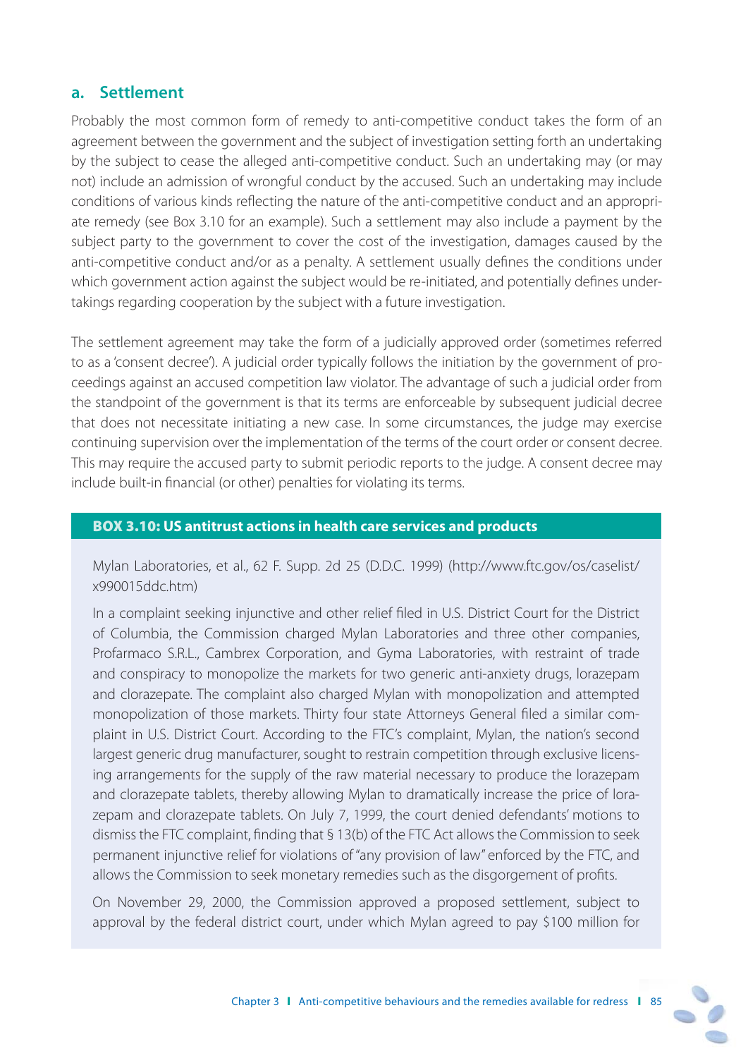## a. Settlement

Probably the most common form of remedy to anti-competitive conduct takes the form of an agreement between the government and the subject of investigation setting forth an undertaking by the subject to cease the alleged anti-competitive conduct. Such an undertaking may (or may not) include an admission of wrongful conduct by the accused. Such an undertaking may include conditions of various kinds reflecting the nature of the anti-competitive conduct and an appropriate remedy (see Box 3.10 for an example). Such a settlement may also include a payment by the subject party to the government to cover the cost of the investigation, damages caused by the anti-competitive conduct and/or as a penalty. A settlement usually defines the conditions under which government action against the subject would be re-initiated, and potentially defines undertakings regarding cooperation by the subject with a future investigation.

The settlement agreement may take the form of a judicially approved order (sometimes referred to as a 'consent decree'). A judicial order typically follows the initiation by the government of proceedings against an accused competition law violator. The advantage of such a judicial order from the standpoint of the government is that its terms are enforceable by subsequent judicial decree that does not necessitate initiating a new case. In some circumstances, the judge may exercise continuing supervision over the implementation of the terms of the court order or consent decree. This may require the accused party to submit periodic reports to the judge. A consent decree may include built-in financial (or other) penalties for violating its terms.

**BOX 3.10: US antitrust actions in health care services and products**

Mylan Laboratories, et al., 62 F. Supp. 2d 25 (D.D.C. 1999) (http://www.ftc.gov/os/caselist/x990015ddc.htm)

In a complaint seeking injunctive and other relief filed in U.S. District Court for the District of Columbia, the Commission charged Mylan Laboratories and three other companies, Profarmaco S.R.L., Cambrex Corporation, and Gyma Laboratories, with restraint of trade and conspiracy to monopolize the markets for two generic anti-anxiety drugs, lorazepam and clorazepate. The complaint also charged Mylan with monopolization and attempted monopolization of those markets. Thirty four state Attorneys General filed a similar complaint in U.S. District Court. According to the FTC's complaint, Mylan, the nation's second largest generic drug manufacturer, sought to restrain competition through exclusive licensing arrangements for the supply of the raw material necessary to produce the lorazepam and clorazepate tablets, thereby allowing Mylan to dramatically increase the price of lorazepam and clorazepate tablets. On July 7, 1999, the court denied defendants' motions to dismiss the FTC complaint, finding that § 13(b) of the FTC Act allows the Commission to seek permanent injunctive relief for violations of "any provision of law" enforced by the FTC, and allows the Commission to seek monetary remedies such as the disgorgement of profits.

On November 29, 2000, the Commission approved a proposed settlement, subject to approval by the federal district court, under which Mylan agreed to pay $100 million for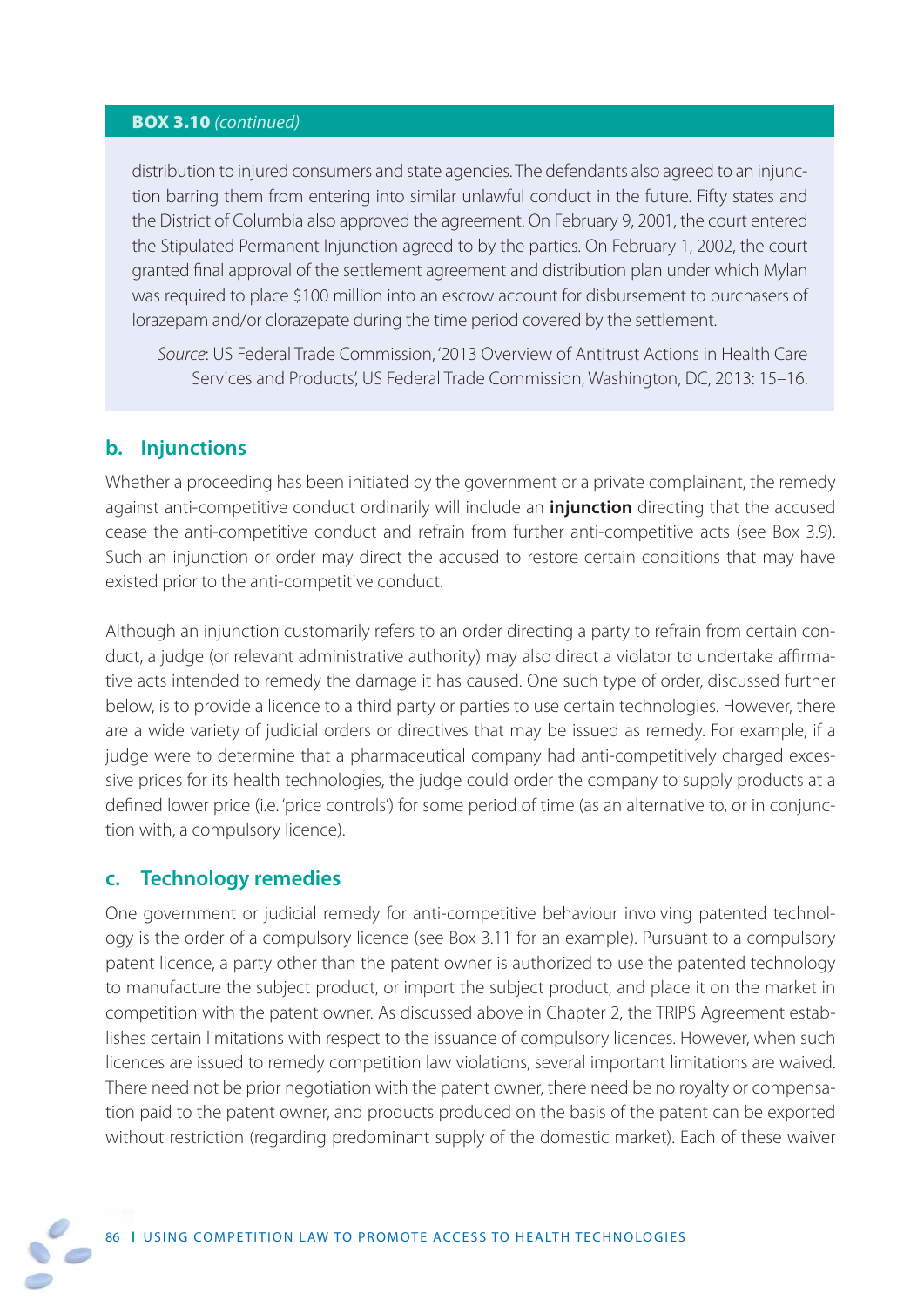**BOX 3.10** *(continued)*

distribution to injured consumers and state agencies. The defendants also agreed to an injunction barring them from entering into similar unlawful conduct in the future. Fifty states and the District of Columbia also approved the agreement. On February 9, 2001, the court entered the Stipulated Permanent Injunction agreed to by the parties. On February 1, 2002, the court granted final approval of the settlement agreement and distribution plan under which Mylan was required to place $100 million into an escrow account for disbursement to purchasers of lorazepam and/or clorazepate during the time period covered by the settlement.

*Source*: US Federal Trade Commission, '2013 Overview of Antitrust Actions in Health Care Services and Products', US Federal Trade Commission, Washington, DC, 2013: 15–16.

### b. Injunctions

Whether a proceeding has been initiated by the government or a private complainant, the remedy against anti-competitive conduct ordinarily will include an **injunction** directing that the accused cease the anti-competitive conduct and refrain from further anti-competitive acts (see Box 3.9). Such an injunction or order may direct the accused to restore certain conditions that may have existed prior to the anti-competitive conduct.

Although an injunction customarily refers to an order directing a party to refrain from certain conduct, a judge (or relevant administrative authority) may also direct a violator to undertake affirmative acts intended to remedy the damage it has caused. One such type of order, discussed further below, is to provide a licence to a third party or parties to use certain technologies. However, there are a wide variety of judicial orders or directives that may be issued as remedy. For example, if a judge were to determine that a pharmaceutical company had anti-competitively charged excessive prices for its health technologies, the judge could order the company to supply products at a defined lower price (i.e. 'price controls') for some period of time (as an alternative to, or in conjunction with, a compulsory licence).

### c. Technology remedies

One government or judicial remedy for anti-competitive behaviour involving patented technology is the order of a compulsory licence (see Box 3.11 for an example). Pursuant to a compulsory patent licence, a party other than the patent owner is authorized to use the patented technology to manufacture the subject product, or import the subject product, and place it on the market in competition with the patent owner. As discussed above in Chapter 2, the TRIPS Agreement establishes certain limitations with respect to the issuance of compulsory licences. However, when such licences are issued to remedy competition law violations, several important limitations are waived. There need not be prior negotiation with the patent owner, there need be no royalty or compensation paid to the patent owner, and products produced on the basis of the patent can be exported without restriction (regarding predominant supply of the domestic market). Each of these waiver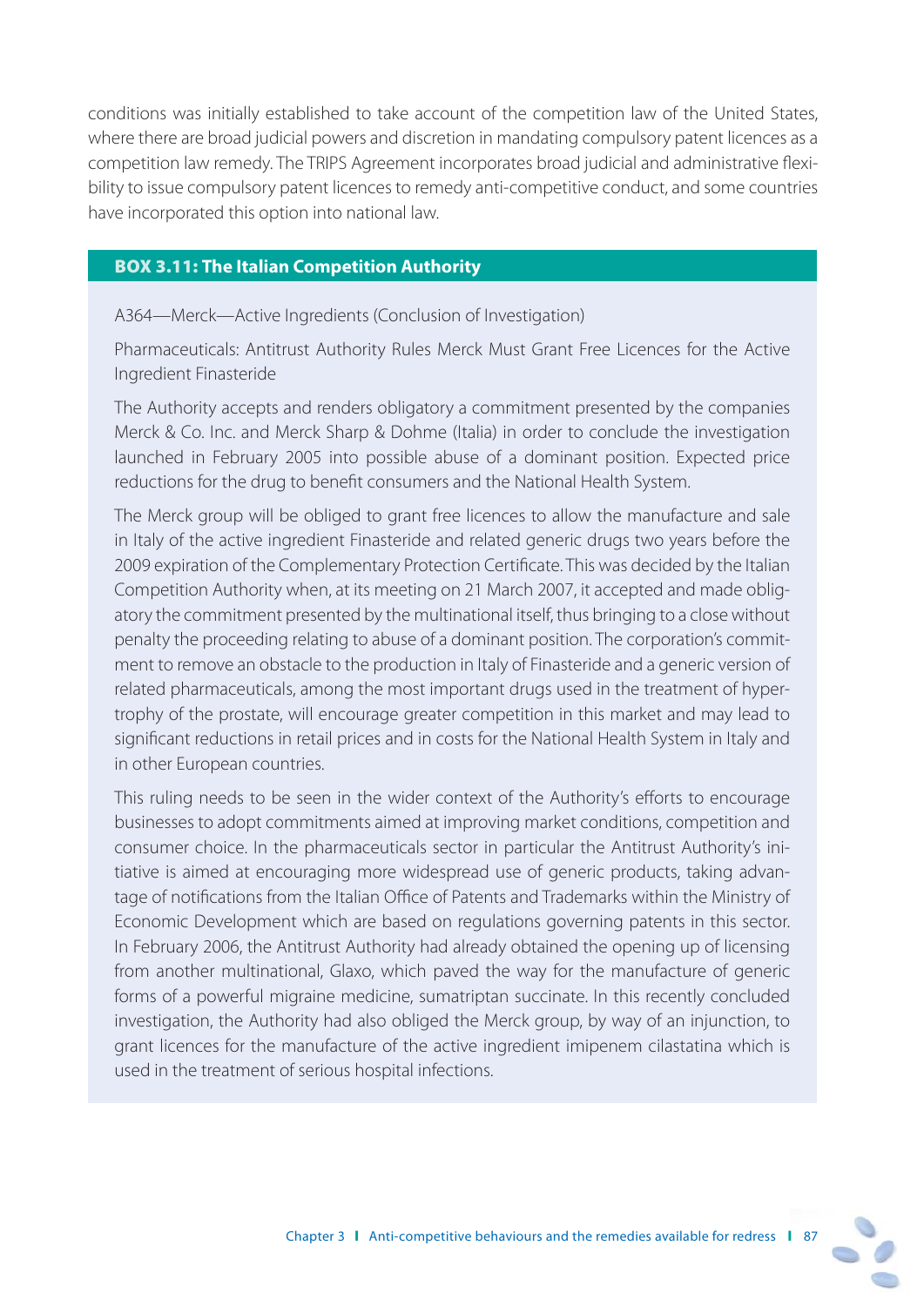conditions was initially established to take account of the competition law of the United States, where there are broad judicial powers and discretion in mandating compulsory patent licences as a competition law remedy. The TRIPS Agreement incorporates broad judicial and administrative flexibility to issue compulsory patent licences to remedy anti-competitive conduct, and some countries have incorporated this option into national law.

### BOX 3.11: The Italian Competition Authority

A364—Merck—Active Ingredients (Conclusion of Investigation)

Pharmaceuticals: Antitrust Authority Rules Merck Must Grant Free Licences for the Active Ingredient Finasteride

The Authority accepts and renders obligatory a commitment presented by the companies Merck & Co. Inc. and Merck Sharp & Dohme (Italia) in order to conclude the investigation launched in February 2005 into possible abuse of a dominant position. Expected price reductions for the drug to benefit consumers and the National Health System.

The Merck group will be obliged to grant free licences to allow the manufacture and sale in Italy of the active ingredient Finasteride and related generic drugs two years before the 2009 expiration of the Complementary Protection Certificate. This was decided by the Italian Competition Authority when, at its meeting on 21 March 2007, it accepted and made obligatory the commitment presented by the multinational itself, thus bringing to a close without penalty the proceeding relating to abuse of a dominant position. The corporation's commitment to remove an obstacle to the production in Italy of Finasteride and a generic version of related pharmaceuticals, among the most important drugs used in the treatment of hypertrophy of the prostate, will encourage greater competition in this market and may lead to significant reductions in retail prices and in costs for the National Health System in Italy and in other European countries.

This ruling needs to be seen in the wider context of the Authority's efforts to encourage businesses to adopt commitments aimed at improving market conditions, competition and consumer choice. In the pharmaceuticals sector in particular the Antitrust Authority's initiative is aimed at encouraging more widespread use of generic products, taking advantage of notifications from the Italian Office of Patents and Trademarks within the Ministry of Economic Development which are based on regulations governing patents in this sector. In February 2006, the Antitrust Authority had already obtained the opening up of licensing from another multinational, Glaxo, which paved the way for the manufacture of generic forms of a powerful migraine medicine, sumatriptan succinate. In this recently concluded investigation, the Authority had also obliged the Merck group, by way of an injunction, to grant licences for the manufacture of the active ingredient imipenem cilastatina which is used in the treatment of serious hospital infections.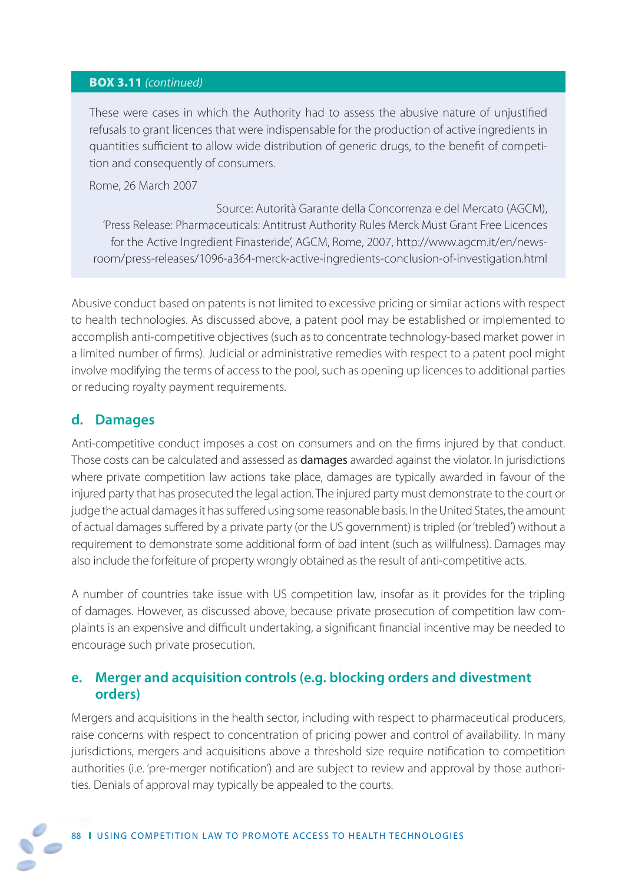**BOX 3.11** *(continued)*

These were cases in which the Authority had to assess the abusive nature of unjustified refusals to grant licences that were indispensable for the production of active ingredients in quantities sufficient to allow wide distribution of generic drugs, to the benefit of competition and consequently of consumers.

Rome, 26 March 2007

Source: Autorità Garante della Concorrenza e del Mercato (AGCM), 'Press Release: Pharmaceuticals: Antitrust Authority Rules Merck Must Grant Free Licences for the Active Ingredient Finasteride', AGCM, Rome, 2007, http://www.agcm.it/en/newsroom/press-releases/1096-a364-merck-active-ingredients-conclusion-of-investigation.html

Abusive conduct based on patents is not limited to excessive pricing or similar actions with respect to health technologies. As discussed above, a patent pool may be established or implemented to accomplish anti-competitive objectives (such as to concentrate technology-based market power in a limited number of firms). Judicial or administrative remedies with respect to a patent pool might involve modifying the terms of access to the pool, such as opening up licences to additional parties or reducing royalty payment requirements.

## d. Damages

Anti-competitive conduct imposes a cost on consumers and on the firms injured by that conduct. Those costs can be calculated and assessed as **damages** awarded against the violator. In jurisdictions where private competition law actions take place, damages are typically awarded in favour of the injured party that has prosecuted the legal action. The injured party must demonstrate to the court or judge the actual damages it has suffered using some reasonable basis. In the United States, the amount of actual damages suffered by a private party (or the US government) is tripled (or 'trebled') without a requirement to demonstrate some additional form of bad intent (such as willfulness). Damages may also include the forfeiture of property wrongly obtained as the result of anti-competitive acts.

A number of countries take issue with US competition law, insofar as it provides for the tripling of damages. However, as discussed above, because private prosecution of competition law complaints is an expensive and difficult undertaking, a significant financial incentive may be needed to encourage such private prosecution.

## e. Merger and acquisition controls (e.g. blocking orders and divestment orders)

Mergers and acquisitions in the health sector, including with respect to pharmaceutical producers, raise concerns with respect to concentration of pricing power and control of availability. In many jurisdictions, mergers and acquisitions above a threshold size require notification to competition authorities (i.e. 'pre-merger notification') and are subject to review and approval by those authorities. Denials of approval may typically be appealed to the courts.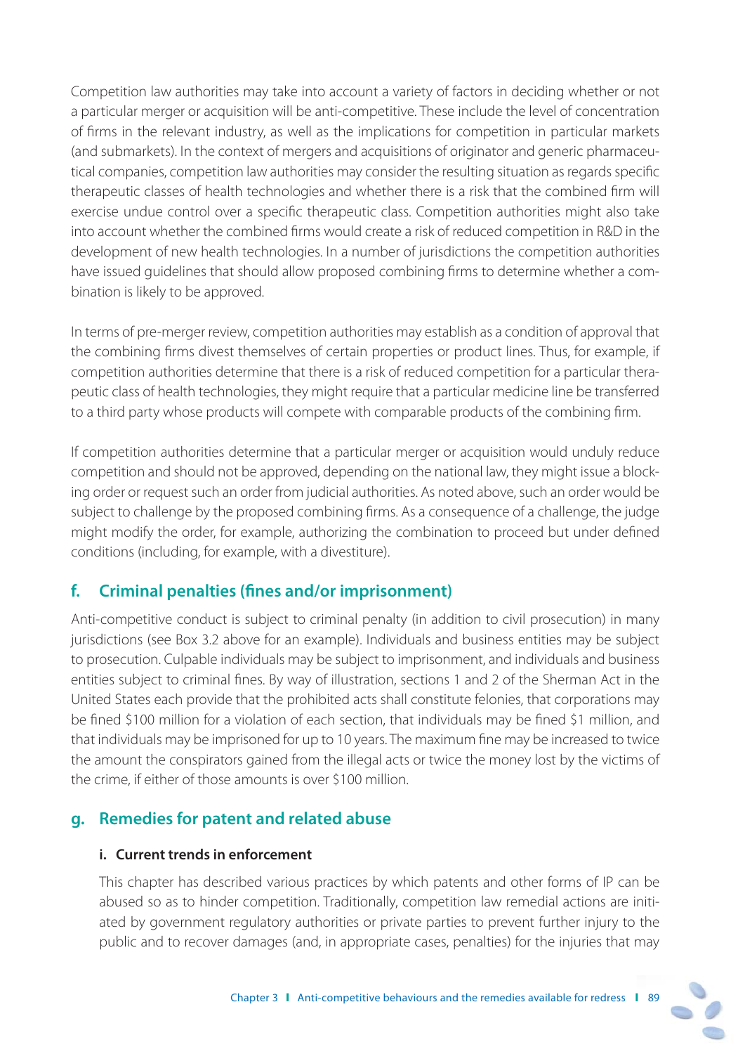Competition law authorities may take into account a variety of factors in deciding whether or not a particular merger or acquisition will be anti-competitive. These include the level of concentration of firms in the relevant industry, as well as the implications for competition in particular markets (and submarkets). In the context of mergers and acquisitions of originator and generic pharmaceutical companies, competition law authorities may consider the resulting situation as regards specific therapeutic classes of health technologies and whether there is a risk that the combined firm will exercise undue control over a specific therapeutic class. Competition authorities might also take into account whether the combined firms would create a risk of reduced competition in R&D in the development of new health technologies. In a number of jurisdictions the competition authorities have issued guidelines that should allow proposed combining firms to determine whether a combination is likely to be approved.

In terms of pre-merger review, competition authorities may establish as a condition of approval that the combining firms divest themselves of certain properties or product lines. Thus, for example, if competition authorities determine that there is a risk of reduced competition for a particular therapeutic class of health technologies, they might require that a particular medicine line be transferred to a third party whose products will compete with comparable products of the combining firm.

If competition authorities determine that a particular merger or acquisition would unduly reduce competition and should not be approved, depending on the national law, they might issue a blocking order or request such an order from judicial authorities. As noted above, such an order would be subject to challenge by the proposed combining firms. As a consequence of a challenge, the judge might modify the order, for example, authorizing the combination to proceed but under defined conditions (including, for example, with a divestiture).

## f. Criminal penalties (fines and/or imprisonment)

Anti-competitive conduct is subject to criminal penalty (in addition to civil prosecution) in many jurisdictions (see Box 3.2 above for an example). Individuals and business entities may be subject to prosecution. Culpable individuals may be subject to imprisonment, and individuals and business entities subject to criminal fines. By way of illustration, sections 1 and 2 of the Sherman Act in the United States each provide that the prohibited acts shall constitute felonies, that corporations may be fined $100 million for a violation of each section, that individuals may be fined $1 million, and that individuals may be imprisoned for up to 10 years. The maximum fine may be increased to twice the amount the conspirators gained from the illegal acts or twice the money lost by the victims of the crime, if either of those amounts is over $100 million.

## g. Remedies for patent and related abuse

### i. Current trends in enforcement

This chapter has described various practices by which patents and other forms of IP can be abused so as to hinder competition. Traditionally, competition law remedial actions are initiated by government regulatory authorities or private parties to prevent further injury to the public and to recover damages (and, in appropriate cases, penalties) for the injuries that may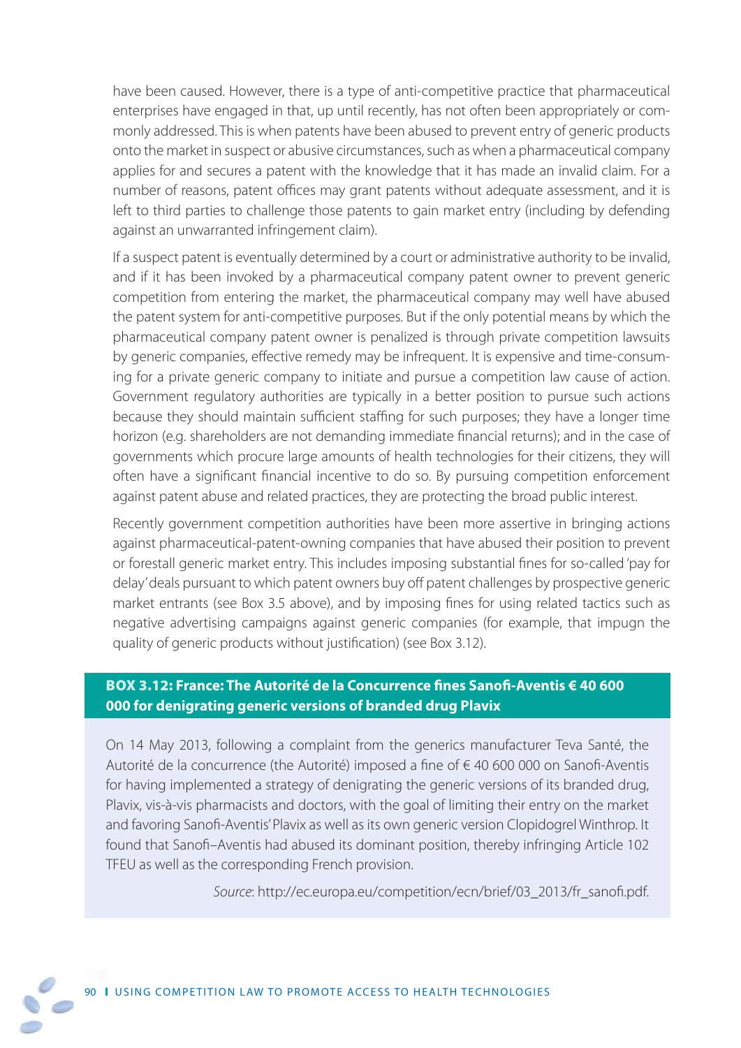have been caused. However, there is a type of anti-competitive practice that pharmaceutical enterprises have engaged in that, up until recently, has not often been appropriately or commonly addressed. This is when patents have been abused to prevent entry of generic products onto the market in suspect or abusive circumstances, such as when a pharmaceutical company applies for and secures a patent with the knowledge that it has made an invalid claim. For a number of reasons, patent offices may grant patents without adequate assessment, and it is left to third parties to challenge those patents to gain market entry (including by defending against an unwarranted infringement claim).

If a suspect patent is eventually determined by a court or administrative authority to be invalid, and if it has been invoked by a pharmaceutical company patent owner to prevent generic competition from entering the market, the pharmaceutical company may well have abused the patent system for anti-competitive purposes. But if the only potential means by which the pharmaceutical company patent owner is penalized is through private competition lawsuits by generic companies, effective remedy may be infrequent. It is expensive and time-consuming for a private generic company to initiate and pursue a competition law cause of action. Government regulatory authorities are typically in a better position to pursue such actions because they should maintain sufficient staffing for such purposes; they have a longer time horizon (e.g. shareholders are not demanding immediate financial returns); and in the case of governments which procure large amounts of health technologies for their citizens, they will often have a significant financial incentive to do so. By pursuing competition enforcement against patent abuse and related practices, they are protecting the broad public interest.

Recently government competition authorities have been more assertive in bringing actions against pharmaceutical-patent-owning companies that have abused their position to prevent or forestall generic market entry. This includes imposing substantial fines for so-called 'pay for delay' deals pursuant to which patent owners buy off patent challenges by prospective generic market entrants (see Box 3.5 above), and by imposing fines for using related tactics such as negative advertising campaigns against generic companies (for example, that impugn the quality of generic products without justification) (see Box 3.12).

**BOX 3.12: France: The Autorité de la Concurrence fines Sanofi-Aventis € 40 600 000 for denigrating generic versions of branded drug Plavix**

On 14 May 2013, following a complaint from the generics manufacturer Teva Santé, the Autorité de la concurrence (the Autorité) imposed a fine of € 40 600 000 on Sanofi-Aventis for having implemented a strategy of denigrating the generic versions of its branded drug, Plavix, vis-à-vis pharmacists and doctors, with the goal of limiting their entry on the market and favoring Sanofi-Aventis' Plavix as well as its own generic version Clopidogrel Winthrop. It found that Sanofi–Aventis had abused its dominant position, thereby infringing Article 102 TFEU as well as the corresponding French provision.

*Source*: http://ec.europa.eu/competition/ecn/brief/03_2013/fr_sanofi.pdf.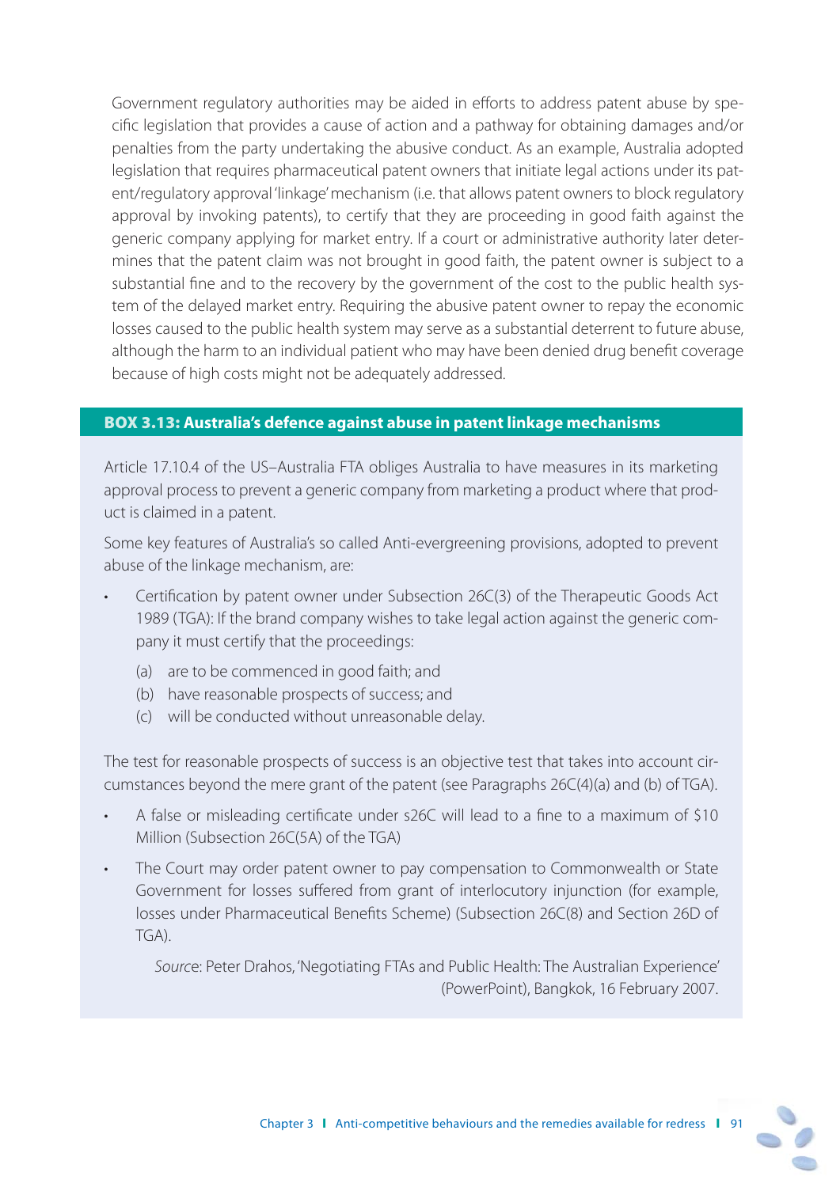Government regulatory authorities may be aided in efforts to address patent abuse by specific legislation that provides a cause of action and a pathway for obtaining damages and/or penalties from the party undertaking the abusive conduct. As an example, Australia adopted legislation that requires pharmaceutical patent owners that initiate legal actions under its patent/regulatory approval 'linkage' mechanism (i.e. that allows patent owners to block regulatory approval by invoking patents), to certify that they are proceeding in good faith against the generic company applying for market entry. If a court or administrative authority later determines that the patent claim was not brought in good faith, the patent owner is subject to a substantial fine and to the recovery by the government of the cost to the public health system of the delayed market entry. Requiring the abusive patent owner to repay the economic losses caused to the public health system may serve as a substantial deterrent to future abuse, although the harm to an individual patient who may have been denied drug benefit coverage because of high costs might not be adequately addressed.

**BOX 3.13: Australia's defence against abuse in patent linkage mechanisms**

Article 17.10.4 of the US–Australia FTA obliges Australia to have measures in its marketing approval process to prevent a generic company from marketing a product where that product is claimed in a patent.

Some key features of Australia's so called Anti-evergreening provisions, adopted to prevent abuse of the linkage mechanism, are:

- Certification by patent owner under Subsection 26C(3) of the Therapeutic Goods Act 1989 (TGA): If the brand company wishes to take legal action against the generic company it must certify that the proceedings:
  - (a) are to be commenced in good faith; and
  - (b) have reasonable prospects of success; and
  - (c) will be conducted without unreasonable delay.

The test for reasonable prospects of success is an objective test that takes into account circumstances beyond the mere grant of the patent (see Paragraphs 26C(4)(a) and (b) of TGA).

- A false or misleading certificate under s26C will lead to a fine to a maximum of $10 Million (Subsection 26C(5A) of the TGA)
- The Court may order patent owner to pay compensation to Commonwealth or State Government for losses suffered from grant of interlocutory injunction (for example, losses under Pharmaceutical Benefits Scheme) (Subsection 26C(8) and Section 26D of TGA).

*Source*: Peter Drahos, 'Negotiating FTAs and Public Health: The Australian Experience' (PowerPoint), Bangkok, 16 February 2007.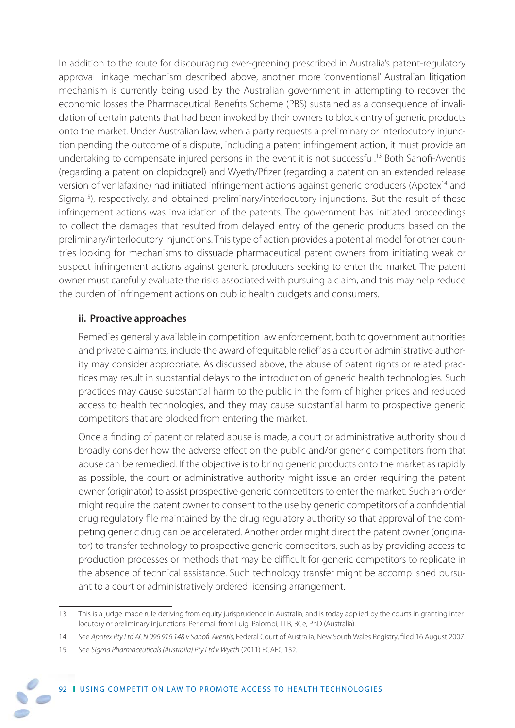In addition to the route for discouraging ever-greening prescribed in Australia's patent-regulatory approval linkage mechanism described above, another more 'conventional' Australian litigation mechanism is currently being used by the Australian government in attempting to recover the economic losses the Pharmaceutical Benefits Scheme (PBS) sustained as a consequence of invalidation of certain patents that had been invoked by their owners to block entry of generic products onto the market. Under Australian law, when a party requests a preliminary or interlocutory injunction pending the outcome of a dispute, including a patent infringement action, it must provide an undertaking to compensate injured persons in the event it is not successful.[13] Both Sanofi-Aventis (regarding a patent on clopidogrel) and Wyeth/Pfizer (regarding a patent on an extended release version of venlafaxine) had initiated infringement actions against generic producers (Apotex[14] and Sigma[15]), respectively, and obtained preliminary/interlocutory injunctions. But the result of these infringement actions was invalidation of the patents. The government has initiated proceedings to collect the damages that resulted from delayed entry of the generic products based on the preliminary/interlocutory injunctions. This type of action provides a potential model for other countries looking for mechanisms to dissuade pharmaceutical patent owners from initiating weak or suspect infringement actions against generic producers seeking to enter the market. The patent owner must carefully evaluate the risks associated with pursuing a claim, and this may help reduce the burden of infringement actions on public health budgets and consumers.

#### ii. Proactive approaches

Remedies generally available in competition law enforcement, both to government authorities and private claimants, include the award of 'equitable relief' as a court or administrative authority may consider appropriate. As discussed above, the abuse of patent rights or related practices may result in substantial delays to the introduction of generic health technologies. Such practices may cause substantial harm to the public in the form of higher prices and reduced access to health technologies, and they may cause substantial harm to prospective generic competitors that are blocked from entering the market.

Once a finding of patent or related abuse is made, a court or administrative authority should broadly consider how the adverse effect on the public and/or generic competitors from that abuse can be remedied. If the objective is to bring generic products onto the market as rapidly as possible, the court or administrative authority might issue an order requiring the patent owner (originator) to assist prospective generic competitors to enter the market. Such an order might require the patent owner to consent to the use by generic competitors of a confidential drug regulatory file maintained by the drug regulatory authority so that approval of the competing generic drug can be accelerated. Another order might direct the patent owner (originator) to transfer technology to prospective generic competitors, such as by providing access to production processes or methods that may be difficult for generic competitors to replicate in the absence of technical assistance. Such technology transfer might be accomplished pursuant to a court or administratively ordered licensing arrangement.

---

13. This is a judge-made rule deriving from equity jurisprudence in Australia, and is today applied by the courts in granting interlocutory or preliminary injunctions. Per email from Luigi Palombi, LLB, BCe, PhD (Australia).

14. See *Apotex Pty Ltd ACN 096 916 148 v Sanofi-Aventis*, Federal Court of Australia, New South Wales Registry, filed 16 August 2007.

15. See *Sigma Pharmaceuticals (Australia) Pty Ltd v Wyeth* (2011) FCAFC 132.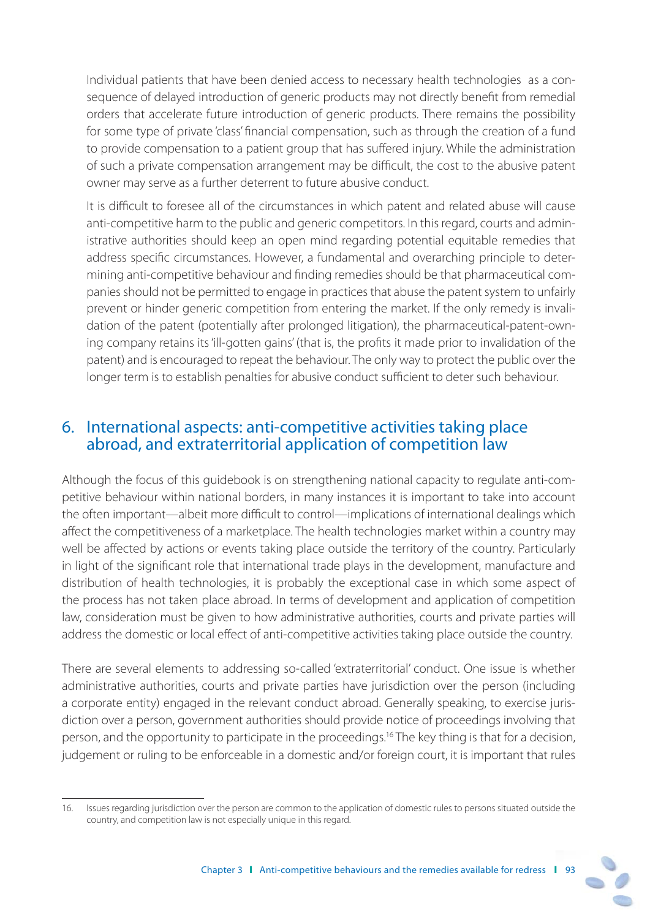Individual patients that have been denied access to necessary health technologies  as a consequence of delayed introduction of generic products may not directly benefit from remedial orders that accelerate future introduction of generic products. There remains the possibility for some type of private 'class' financial compensation, such as through the creation of a fund to provide compensation to a patient group that has suffered injury. While the administration of such a private compensation arrangement may be difficult, the cost to the abusive patent owner may serve as a further deterrent to future abusive conduct.

It is difficult to foresee all of the circumstances in which patent and related abuse will cause anti-competitive harm to the public and generic competitors. In this regard, courts and administrative authorities should keep an open mind regarding potential equitable remedies that address specific circumstances. However, a fundamental and overarching principle to determining anti-competitive behaviour and finding remedies should be that pharmaceutical companies should not be permitted to engage in practices that abuse the patent system to unfairly prevent or hinder generic competition from entering the market. If the only remedy is invalidation of the patent (potentially after prolonged litigation), the pharmaceutical-patent-owning company retains its 'ill-gotten gains' (that is, the profits it made prior to invalidation of the patent) and is encouraged to repeat the behaviour. The only way to protect the public over the longer term is to establish penalties for abusive conduct sufficient to deter such behaviour.

## 6. International aspects: anti-competitive activities taking place abroad, and extraterritorial application of competition law

Although the focus of this guidebook is on strengthening national capacity to regulate anti-competitive behaviour within national borders, in many instances it is important to take into account the often important—albeit more difficult to control—implications of international dealings which affect the competitiveness of a marketplace. The health technologies market within a country may well be affected by actions or events taking place outside the territory of the country. Particularly in light of the significant role that international trade plays in the development, manufacture and distribution of health technologies, it is probably the exceptional case in which some aspect of the process has not taken place abroad. In terms of development and application of competition law, consideration must be given to how administrative authorities, courts and private parties will address the domestic or local effect of anti-competitive activities taking place outside the country.

There are several elements to addressing so-called 'extraterritorial' conduct. One issue is whether administrative authorities, courts and private parties have jurisdiction over the person (including a corporate entity) engaged in the relevant conduct abroad. Generally speaking, to exercise jurisdiction over a person, government authorities should provide notice of proceedings involving that person, and the opportunity to participate in the proceedings.[16] The key thing is that for a decision, judgement or ruling to be enforceable in a domestic and/or foreign court, it is important that rules

16. Issues regarding jurisdiction over the person are common to the application of domestic rules to persons situated outside the country, and competition law is not especially unique in this regard.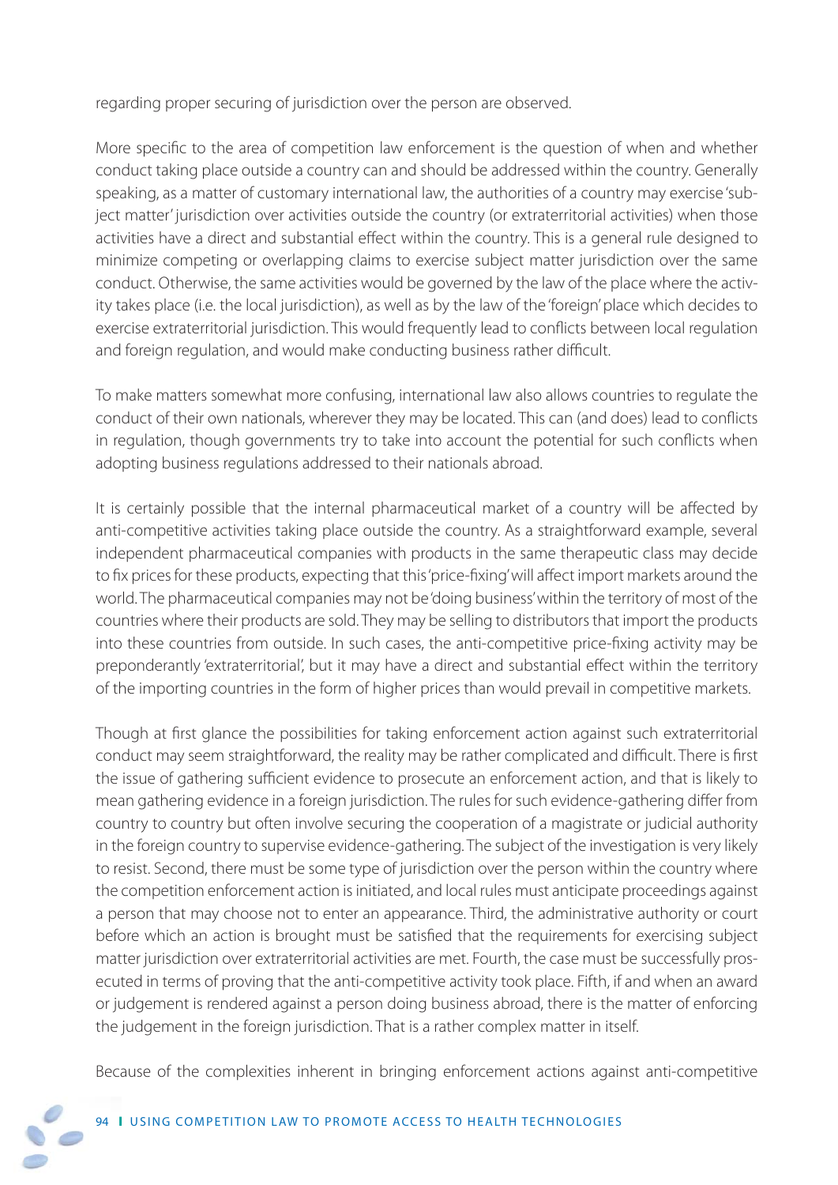regarding proper securing of jurisdiction over the person are observed.

More specific to the area of competition law enforcement is the question of when and whether conduct taking place outside a country can and should be addressed within the country. Generally speaking, as a matter of customary international law, the authorities of a country may exercise 'subject matter' jurisdiction over activities outside the country (or extraterritorial activities) when those activities have a direct and substantial effect within the country. This is a general rule designed to minimize competing or overlapping claims to exercise subject matter jurisdiction over the same conduct. Otherwise, the same activities would be governed by the law of the place where the activity takes place (i.e. the local jurisdiction), as well as by the law of the 'foreign' place which decides to exercise extraterritorial jurisdiction. This would frequently lead to conflicts between local regulation and foreign regulation, and would make conducting business rather difficult.

To make matters somewhat more confusing, international law also allows countries to regulate the conduct of their own nationals, wherever they may be located. This can (and does) lead to conflicts in regulation, though governments try to take into account the potential for such conflicts when adopting business regulations addressed to their nationals abroad.

It is certainly possible that the internal pharmaceutical market of a country will be affected by anti-competitive activities taking place outside the country. As a straightforward example, several independent pharmaceutical companies with products in the same therapeutic class may decide to fix prices for these products, expecting that this 'price-fixing' will affect import markets around the world. The pharmaceutical companies may not be 'doing business' within the territory of most of the countries where their products are sold. They may be selling to distributors that import the products into these countries from outside. In such cases, the anti-competitive price-fixing activity may be preponderantly 'extraterritorial', but it may have a direct and substantial effect within the territory of the importing countries in the form of higher prices than would prevail in competitive markets.

Though at first glance the possibilities for taking enforcement action against such extraterritorial conduct may seem straightforward, the reality may be rather complicated and difficult. There is first the issue of gathering sufficient evidence to prosecute an enforcement action, and that is likely to mean gathering evidence in a foreign jurisdiction. The rules for such evidence-gathering differ from country to country but often involve securing the cooperation of a magistrate or judicial authority in the foreign country to supervise evidence-gathering. The subject of the investigation is very likely to resist. Second, there must be some type of jurisdiction over the person within the country where the competition enforcement action is initiated, and local rules must anticipate proceedings against a person that may choose not to enter an appearance. Third, the administrative authority or court before which an action is brought must be satisfied that the requirements for exercising subject matter jurisdiction over extraterritorial activities are met. Fourth, the case must be successfully prosecuted in terms of proving that the anti-competitive activity took place. Fifth, if and when an award or judgement is rendered against a person doing business abroad, there is the matter of enforcing the judgement in the foreign jurisdiction. That is a rather complex matter in itself.

Because of the complexities inherent in bringing enforcement actions against anti-competitive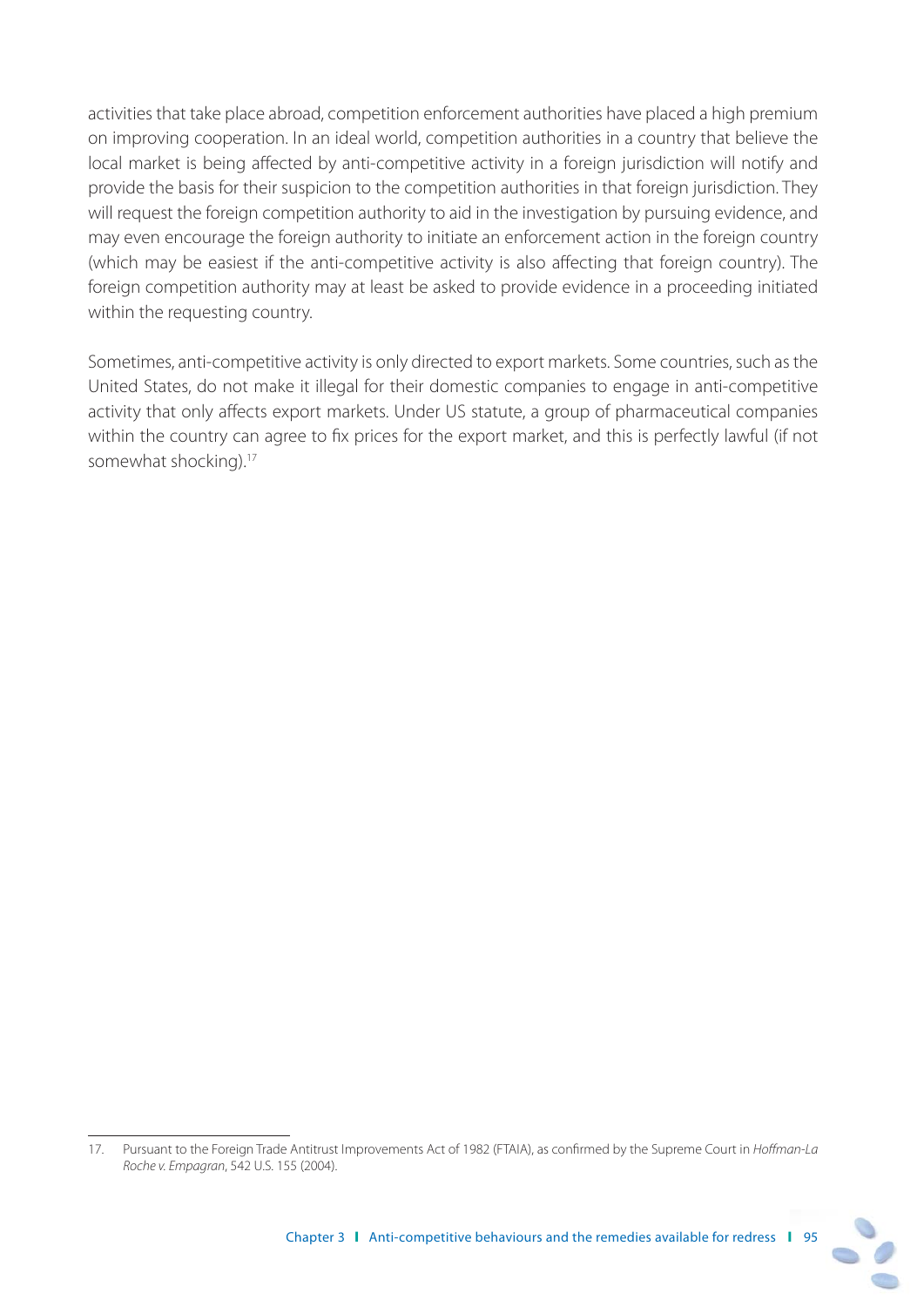activities that take place abroad, competition enforcement authorities have placed a high premium on improving cooperation. In an ideal world, competition authorities in a country that believe the local market is being affected by anti-competitive activity in a foreign jurisdiction will notify and provide the basis for their suspicion to the competition authorities in that foreign jurisdiction. They will request the foreign competition authority to aid in the investigation by pursuing evidence, and may even encourage the foreign authority to initiate an enforcement action in the foreign country (which may be easiest if the anti-competitive activity is also affecting that foreign country). The foreign competition authority may at least be asked to provide evidence in a proceeding initiated within the requesting country.

Sometimes, anti-competitive activity is only directed to export markets. Some countries, such as the United States, do not make it illegal for their domestic companies to engage in anti-competitive activity that only affects export markets. Under US statute, a group of pharmaceutical companies within the country can agree to fix prices for the export market, and this is perfectly lawful (if not somewhat shocking).[17]

---

17. Pursuant to the Foreign Trade Antitrust Improvements Act of 1982 (FTAIA), as confirmed by the Supreme Court in *Hoffman-La Roche v. Empagran*, 542 U.S. 155 (2004).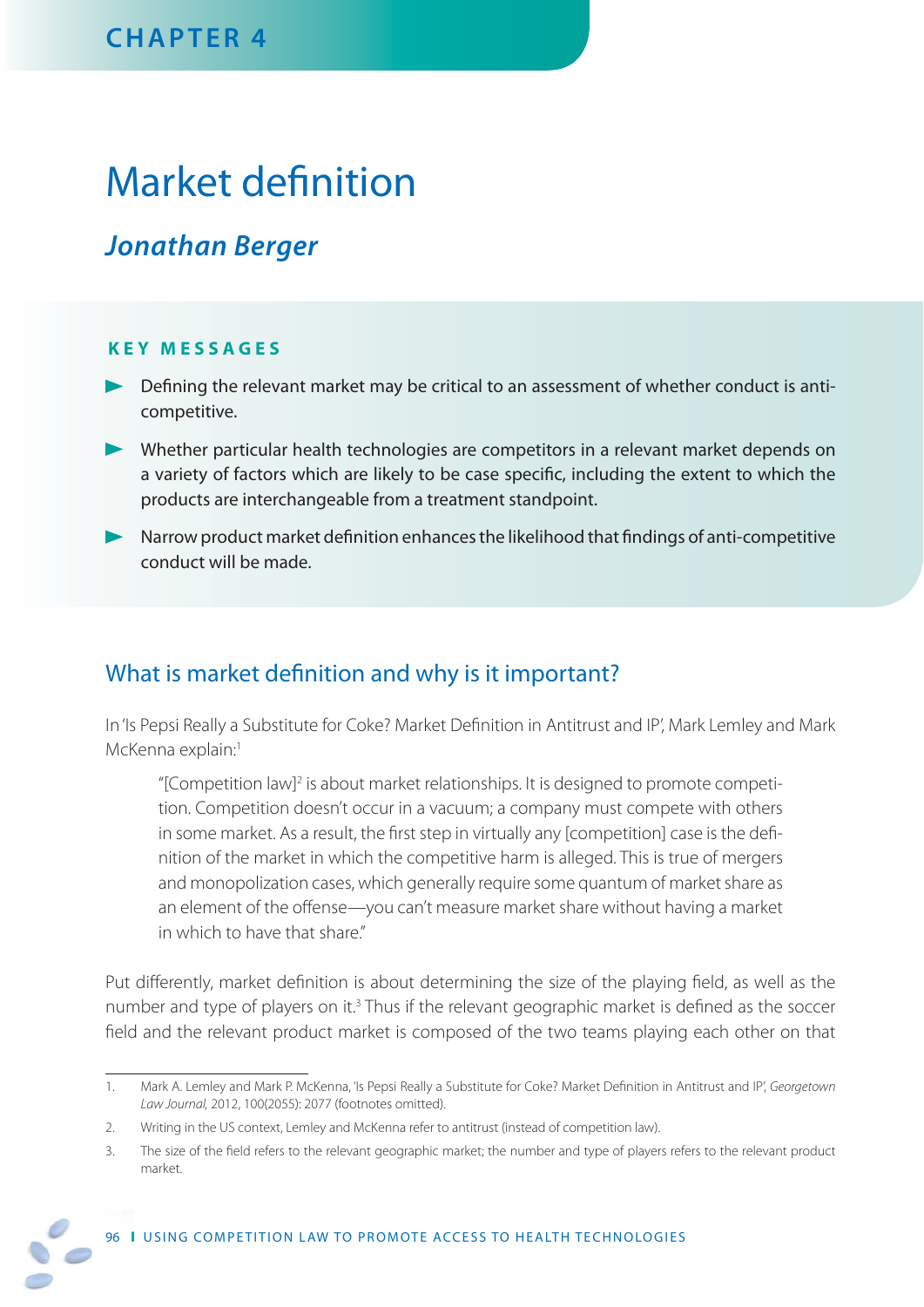# CHAPTER 4

# Market definition

## *Jonathan Berger*

### KEY MESSAGES

- Defining the relevant market may be critical to an assessment of whether conduct is anti-competitive.
- Whether particular health technologies are competitors in a relevant market depends on a variety of factors which are likely to be case specific, including the extent to which the products are interchangeable from a treatment standpoint.
- Narrow product market definition enhances the likelihood that findings of anti-competitive conduct will be made.

## What is market definition and why is it important?

In 'Is Pepsi Really a Substitute for Coke? Market Definition in Antitrust and IP', Mark Lemley and Mark McKenna explain:[1]

> "[Competition law][2] is about market relationships. It is designed to promote competition. Competition doesn't occur in a vacuum; a company must compete with others in some market. As a result, the first step in virtually any [competition] case is the definition of the market in which the competitive harm is alleged. This is true of mergers and monopolization cases, which generally require some quantum of market share as an element of the offense—you can't measure market share without having a market in which to have that share."

Put differently, market definition is about determining the size of the playing field, as well as the number and type of players on it.[3] Thus if the relevant geographic market is defined as the soccer field and the relevant product market is composed of the two teams playing each other on that

---

1. Mark A. Lemley and Mark P. McKenna, 'Is Pepsi Really a Substitute for Coke? Market Definition in Antitrust and IP', *Georgetown Law Journal,* 2012, 100(2055): 2077 (footnotes omitted).
2. Writing in the US context, Lemley and McKenna refer to antitrust (instead of competition law).
3. The size of the field refers to the relevant geographic market; the number and type of players refers to the relevant product market.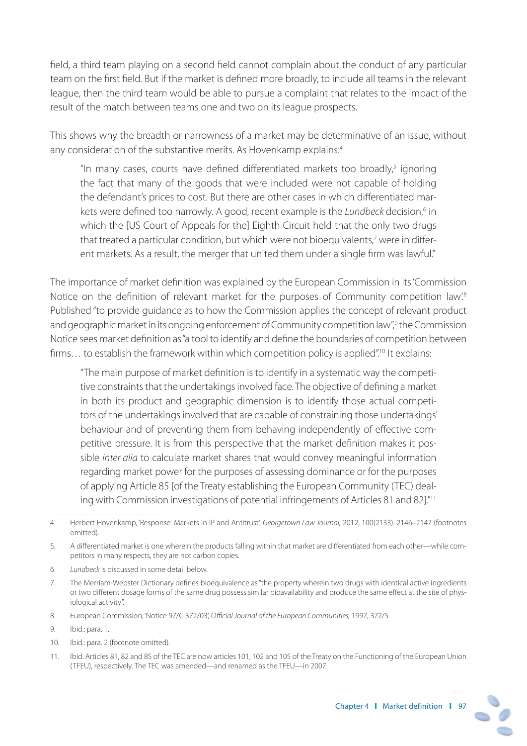field, a third team playing on a second field cannot complain about the conduct of any particular team on the first field. But if the market is defined more broadly, to include all teams in the relevant league, then the third team would be able to pursue a complaint that relates to the impact of the result of the match between teams one and two on its league prospects.

This shows why the breadth or narrowness of a market may be determinative of an issue, without any consideration of the substantive merits. As Hovenkamp explains:[4]

> "In many cases, courts have defined differentiated markets too broadly,[5] ignoring the fact that many of the goods that were included were not capable of holding the defendant's prices to cost. But there are other cases in which differentiated markets were defined too narrowly. A good, recent example is the *Lundbeck* decision,[6] in which the [US Court of Appeals for the] Eighth Circuit held that the only two drugs that treated a particular condition, but which were not bioequivalents,[7] were in different markets. As a result, the merger that united them under a single firm was lawful."

The importance of market definition was explained by the European Commission in its 'Commission Notice on the definition of relevant market for the purposes of Community competition law'.[8] Published "to provide guidance as to how the Commission applies the concept of relevant product and geographic market in its ongoing enforcement of Community competition law",[9] the Commission Notice sees market definition as "a tool to identify and define the boundaries of competition between firms… to establish the framework within which competition policy is applied".[10] It explains:

> "The main purpose of market definition is to identify in a systematic way the competitive constraints that the undertakings involved face. The objective of defining a market in both its product and geographic dimension is to identify those actual competitors of the undertakings involved that are capable of constraining those undertakings' behaviour and of preventing them from behaving independently of effective competitive pressure. It is from this perspective that the market definition makes it possible *inter alia* to calculate market shares that would convey meaningful information regarding market power for the purposes of assessing dominance or for the purposes of applying Article 85 [of the Treaty establishing the European Community (TEC) dealing with Commission investigations of potential infringements of Articles 81 and 82]."[11]

---

4. Herbert Hovenkamp, 'Response: Markets in IP and Antitrust', *Georgetown Law Journal,* 2012, 100(2133): 2146–2147 (footnotes omitted).

5. A differentiated market is one wherein the products falling within that market are differentiated from each other—while competitors in many respects, they are not carbon copies.

6. *Lundbeck* is discussed in some detail below.

7. The Merriam-Webster Dictionary defines bioequivalence as "the property wherein two drugs with identical active ingredients or two different dosage forms of the same drug possess similar bioavailability and produce the same effect at the site of physiological activity".

8. European Commission, 'Notice 97/C 372/03', *Official Journal of the European Communities,* 1997, 372/5.

9. Ibid.: para. 1.

10. Ibid.: para. 2 (footnote omitted).

11. Ibid. Articles 81, 82 and 85 of the TEC are now articles 101, 102 and 105 of the Treaty on the Functioning of the European Union (TFEU), respectively. The TEC was amended—and renamed as the TFEU—in 2007.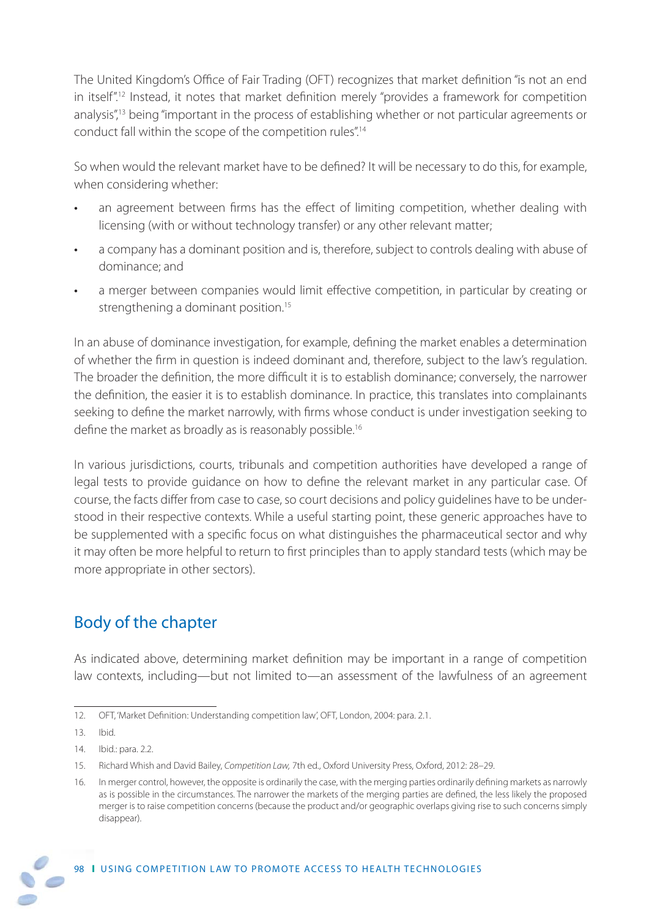The United Kingdom's Office of Fair Trading (OFT) recognizes that market definition "is not an end in itself".[12] Instead, it notes that market definition merely "provides a framework for competition analysis",[13] being "important in the process of establishing whether or not particular agreements or conduct fall within the scope of the competition rules".[14]

So when would the relevant market have to be defined? It will be necessary to do this, for example, when considering whether:

- an agreement between firms has the effect of limiting competition, whether dealing with licensing (with or without technology transfer) or any other relevant matter;
- a company has a dominant position and is, therefore, subject to controls dealing with abuse of dominance; and
- a merger between companies would limit effective competition, in particular by creating or strengthening a dominant position.[15]

In an abuse of dominance investigation, for example, defining the market enables a determination of whether the firm in question is indeed dominant and, therefore, subject to the law's regulation. The broader the definition, the more difficult it is to establish dominance; conversely, the narrower the definition, the easier it is to establish dominance. In practice, this translates into complainants seeking to define the market narrowly, with firms whose conduct is under investigation seeking to define the market as broadly as is reasonably possible.[16]

In various jurisdictions, courts, tribunals and competition authorities have developed a range of legal tests to provide guidance on how to define the relevant market in any particular case. Of course, the facts differ from case to case, so court decisions and policy guidelines have to be understood in their respective contexts. While a useful starting point, these generic approaches have to be supplemented with a specific focus on what distinguishes the pharmaceutical sector and why it may often be more helpful to return to first principles than to apply standard tests (which may be more appropriate in other sectors).

## Body of the chapter

As indicated above, determining market definition may be important in a range of competition law contexts, including—but not limited to—an assessment of the lawfulness of an agreement

---

12. OFT, 'Market Definition: Understanding competition law', OFT, London, 2004: para. 2.1.

13. Ibid.

14. Ibid.: para. 2.2.

15. Richard Whish and David Bailey, *Competition Law,* 7th ed., Oxford University Press, Oxford, 2012: 28–29.

16. In merger control, however, the opposite is ordinarily the case, with the merging parties ordinarily defining markets as narrowly as is possible in the circumstances. The narrower the markets of the merging parties are defined, the less likely the proposed merger is to raise competition concerns (because the product and/or geographic overlaps giving rise to such concerns simply disappear).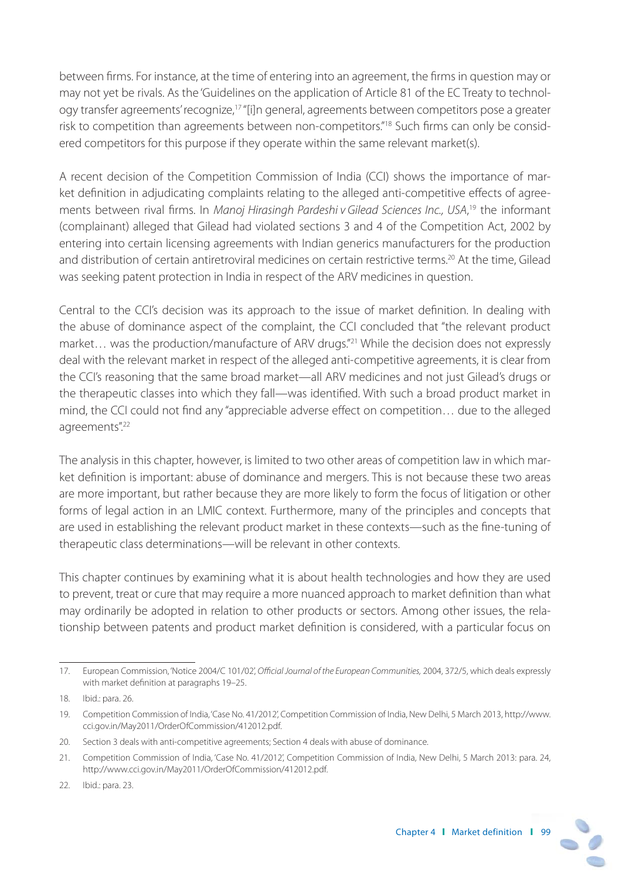between firms. For instance, at the time of entering into an agreement, the firms in question may or may not yet be rivals. As the 'Guidelines on the application of Article 81 of the EC Treaty to technology transfer agreements' recognize,[17] "[i]n general, agreements between competitors pose a greater risk to competition than agreements between non-competitors."[18] Such firms can only be considered competitors for this purpose if they operate within the same relevant market(s).

A recent decision of the Competition Commission of India (CCI) shows the importance of market definition in adjudicating complaints relating to the alleged anti-competitive effects of agreements between rival firms. In *Manoj Hirasingh Pardeshi v Gilead Sciences Inc., USA*,[19] the informant (complainant) alleged that Gilead had violated sections 3 and 4 of the Competition Act, 2002 by entering into certain licensing agreements with Indian generics manufacturers for the production and distribution of certain antiretroviral medicines on certain restrictive terms.[20] At the time, Gilead was seeking patent protection in India in respect of the ARV medicines in question.

Central to the CCI's decision was its approach to the issue of market definition. In dealing with the abuse of dominance aspect of the complaint, the CCI concluded that "the relevant product market… was the production/manufacture of ARV drugs."[21] While the decision does not expressly deal with the relevant market in respect of the alleged anti-competitive agreements, it is clear from the CCI's reasoning that the same broad market—all ARV medicines and not just Gilead's drugs or the therapeutic classes into which they fall—was identified. With such a broad product market in mind, the CCI could not find any "appreciable adverse effect on competition… due to the alleged agreements".[22]

The analysis in this chapter, however, is limited to two other areas of competition law in which market definition is important: abuse of dominance and mergers. This is not because these two areas are more important, but rather because they are more likely to form the focus of litigation or other forms of legal action in an LMIC context. Furthermore, many of the principles and concepts that are used in establishing the relevant product market in these contexts—such as the fine-tuning of therapeutic class determinations—will be relevant in other contexts.

This chapter continues by examining what it is about health technologies and how they are used to prevent, treat or cure that may require a more nuanced approach to market definition than what may ordinarily be adopted in relation to other products or sectors. Among other issues, the relationship between patents and product market definition is considered, with a particular focus on

---

17. European Commission, 'Notice 2004/C 101/02', *Official Journal of the European Communities*, 2004, 372/5, which deals expressly with market definition at paragraphs 19–25.

18. Ibid.: para. 26.

19. Competition Commission of India, 'Case No. 41/2012', Competition Commission of India, New Delhi, 5 March 2013, http://www.cci.gov.in/May2011/OrderOfCommission/412012.pdf.

20. Section 3 deals with anti-competitive agreements; Section 4 deals with abuse of dominance.

21. Competition Commission of India, 'Case No. 41/2012', Competition Commission of India, New Delhi, 5 March 2013: para. 24, http://www.cci.gov.in/May2011/OrderOfCommission/412012.pdf.

22. Ibid.: para. 23.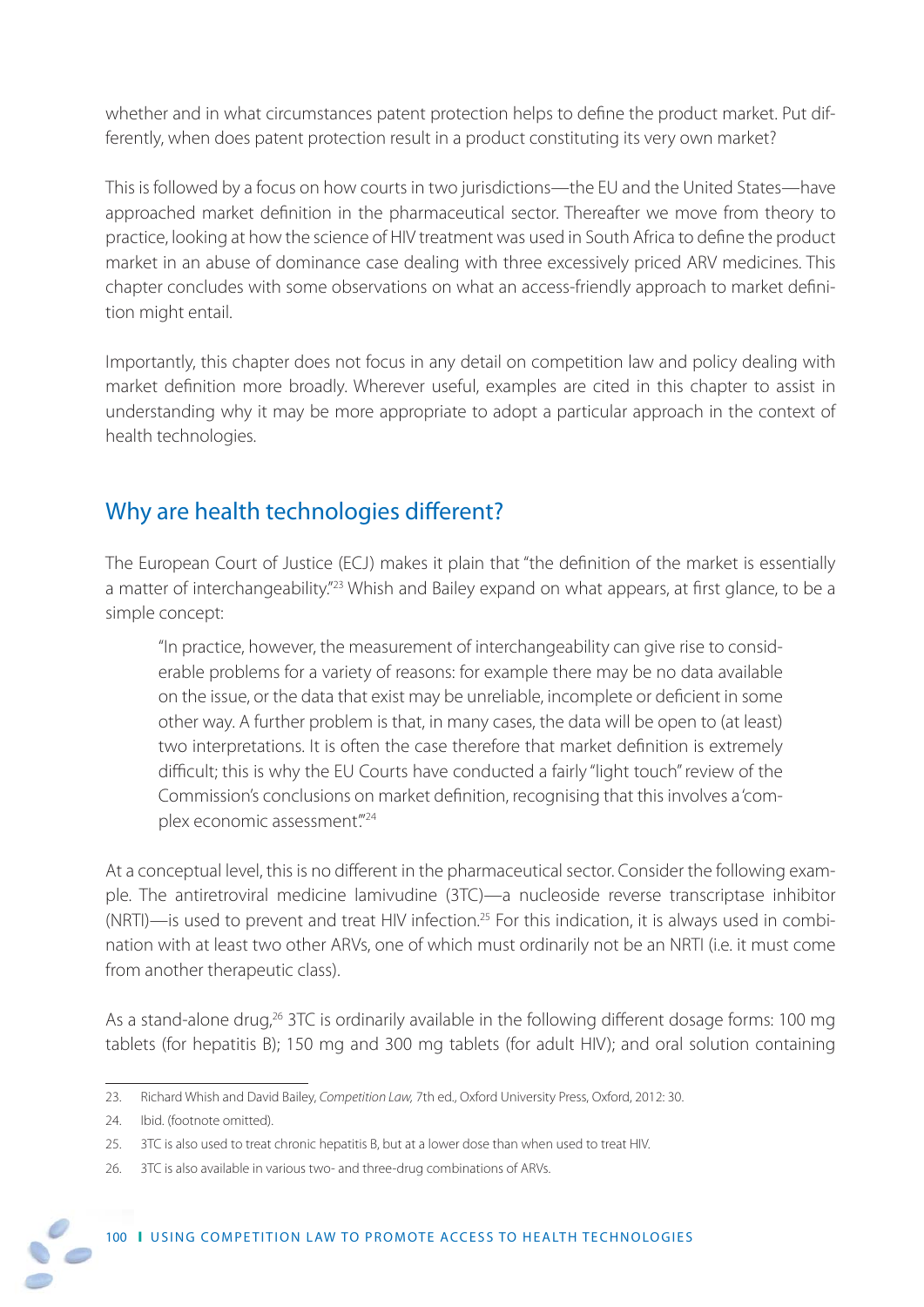whether and in what circumstances patent protection helps to define the product market. Put differently, when does patent protection result in a product constituting its very own market?

This is followed by a focus on how courts in two jurisdictions—the EU and the United States—have approached market definition in the pharmaceutical sector. Thereafter we move from theory to practice, looking at how the science of HIV treatment was used in South Africa to define the product market in an abuse of dominance case dealing with three excessively priced ARV medicines. This chapter concludes with some observations on what an access-friendly approach to market definition might entail.

Importantly, this chapter does not focus in any detail on competition law and policy dealing with market definition more broadly. Wherever useful, examples are cited in this chapter to assist in understanding why it may be more appropriate to adopt a particular approach in the context of health technologies.

## Why are health technologies different?

The European Court of Justice (ECJ) makes it plain that "the definition of the market is essentially a matter of interchangeability."[23] Whish and Bailey expand on what appears, at first glance, to be a simple concept:

> "In practice, however, the measurement of interchangeability can give rise to considerable problems for a variety of reasons: for example there may be no data available on the issue, or the data that exist may be unreliable, incomplete or deficient in some other way. A further problem is that, in many cases, the data will be open to (at least) two interpretations. It is often the case therefore that market definition is extremely difficult; this is why the EU Courts have conducted a fairly "light touch" review of the Commission's conclusions on market definition, recognising that this involves a 'complex economic assessment'."[24]

At a conceptual level, this is no different in the pharmaceutical sector. Consider the following example. The antiretroviral medicine lamivudine (3TC)—a nucleoside reverse transcriptase inhibitor (NRTI)—is used to prevent and treat HIV infection.[25] For this indication, it is always used in combination with at least two other ARVs, one of which must ordinarily not be an NRTI (i.e. it must come from another therapeutic class).

As a stand-alone drug,[26] 3TC is ordinarily available in the following different dosage forms: 100 mg tablets (for hepatitis B); 150 mg and 300 mg tablets (for adult HIV); and oral solution containing

---

23. Richard Whish and David Bailey, *Competition Law,* 7th ed., Oxford University Press, Oxford, 2012: 30.

24. Ibid. (footnote omitted).

25. 3TC is also used to treat chronic hepatitis B, but at a lower dose than when used to treat HIV.

26. 3TC is also available in various two- and three-drug combinations of ARVs.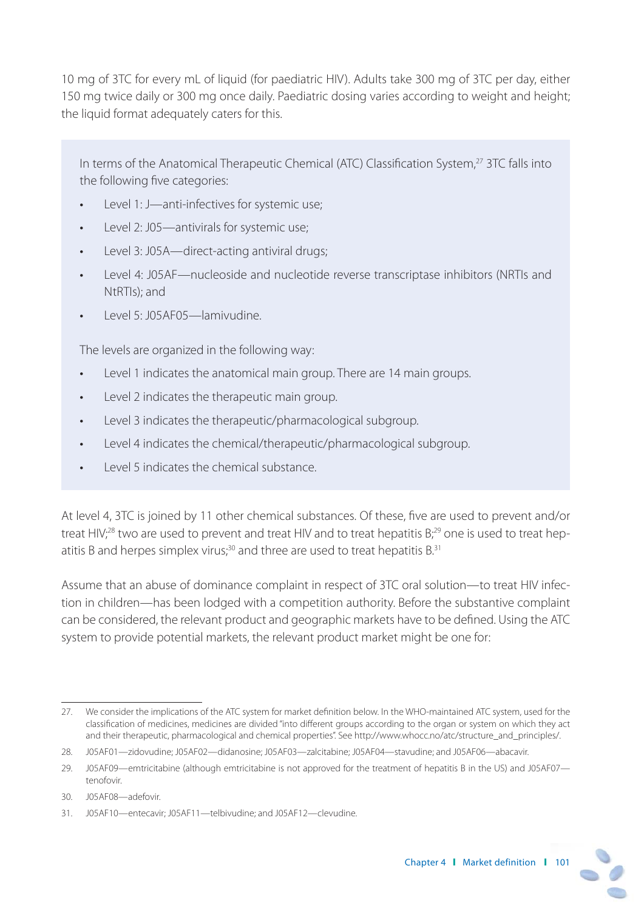10 mg of 3TC for every mL of liquid (for paediatric HIV). Adults take 300 mg of 3TC per day, either 150 mg twice daily or 300 mg once daily. Paediatric dosing varies according to weight and height; the liquid format adequately caters for this.

In terms of the Anatomical Therapeutic Chemical (ATC) Classification System,[27] 3TC falls into the following five categories:

- Level 1: J—anti-infectives for systemic use;
- Level 2: J05—antivirals for systemic use;
- Level 3: J05A—direct-acting antiviral drugs;
- Level 4: J05AF—nucleoside and nucleotide reverse transcriptase inhibitors (NRTIs and NtRTIs); and
- Level 5: J05AF05—lamivudine.

The levels are organized in the following way:

- Level 1 indicates the anatomical main group. There are 14 main groups.
- Level 2 indicates the therapeutic main group.
- Level 3 indicates the therapeutic/pharmacological subgroup.
- Level 4 indicates the chemical/therapeutic/pharmacological subgroup.
- Level 5 indicates the chemical substance.

At level 4, 3TC is joined by 11 other chemical substances. Of these, five are used to prevent and/or treat HIV;[28] two are used to prevent and treat HIV and to treat hepatitis B;[29] one is used to treat hepatitis B and herpes simplex virus;[30] and three are used to treat hepatitis B.[31]

Assume that an abuse of dominance complaint in respect of 3TC oral solution—to treat HIV infection in children—has been lodged with a competition authority. Before the substantive complaint can be considered, the relevant product and geographic markets have to be defined. Using the ATC system to provide potential markets, the relevant product market might be one for:

---

27. We consider the implications of the ATC system for market definition below. In the WHO-maintained ATC system, used for the classification of medicines, medicines are divided "into different groups according to the organ or system on which they act and their therapeutic, pharmacological and chemical properties". See http://www.whocc.no/atc/structure_and_principles/.

28. J05AF01—zidovudine; J05AF02—didanosine; J05AF03—zalcitabine; J05AF04—stavudine; and J05AF06—abacavir.

29. J05AF09—emtricitabine (although emtricitabine is not approved for the treatment of hepatitis B in the US) and J05AF07—tenofovir.

30. J05AF08—adefovir.

31. J05AF10—entecavir; J05AF11—telbivudine; and J05AF12—clevudine.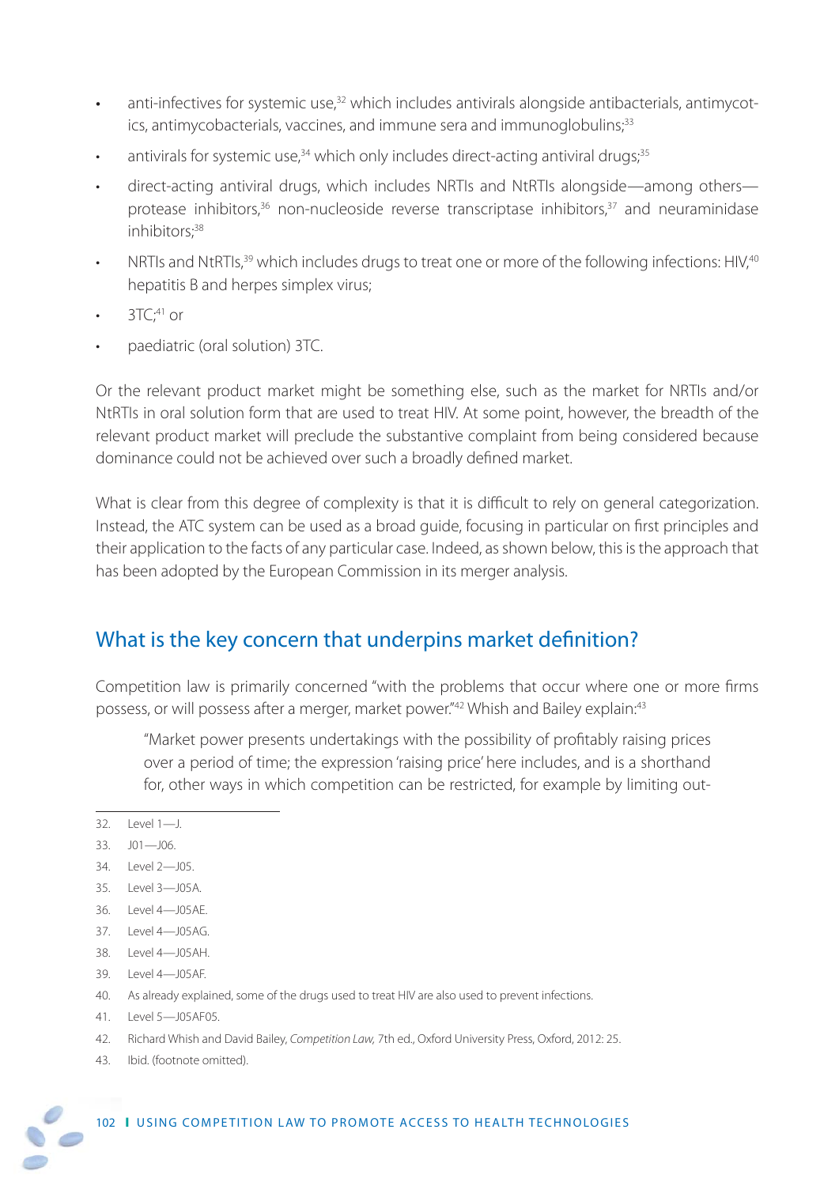- anti-infectives for systemic use,[32] which includes antivirals alongside antibacterials, antimycotics, antimycobacterials, vaccines, and immune sera and immunoglobulins;[33]
- antivirals for systemic use,[34] which only includes direct-acting antiviral drugs;[35]
- direct-acting antiviral drugs, which includes NRTIs and NtRTIs alongside—among others—protease inhibitors,[36] non-nucleoside reverse transcriptase inhibitors,[37] and neuraminidase inhibitors;[38]
- NRTIs and NtRTIs,[39] which includes drugs to treat one or more of the following infections: HIV,[40] hepatitis B and herpes simplex virus;
- 3TC;[41] or
- paediatric (oral solution) 3TC.

Or the relevant product market might be something else, such as the market for NRTIs and/or NtRTIs in oral solution form that are used to treat HIV. At some point, however, the breadth of the relevant product market will preclude the substantive complaint from being considered because dominance could not be achieved over such a broadly defined market.

What is clear from this degree of complexity is that it is difficult to rely on general categorization. Instead, the ATC system can be used as a broad guide, focusing in particular on first principles and their application to the facts of any particular case. Indeed, as shown below, this is the approach that has been adopted by the European Commission in its merger analysis.

## What is the key concern that underpins market definition?

Competition law is primarily concerned "with the problems that occur where one or more firms possess, or will possess after a merger, market power."[42] Whish and Bailey explain:[43]

> "Market power presents undertakings with the possibility of profitably raising prices over a period of time; the expression 'raising price' here includes, and is a shorthand for, other ways in which competition can be restricted, for example by limiting out-

32. Level 1—J.
33. J01—J06.
34. Level 2—J05.
35. Level 3—J05A.
36. Level 4—J05AE.
37. Level 4—J05AG.
38. Level 4—J05AH.
39. Level 4—J05AF.
40. As already explained, some of the drugs used to treat HIV are also used to prevent infections.
41. Level 5—J05AF05.
42. Richard Whish and David Bailey, *Competition Law,* 7th ed., Oxford University Press, Oxford, 2012: 25.
43. Ibid. (footnote omitted).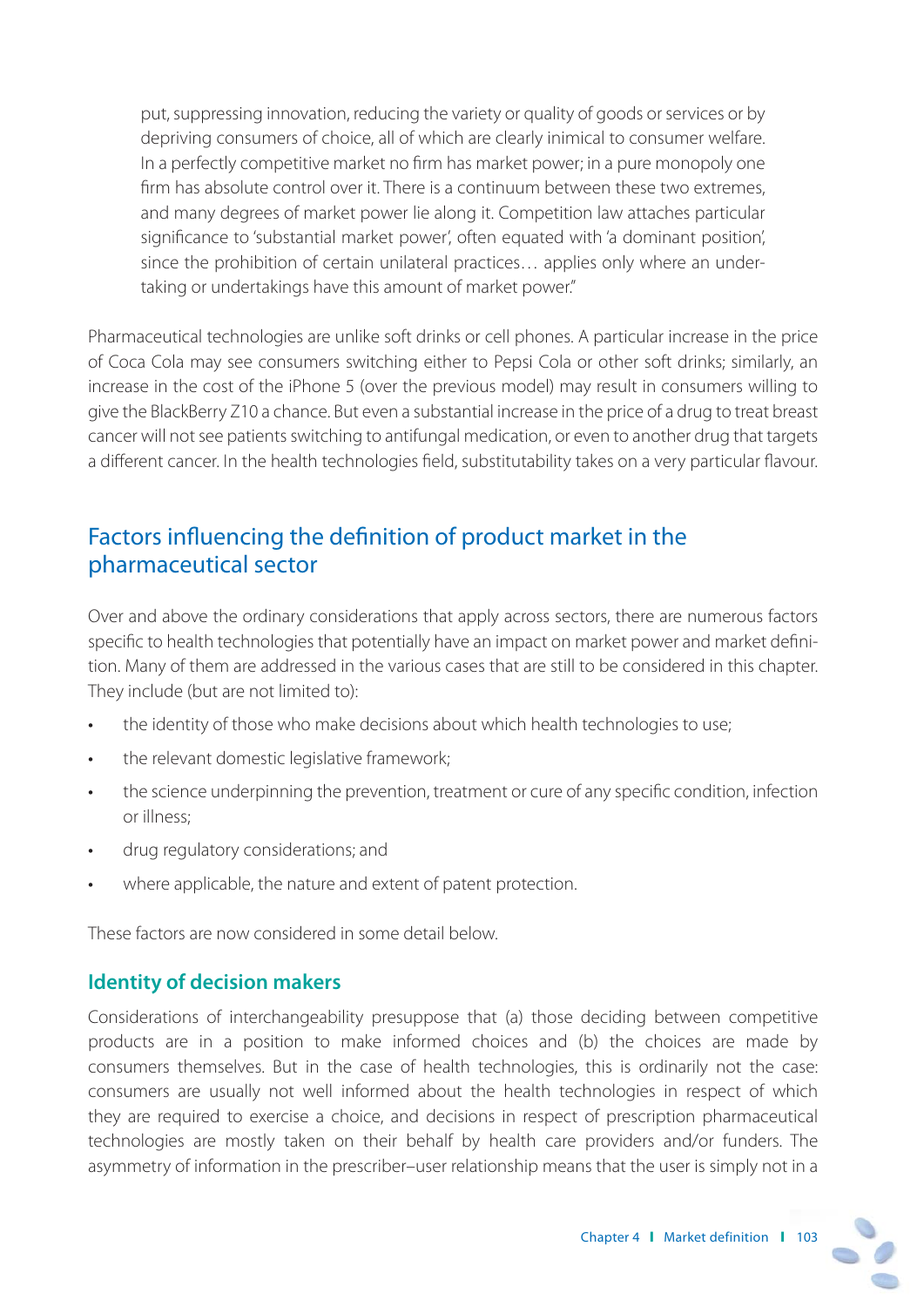> put, suppressing innovation, reducing the variety or quality of goods or services or by depriving consumers of choice, all of which are clearly inimical to consumer welfare. In a perfectly competitive market no firm has market power; in a pure monopoly one firm has absolute control over it. There is a continuum between these two extremes, and many degrees of market power lie along it. Competition law attaches particular significance to 'substantial market power', often equated with 'a dominant position', since the prohibition of certain unilateral practices… applies only where an undertaking or undertakings have this amount of market power."

Pharmaceutical technologies are unlike soft drinks or cell phones. A particular increase in the price of Coca Cola may see consumers switching either to Pepsi Cola or other soft drinks; similarly, an increase in the cost of the iPhone 5 (over the previous model) may result in consumers willing to give the BlackBerry Z10 a chance. But even a substantial increase in the price of a drug to treat breast cancer will not see patients switching to antifungal medication, or even to another drug that targets a different cancer. In the health technologies field, substitutability takes on a very particular flavour.

## Factors influencing the definition of product market in the pharmaceutical sector

Over and above the ordinary considerations that apply across sectors, there are numerous factors specific to health technologies that potentially have an impact on market power and market definition. Many of them are addressed in the various cases that are still to be considered in this chapter. They include (but are not limited to):

- the identity of those who make decisions about which health technologies to use;
- the relevant domestic legislative framework;
- the science underpinning the prevention, treatment or cure of any specific condition, infection or illness;
- drug regulatory considerations; and
- where applicable, the nature and extent of patent protection.

These factors are now considered in some detail below.

### Identity of decision makers

Considerations of interchangeability presuppose that (a) those deciding between competitive products are in a position to make informed choices and (b) the choices are made by consumers themselves. But in the case of health technologies, this is ordinarily not the case: consumers are usually not well informed about the health technologies in respect of which they are required to exercise a choice, and decisions in respect of prescription pharmaceutical technologies are mostly taken on their behalf by health care providers and/or funders. The asymmetry of information in the prescriber–user relationship means that the user is simply not in a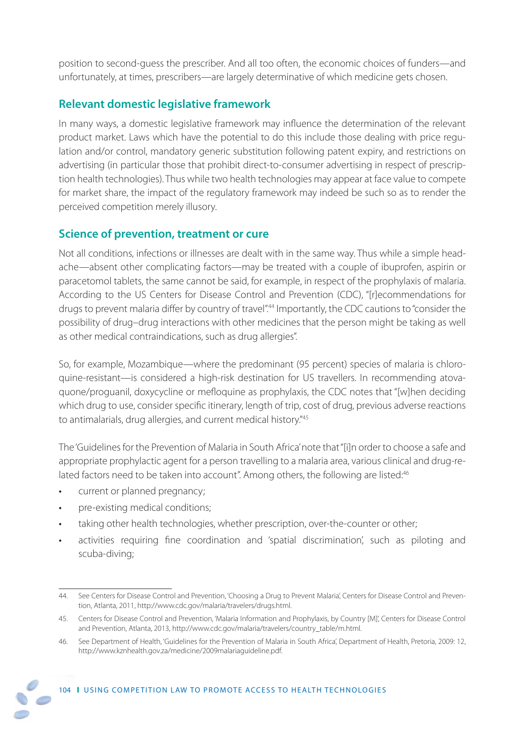position to second-guess the prescriber. And all too often, the economic choices of funders—and unfortunately, at times, prescribers—are largely determinative of which medicine gets chosen.

## Relevant domestic legislative framework

In many ways, a domestic legislative framework may influence the determination of the relevant product market. Laws which have the potential to do this include those dealing with price regulation and/or control, mandatory generic substitution following patent expiry, and restrictions on advertising (in particular those that prohibit direct-to-consumer advertising in respect of prescription health technologies). Thus while two health technologies may appear at face value to compete for market share, the impact of the regulatory framework may indeed be such so as to render the perceived competition merely illusory.

## Science of prevention, treatment or cure

Not all conditions, infections or illnesses are dealt with in the same way. Thus while a simple headache—absent other complicating factors—may be treated with a couple of ibuprofen, aspirin or paracetomol tablets, the same cannot be said, for example, in respect of the prophylaxis of malaria. According to the US Centers for Disease Control and Prevention (CDC), "[r]ecommendations for drugs to prevent malaria differ by country of travel".[44] Importantly, the CDC cautions to "consider the possibility of drug–drug interactions with other medicines that the person might be taking as well as other medical contraindications, such as drug allergies".

So, for example, Mozambique—where the predominant (95 percent) species of malaria is chloroquine-resistant—is considered a high-risk destination for US travellers. In recommending atovaquone/proguanil, doxycycline or mefloquine as prophylaxis, the CDC notes that "[w]hen deciding which drug to use, consider specific itinerary, length of trip, cost of drug, previous adverse reactions to antimalarials, drug allergies, and current medical history."[45]

The 'Guidelines for the Prevention of Malaria in South Africa' note that "[i]n order to choose a safe and appropriate prophylactic agent for a person travelling to a malaria area, various clinical and drug-related factors need to be taken into account". Among others, the following are listed:[46]

- current or planned pregnancy;
- pre-existing medical conditions;
- taking other health technologies, whether prescription, over-the-counter or other;
- activities requiring fine coordination and 'spatial discrimination', such as piloting and scuba-diving;

---

44. See Centers for Disease Control and Prevention, 'Choosing a Drug to Prevent Malaria', Centers for Disease Control and Prevention, Atlanta, 2011, http://www.cdc.gov/malaria/travelers/drugs.html.

45. Centers for Disease Control and Prevention, 'Malaria Information and Prophylaxis, by Country [M]', Centers for Disease Control and Prevention, Atlanta, 2013, http://www.cdc.gov/malaria/travelers/country_table/m.html.

46. See Department of Health, 'Guidelines for the Prevention of Malaria in South Africa', Department of Health, Pretoria, 2009: 12, http://www.kznhealth.gov.za/medicine/2009malariaguideline.pdf.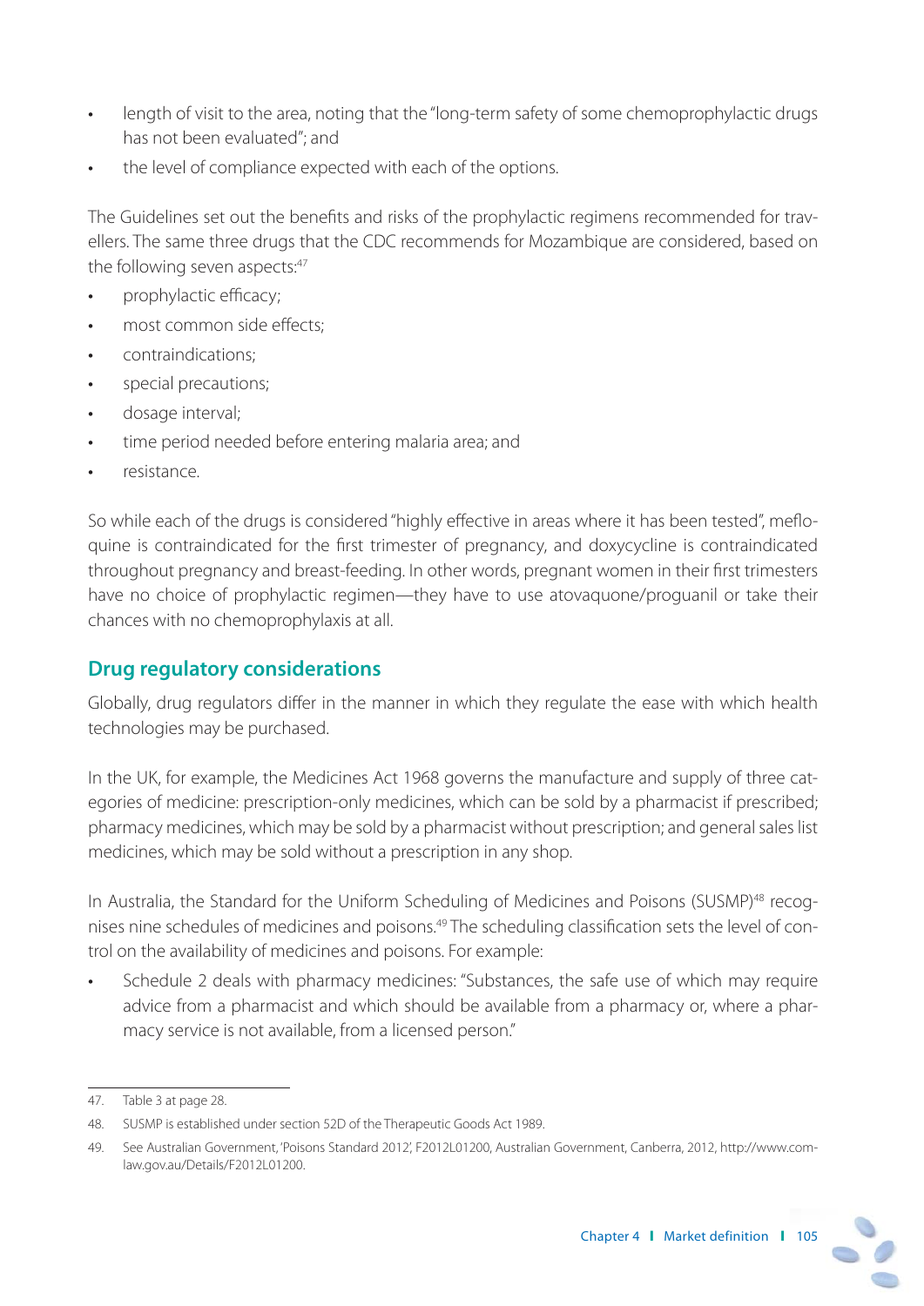- length of visit to the area, noting that the "long-term safety of some chemoprophylactic drugs has not been evaluated"; and
- the level of compliance expected with each of the options.

The Guidelines set out the benefits and risks of the prophylactic regimens recommended for travellers. The same three drugs that the CDC recommends for Mozambique are considered, based on the following seven aspects:[47]

- prophylactic efficacy;
- most common side effects;
- contraindications;
- special precautions;
- dosage interval;
- time period needed before entering malaria area; and
- resistance.

So while each of the drugs is considered "highly effective in areas where it has been tested", mefloquine is contraindicated for the first trimester of pregnancy, and doxycycline is contraindicated throughout pregnancy and breast-feeding. In other words, pregnant women in their first trimesters have no choice of prophylactic regimen—they have to use atovaquone/proguanil or take their chances with no chemoprophylaxis at all.

## Drug regulatory considerations

Globally, drug regulators differ in the manner in which they regulate the ease with which health technologies may be purchased.

In the UK, for example, the Medicines Act 1968 governs the manufacture and supply of three categories of medicine: prescription-only medicines, which can be sold by a pharmacist if prescribed; pharmacy medicines, which may be sold by a pharmacist without prescription; and general sales list medicines, which may be sold without a prescription in any shop.

In Australia, the Standard for the Uniform Scheduling of Medicines and Poisons (SUSMP)[48] recognises nine schedules of medicines and poisons.[49] The scheduling classification sets the level of control on the availability of medicines and poisons. For example:

- Schedule 2 deals with pharmacy medicines: "Substances, the safe use of which may require advice from a pharmacist and which should be available from a pharmacy or, where a pharmacy service is not available, from a licensed person."

---

47. Table 3 at page 28.
48. SUSMP is established under section 52D of the Therapeutic Goods Act 1989.
49. See Australian Government, 'Poisons Standard 2012', F2012L01200, Australian Government, Canberra, 2012, http://www.comlaw.gov.au/Details/F2012L01200.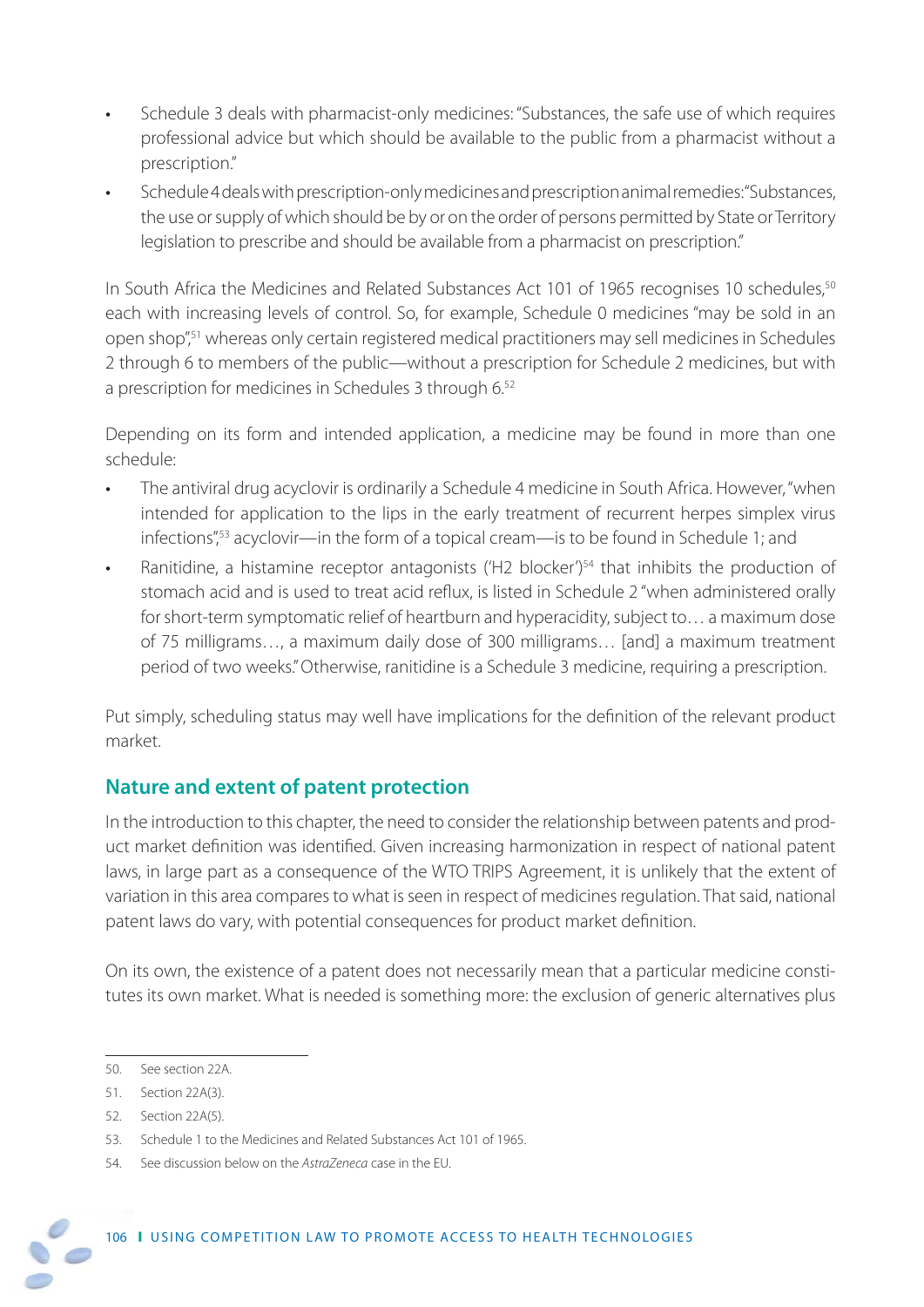- Schedule 3 deals with pharmacist-only medicines: "Substances, the safe use of which requires professional advice but which should be available to the public from a pharmacist without a prescription."
- Schedule 4 deals with prescription-only medicines and prescription animal remedies: "Substances, the use or supply of which should be by or on the order of persons permitted by State or Territory legislation to prescribe and should be available from a pharmacist on prescription."

In South Africa the Medicines and Related Substances Act 101 of 1965 recognises 10 schedules,[50] each with increasing levels of control. So, for example, Schedule 0 medicines "may be sold in an open shop",[51] whereas only certain registered medical practitioners may sell medicines in Schedules 2 through 6 to members of the public—without a prescription for Schedule 2 medicines, but with a prescription for medicines in Schedules 3 through 6.[52]

Depending on its form and intended application, a medicine may be found in more than one schedule:

- The antiviral drug acyclovir is ordinarily a Schedule 4 medicine in South Africa. However, "when intended for application to the lips in the early treatment of recurrent herpes simplex virus infections",[53] acyclovir—in the form of a topical cream—is to be found in Schedule 1; and
- Ranitidine, a histamine receptor antagonists ('H2 blocker')[54] that inhibits the production of stomach acid and is used to treat acid reflux, is listed in Schedule 2 "when administered orally for short-term symptomatic relief of heartburn and hyperacidity, subject to… a maximum dose of 75 milligrams…, a maximum daily dose of 300 milligrams… [and] a maximum treatment period of two weeks." Otherwise, ranitidine is a Schedule 3 medicine, requiring a prescription.

Put simply, scheduling status may well have implications for the definition of the relevant product market.

## Nature and extent of patent protection

In the introduction to this chapter, the need to consider the relationship between patents and product market definition was identified. Given increasing harmonization in respect of national patent laws, in large part as a consequence of the WTO TRIPS Agreement, it is unlikely that the extent of variation in this area compares to what is seen in respect of medicines regulation. That said, national patent laws do vary, with potential consequences for product market definition.

On its own, the existence of a patent does not necessarily mean that a particular medicine constitutes its own market. What is needed is something more: the exclusion of generic alternatives plus

50. See section 22A.
51. Section 22A(3).
52. Section 22A(5).
53. Schedule 1 to the Medicines and Related Substances Act 101 of 1965.
54. See discussion below on the *AstraZeneca* case in the EU.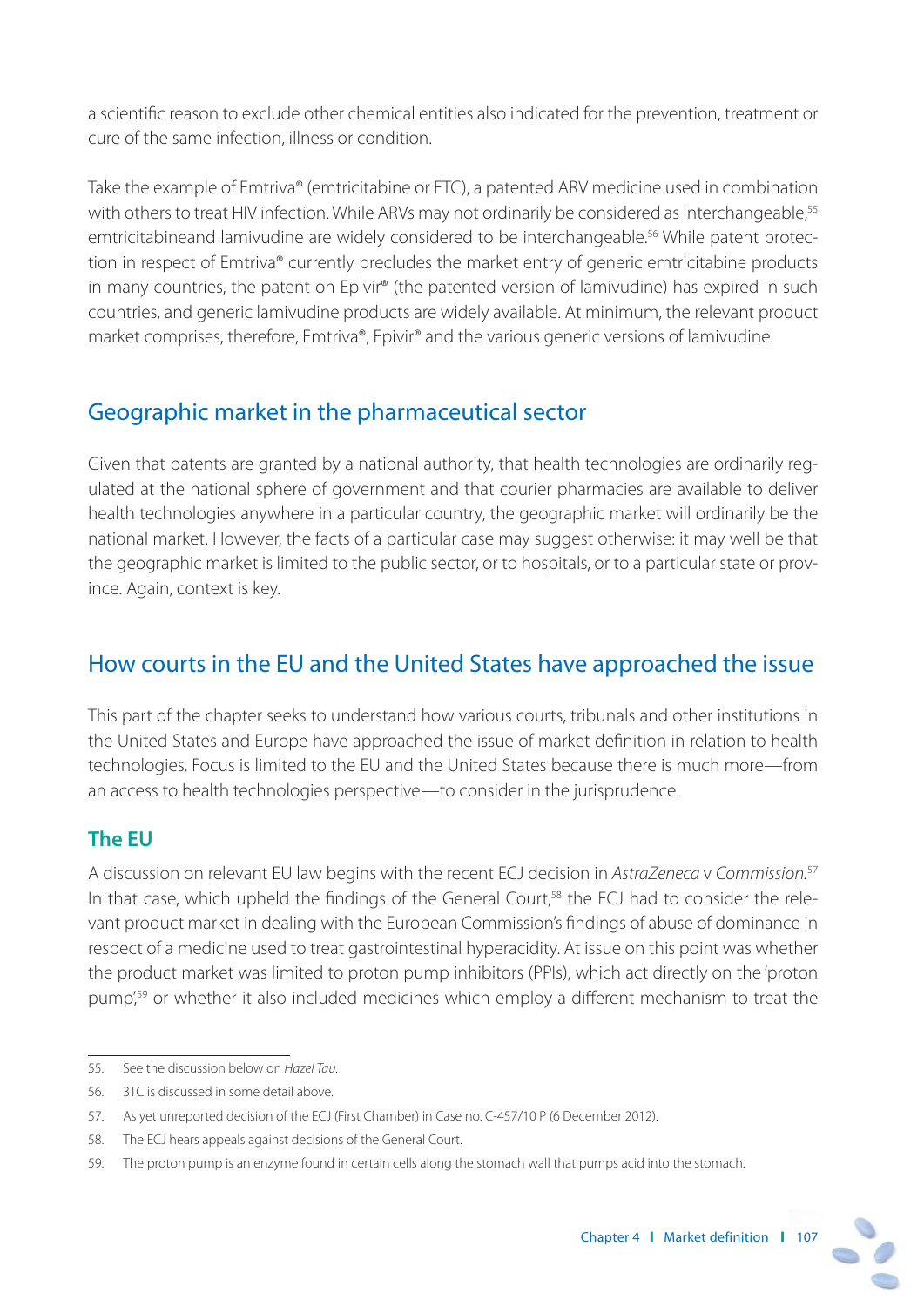a scientific reason to exclude other chemical entities also indicated for the prevention, treatment or cure of the same infection, illness or condition.

Take the example of Emtriva® (emtricitabine or FTC), a patented ARV medicine used in combination with others to treat HIV infection. While ARVs may not ordinarily be considered as interchangeable,[55] emtricitabineand lamivudine are widely considered to be interchangeable.[56] While patent protection in respect of Emtriva® currently precludes the market entry of generic emtricitabine products in many countries, the patent on Epivir® (the patented version of lamivudine) has expired in such countries, and generic lamivudine products are widely available. At minimum, the relevant product market comprises, therefore, Emtriva®, Epivir® and the various generic versions of lamivudine.

## Geographic market in the pharmaceutical sector

Given that patents are granted by a national authority, that health technologies are ordinarily regulated at the national sphere of government and that courier pharmacies are available to deliver health technologies anywhere in a particular country, the geographic market will ordinarily be the national market. However, the facts of a particular case may suggest otherwise: it may well be that the geographic market is limited to the public sector, or to hospitals, or to a particular state or province. Again, context is key.

## How courts in the EU and the United States have approached the issue

This part of the chapter seeks to understand how various courts, tribunals and other institutions in the United States and Europe have approached the issue of market definition in relation to health technologies. Focus is limited to the EU and the United States because there is much more—from an access to health technologies perspective—to consider in the jurisprudence.

### The EU

A discussion on relevant EU law begins with the recent ECJ decision in *AstraZeneca* v *Commission*.[57] In that case, which upheld the findings of the General Court,[58] the ECJ had to consider the relevant product market in dealing with the European Commission's findings of abuse of dominance in respect of a medicine used to treat gastrointestinal hyperacidity. At issue on this point was whether the product market was limited to proton pump inhibitors (PPIs), which act directly on the 'proton pump',[59] or whether it also included medicines which employ a different mechanism to treat the

---

55. See the discussion below on *Hazel Tau*.

56. 3TC is discussed in some detail above.

57. As yet unreported decision of the ECJ (First Chamber) in Case no. C-457/10 P (6 December 2012).

58. The ECJ hears appeals against decisions of the General Court.

59. The proton pump is an enzyme found in certain cells along the stomach wall that pumps acid into the stomach.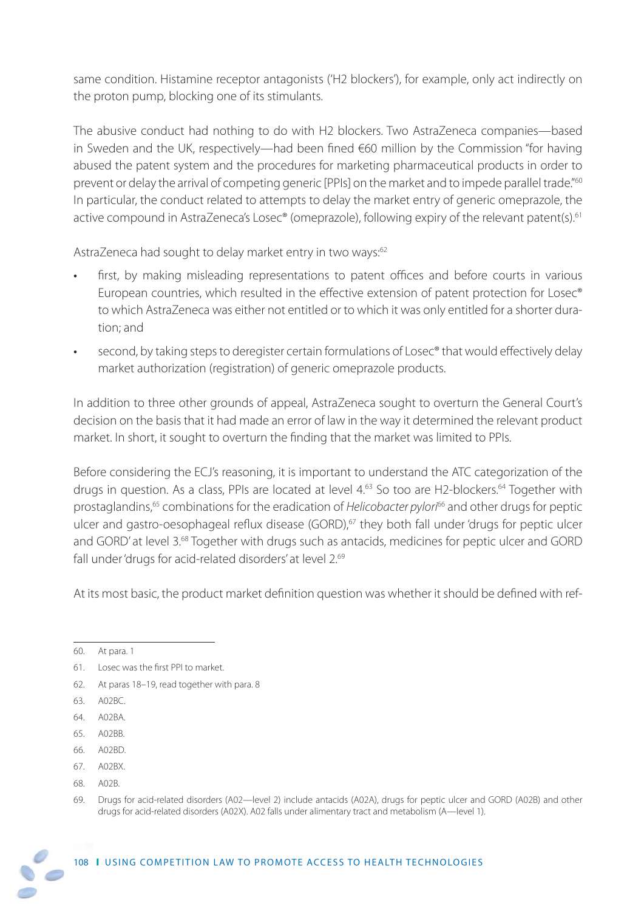same condition. Histamine receptor antagonists ('H2 blockers'), for example, only act indirectly on the proton pump, blocking one of its stimulants.

The abusive conduct had nothing to do with H2 blockers. Two AstraZeneca companies—based in Sweden and the UK, respectively—had been fined €60 million by the Commission "for having abused the patent system and the procedures for marketing pharmaceutical products in order to prevent or delay the arrival of competing generic [PPIs] on the market and to impede parallel trade."[60] In particular, the conduct related to attempts to delay the market entry of generic omeprazole, the active compound in AstraZeneca's Losec® (omeprazole), following expiry of the relevant patent(s).[61]

AstraZeneca had sought to delay market entry in two ways:[62]

- first, by making misleading representations to patent offices and before courts in various European countries, which resulted in the effective extension of patent protection for Losec® to which AstraZeneca was either not entitled or to which it was only entitled for a shorter duration; and
- second, by taking steps to deregister certain formulations of Losec® that would effectively delay market authorization (registration) of generic omeprazole products.

In addition to three other grounds of appeal, AstraZeneca sought to overturn the General Court's decision on the basis that it had made an error of law in the way it determined the relevant product market. In short, it sought to overturn the finding that the market was limited to PPIs.

Before considering the ECJ's reasoning, it is important to understand the ATC categorization of the drugs in question. As a class, PPIs are located at level 4.[63] So too are H2-blockers.[64] Together with prostaglandins,[65] combinations for the eradication of *Helicobacter pylori*[66] and other drugs for peptic ulcer and gastro-oesophageal reflux disease (GORD),[67] they both fall under 'drugs for peptic ulcer and GORD' at level 3.[68] Together with drugs such as antacids, medicines for peptic ulcer and GORD fall under 'drugs for acid-related disorders' at level 2.[69]

At its most basic, the product market definition question was whether it should be defined with ref-

---

60. At para. 1

61. Losec was the first PPI to market.

62. At paras 18–19, read together with para. 8

63. A02BC.

64. A02BA.

65. A02BB.

66. A02BD.

67. A02BX.

68. A02B.

69. Drugs for acid-related disorders (A02—level 2) include antacids (A02A), drugs for peptic ulcer and GORD (A02B) and other drugs for acid-related disorders (A02X). A02 falls under alimentary tract and metabolism (A—level 1).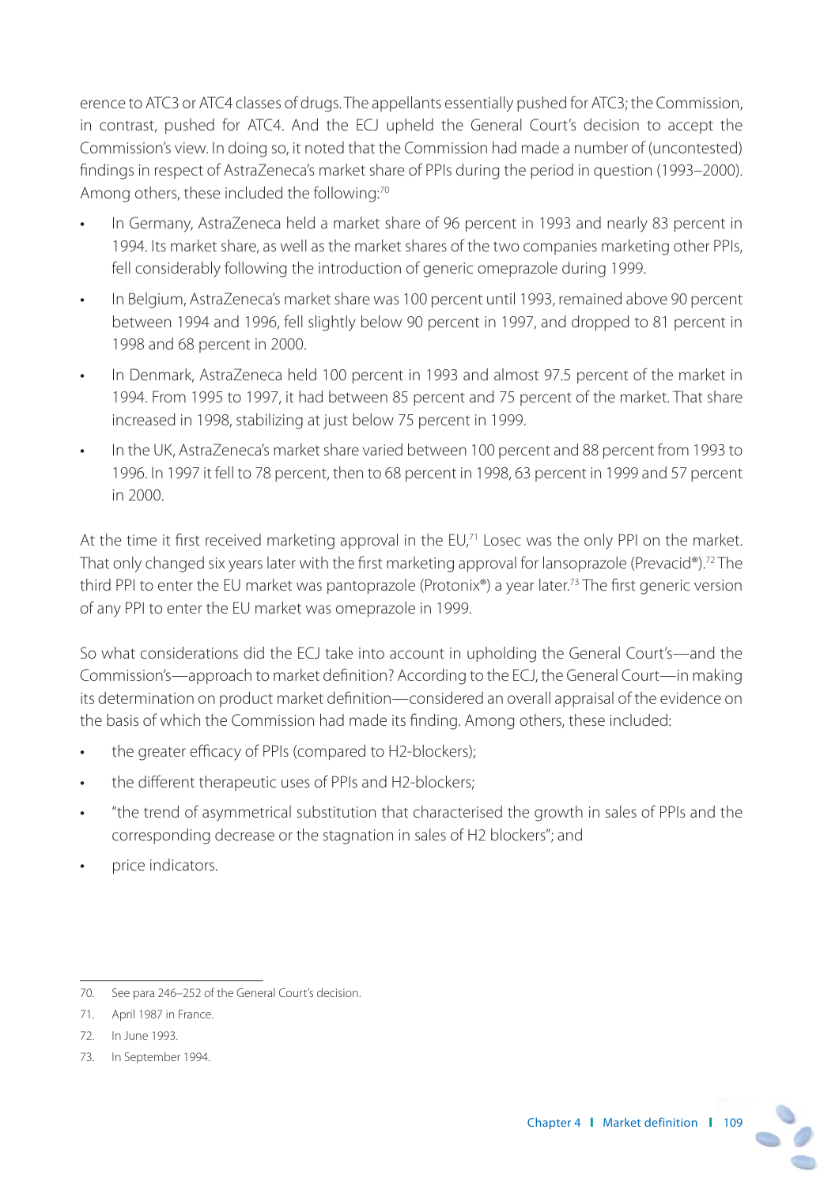erence to ATC3 or ATC4 classes of drugs. The appellants essentially pushed for ATC3; the Commission, in contrast, pushed for ATC4. And the ECJ upheld the General Court's decision to accept the Commission's view. In doing so, it noted that the Commission had made a number of (uncontested) findings in respect of AstraZeneca's market share of PPIs during the period in question (1993–2000). Among others, these included the following:[70]

- In Germany, AstraZeneca held a market share of 96 percent in 1993 and nearly 83 percent in 1994. Its market share, as well as the market shares of the two companies marketing other PPIs, fell considerably following the introduction of generic omeprazole during 1999.
- In Belgium, AstraZeneca's market share was 100 percent until 1993, remained above 90 percent between 1994 and 1996, fell slightly below 90 percent in 1997, and dropped to 81 percent in 1998 and 68 percent in 2000.
- In Denmark, AstraZeneca held 100 percent in 1993 and almost 97.5 percent of the market in 1994. From 1995 to 1997, it had between 85 percent and 75 percent of the market. That share increased in 1998, stabilizing at just below 75 percent in 1999.
- In the UK, AstraZeneca's market share varied between 100 percent and 88 percent from 1993 to 1996. In 1997 it fell to 78 percent, then to 68 percent in 1998, 63 percent in 1999 and 57 percent in 2000.

At the time it first received marketing approval in the EU,[71] Losec was the only PPI on the market. That only changed six years later with the first marketing approval for lansoprazole (Prevacid®).[72] The third PPI to enter the EU market was pantoprazole (Protonix®) a year later.[73] The first generic version of any PPI to enter the EU market was omeprazole in 1999.

So what considerations did the ECJ take into account in upholding the General Court's—and the Commission's—approach to market definition? According to the ECJ, the General Court—in making its determination on product market definition—considered an overall appraisal of the evidence on the basis of which the Commission had made its finding. Among others, these included:

- the greater efficacy of PPIs (compared to H2-blockers);
- the different therapeutic uses of PPIs and H2-blockers;
- "the trend of asymmetrical substitution that characterised the growth in sales of PPIs and the corresponding decrease or the stagnation in sales of H2 blockers"; and
- price indicators.

---

70. See para 246–252 of the General Court's decision.

71. April 1987 in France.

72. In June 1993.

73. In September 1994.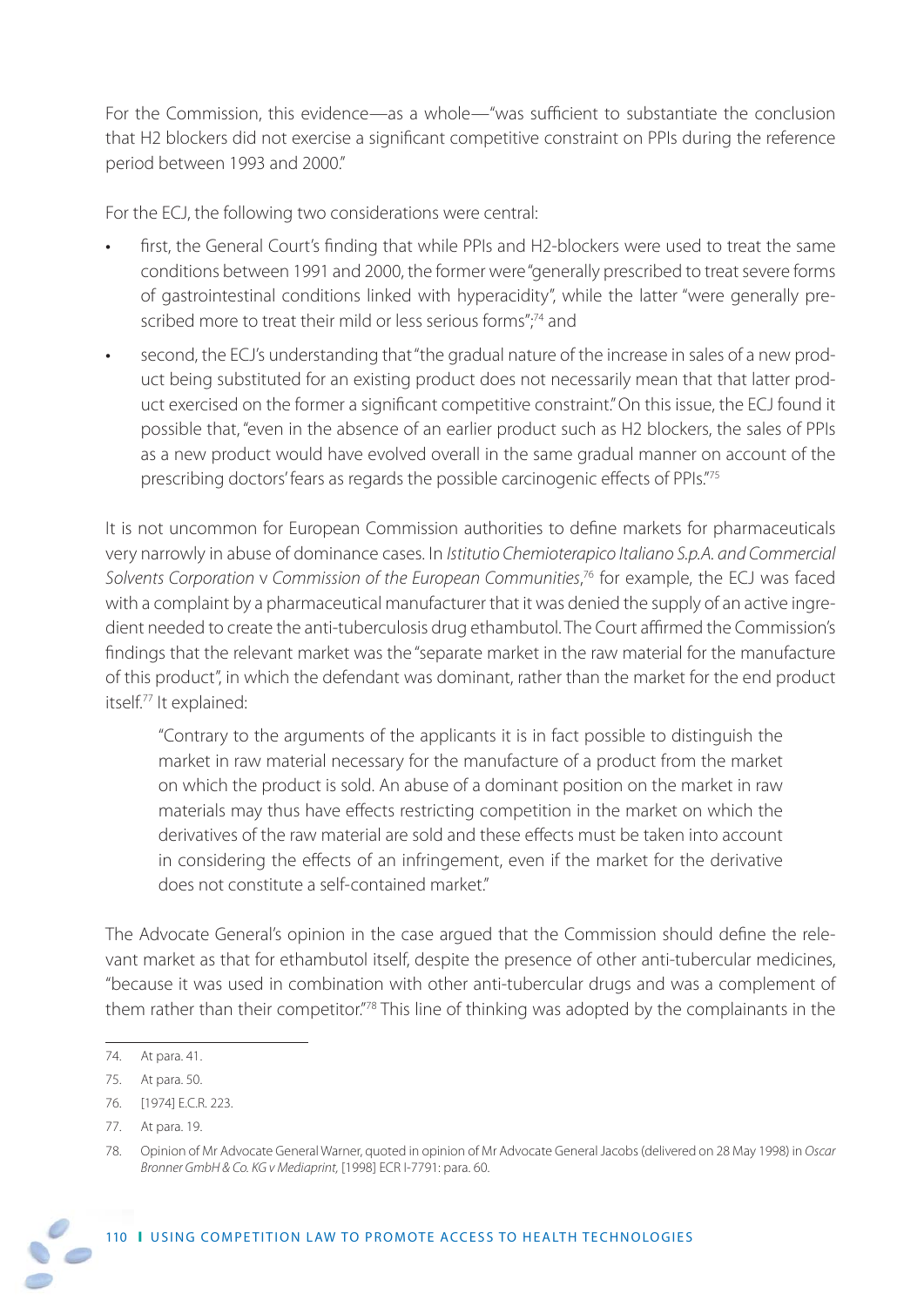For the Commission, this evidence—as a whole—"was sufficient to substantiate the conclusion that H2 blockers did not exercise a significant competitive constraint on PPIs during the reference period between 1993 and 2000."

For the ECJ, the following two considerations were central:

- first, the General Court's finding that while PPIs and H2-blockers were used to treat the same conditions between 1991 and 2000, the former were "generally prescribed to treat severe forms of gastrointestinal conditions linked with hyperacidity", while the latter "were generally prescribed more to treat their mild or less serious forms";[74] and
- second, the ECJ's understanding that "the gradual nature of the increase in sales of a new product being substituted for an existing product does not necessarily mean that that latter product exercised on the former a significant competitive constraint." On this issue, the ECJ found it possible that, "even in the absence of an earlier product such as H2 blockers, the sales of PPIs as a new product would have evolved overall in the same gradual manner on account of the prescribing doctors' fears as regards the possible carcinogenic effects of PPIs."[75]

It is not uncommon for European Commission authorities to define markets for pharmaceuticals very narrowly in abuse of dominance cases. In *Istitutio Chemioterapico Italiano S.p.A. and Commercial Solvents Corporation* v *Commission of the European Communities*,[76] for example, the ECJ was faced with a complaint by a pharmaceutical manufacturer that it was denied the supply of an active ingredient needed to create the anti-tuberculosis drug ethambutol. The Court affirmed the Commission's findings that the relevant market was the "separate market in the raw material for the manufacture of this product", in which the defendant was dominant, rather than the market for the end product itself.[77] It explained:

> "Contrary to the arguments of the applicants it is in fact possible to distinguish the market in raw material necessary for the manufacture of a product from the market on which the product is sold. An abuse of a dominant position on the market in raw materials may thus have effects restricting competition in the market on which the derivatives of the raw material are sold and these effects must be taken into account in considering the effects of an infringement, even if the market for the derivative does not constitute a self-contained market."

The Advocate General's opinion in the case argued that the Commission should define the relevant market as that for ethambutol itself, despite the presence of other anti-tubercular medicines, "because it was used in combination with other anti-tubercular drugs and was a complement of them rather than their competitor."[78] This line of thinking was adopted by the complainants in the

---

74. At para. 41.

75. At para. 50.

76. [1974] E.C.R. 223.

77. At para. 19.

78. Opinion of Mr Advocate General Warner, quoted in opinion of Mr Advocate General Jacobs (delivered on 28 May 1998) in *Oscar Bronner GmbH & Co. KG v Mediaprint,* [1998] ECR I-7791: para. 60.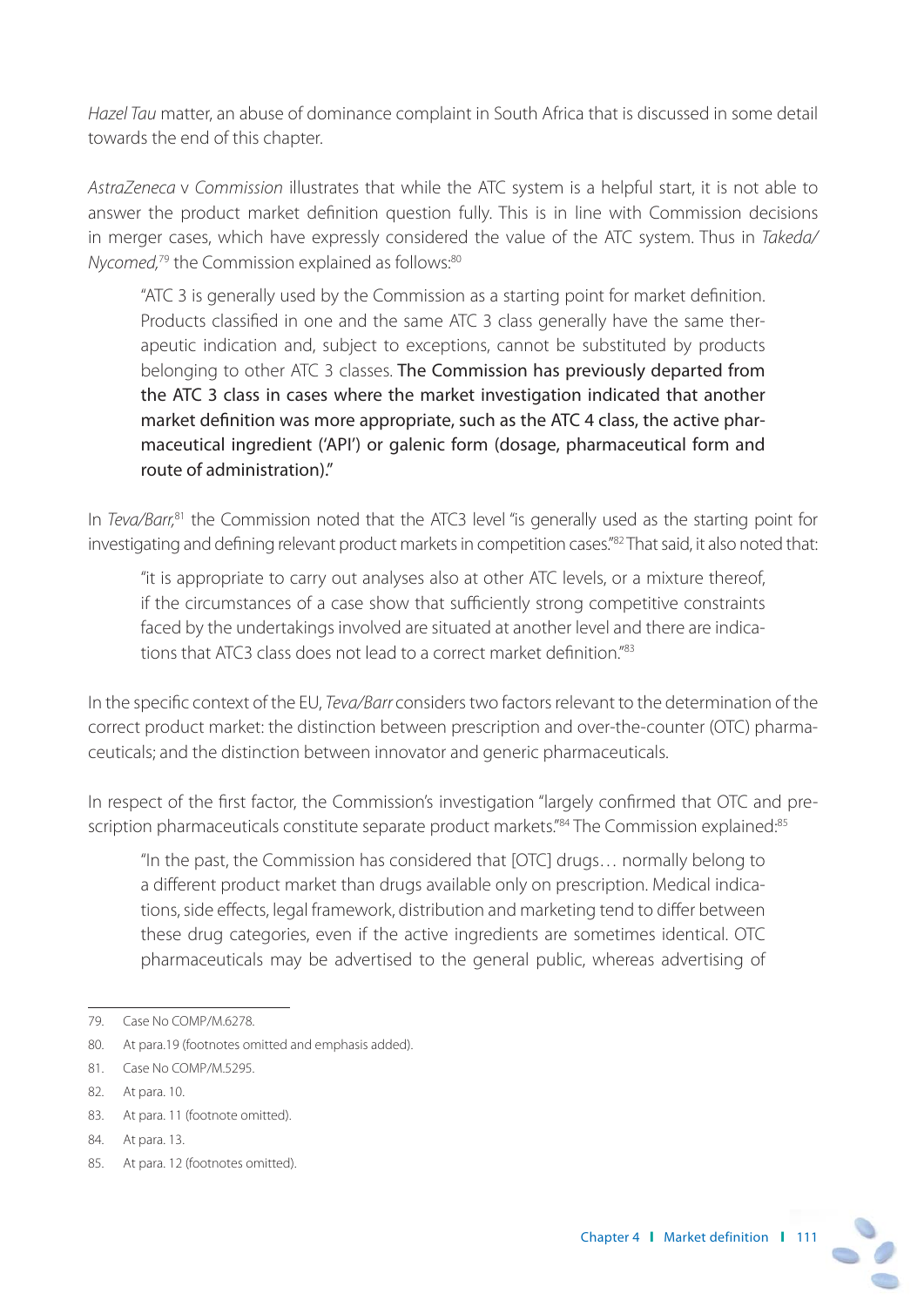*Hazel Tau* matter, an abuse of dominance complaint in South Africa that is discussed in some detail towards the end of this chapter.

*AstraZeneca* v *Commission* illustrates that while the ATC system is a helpful start, it is not able to answer the product market definition question fully. This is in line with Commission decisions in merger cases, which have expressly considered the value of the ATC system. Thus in *Takeda/ Nycomed*,[79] the Commission explained as follows:[80]

> "ATC 3 is generally used by the Commission as a starting point for market definition. Products classified in one and the same ATC 3 class generally have the same therapeutic indication and, subject to exceptions, cannot be substituted by products belonging to other ATC 3 classes. **The Commission has previously departed from the ATC 3 class in cases where the market investigation indicated that another market definition was more appropriate, such as the ATC 4 class, the active pharmaceutical ingredient ('API') or galenic form (dosage, pharmaceutical form and route of administration).**"

In *Teva/Barr*,[81] the Commission noted that the ATC3 level "is generally used as the starting point for investigating and defining relevant product markets in competition cases."[82] That said, it also noted that:

> "it is appropriate to carry out analyses also at other ATC levels, or a mixture thereof, if the circumstances of a case show that sufficiently strong competitive constraints faced by the undertakings involved are situated at another level and there are indications that ATC3 class does not lead to a correct market definition."[83]

In the specific context of the EU, *Teva/Barr* considers two factors relevant to the determination of the correct product market: the distinction between prescription and over-the-counter (OTC) pharmaceuticals; and the distinction between innovator and generic pharmaceuticals.

In respect of the first factor, the Commission's investigation "largely confirmed that OTC and prescription pharmaceuticals constitute separate product markets."[84] The Commission explained:[85]

> "In the past, the Commission has considered that [OTC] drugs… normally belong to a different product market than drugs available only on prescription. Medical indications, side effects, legal framework, distribution and marketing tend to differ between these drug categories, even if the active ingredients are sometimes identical. OTC pharmaceuticals may be advertised to the general public, whereas advertising of

---

79. Case No COMP/M.6278.

80. At para.19 (footnotes omitted and emphasis added).

81. Case No COMP/M.5295.

82. At para. 10.

83. At para. 11 (footnote omitted).

84. At para. 13.

85. At para. 12 (footnotes omitted).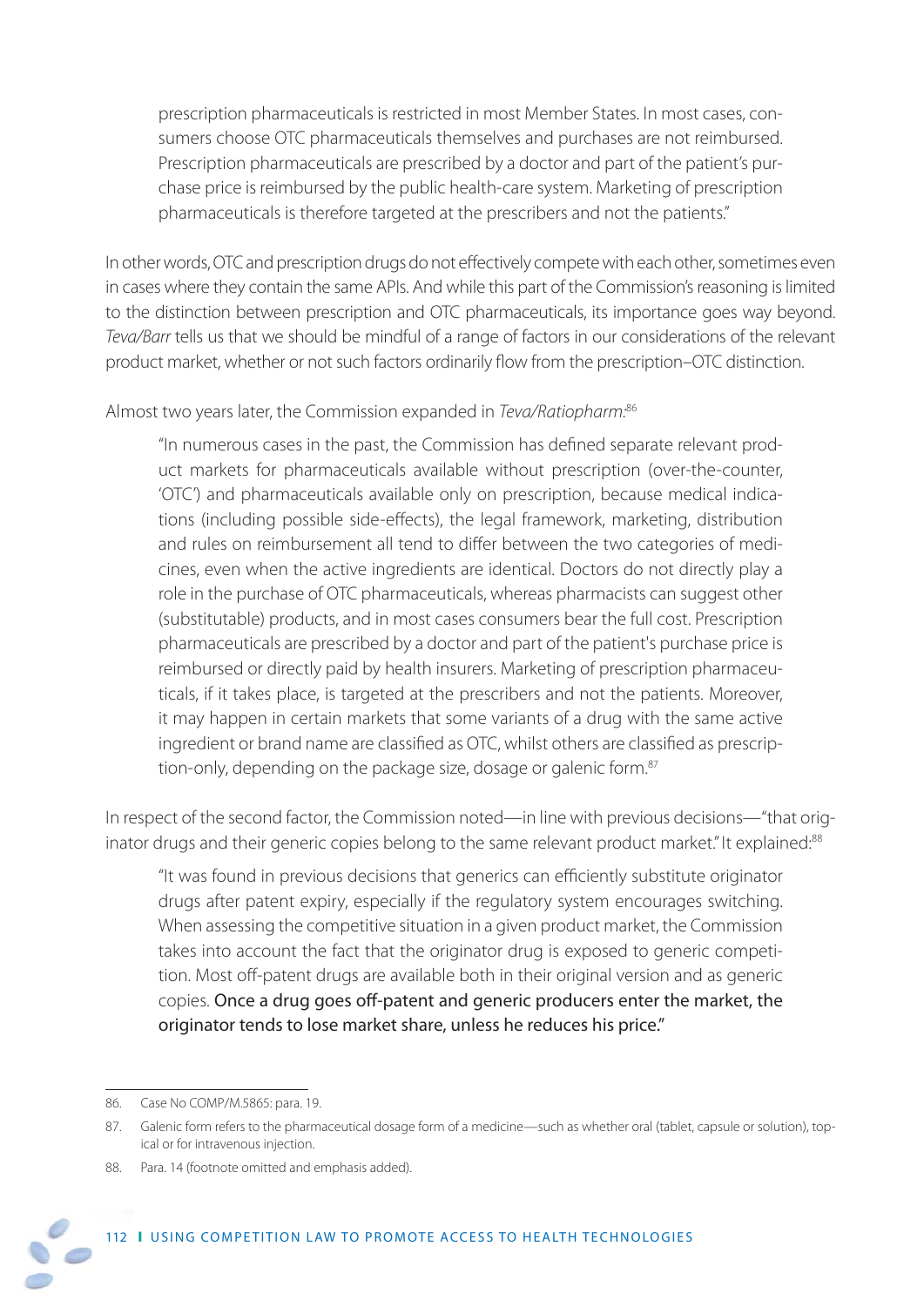> prescription pharmaceuticals is restricted in most Member States. In most cases, consumers choose OTC pharmaceuticals themselves and purchases are not reimbursed. Prescription pharmaceuticals are prescribed by a doctor and part of the patient's purchase price is reimbursed by the public health-care system. Marketing of prescription pharmaceuticals is therefore targeted at the prescribers and not the patients."

In other words, OTC and prescription drugs do not effectively compete with each other, sometimes even in cases where they contain the same APIs. And while this part of the Commission's reasoning is limited to the distinction between prescription and OTC pharmaceuticals, its importance goes way beyond. *Teva/Barr* tells us that we should be mindful of a range of factors in our considerations of the relevant product market, whether or not such factors ordinarily flow from the prescription–OTC distinction.

Almost two years later, the Commission expanded in *Teva/Ratiopharm*:[86]

> "In numerous cases in the past, the Commission has defined separate relevant product markets for pharmaceuticals available without prescription (over-the-counter, 'OTC') and pharmaceuticals available only on prescription, because medical indications (including possible side-effects), the legal framework, marketing, distribution and rules on reimbursement all tend to differ between the two categories of medicines, even when the active ingredients are identical. Doctors do not directly play a role in the purchase of OTC pharmaceuticals, whereas pharmacists can suggest other (substitutable) products, and in most cases consumers bear the full cost. Prescription pharmaceuticals are prescribed by a doctor and part of the patient's purchase price is reimbursed or directly paid by health insurers. Marketing of prescription pharmaceuticals, if it takes place, is targeted at the prescribers and not the patients. Moreover, it may happen in certain markets that some variants of a drug with the same active ingredient or brand name are classified as OTC, whilst others are classified as prescription-only, depending on the package size, dosage or galenic form.[87]

In respect of the second factor, the Commission noted—in line with previous decisions—"that originator drugs and their generic copies belong to the same relevant product market." It explained:[88]

> "It was found in previous decisions that generics can efficiently substitute originator drugs after patent expiry, especially if the regulatory system encourages switching. When assessing the competitive situation in a given product market, the Commission takes into account the fact that the originator drug is exposed to generic competition. Most off-patent drugs are available both in their original version and as generic copies. Once a drug goes off-patent and generic producers enter the market, the originator tends to lose market share, unless he reduces his price."

---

86. Case No COMP/M.5865: para. 19.

87. Galenic form refers to the pharmaceutical dosage form of a medicine—such as whether oral (tablet, capsule or solution), topical or for intravenous injection.

88. Para. 14 (footnote omitted and emphasis added).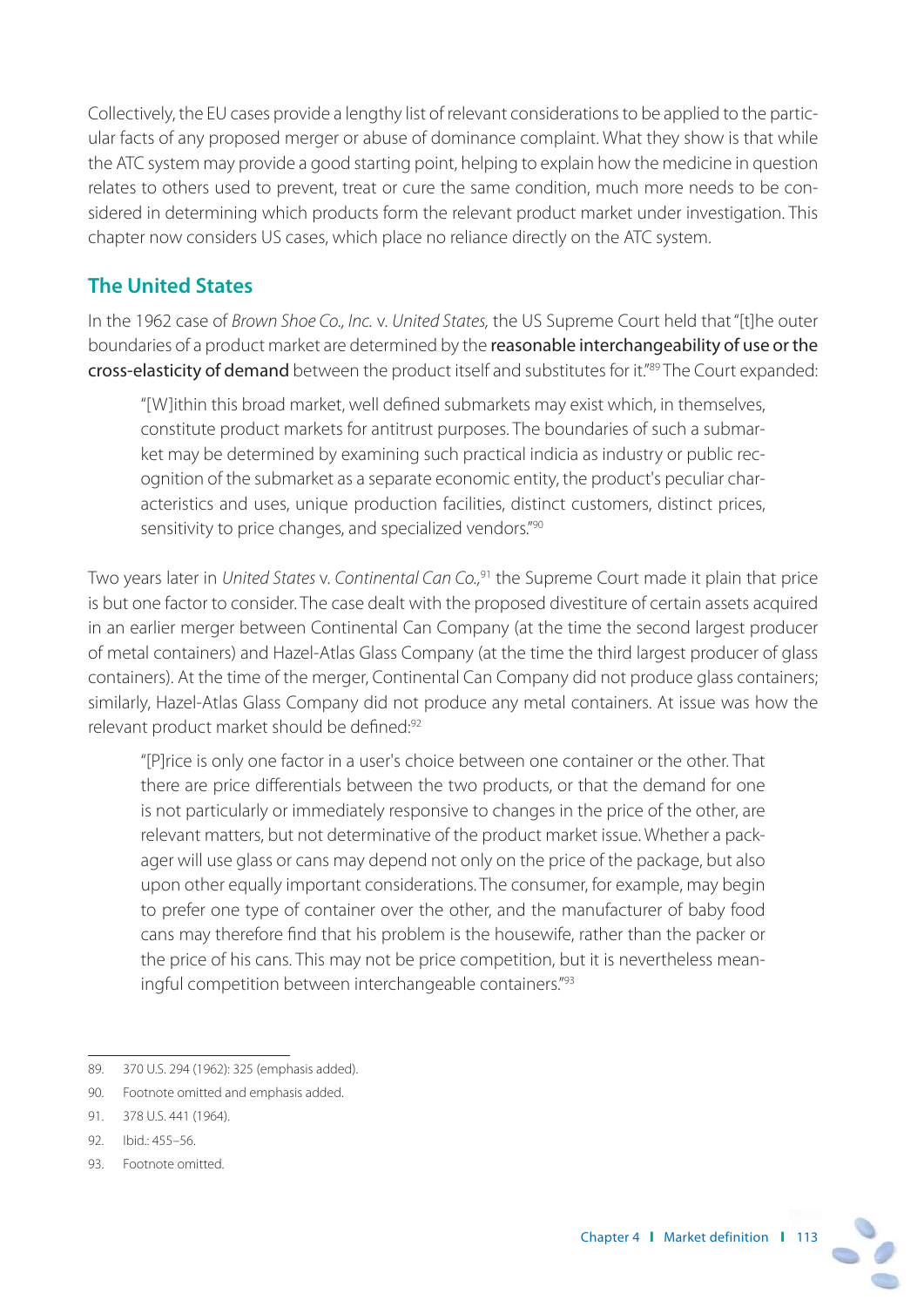Collectively, the EU cases provide a lengthy list of relevant considerations to be applied to the particular facts of any proposed merger or abuse of dominance complaint. What they show is that while the ATC system may provide a good starting point, helping to explain how the medicine in question relates to others used to prevent, treat or cure the same condition, much more needs to be considered in determining which products form the relevant product market under investigation. This chapter now considers US cases, which place no reliance directly on the ATC system.

## The United States

In the 1962 case of *Brown Shoe Co., Inc.* v. *United States,* the US Supreme Court held that "[t]he outer boundaries of a product market are determined by the **reasonable interchangeability of use or the cross-elasticity of demand** between the product itself and substitutes for it."[89] The Court expanded:

> "[W]ithin this broad market, well defined submarkets may exist which, in themselves, constitute product markets for antitrust purposes. The boundaries of such a submarket may be determined by examining such practical indicia as industry or public recognition of the submarket as a separate economic entity, the product's peculiar characteristics and uses, unique production facilities, distinct customers, distinct prices, sensitivity to price changes, and specialized vendors."[90]

Two years later in *United States* v. *Continental Can Co.,*[91] the Supreme Court made it plain that price is but one factor to consider. The case dealt with the proposed divestiture of certain assets acquired in an earlier merger between Continental Can Company (at the time the second largest producer of metal containers) and Hazel-Atlas Glass Company (at the time the third largest producer of glass containers). At the time of the merger, Continental Can Company did not produce glass containers; similarly, Hazel-Atlas Glass Company did not produce any metal containers. At issue was how the relevant product market should be defined:[92]

> "[P]rice is only one factor in a user's choice between one container or the other. That there are price differentials between the two products, or that the demand for one is not particularly or immediately responsive to changes in the price of the other, are relevant matters, but not determinative of the product market issue. Whether a packager will use glass or cans may depend not only on the price of the package, but also upon other equally important considerations. The consumer, for example, may begin to prefer one type of container over the other, and the manufacturer of baby food cans may therefore find that his problem is the housewife, rather than the packer or the price of his cans. This may not be price competition, but it is nevertheless meaningful competition between interchangeable containers."[93]

---

89. 370 U.S. 294 (1962): 325 (emphasis added).

90. Footnote omitted and emphasis added.

91. 378 U.S. 441 (1964).

92. Ibid.: 455–56.

93. Footnote omitted.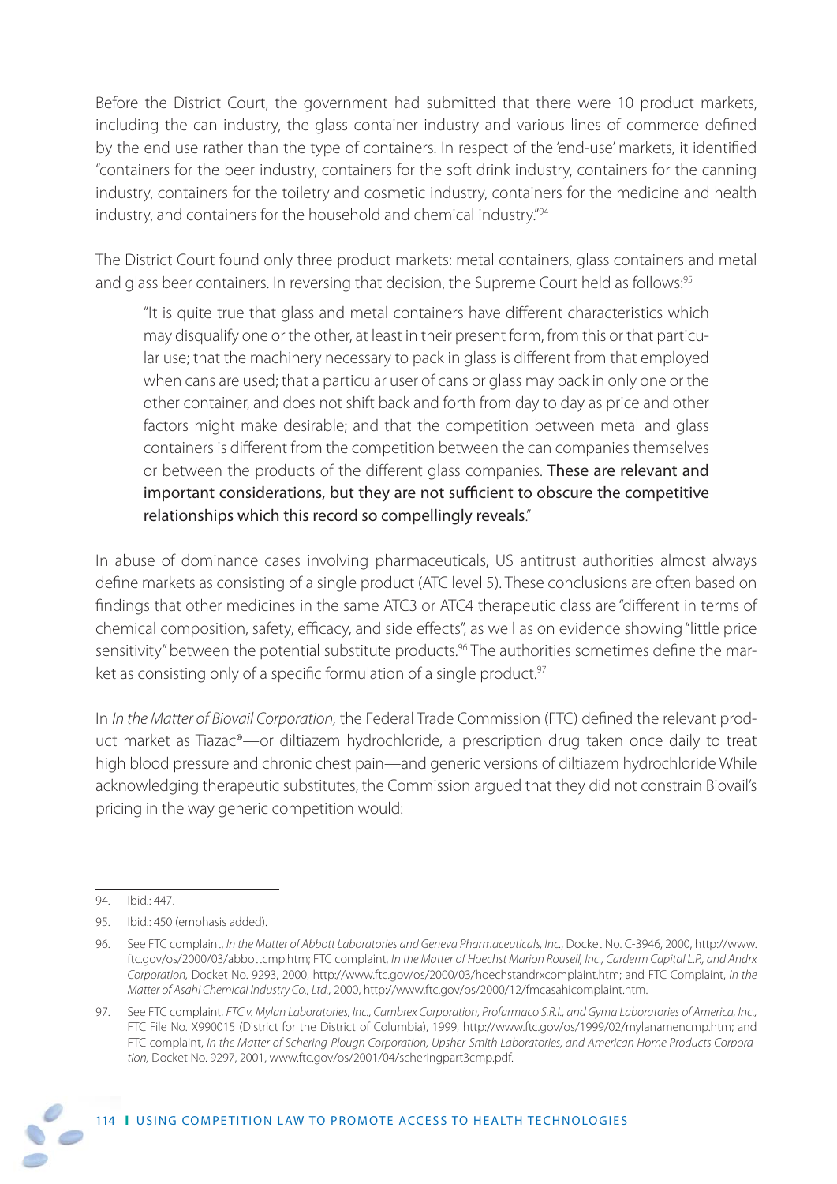Before the District Court, the government had submitted that there were 10 product markets, including the can industry, the glass container industry and various lines of commerce defined by the end use rather than the type of containers. In respect of the 'end-use' markets, it identified "containers for the beer industry, containers for the soft drink industry, containers for the canning industry, containers for the toiletry and cosmetic industry, containers for the medicine and health industry, and containers for the household and chemical industry."[94]

The District Court found only three product markets: metal containers, glass containers and metal and glass beer containers. In reversing that decision, the Supreme Court held as follows:[95]

> "It is quite true that glass and metal containers have different characteristics which may disqualify one or the other, at least in their present form, from this or that particular use; that the machinery necessary to pack in glass is different from that employed when cans are used; that a particular user of cans or glass may pack in only one or the other container, and does not shift back and forth from day to day as price and other factors might make desirable; and that the competition between metal and glass containers is different from the competition between the can companies themselves or between the products of the different glass companies. **These are relevant and important considerations, but they are not sufficient to obscure the competitive relationships which this record so compellingly reveals**."

In abuse of dominance cases involving pharmaceuticals, US antitrust authorities almost always define markets as consisting of a single product (ATC level 5). These conclusions are often based on findings that other medicines in the same ATC3 or ATC4 therapeutic class are "different in terms of chemical composition, safety, efficacy, and side effects", as well as on evidence showing "little price sensitivity" between the potential substitute products.[96] The authorities sometimes define the market as consisting only of a specific formulation of a single product.[97]

In *In the Matter of Biovail Corporation,* the Federal Trade Commission (FTC) defined the relevant product market as Tiazac®—or diltiazem hydrochloride, a prescription drug taken once daily to treat high blood pressure and chronic chest pain—and generic versions of diltiazem hydrochloride While acknowledging therapeutic substitutes, the Commission argued that they did not constrain Biovail's pricing in the way generic competition would:

---

94. Ibid.: 447.

95. Ibid.: 450 (emphasis added).

96. See FTC complaint, *In the Matter of Abbott Laboratories and Geneva Pharmaceuticals, Inc.*, Docket No. C-3946, 2000, http://www.ftc.gov/os/2000/03/abbottcmp.htm; FTC complaint, *In the Matter of Hoechst Marion Rousell, Inc., Carderm Capital L.P., and Andrx Corporation,* Docket No. 9293, 2000, http://www.ftc.gov/os/2000/03/hoechstandrxcomplaint.htm; and FTC Complaint, *In the Matter of Asahi Chemical Industry Co., Ltd.,* 2000, http://www.ftc.gov/os/2000/12/fmcasahicomplaint.htm.

97. See FTC complaint, *FTC v. Mylan Laboratories, Inc., Cambrex Corporation, Profarmaco S.R.I., and Gyma Laboratories of America, Inc.,* FTC File No. X990015 (District for the District of Columbia), 1999, http://www.ftc.gov/os/1999/02/mylanamencmp.htm; and FTC complaint, *In the Matter of Schering-Plough Corporation, Upsher-Smith Laboratories, and American Home Products Corporation,* Docket No. 9297, 2001, www.ftc.gov/os/2001/04/scheringpart3cmp.pdf.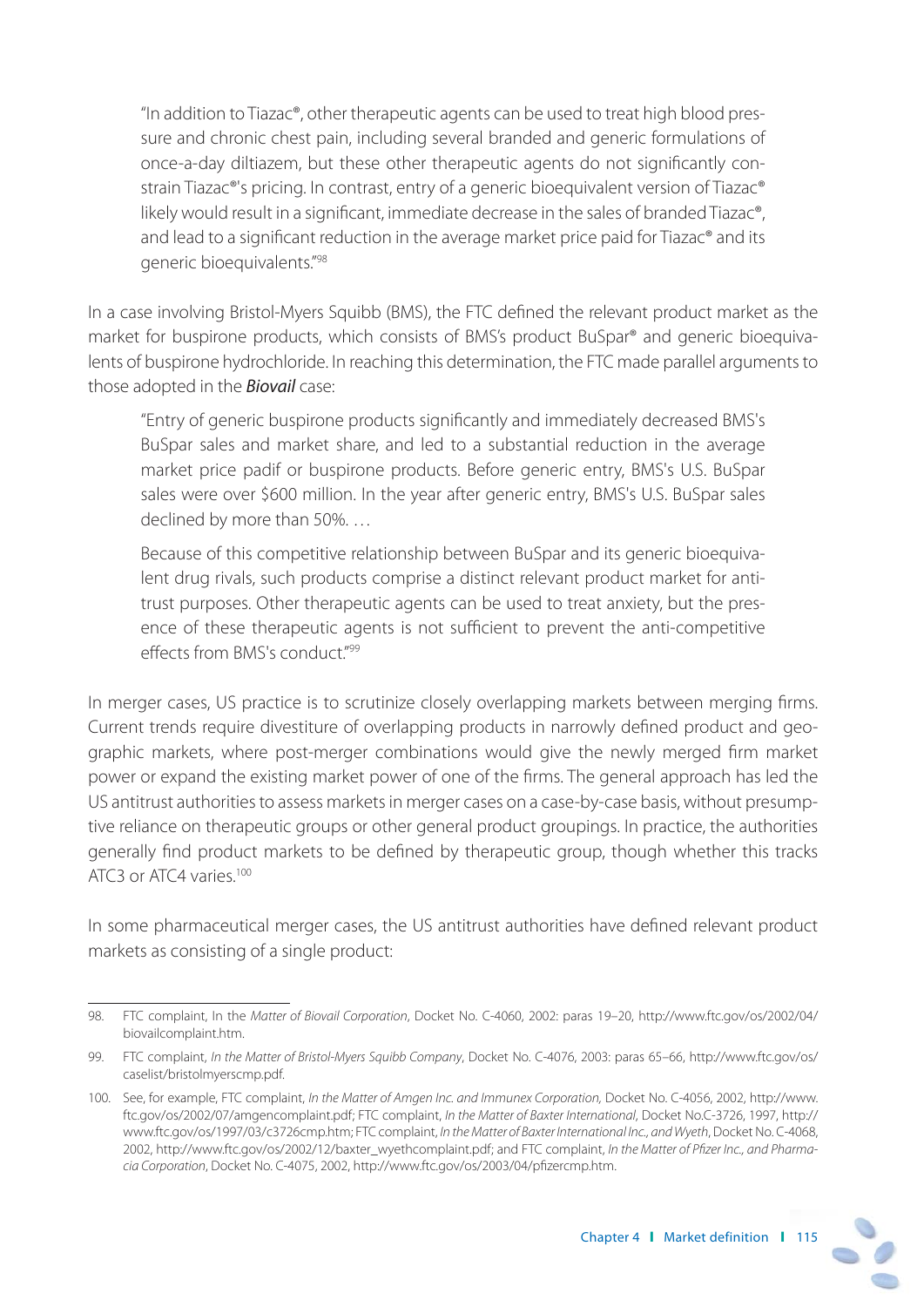"In addition to Tiazac®, other therapeutic agents can be used to treat high blood pressure and chronic chest pain, including several branded and generic formulations of once-a-day diltiazem, but these other therapeutic agents do not significantly constrain Tiazac®'s pricing. In contrast, entry of a generic bioequivalent version of Tiazac® likely would result in a significant, immediate decrease in the sales of branded Tiazac®, and lead to a significant reduction in the average market price paid for Tiazac® and its generic bioequivalents."[98]

In a case involving Bristol-Myers Squibb (BMS), the FTC defined the relevant product market as the market for buspirone products, which consists of BMS's product BuSpar® and generic bioequivalents of buspirone hydrochloride. In reaching this determination, the FTC made parallel arguments to those adopted in the ***Biovail*** case:

"Entry of generic buspirone products significantly and immediately decreased BMS's BuSpar sales and market share, and led to a substantial reduction in the average market price padif or buspirone products. Before generic entry, BMS's U.S. BuSpar sales were over $600 million. In the year after generic entry, BMS's U.S. BuSpar sales declined by more than 50%. …

Because of this competitive relationship between BuSpar and its generic bioequivalent drug rivals, such products comprise a distinct relevant product market for antitrust purposes. Other therapeutic agents can be used to treat anxiety, but the presence of these therapeutic agents is not sufficient to prevent the anti-competitive effects from BMS's conduct."[99]

In merger cases, US practice is to scrutinize closely overlapping markets between merging firms. Current trends require divestiture of overlapping products in narrowly defined product and geographic markets, where post-merger combinations would give the newly merged firm market power or expand the existing market power of one of the firms. The general approach has led the US antitrust authorities to assess markets in merger cases on a case-by-case basis, without presumptive reliance on therapeutic groups or other general product groupings. In practice, the authorities generally find product markets to be defined by therapeutic group, though whether this tracks ATC3 or ATC4 varies.[100]

In some pharmaceutical merger cases, the US antitrust authorities have defined relevant product markets as consisting of a single product:

---

98. FTC complaint, In the *Matter of Biovail Corporation*, Docket No. C-4060, 2002: paras 19–20, http://www.ftc.gov/os/2002/04/biovailcomplaint.htm.

99. FTC complaint, *In the Matter of Bristol-Myers Squibb Company*, Docket No. C-4076, 2003: paras 65–66, http://www.ftc.gov/os/caselist/bristolmyerscmp.pdf.

100. See, for example, FTC complaint, *In the Matter of Amgen Inc. and Immunex Corporation,* Docket No. C-4056, 2002, http://www.ftc.gov/os/2002/07/amgencomplaint.pdf; FTC complaint, *In the Matter of Baxter International*, Docket No.C-3726, 1997, http://www.ftc.gov/os/1997/03/c3726cmp.htm; FTC complaint, *In the Matter of Baxter International Inc., and Wyeth*, Docket No. C-4068, 2002, http://www.ftc.gov/os/2002/12/baxter_wyethcomplaint.pdf; and FTC complaint, *In the Matter of Pfizer Inc., and Pharmacia Corporation*, Docket No. C-4075, 2002, http://www.ftc.gov/os/2003/04/pfizercmp.htm.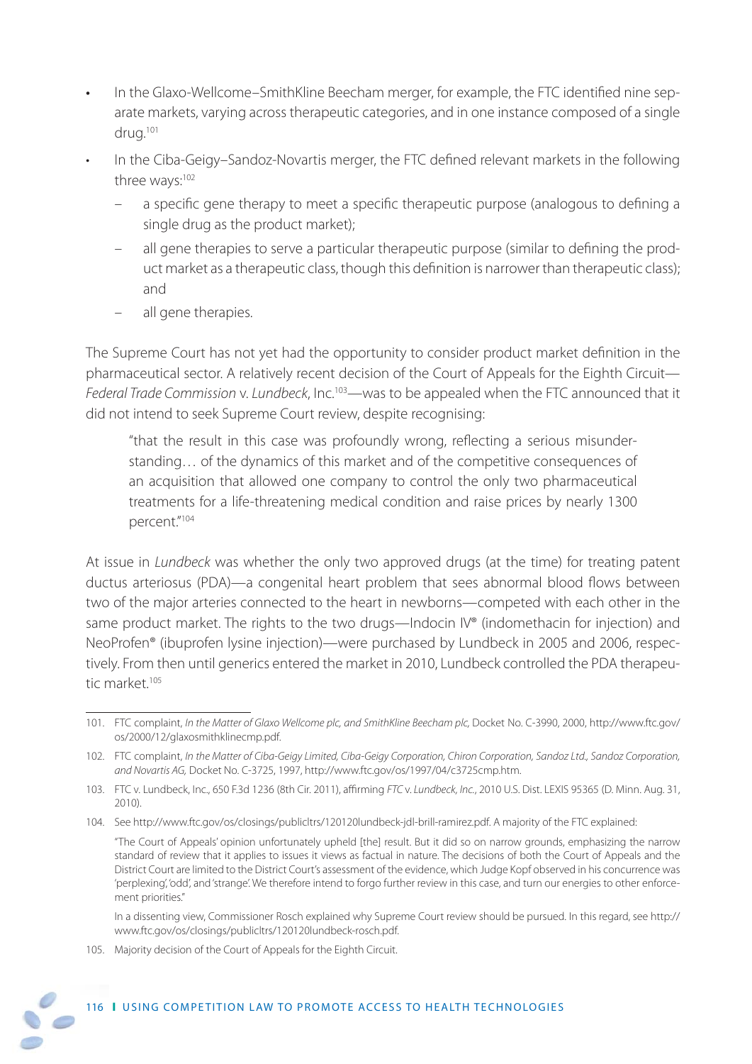- In the Glaxo-Wellcome–SmithKline Beecham merger, for example, the FTC identified nine separate markets, varying across therapeutic categories, and in one instance composed of a single drug.[101]
- In the Ciba-Geigy–Sandoz-Novartis merger, the FTC defined relevant markets in the following three ways:[102]
  - a specific gene therapy to meet a specific therapeutic purpose (analogous to defining a single drug as the product market);
  - all gene therapies to serve a particular therapeutic purpose (similar to defining the product market as a therapeutic class, though this definition is narrower than therapeutic class); and
  - all gene therapies.

The Supreme Court has not yet had the opportunity to consider product market definition in the pharmaceutical sector. A relatively recent decision of the Court of Appeals for the Eighth Circuit—*Federal Trade Commission* v. *Lundbeck*, Inc.[103]—was to be appealed when the FTC announced that it did not intend to seek Supreme Court review, despite recognising:

> "that the result in this case was profoundly wrong, reflecting a serious misunderstanding… of the dynamics of this market and of the competitive consequences of an acquisition that allowed one company to control the only two pharmaceutical treatments for a life-threatening medical condition and raise prices by nearly 1300 percent."[104]

At issue in *Lundbeck* was whether the only two approved drugs (at the time) for treating patent ductus arteriosus (PDA)—a congenital heart problem that sees abnormal blood flows between two of the major arteries connected to the heart in newborns—competed with each other in the same product market. The rights to the two drugs—Indocin IV® (indomethacin for injection) and NeoProfen® (ibuprofen lysine injection)—were purchased by Lundbeck in 2005 and 2006, respectively. From then until generics entered the market in 2010, Lundbeck controlled the PDA therapeutic market.[105]

---

101. FTC complaint, *In the Matter of Glaxo Wellcome plc, and SmithKline Beecham plc,* Docket No. C-3990, 2000, http://www.ftc.gov/os/2000/12/glaxosmithklinecmp.pdf.

102. FTC complaint, *In the Matter of Ciba-Geigy Limited, Ciba-Geigy Corporation, Chiron Corporation, Sandoz Ltd., Sandoz Corporation, and Novartis AG,* Docket No. C-3725, 1997, http://www.ftc.gov/os/1997/04/c3725cmp.htm.

103. FTC v. Lundbeck, Inc., 650 F.3d 1236 (8th Cir. 2011), affirming *FTC* v. *Lundbeck, Inc.*, 2010 U.S. Dist. LEXIS 95365 (D. Minn. Aug. 31, 2010).

104. See http://www.ftc.gov/os/closings/publicltrs/120120lundbeck-jdl-brill-ramirez.pdf. A majority of the FTC explained:

    "The Court of Appeals' opinion unfortunately upheld [the] result. But it did so on narrow grounds, emphasizing the narrow standard of review that it applies to issues it views as factual in nature. The decisions of both the Court of Appeals and the District Court are limited to the District Court's assessment of the evidence, which Judge Kopf observed in his concurrence was 'perplexing', 'odd', and 'strange'. We therefore intend to forgo further review in this case, and turn our energies to other enforcement priorities."

    In a dissenting view, Commissioner Rosch explained why Supreme Court review should be pursued. In this regard, see http://www.ftc.gov/os/closings/publicltrs/120120lundbeck-rosch.pdf.

105. Majority decision of the Court of Appeals for the Eighth Circuit.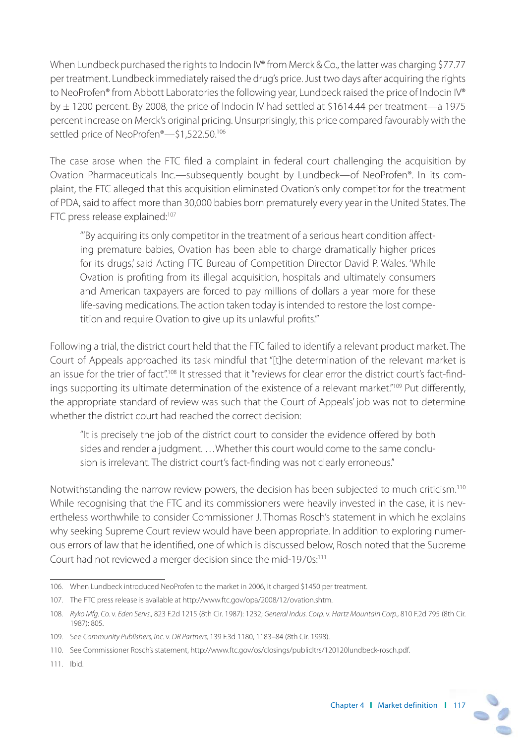When Lundbeck purchased the rights to Indocin IV® from Merck & Co., the latter was charging $77.77 per treatment. Lundbeck immediately raised the drug's price. Just two days after acquiring the rights to NeoProfen® from Abbott Laboratories the following year, Lundbeck raised the price of Indocin IV® by ± 1200 percent. By 2008, the price of Indocin IV had settled at $1614.44 per treatment—a 1975 percent increase on Merck's original pricing. Unsurprisingly, this price compared favourably with the settled price of NeoProfen®—$1,522.50.[106]

The case arose when the FTC filed a complaint in federal court challenging the acquisition by Ovation Pharmaceuticals Inc.—subsequently bought by Lundbeck—of NeoProfen®. In its complaint, the FTC alleged that this acquisition eliminated Ovation's only competitor for the treatment of PDA, said to affect more than 30,000 babies born prematurely every year in the United States. The FTC press release explained:[107]

> "'By acquiring its only competitor in the treatment of a serious heart condition affecting premature babies, Ovation has been able to charge dramatically higher prices for its drugs,' said Acting FTC Bureau of Competition Director David P. Wales. 'While Ovation is profiting from its illegal acquisition, hospitals and ultimately consumers and American taxpayers are forced to pay millions of dollars a year more for these life-saving medications. The action taken today is intended to restore the lost competition and require Ovation to give up its unlawful profits.'"

Following a trial, the district court held that the FTC failed to identify a relevant product market. The Court of Appeals approached its task mindful that "[t]he determination of the relevant market is an issue for the trier of fact".[108] It stressed that it "reviews for clear error the district court's fact-findings supporting its ultimate determination of the existence of a relevant market."[109] Put differently, the appropriate standard of review was such that the Court of Appeals' job was not to determine whether the district court had reached the correct decision:

> "It is precisely the job of the district court to consider the evidence offered by both sides and render a judgment. …Whether this court would come to the same conclusion is irrelevant. The district court's fact-finding was not clearly erroneous."

Notwithstanding the narrow review powers, the decision has been subjected to much criticism.[110] While recognising that the FTC and its commissioners were heavily invested in the case, it is nevertheless worthwhile to consider Commissioner J. Thomas Rosch's statement in which he explains why seeking Supreme Court review would have been appropriate. In addition to exploring numerous errors of law that he identified, one of which is discussed below, Rosch noted that the Supreme Court had not reviewed a merger decision since the mid-1970s:[111]

---

106. When Lundbeck introduced NeoProfen to the market in 2006, it charged $1450 per treatment.

107. The FTC press release is available at http://www.ftc.gov/opa/2008/12/ovation.shtm.

108. *Ryko Mfg. Co.* v. *Eden Servs.,* 823 F.2d 1215 (8th Cir. 1987): 1232; *General Indus. Corp.* v. *Hartz Mountain Corp.,* 810 F.2d 795 (8th Cir. 1987): 805.

109. See *Community Publishers, Inc.* v. *DR Partners,* 139 F.3d 1180, 1183–84 (8th Cir. 1998).

110. See Commissioner Rosch's statement, http://www.ftc.gov/os/closings/publicltrs/120120lundbeck-rosch.pdf.

111. Ibid.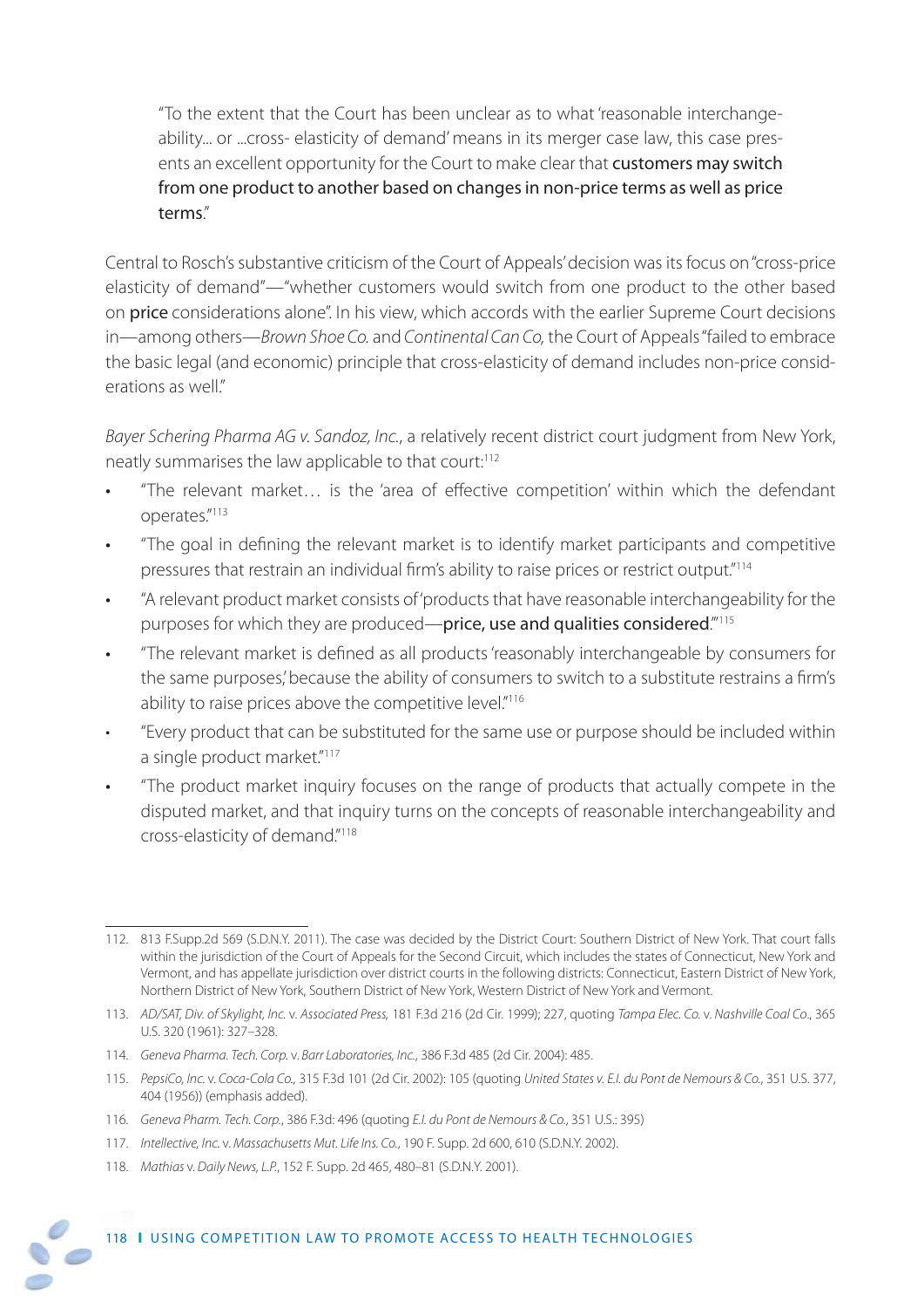> "To the extent that the Court has been unclear as to what 'reasonable interchangeability… or …cross- elasticity of demand' means in its merger case law, this case presents an excellent opportunity for the Court to make clear that **customers may switch from one product to another based on changes in non-price terms as well as price terms**."

Central to Rosch's substantive criticism of the Court of Appeals' decision was its focus on "cross-price elasticity of demand"—"whether customers would switch from one product to the other based on **price** considerations alone". In his view, which accords with the earlier Supreme Court decisions in—among others—*Brown Shoe Co.* and *Continental Can Co,* the Court of Appeals "failed to embrace the basic legal (and economic) principle that cross-elasticity of demand includes non-price considerations as well."

*Bayer Schering Pharma AG v. Sandoz, Inc.*, a relatively recent district court judgment from New York, neatly summarises the law applicable to that court:[112]

- "The relevant market… is the 'area of effective competition' within which the defendant operates."[113]
- "The goal in defining the relevant market is to identify market participants and competitive pressures that restrain an individual firm's ability to raise prices or restrict output."[114]
- "A relevant product market consists of 'products that have reasonable interchangeability for the purposes for which they are produced—**price, use and qualities considered**.'"[115]
- "The relevant market is defined as all products 'reasonably interchangeable by consumers for the same purposes,' because the ability of consumers to switch to a substitute restrains a firm's ability to raise prices above the competitive level."[116]
- "Every product that can be substituted for the same use or purpose should be included within a single product market."[117]
- "The product market inquiry focuses on the range of products that actually compete in the disputed market, and that inquiry turns on the concepts of reasonable interchangeability and cross-elasticity of demand."[118]

---

112. 813 F.Supp.2d 569 (S.D.N.Y. 2011). The case was decided by the District Court: Southern District of New York. That court falls within the jurisdiction of the Court of Appeals for the Second Circuit, which includes the states of Connecticut, New York and Vermont, and has appellate jurisdiction over district courts in the following districts: Connecticut, Eastern District of New York, Northern District of New York, Southern District of New York, Western District of New York and Vermont.

113. *AD/SAT, Div. of Skylight, Inc.* v. *Associated Press,* 181 F.3d 216 (2d Cir. 1999); 227, quoting *Tampa Elec. Co.* v. *Nashville Coal Co.*, 365 U.S. 320 (1961): 327–328.

114. *Geneva Pharma. Tech. Corp.* v. *Barr Laboratories, Inc.*, 386 F.3d 485 (2d Cir. 2004): 485.

115. *PepsiCo, Inc.* v. *Coca-Cola Co.,* 315 F.3d 101 (2d Cir. 2002): 105 (quoting *United States v. E.I. du Pont de Nemours & Co.*, 351 U.S. 377, 404 (1956)) (emphasis added).

116. *Geneva Pharm. Tech. Corp.*, 386 F.3d: 496 (quoting *E.I. du Pont de Nemours & Co.*, 351 U.S.: 395)

117. *Intellective, Inc.* v. *Massachusetts Mut. Life Ins. Co.*, 190 F. Supp. 2d 600, 610 (S.D.N.Y. 2002).

118. *Mathias* v. *Daily News, L.P.*, 152 F. Supp. 2d 465, 480–81 (S.D.N.Y. 2001).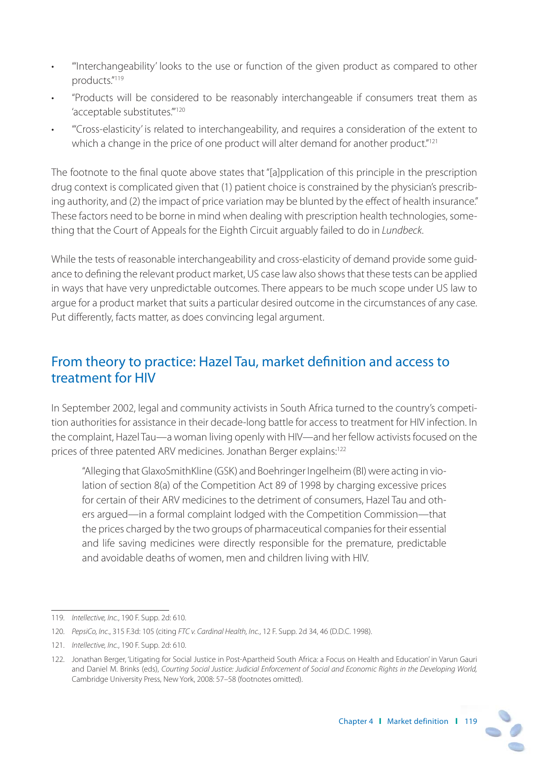- "'Interchangeability' looks to the use or function of the given product as compared to other products."[119]
- "Products will be considered to be reasonably interchangeable if consumers treat them as 'acceptable substitutes.'"[120]
- "'Cross-elasticity' is related to interchangeability, and requires a consideration of the extent to which a change in the price of one product will alter demand for another product."[121]

The footnote to the final quote above states that "[a]pplication of this principle in the prescription drug context is complicated given that (1) patient choice is constrained by the physician's prescribing authority, and (2) the impact of price variation may be blunted by the effect of health insurance." These factors need to be borne in mind when dealing with prescription health technologies, something that the Court of Appeals for the Eighth Circuit arguably failed to do in *Lundbeck*.

While the tests of reasonable interchangeability and cross-elasticity of demand provide some guidance to defining the relevant product market, US case law also shows that these tests can be applied in ways that have very unpredictable outcomes. There appears to be much scope under US law to argue for a product market that suits a particular desired outcome in the circumstances of any case. Put differently, facts matter, as does convincing legal argument.

## From theory to practice: Hazel Tau, market definition and access to treatment for HIV

In September 2002, legal and community activists in South Africa turned to the country's competition authorities for assistance in their decade-long battle for access to treatment for HIV infection. In the complaint, Hazel Tau—a woman living openly with HIV—and her fellow activists focused on the prices of three patented ARV medicines. Jonathan Berger explains:[122]

> "Alleging that GlaxoSmithKline (GSK) and Boehringer Ingelheim (BI) were acting in violation of section 8(a) of the Competition Act 89 of 1998 by charging excessive prices for certain of their ARV medicines to the detriment of consumers, Hazel Tau and others argued—in a formal complaint lodged with the Competition Commission—that the prices charged by the two groups of pharmaceutical companies for their essential and life saving medicines were directly responsible for the premature, predictable and avoidable deaths of women, men and children living with HIV.

---

119. *Intellective, Inc.*, 190 F. Supp. 2d: 610.

120. *PepsiCo, Inc.*, 315 F.3d: 105 (citing *FTC v. Cardinal Health, Inc.*, 12 F. Supp. 2d 34, 46 (D.D.C. 1998).

121. *Intellective, Inc.*, 190 F. Supp. 2d: 610.

122. Jonathan Berger, 'Litigating for Social Justice in Post-Apartheid South Africa: a Focus on Health and Education' in Varun Gauri and Daniel M. Brinks (eds), *Courting Social Justice: Judicial Enforcement of Social and Economic Rights in the Developing World*, Cambridge University Press, New York, 2008: 57–58 (footnotes omitted).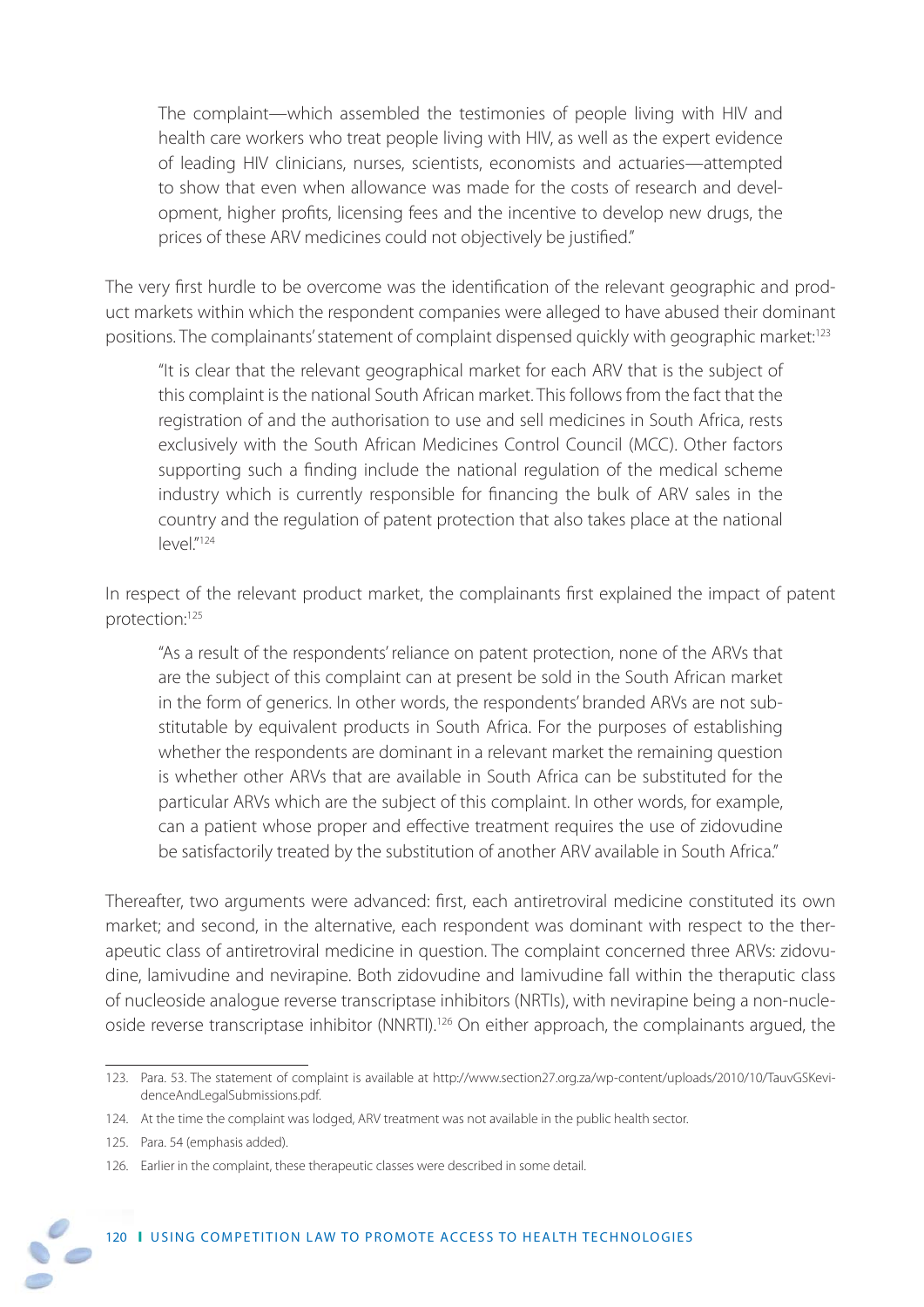> The complaint—which assembled the testimonies of people living with HIV and health care workers who treat people living with HIV, as well as the expert evidence of leading HIV clinicians, nurses, scientists, economists and actuaries—attempted to show that even when allowance was made for the costs of research and development, higher profits, licensing fees and the incentive to develop new drugs, the prices of these ARV medicines could not objectively be justified."

The very first hurdle to be overcome was the identification of the relevant geographic and product markets within which the respondent companies were alleged to have abused their dominant positions. The complainants' statement of complaint dispensed quickly with geographic market:[123]

> "It is clear that the relevant geographical market for each ARV that is the subject of this complaint is the national South African market. This follows from the fact that the registration of and the authorisation to use and sell medicines in South Africa, rests exclusively with the South African Medicines Control Council (MCC). Other factors supporting such a finding include the national regulation of the medical scheme industry which is currently responsible for financing the bulk of ARV sales in the country and the regulation of patent protection that also takes place at the national level."[124]

In respect of the relevant product market, the complainants first explained the impact of patent protection:[125]

> "As a result of the respondents' reliance on patent protection, none of the ARVs that are the subject of this complaint can at present be sold in the South African market in the form of generics. In other words, the respondents' branded ARVs are not substitutable by equivalent products in South Africa. For the purposes of establishing whether the respondents are dominant in a relevant market the remaining question is whether other ARVs that are available in South Africa can be substituted for the particular ARVs which are the subject of this complaint. In other words, for example, can a patient whose proper and effective treatment requires the use of zidovudine be satisfactorily treated by the substitution of another ARV available in South Africa."

Thereafter, two arguments were advanced: first, each antiretroviral medicine constituted its own market; and second, in the alternative, each respondent was dominant with respect to the therapeutic class of antiretroviral medicine in question. The complaint concerned three ARVs: zidovudine, lamivudine and nevirapine. Both zidovudine and lamivudine fall within the theraputic class of nucleoside analogue reverse transcriptase inhibitors (NRTIs), with nevirapine being a non-nucleoside reverse transcriptase inhibitor (NNRTI).[126] On either approach, the complainants argued, the

---

123. Para. 53. The statement of complaint is available at http://www.section27.org.za/wp-content/uploads/2010/10/TauvGSKevidenceAndLegalSubmissions.pdf.

124. At the time the complaint was lodged, ARV treatment was not available in the public health sector.

125. Para. 54 (emphasis added).

126. Earlier in the complaint, these therapeutic classes were described in some detail.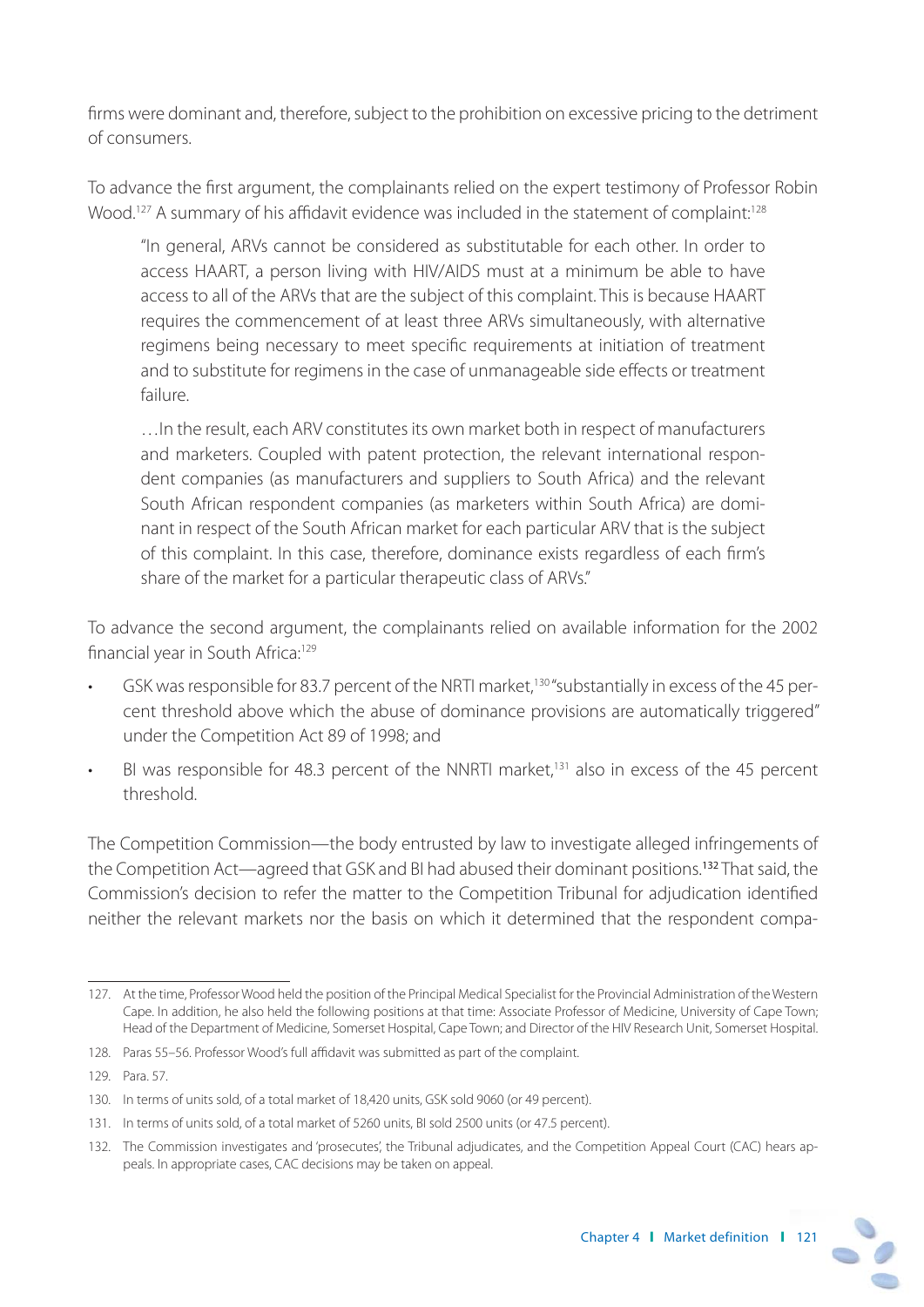firms were dominant and, therefore, subject to the prohibition on excessive pricing to the detriment of consumers.

To advance the first argument, the complainants relied on the expert testimony of Professor Robin Wood.[127] A summary of his affidavit evidence was included in the statement of complaint:[128]

> "In general, ARVs cannot be considered as substitutable for each other. In order to access HAART, a person living with HIV/AIDS must at a minimum be able to have access to all of the ARVs that are the subject of this complaint. This is because HAART requires the commencement of at least three ARVs simultaneously, with alternative regimens being necessary to meet specific requirements at initiation of treatment and to substitute for regimens in the case of unmanageable side effects or treatment failure.
>
> …In the result, each ARV constitutes its own market both in respect of manufacturers and marketers. Coupled with patent protection, the relevant international respondent companies (as manufacturers and suppliers to South Africa) and the relevant South African respondent companies (as marketers within South Africa) are dominant in respect of the South African market for each particular ARV that is the subject of this complaint. In this case, therefore, dominance exists regardless of each firm's share of the market for a particular therapeutic class of ARVs."

To advance the second argument, the complainants relied on available information for the 2002 financial year in South Africa:[129]

- GSK was responsible for 83.7 percent of the NRTI market,[130] "substantially in excess of the 45 percent threshold above which the abuse of dominance provisions are automatically triggered" under the Competition Act 89 of 1998; and
- BI was responsible for 48.3 percent of the NNRTI market,[131] also in excess of the 45 percent threshold.

The Competition Commission—the body entrusted by law to investigate alleged infringements of the Competition Act—agreed that GSK and BI had abused their dominant positions.[132] That said, the Commission's decision to refer the matter to the Competition Tribunal for adjudication identified neither the relevant markets nor the basis on which it determined that the respondent compa-

---

127. At the time, Professor Wood held the position of the Principal Medical Specialist for the Provincial Administration of the Western Cape. In addition, he also held the following positions at that time: Associate Professor of Medicine, University of Cape Town; Head of the Department of Medicine, Somerset Hospital, Cape Town; and Director of the HIV Research Unit, Somerset Hospital.

128. Paras 55–56. Professor Wood's full affidavit was submitted as part of the complaint.

129. Para. 57.

130. In terms of units sold, of a total market of 18,420 units, GSK sold 9060 (or 49 percent).

131. In terms of units sold, of a total market of 5260 units, BI sold 2500 units (or 47.5 percent).

132. The Commission investigates and 'prosecutes', the Tribunal adjudicates, and the Competition Appeal Court (CAC) hears appeals. In appropriate cases, CAC decisions may be taken on appeal.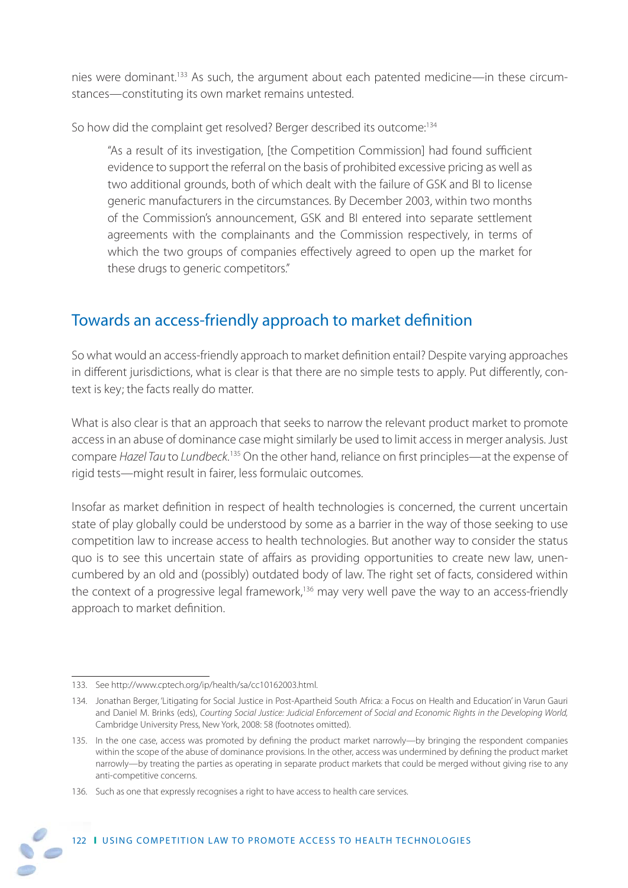nies were dominant.[133] As such, the argument about each patented medicine—in these circumstances—constituting its own market remains untested.

So how did the complaint get resolved? Berger described its outcome:[134]

> "As a result of its investigation, [the Competition Commission] had found sufficient evidence to support the referral on the basis of prohibited excessive pricing as well as two additional grounds, both of which dealt with the failure of GSK and BI to license generic manufacturers in the circumstances. By December 2003, within two months of the Commission's announcement, GSK and BI entered into separate settlement agreements with the complainants and the Commission respectively, in terms of which the two groups of companies effectively agreed to open up the market for these drugs to generic competitors."

## Towards an access-friendly approach to market definition

So what would an access-friendly approach to market definition entail? Despite varying approaches in different jurisdictions, what is clear is that there are no simple tests to apply. Put differently, context is key; the facts really do matter.

What is also clear is that an approach that seeks to narrow the relevant product market to promote access in an abuse of dominance case might similarly be used to limit access in merger analysis. Just compare *Hazel Tau* to *Lundbeck*.[135] On the other hand, reliance on first principles—at the expense of rigid tests—might result in fairer, less formulaic outcomes.

Insofar as market definition in respect of health technologies is concerned, the current uncertain state of play globally could be understood by some as a barrier in the way of those seeking to use competition law to increase access to health technologies. But another way to consider the status quo is to see this uncertain state of affairs as providing opportunities to create new law, unencumbered by an old and (possibly) outdated body of law. The right set of facts, considered within the context of a progressive legal framework,[136] may very well pave the way to an access-friendly approach to market definition.

---

133. See http://www.cptech.org/ip/health/sa/cc10162003.html.

134. Jonathan Berger, 'Litigating for Social Justice in Post-Apartheid South Africa: a Focus on Health and Education' in Varun Gauri and Daniel M. Brinks (eds), *Courting Social Justice: Judicial Enforcement of Social and Economic Rights in the Developing World,* Cambridge University Press, New York, 2008: 58 (footnotes omitted).

135. In the one case, access was promoted by defining the product market narrowly—by bringing the respondent companies within the scope of the abuse of dominance provisions. In the other, access was undermined by defining the product market narrowly—by treating the parties as operating in separate product markets that could be merged without giving rise to any anti-competitive concerns.

136. Such as one that expressly recognises a right to have access to health care services.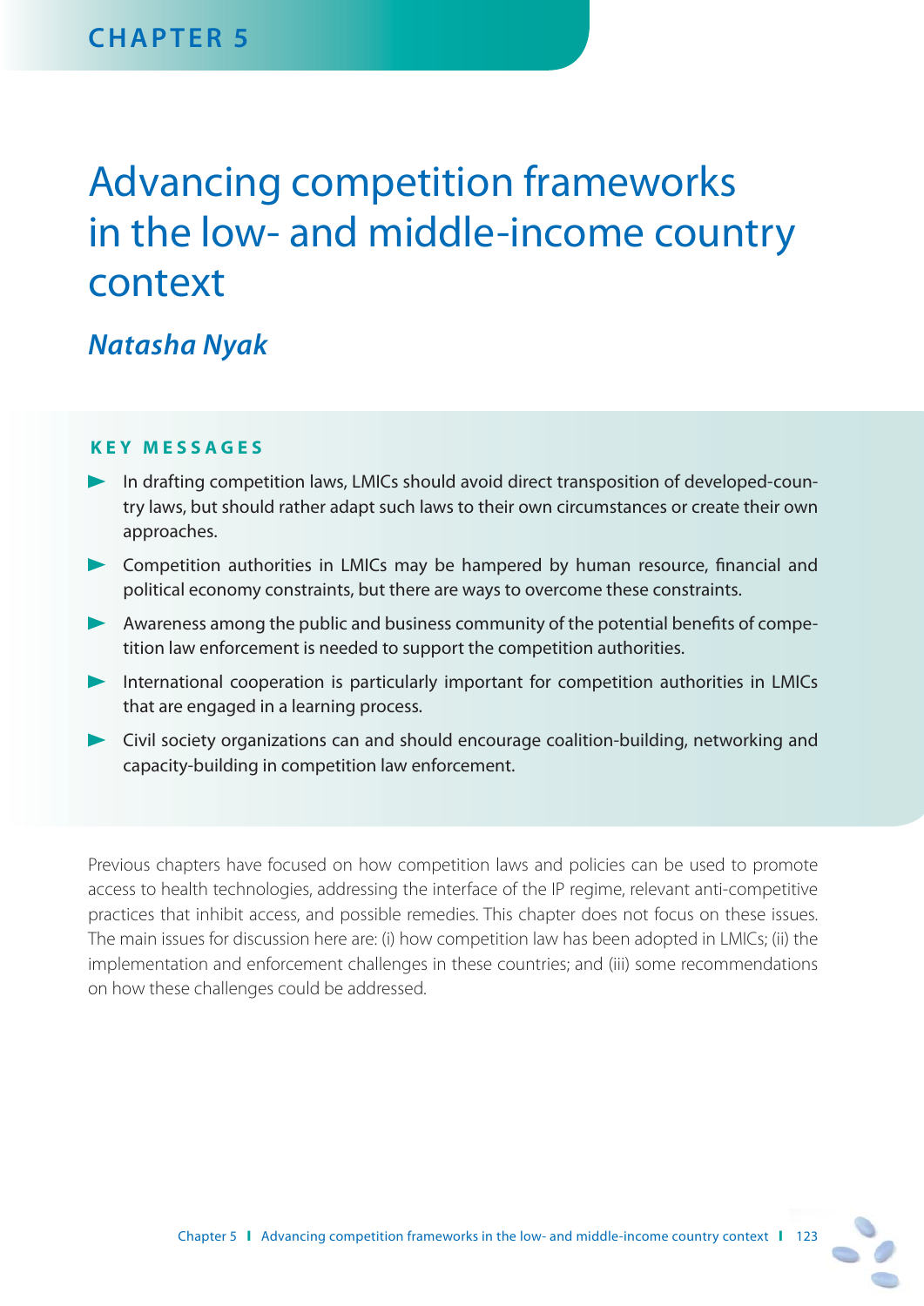# CHAPTER 5

# Advancing competition frameworks in the low- and middle-income country context

## *Natasha Nyak*

### KEY MESSAGES

- In drafting competition laws, LMICs should avoid direct transposition of developed-country laws, but should rather adapt such laws to their own circumstances or create their own approaches.
- Competition authorities in LMICs may be hampered by human resource, financial and political economy constraints, but there are ways to overcome these constraints.
- Awareness among the public and business community of the potential benefits of competition law enforcement is needed to support the competition authorities.
- International cooperation is particularly important for competition authorities in LMICs that are engaged in a learning process.
- Civil society organizations can and should encourage coalition-building, networking and capacity-building in competition law enforcement.

Previous chapters have focused on how competition laws and policies can be used to promote access to health technologies, addressing the interface of the IP regime, relevant anti-competitive practices that inhibit access, and possible remedies. This chapter does not focus on these issues. The main issues for discussion here are: (i) how competition law has been adopted in LMICs; (ii) the implementation and enforcement challenges in these countries; and (iii) some recommendations on how these challenges could be addressed.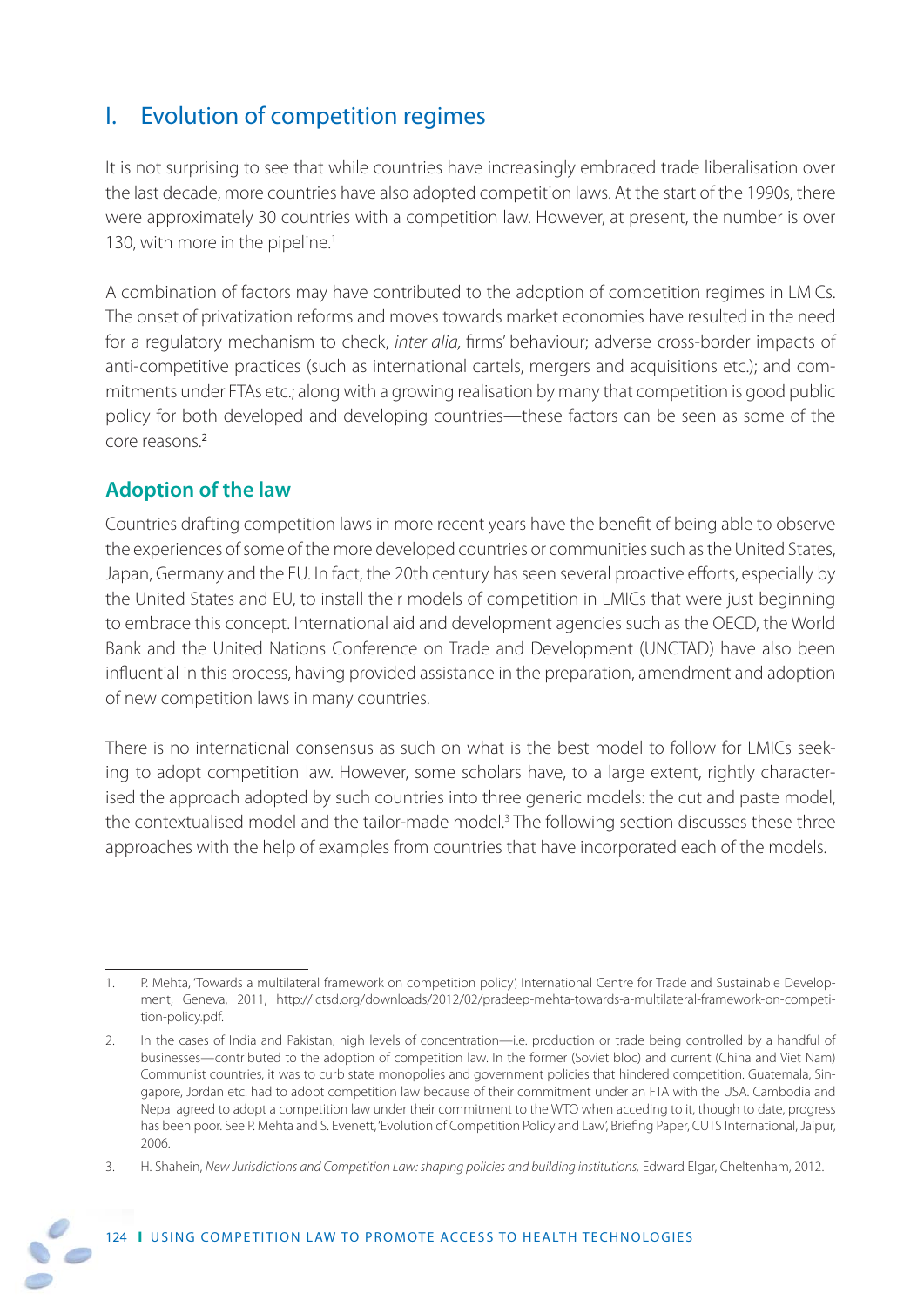# I. Evolution of competition regimes

It is not surprising to see that while countries have increasingly embraced trade liberalisation over the last decade, more countries have also adopted competition laws. At the start of the 1990s, there were approximately 30 countries with a competition law. However, at present, the number is over 130, with more in the pipeline.[1]

A combination of factors may have contributed to the adoption of competition regimes in LMICs. The onset of privatization reforms and moves towards market economies have resulted in the need for a regulatory mechanism to check, *inter alia,* firms' behaviour; adverse cross-border impacts of anti-competitive practices (such as international cartels, mergers and acquisitions etc.); and commitments under FTAs etc.; along with a growing realisation by many that competition is good public policy for both developed and developing countries—these factors can be seen as some of the core reasons.[2]

## Adoption of the law

Countries drafting competition laws in more recent years have the benefit of being able to observe the experiences of some of the more developed countries or communities such as the United States, Japan, Germany and the EU. In fact, the 20th century has seen several proactive efforts, especially by the United States and EU, to install their models of competition in LMICs that were just beginning to embrace this concept. International aid and development agencies such as the OECD, the World Bank and the United Nations Conference on Trade and Development (UNCTAD) have also been influential in this process, having provided assistance in the preparation, amendment and adoption of new competition laws in many countries.

There is no international consensus as such on what is the best model to follow for LMICs seeking to adopt competition law. However, some scholars have, to a large extent, rightly characterised the approach adopted by such countries into three generic models: the cut and paste model, the contextualised model and the tailor-made model.[3] The following section discusses these three approaches with the help of examples from countries that have incorporated each of the models.

---

1. P. Mehta, 'Towards a multilateral framework on competition policy', International Centre for Trade and Sustainable Development, Geneva, 2011, http://ictsd.org/downloads/2012/02/pradeep-mehta-towards-a-multilateral-framework-on-competition-policy.pdf.

2. In the cases of India and Pakistan, high levels of concentration—i.e. production or trade being controlled by a handful of businesses—contributed to the adoption of competition law. In the former (Soviet bloc) and current (China and Viet Nam) Communist countries, it was to curb state monopolies and government policies that hindered competition. Guatemala, Singapore, Jordan etc. had to adopt competition law because of their commitment under an FTA with the USA. Cambodia and Nepal agreed to adopt a competition law under their commitment to the WTO when acceding to it, though to date, progress has been poor. See P. Mehta and S. Evenett, 'Evolution of Competition Policy and Law', Briefing Paper, CUTS International, Jaipur, 2006.

3. H. Shahein, *New Jurisdictions and Competition Law: shaping policies and building institutions,* Edward Elgar, Cheltenham, 2012.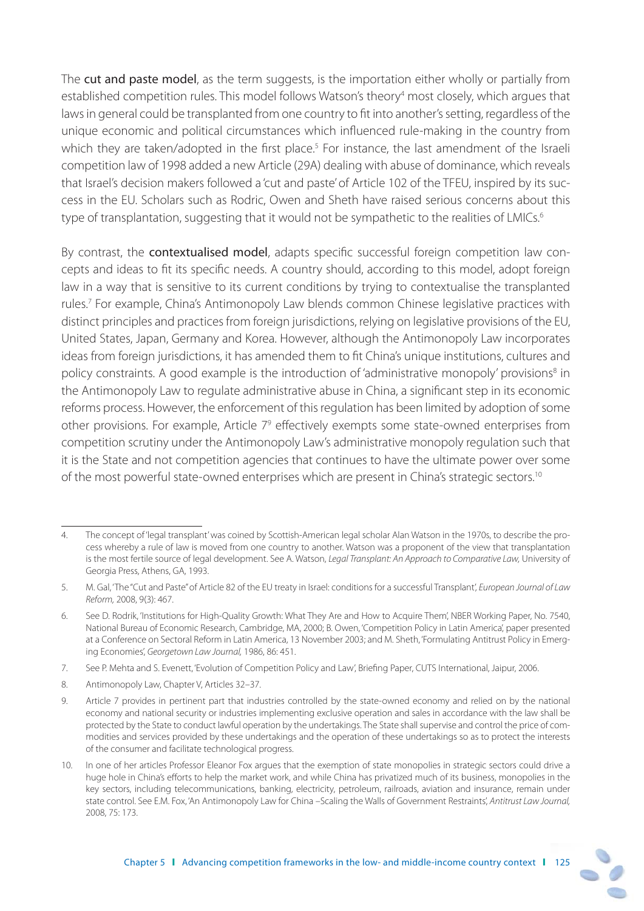The **cut and paste model**, as the term suggests, is the importation either wholly or partially from established competition rules. This model follows Watson's theory[4] most closely, which argues that laws in general could be transplanted from one country to fit into another's setting, regardless of the unique economic and political circumstances which influenced rule-making in the country from which they are taken/adopted in the first place.[5] For instance, the last amendment of the Israeli competition law of 1998 added a new Article (29A) dealing with abuse of dominance, which reveals that Israel's decision makers followed a 'cut and paste' of Article 102 of the TFEU, inspired by its success in the EU. Scholars such as Rodric, Owen and Sheth have raised serious concerns about this type of transplantation, suggesting that it would not be sympathetic to the realities of LMICs.[6]

By contrast, the **contextualised model**, adapts specific successful foreign competition law concepts and ideas to fit its specific needs. A country should, according to this model, adopt foreign law in a way that is sensitive to its current conditions by trying to contextualise the transplanted rules.[7] For example, China's Antimonopoly Law blends common Chinese legislative practices with distinct principles and practices from foreign jurisdictions, relying on legislative provisions of the EU, United States, Japan, Germany and Korea. However, although the Antimonopoly Law incorporates ideas from foreign jurisdictions, it has amended them to fit China's unique institutions, cultures and policy constraints. A good example is the introduction of 'administrative monopoly' provisions[8] in the Antimonopoly Law to regulate administrative abuse in China, a significant step in its economic reforms process. However, the enforcement of this regulation has been limited by adoption of some other provisions. For example, Article 7[9] effectively exempts some state-owned enterprises from competition scrutiny under the Antimonopoly Law's administrative monopoly regulation such that it is the State and not competition agencies that continues to have the ultimate power over some of the most powerful state-owned enterprises which are present in China's strategic sectors.[10]

---

4. The concept of 'legal transplant' was coined by Scottish-American legal scholar Alan Watson in the 1970s, to describe the process whereby a rule of law is moved from one country to another. Watson was a proponent of the view that transplantation is the most fertile source of legal development. See A. Watson, *Legal Transplant: An Approach to Comparative Law*, University of Georgia Press, Athens, GA, 1993.

5. M. Gal, 'The "Cut and Paste" of Article 82 of the EU treaty in Israel: conditions for a successful Transplant', *European Journal of Law Reform*, 2008, 9(3): 467.

6. See D. Rodrik, 'Institutions for High-Quality Growth: What They Are and How to Acquire Them', NBER Working Paper, No. 7540, National Bureau of Economic Research, Cambridge, MA, 2000; B. Owen, 'Competition Policy in Latin America', paper presented at a Conference on Sectoral Reform in Latin America, 13 November 2003; and M. Sheth, 'Formulating Antitrust Policy in Emerging Economies', *Georgetown Law Journal*, 1986, 86: 451.

7. See P. Mehta and S. Evenett, 'Evolution of Competition Policy and Law', Briefing Paper, CUTS International, Jaipur, 2006.

8. Antimonopoly Law, Chapter V, Articles 32–37.

9. Article 7 provides in pertinent part that industries controlled by the state-owned economy and relied on by the national economy and national security or industries implementing exclusive operation and sales in accordance with the law shall be protected by the State to conduct lawful operation by the undertakings. The State shall supervise and control the price of commodities and services provided by these undertakings and the operation of these undertakings so as to protect the interests of the consumer and facilitate technological progress.

10. In one of her articles Professor Eleanor Fox argues that the exemption of state monopolies in strategic sectors could drive a huge hole in China's efforts to help the market work, and while China has privatized much of its business, monopolies in the key sectors, including telecommunications, banking, electricity, petroleum, railroads, aviation and insurance, remain under state control. See E.M. Fox, 'An Antimonopoly Law for China –Scaling the Walls of Government Restraints', *Antitrust Law Journal*, 2008, 75: 173.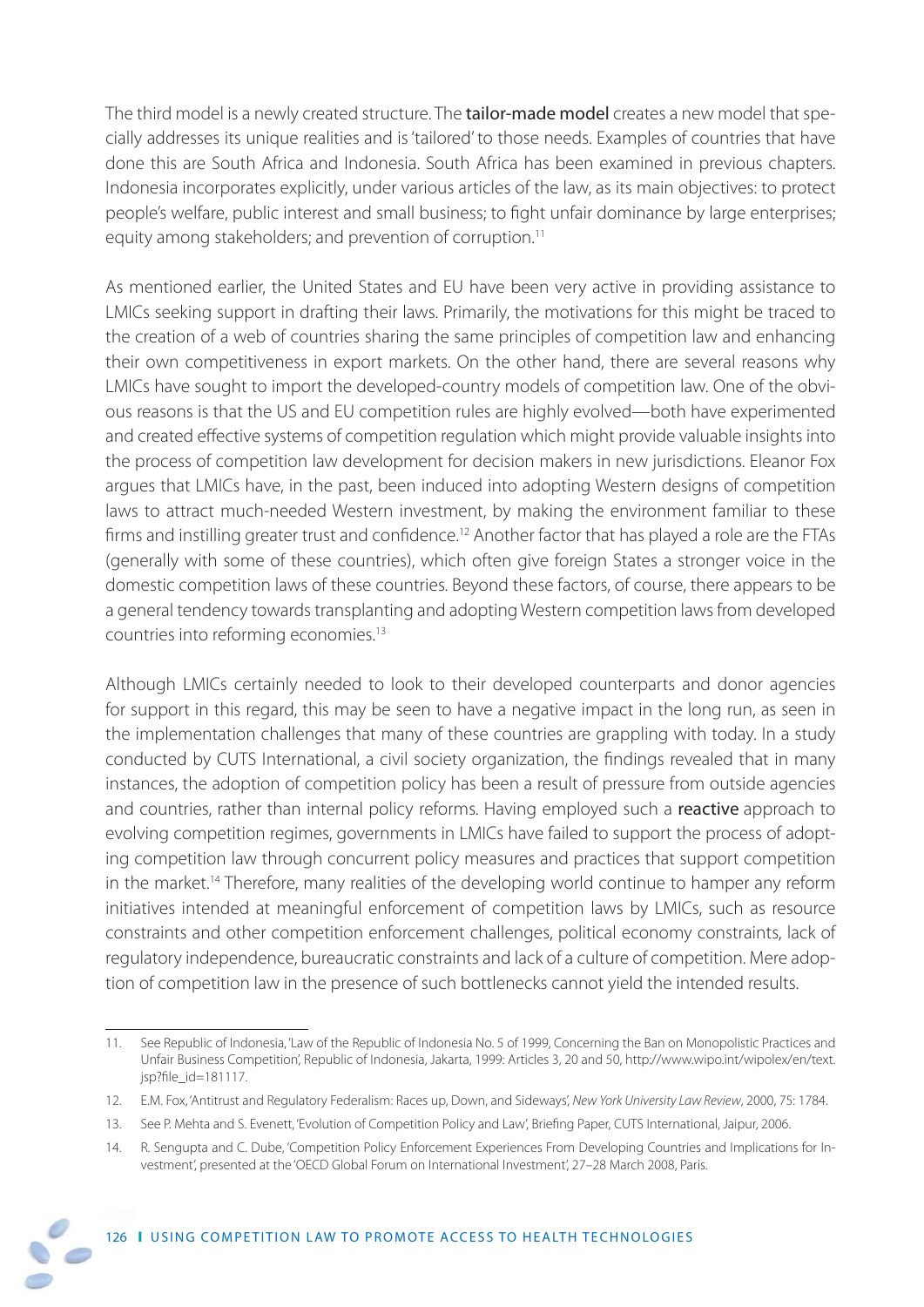The third model is a newly created structure. The **tailor-made model** creates a new model that specially addresses its unique realities and is 'tailored' to those needs. Examples of countries that have done this are South Africa and Indonesia. South Africa has been examined in previous chapters. Indonesia incorporates explicitly, under various articles of the law, as its main objectives: to protect people's welfare, public interest and small business; to fight unfair dominance by large enterprises; equity among stakeholders; and prevention of corruption.[11]

As mentioned earlier, the United States and EU have been very active in providing assistance to LMICs seeking support in drafting their laws. Primarily, the motivations for this might be traced to the creation of a web of countries sharing the same principles of competition law and enhancing their own competitiveness in export markets. On the other hand, there are several reasons why LMICs have sought to import the developed-country models of competition law. One of the obvious reasons is that the US and EU competition rules are highly evolved—both have experimented and created effective systems of competition regulation which might provide valuable insights into the process of competition law development for decision makers in new jurisdictions. Eleanor Fox argues that LMICs have, in the past, been induced into adopting Western designs of competition laws to attract much-needed Western investment, by making the environment familiar to these firms and instilling greater trust and confidence.[12] Another factor that has played a role are the FTAs (generally with some of these countries), which often give foreign States a stronger voice in the domestic competition laws of these countries. Beyond these factors, of course, there appears to be a general tendency towards transplanting and adopting Western competition laws from developed countries into reforming economies.[13]

Although LMICs certainly needed to look to their developed counterparts and donor agencies for support in this regard, this may be seen to have a negative impact in the long run, as seen in the implementation challenges that many of these countries are grappling with today. In a study conducted by CUTS International, a civil society organization, the findings revealed that in many instances, the adoption of competition policy has been a result of pressure from outside agencies and countries, rather than internal policy reforms. Having employed such a **reactive** approach to evolving competition regimes, governments in LMICs have failed to support the process of adopting competition law through concurrent policy measures and practices that support competition in the market.[14] Therefore, many realities of the developing world continue to hamper any reform initiatives intended at meaningful enforcement of competition laws by LMICs, such as resource constraints and other competition enforcement challenges, political economy constraints, lack of regulatory independence, bureaucratic constraints and lack of a culture of competition. Mere adoption of competition law in the presence of such bottlenecks cannot yield the intended results.

---

11. See Republic of Indonesia, 'Law of the Republic of Indonesia No. 5 of 1999, Concerning the Ban on Monopolistic Practices and Unfair Business Competition', Republic of Indonesia, Jakarta, 1999: Articles 3, 20 and 50, http://www.wipo.int/wipolex/en/text.jsp?file_id=181117.
12. E.M. Fox, 'Antitrust and Regulatory Federalism: Races up, Down, and Sideways', *New York University Law Review*, 2000, 75: 1784.
13. See P. Mehta and S. Evenett, 'Evolution of Competition Policy and Law', Briefing Paper, CUTS International, Jaipur, 2006.
14. R. Sengupta and C. Dube, 'Competition Policy Enforcement Experiences From Developing Countries and Implications for Investment', presented at the 'OECD Global Forum on International Investment', 27–28 March 2008, Paris.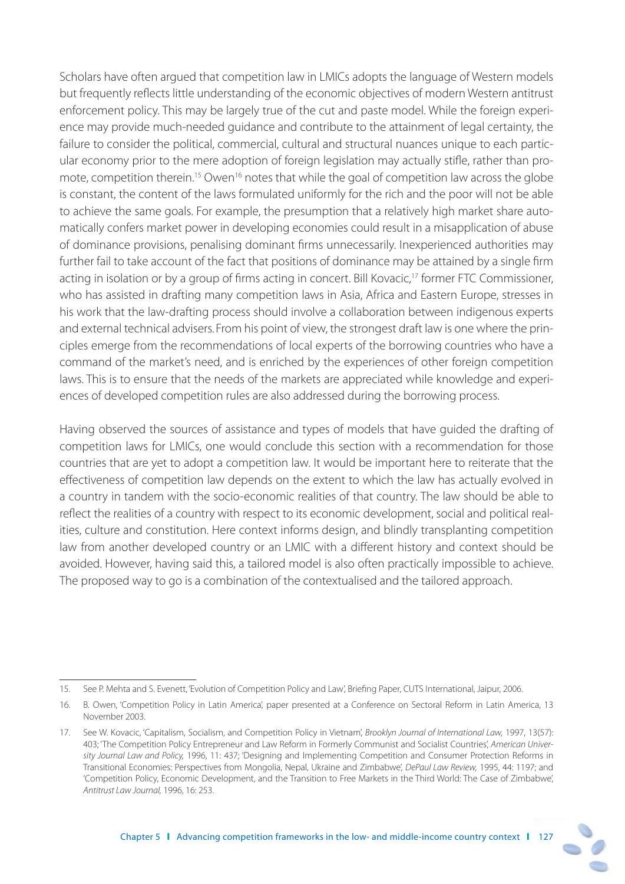Scholars have often argued that competition law in LMICs adopts the language of Western models but frequently reflects little understanding of the economic objectives of modern Western antitrust enforcement policy. This may be largely true of the cut and paste model. While the foreign experience may provide much-needed guidance and contribute to the attainment of legal certainty, the failure to consider the political, commercial, cultural and structural nuances unique to each particular economy prior to the mere adoption of foreign legislation may actually stifle, rather than promote, competition therein.[15] Owen[16] notes that while the goal of competition law across the globe is constant, the content of the laws formulated uniformly for the rich and the poor will not be able to achieve the same goals. For example, the presumption that a relatively high market share automatically confers market power in developing economies could result in a misapplication of abuse of dominance provisions, penalising dominant firms unnecessarily. Inexperienced authorities may further fail to take account of the fact that positions of dominance may be attained by a single firm acting in isolation or by a group of firms acting in concert. Bill Kovacic,[17] former FTC Commissioner, who has assisted in drafting many competition laws in Asia, Africa and Eastern Europe, stresses in his work that the law-drafting process should involve a collaboration between indigenous experts and external technical advisers. From his point of view, the strongest draft law is one where the principles emerge from the recommendations of local experts of the borrowing countries who have a command of the market's need, and is enriched by the experiences of other foreign competition laws. This is to ensure that the needs of the markets are appreciated while knowledge and experiences of developed competition rules are also addressed during the borrowing process.

Having observed the sources of assistance and types of models that have guided the drafting of competition laws for LMICs, one would conclude this section with a recommendation for those countries that are yet to adopt a competition law. It would be important here to reiterate that the effectiveness of competition law depends on the extent to which the law has actually evolved in a country in tandem with the socio-economic realities of that country. The law should be able to reflect the realities of a country with respect to its economic development, social and political realities, culture and constitution. Here context informs design, and blindly transplanting competition law from another developed country or an LMIC with a different history and context should be avoided. However, having said this, a tailored model is also often practically impossible to achieve. The proposed way to go is a combination of the contextualised and the tailored approach.

---

15. See P. Mehta and S. Evenett, 'Evolution of Competition Policy and Law', Briefing Paper, CUTS International, Jaipur, 2006.

16. B. Owen, 'Competition Policy in Latin America', paper presented at a Conference on Sectoral Reform in Latin America, 13 November 2003.

17. See W. Kovacic, 'Capitalism, Socialism, and Competition Policy in Vietnam', *Brooklyn Journal of International Law,* 1997, 13(57): 403; 'The Competition Policy Entrepreneur and Law Reform in Formerly Communist and Socialist Countries', *American University Journal Law and Policy,* 1996, 11: 437; 'Designing and Implementing Competition and Consumer Protection Reforms in Transitional Economies: Perspectives from Mongolia, Nepal, Ukraine and Zimbabwe', *DePaul Law Review,* 1995, 44: 1197; and 'Competition Policy, Economic Development, and the Transition to Free Markets in the Third World: The Case of Zimbabwe', *Antitrust Law Journal,* 1996, 16: 253.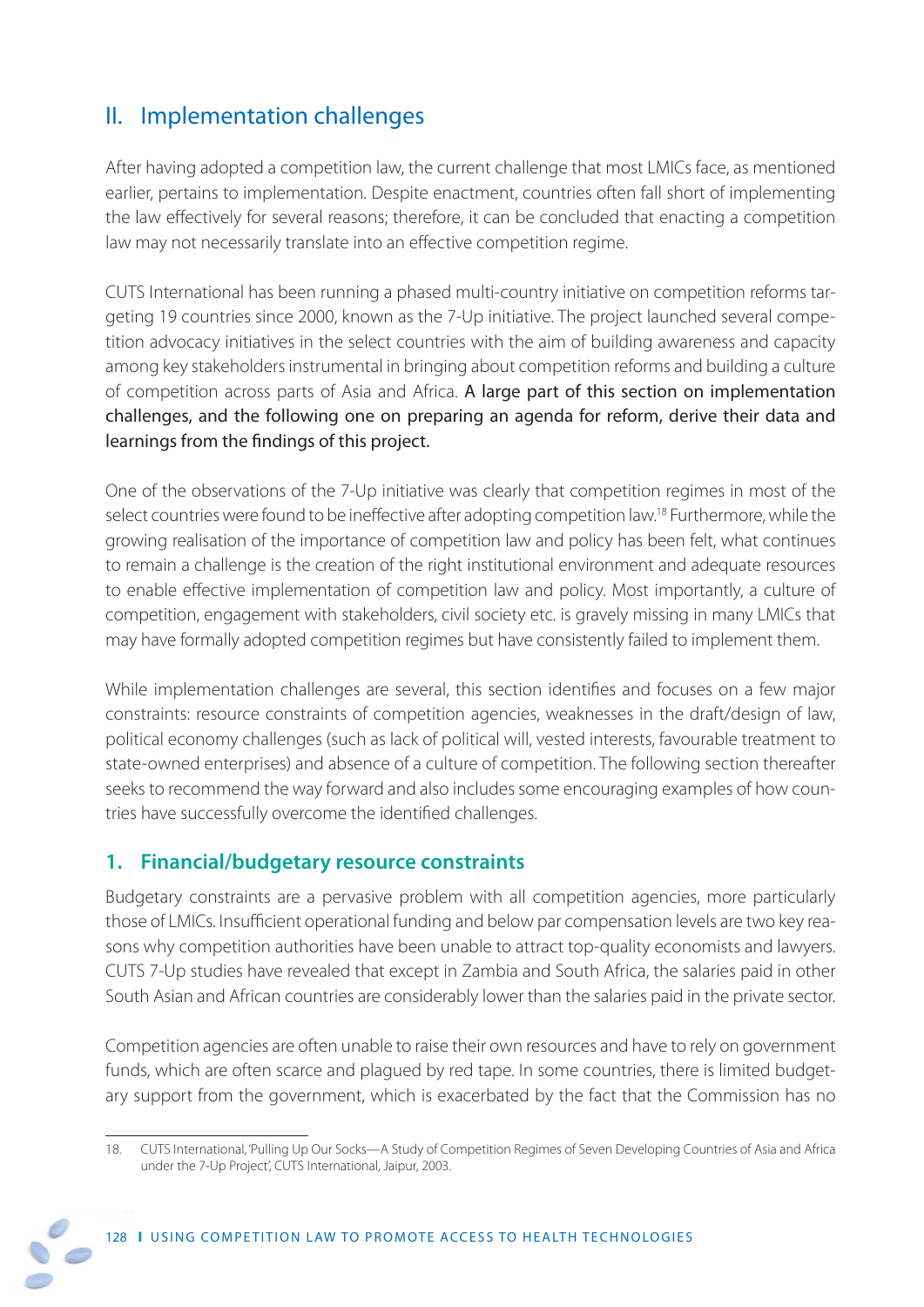## II. Implementation challenges

After having adopted a competition law, the current challenge that most LMICs face, as mentioned earlier, pertains to implementation. Despite enactment, countries often fall short of implementing the law effectively for several reasons; therefore, it can be concluded that enacting a competition law may not necessarily translate into an effective competition regime.

CUTS International has been running a phased multi-country initiative on competition reforms targeting 19 countries since 2000, known as the 7-Up initiative. The project launched several competition advocacy initiatives in the select countries with the aim of building awareness and capacity among key stakeholders instrumental in bringing about competition reforms and building a culture of competition across parts of Asia and Africa. A large part of this section on implementation challenges, and the following one on preparing an agenda for reform, derive their data and learnings from the findings of this project.

One of the observations of the 7-Up initiative was clearly that competition regimes in most of the select countries were found to be ineffective after adopting competition law.[18] Furthermore, while the growing realisation of the importance of competition law and policy has been felt, what continues to remain a challenge is the creation of the right institutional environment and adequate resources to enable effective implementation of competition law and policy. Most importantly, a culture of competition, engagement with stakeholders, civil society etc. is gravely missing in many LMICs that may have formally adopted competition regimes but have consistently failed to implement them.

While implementation challenges are several, this section identifies and focuses on a few major constraints: resource constraints of competition agencies, weaknesses in the draft/design of law, political economy challenges (such as lack of political will, vested interests, favourable treatment to state-owned enterprises) and absence of a culture of competition. The following section thereafter seeks to recommend the way forward and also includes some encouraging examples of how countries have successfully overcome the identified challenges.

### 1. Financial/budgetary resource constraints

Budgetary constraints are a pervasive problem with all competition agencies, more particularly those of LMICs. Insufficient operational funding and below par compensation levels are two key reasons why competition authorities have been unable to attract top-quality economists and lawyers. CUTS 7-Up studies have revealed that except in Zambia and South Africa, the salaries paid in other South Asian and African countries are considerably lower than the salaries paid in the private sector.

Competition agencies are often unable to raise their own resources and have to rely on government funds, which are often scarce and plagued by red tape. In some countries, there is limited budgetary support from the government, which is exacerbated by the fact that the Commission has no

18. CUTS International, 'Pulling Up Our Socks—A Study of Competition Regimes of Seven Developing Countries of Asia and Africa under the 7-Up Project', CUTS International, Jaipur, 2003.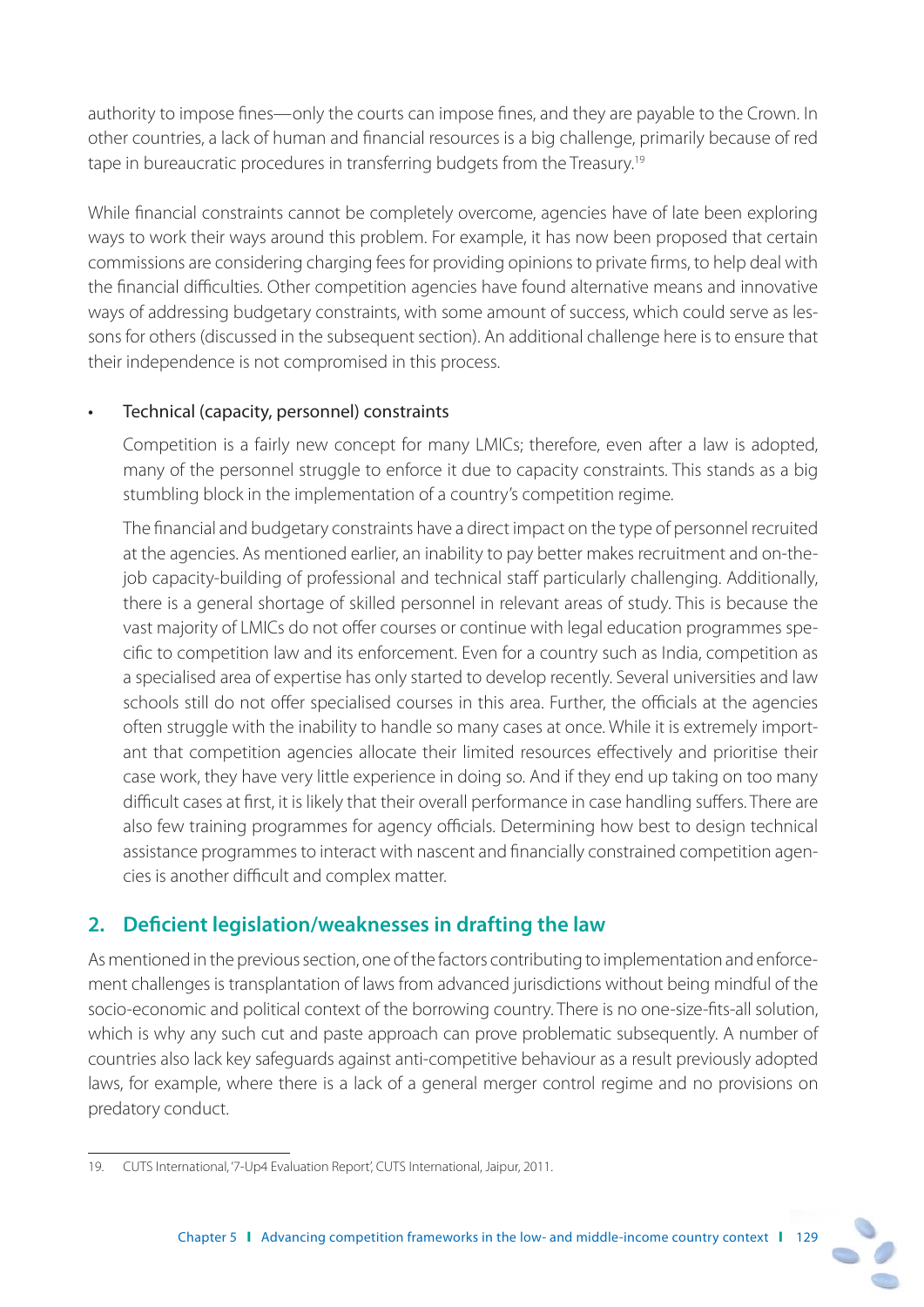authority to impose fines—only the courts can impose fines, and they are payable to the Crown. In other countries, a lack of human and financial resources is a big challenge, primarily because of red tape in bureaucratic procedures in transferring budgets from the Treasury.[19]

While financial constraints cannot be completely overcome, agencies have of late been exploring ways to work their ways around this problem. For example, it has now been proposed that certain commissions are considering charging fees for providing opinions to private firms, to help deal with the financial difficulties. Other competition agencies have found alternative means and innovative ways of addressing budgetary constraints, with some amount of success, which could serve as lessons for others (discussed in the subsequent section). An additional challenge here is to ensure that their independence is not compromised in this process.

- Technical (capacity, personnel) constraints

  Competition is a fairly new concept for many LMICs; therefore, even after a law is adopted, many of the personnel struggle to enforce it due to capacity constraints. This stands as a big stumbling block in the implementation of a country's competition regime.

  The financial and budgetary constraints have a direct impact on the type of personnel recruited at the agencies. As mentioned earlier, an inability to pay better makes recruitment and on-the-job capacity-building of professional and technical staff particularly challenging. Additionally, there is a general shortage of skilled personnel in relevant areas of study. This is because the vast majority of LMICs do not offer courses or continue with legal education programmes specific to competition law and its enforcement. Even for a country such as India, competition as a specialised area of expertise has only started to develop recently. Several universities and law schools still do not offer specialised courses in this area. Further, the officials at the agencies often struggle with the inability to handle so many cases at once. While it is extremely important that competition agencies allocate their limited resources effectively and prioritise their case work, they have very little experience in doing so. And if they end up taking on too many difficult cases at first, it is likely that their overall performance in case handling suffers. There are also few training programmes for agency officials. Determining how best to design technical assistance programmes to interact with nascent and financially constrained competition agencies is another difficult and complex matter.

## 2. Deficient legislation/weaknesses in drafting the law

As mentioned in the previous section, one of the factors contributing to implementation and enforcement challenges is transplantation of laws from advanced jurisdictions without being mindful of the socio-economic and political context of the borrowing country. There is no one-size-fits-all solution, which is why any such cut and paste approach can prove problematic subsequently. A number of countries also lack key safeguards against anti-competitive behaviour as a result previously adopted laws, for example, where there is a lack of a general merger control regime and no provisions on predatory conduct.

19. CUTS International, '7-Up4 Evaluation Report', CUTS International, Jaipur, 2011.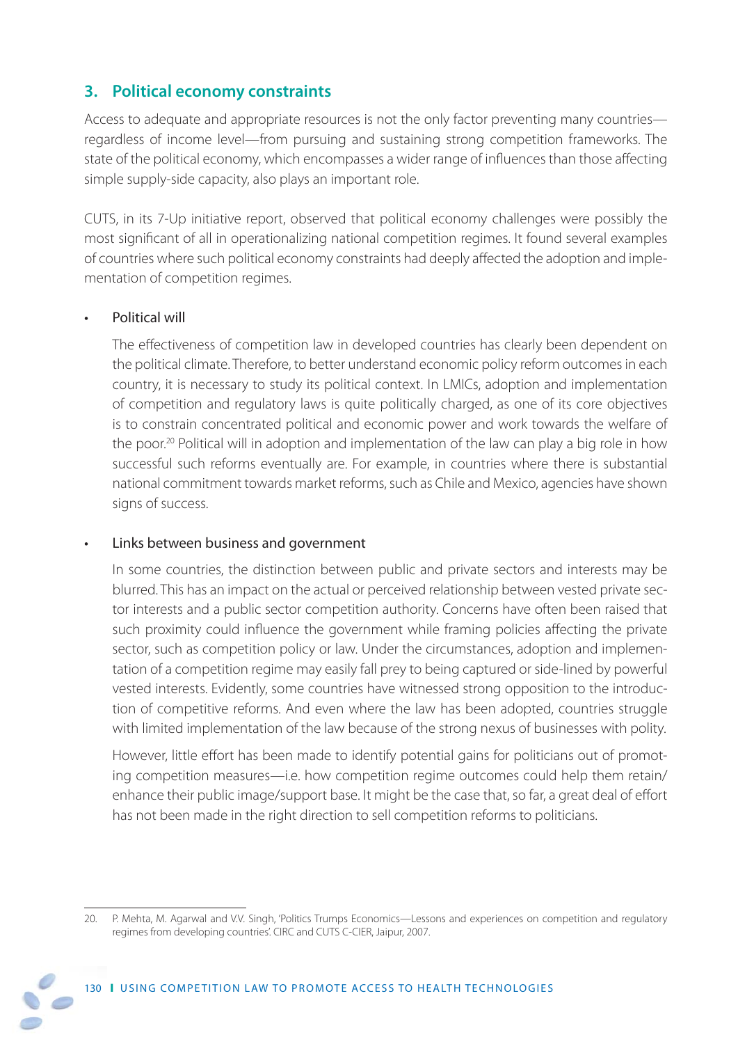## 3. Political economy constraints

Access to adequate and appropriate resources is not the only factor preventing many countries—regardless of income level—from pursuing and sustaining strong competition frameworks. The state of the political economy, which encompasses a wider range of influences than those affecting simple supply-side capacity, also plays an important role.

CUTS, in its 7-Up initiative report, observed that political economy challenges were possibly the most significant of all in operationalizing national competition regimes. It found several examples of countries where such political economy constraints had deeply affected the adoption and implementation of competition regimes.

- Political will

  The effectiveness of competition law in developed countries has clearly been dependent on the political climate. Therefore, to better understand economic policy reform outcomes in each country, it is necessary to study its political context. In LMICs, adoption and implementation of competition and regulatory laws is quite politically charged, as one of its core objectives is to constrain concentrated political and economic power and work towards the welfare of the poor.[20] Political will in adoption and implementation of the law can play a big role in how successful such reforms eventually are. For example, in countries where there is substantial national commitment towards market reforms, such as Chile and Mexico, agencies have shown signs of success.

- Links between business and government

  In some countries, the distinction between public and private sectors and interests may be blurred. This has an impact on the actual or perceived relationship between vested private sector interests and a public sector competition authority. Concerns have often been raised that such proximity could influence the government while framing policies affecting the private sector, such as competition policy or law. Under the circumstances, adoption and implementation of a competition regime may easily fall prey to being captured or side-lined by powerful vested interests. Evidently, some countries have witnessed strong opposition to the introduction of competitive reforms. And even where the law has been adopted, countries struggle with limited implementation of the law because of the strong nexus of businesses with polity.

  However, little effort has been made to identify potential gains for politicians out of promoting competition measures—i.e. how competition regime outcomes could help them retain/enhance their public image/support base. It might be the case that, so far, a great deal of effort has not been made in the right direction to sell competition reforms to politicians.

---

20. P. Mehta, M. Agarwal and V.V. Singh, 'Politics Trumps Economics—Lessons and experiences on competition and regulatory regimes from developing countries'. CIRC and CUTS C-CIER, Jaipur, 2007.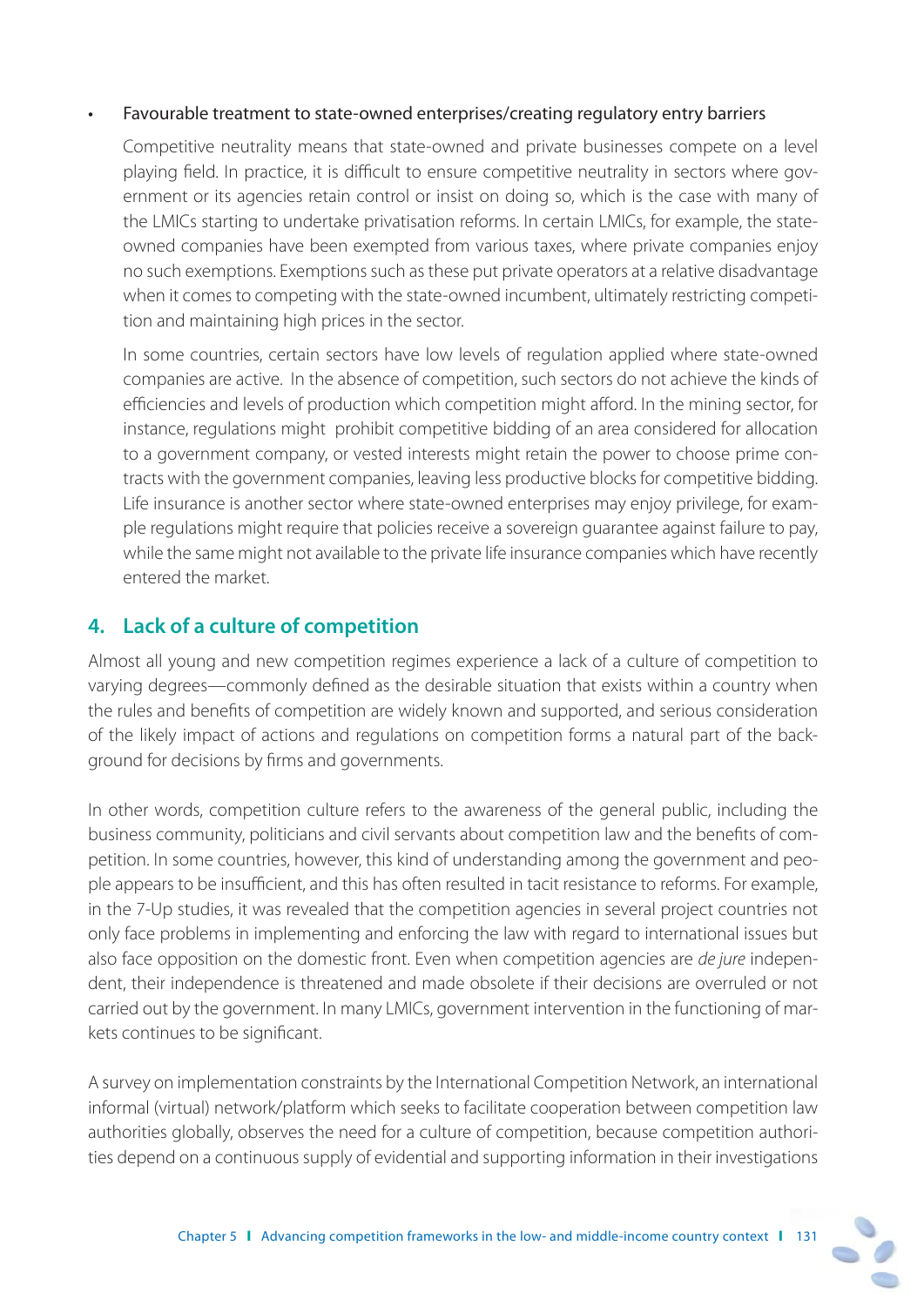- Favourable treatment to state-owned enterprises/creating regulatory entry barriers

  Competitive neutrality means that state-owned and private businesses compete on a level playing field. In practice, it is difficult to ensure competitive neutrality in sectors where government or its agencies retain control or insist on doing so, which is the case with many of the LMICs starting to undertake privatisation reforms. In certain LMICs, for example, the state-owned companies have been exempted from various taxes, where private companies enjoy no such exemptions. Exemptions such as these put private operators at a relative disadvantage when it comes to competing with the state-owned incumbent, ultimately restricting competition and maintaining high prices in the sector.

  In some countries, certain sectors have low levels of regulation applied where state-owned companies are active. In the absence of competition, such sectors do not achieve the kinds of efficiencies and levels of production which competition might afford. In the mining sector, for instance, regulations might prohibit competitive bidding of an area considered for allocation to a government company, or vested interests might retain the power to choose prime contracts with the government companies, leaving less productive blocks for competitive bidding. Life insurance is another sector where state-owned enterprises may enjoy privilege, for example regulations might require that policies receive a sovereign guarantee against failure to pay, while the same might not available to the private life insurance companies which have recently entered the market.

## 4. Lack of a culture of competition

Almost all young and new competition regimes experience a lack of a culture of competition to varying degrees—commonly defined as the desirable situation that exists within a country when the rules and benefits of competition are widely known and supported, and serious consideration of the likely impact of actions and regulations on competition forms a natural part of the background for decisions by firms and governments.

In other words, competition culture refers to the awareness of the general public, including the business community, politicians and civil servants about competition law and the benefits of competition. In some countries, however, this kind of understanding among the government and people appears to be insufficient, and this has often resulted in tacit resistance to reforms. For example, in the 7-Up studies, it was revealed that the competition agencies in several project countries not only face problems in implementing and enforcing the law with regard to international issues but also face opposition on the domestic front. Even when competition agencies are *de jure* independent, their independence is threatened and made obsolete if their decisions are overruled or not carried out by the government. In many LMICs, government intervention in the functioning of markets continues to be significant.

A survey on implementation constraints by the International Competition Network, an international informal (virtual) network/platform which seeks to facilitate cooperation between competition law authorities globally, observes the need for a culture of competition, because competition authorities depend on a continuous supply of evidential and supporting information in their investigations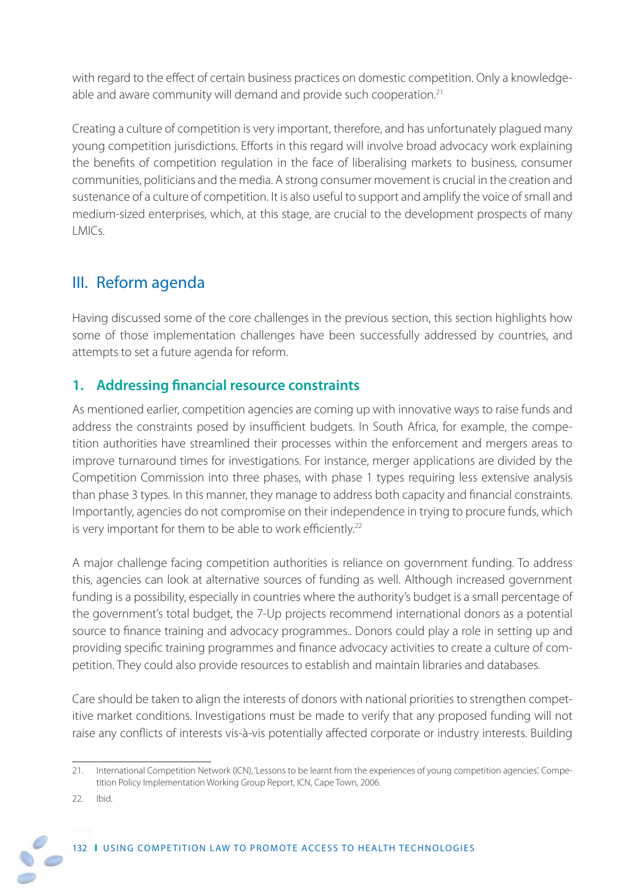with regard to the effect of certain business practices on domestic competition. Only a knowledgeable and aware community will demand and provide such cooperation.[21]

Creating a culture of competition is very important, therefore, and has unfortunately plagued many young competition jurisdictions. Efforts in this regard will involve broad advocacy work explaining the benefits of competition regulation in the face of liberalising markets to business, consumer communities, politicians and the media. A strong consumer movement is crucial in the creation and sustenance of a culture of competition. It is also useful to support and amplify the voice of small and medium-sized enterprises, which, at this stage, are crucial to the development prospects of many LMICs.

## III. Reform agenda

Having discussed some of the core challenges in the previous section, this section highlights how some of those implementation challenges have been successfully addressed by countries, and attempts to set a future agenda for reform.

### 1. Addressing financial resource constraints

As mentioned earlier, competition agencies are coming up with innovative ways to raise funds and address the constraints posed by insufficient budgets. In South Africa, for example, the competition authorities have streamlined their processes within the enforcement and mergers areas to improve turnaround times for investigations. For instance, merger applications are divided by the Competition Commission into three phases, with phase 1 types requiring less extensive analysis than phase 3 types. In this manner, they manage to address both capacity and financial constraints. Importantly, agencies do not compromise on their independence in trying to procure funds, which is very important for them to be able to work efficiently.[22]

A major challenge facing competition authorities is reliance on government funding. To address this, agencies can look at alternative sources of funding as well. Although increased government funding is a possibility, especially in countries where the authority's budget is a small percentage of the government's total budget, the 7-Up projects recommend international donors as a potential source to finance training and advocacy programmes.. Donors could play a role in setting up and providing specific training programmes and finance advocacy activities to create a culture of competition. They could also provide resources to establish and maintain libraries and databases.

Care should be taken to align the interests of donors with national priorities to strengthen competitive market conditions. Investigations must be made to verify that any proposed funding will not raise any conflicts of interests vis-à-vis potentially affected corporate or industry interests. Building

21. International Competition Network (ICN), 'Lessons to be learnt from the experiences of young competition agencies', Competition Policy Implementation Working Group Report, ICN, Cape Town, 2006.

22. Ibid.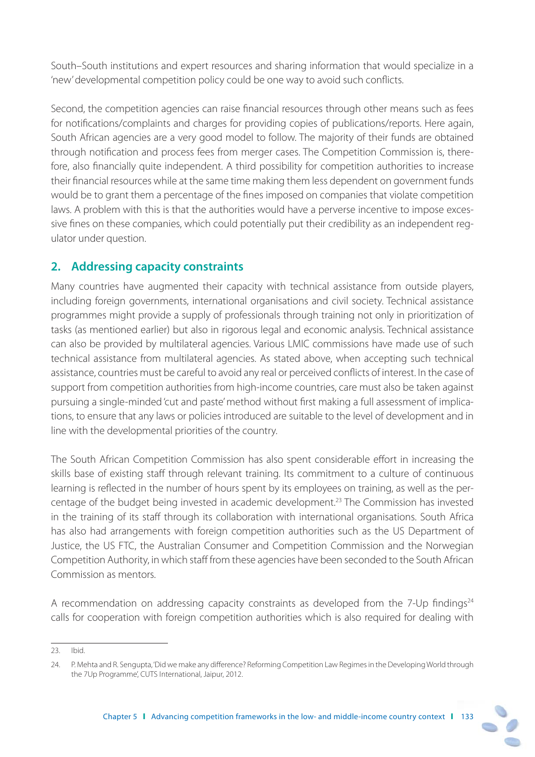South–South institutions and expert resources and sharing information that would specialize in a 'new' developmental competition policy could be one way to avoid such conflicts.

Second, the competition agencies can raise financial resources through other means such as fees for notifications/complaints and charges for providing copies of publications/reports. Here again, South African agencies are a very good model to follow. The majority of their funds are obtained through notification and process fees from merger cases. The Competition Commission is, therefore, also financially quite independent. A third possibility for competition authorities to increase their financial resources while at the same time making them less dependent on government funds would be to grant them a percentage of the fines imposed on companies that violate competition laws. A problem with this is that the authorities would have a perverse incentive to impose excessive fines on these companies, which could potentially put their credibility as an independent regulator under question.

## 2. Addressing capacity constraints

Many countries have augmented their capacity with technical assistance from outside players, including foreign governments, international organisations and civil society. Technical assistance programmes might provide a supply of professionals through training not only in prioritization of tasks (as mentioned earlier) but also in rigorous legal and economic analysis. Technical assistance can also be provided by multilateral agencies. Various LMIC commissions have made use of such technical assistance from multilateral agencies. As stated above, when accepting such technical assistance, countries must be careful to avoid any real or perceived conflicts of interest. In the case of support from competition authorities from high-income countries, care must also be taken against pursuing a single-minded 'cut and paste' method without first making a full assessment of implications, to ensure that any laws or policies introduced are suitable to the level of development and in line with the developmental priorities of the country.

The South African Competition Commission has also spent considerable effort in increasing the skills base of existing staff through relevant training. Its commitment to a culture of continuous learning is reflected in the number of hours spent by its employees on training, as well as the percentage of the budget being invested in academic development.[23] The Commission has invested in the training of its staff through its collaboration with international organisations. South Africa has also had arrangements with foreign competition authorities such as the US Department of Justice, the US FTC, the Australian Consumer and Competition Commission and the Norwegian Competition Authority, in which staff from these agencies have been seconded to the South African Commission as mentors.

A recommendation on addressing capacity constraints as developed from the 7-Up findings[24] calls for cooperation with foreign competition authorities which is also required for dealing with

23. Ibid.

24. P. Mehta and R. Sengupta, 'Did we make any difference? Reforming Competition Law Regimes in the Developing World through the 7Up Programme', CUTS International, Jaipur, 2012.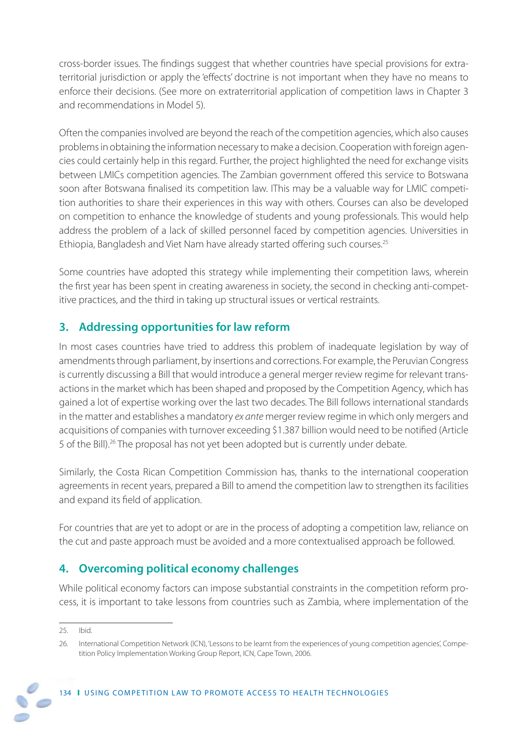cross-border issues. The findings suggest that whether countries have special provisions for extraterritorial jurisdiction or apply the 'effects' doctrine is not important when they have no means to enforce their decisions. (See more on extraterritorial application of competition laws in Chapter 3 and recommendations in Model 5).

Often the companies involved are beyond the reach of the competition agencies, which also causes problems in obtaining the information necessary to make a decision. Cooperation with foreign agencies could certainly help in this regard. Further, the project highlighted the need for exchange visits between LMICs competition agencies. The Zambian government offered this service to Botswana soon after Botswana finalised its competition law. IThis may be a valuable way for LMIC competition authorities to share their experiences in this way with others. Courses can also be developed on competition to enhance the knowledge of students and young professionals. This would help address the problem of a lack of skilled personnel faced by competition agencies. Universities in Ethiopia, Bangladesh and Viet Nam have already started offering such courses.[25]

Some countries have adopted this strategy while implementing their competition laws, wherein the first year has been spent in creating awareness in society, the second in checking anti-competitive practices, and the third in taking up structural issues or vertical restraints.

## 3. Addressing opportunities for law reform

In most cases countries have tried to address this problem of inadequate legislation by way of amendments through parliament, by insertions and corrections. For example, the Peruvian Congress is currently discussing a Bill that would introduce a general merger review regime for relevant transactions in the market which has been shaped and proposed by the Competition Agency, which has gained a lot of expertise working over the last two decades. The Bill follows international standards in the matter and establishes a mandatory *ex ante* merger review regime in which only mergers and acquisitions of companies with turnover exceeding $1.387 billion would need to be notified (Article 5 of the Bill).[26] The proposal has not yet been adopted but is currently under debate.

Similarly, the Costa Rican Competition Commission has, thanks to the international cooperation agreements in recent years, prepared a Bill to amend the competition law to strengthen its facilities and expand its field of application.

For countries that are yet to adopt or are in the process of adopting a competition law, reliance on the cut and paste approach must be avoided and a more contextualised approach be followed.

## 4. Overcoming political economy challenges

While political economy factors can impose substantial constraints in the competition reform process, it is important to take lessons from countries such as Zambia, where implementation of the

---

25. Ibid.

26. International Competition Network (ICN), 'Lessons to be learnt from the experiences of young competition agencies', Competition Policy Implementation Working Group Report, ICN, Cape Town, 2006.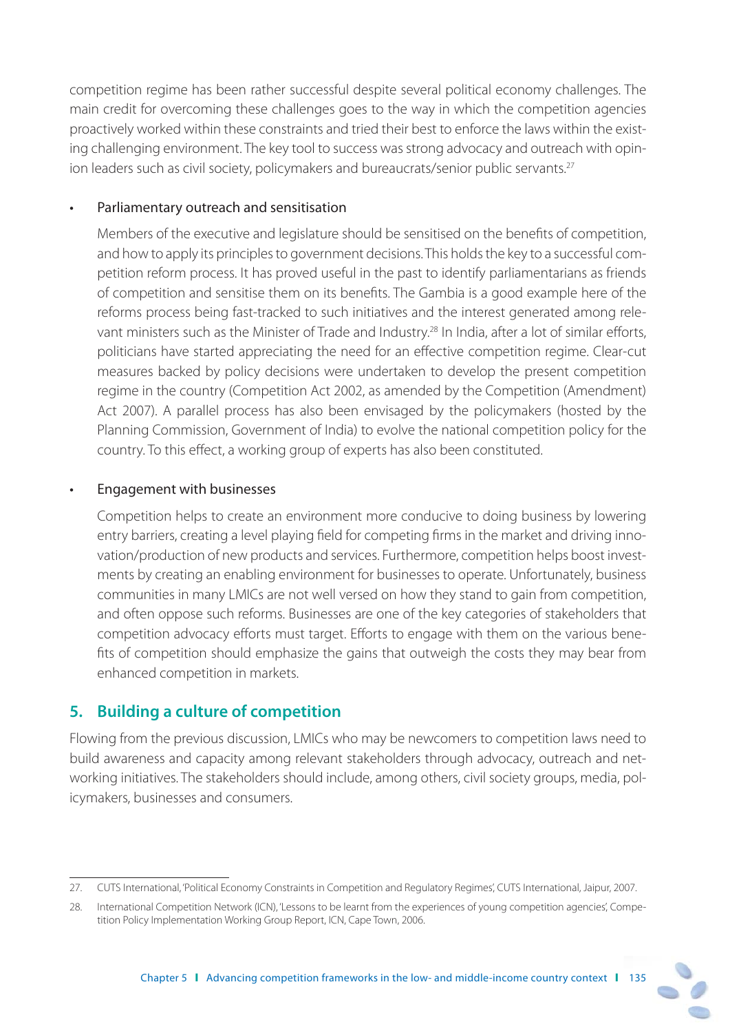competition regime has been rather successful despite several political economy challenges. The main credit for overcoming these challenges goes to the way in which the competition agencies proactively worked within these constraints and tried their best to enforce the laws within the existing challenging environment. The key tool to success was strong advocacy and outreach with opinion leaders such as civil society, policymakers and bureaucrats/senior public servants.[27]

- Parliamentary outreach and sensitisation

  Members of the executive and legislature should be sensitised on the benefits of competition, and how to apply its principles to government decisions. This holds the key to a successful competition reform process. It has proved useful in the past to identify parliamentarians as friends of competition and sensitise them on its benefits. The Gambia is a good example here of the reforms process being fast-tracked to such initiatives and the interest generated among relevant ministers such as the Minister of Trade and Industry.[28] In India, after a lot of similar efforts, politicians have started appreciating the need for an effective competition regime. Clear-cut measures backed by policy decisions were undertaken to develop the present competition regime in the country (Competition Act 2002, as amended by the Competition (Amendment) Act 2007). A parallel process has also been envisaged by the policymakers (hosted by the Planning Commission, Government of India) to evolve the national competition policy for the country. To this effect, a working group of experts has also been constituted.

- Engagement with businesses

  Competition helps to create an environment more conducive to doing business by lowering entry barriers, creating a level playing field for competing firms in the market and driving innovation/production of new products and services. Furthermore, competition helps boost investments by creating an enabling environment for businesses to operate. Unfortunately, business communities in many LMICs are not well versed on how they stand to gain from competition, and often oppose such reforms. Businesses are one of the key categories of stakeholders that competition advocacy efforts must target. Efforts to engage with them on the various benefits of competition should emphasize the gains that outweigh the costs they may bear from enhanced competition in markets.

## 5. Building a culture of competition

Flowing from the previous discussion, LMICs who may be newcomers to competition laws need to build awareness and capacity among relevant stakeholders through advocacy, outreach and networking initiatives. The stakeholders should include, among others, civil society groups, media, policymakers, businesses and consumers.

---

27. CUTS International, 'Political Economy Constraints in Competition and Regulatory Regimes', CUTS International, Jaipur, 2007.

28. International Competition Network (ICN), 'Lessons to be learnt from the experiences of young competition agencies', Competition Policy Implementation Working Group Report, ICN, Cape Town, 2006.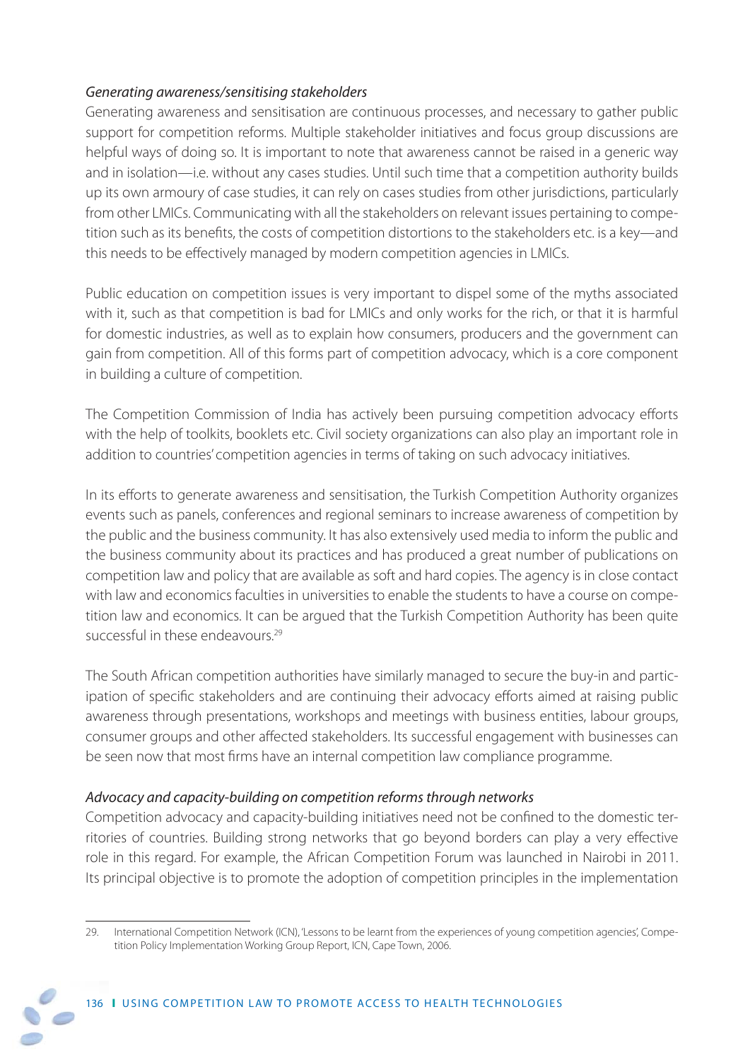*Generating awareness/sensitising stakeholders*

Generating awareness and sensitisation are continuous processes, and necessary to gather public support for competition reforms. Multiple stakeholder initiatives and focus group discussions are helpful ways of doing so. It is important to note that awareness cannot be raised in a generic way and in isolation—i.e. without any cases studies. Until such time that a competition authority builds up its own armoury of case studies, it can rely on cases studies from other jurisdictions, particularly from other LMICs. Communicating with all the stakeholders on relevant issues pertaining to competition such as its benefits, the costs of competition distortions to the stakeholders etc. is a key—and this needs to be effectively managed by modern competition agencies in LMICs.

Public education on competition issues is very important to dispel some of the myths associated with it, such as that competition is bad for LMICs and only works for the rich, or that it is harmful for domestic industries, as well as to explain how consumers, producers and the government can gain from competition. All of this forms part of competition advocacy, which is a core component in building a culture of competition.

The Competition Commission of India has actively been pursuing competition advocacy efforts with the help of toolkits, booklets etc. Civil society organizations can also play an important role in addition to countries' competition agencies in terms of taking on such advocacy initiatives.

In its efforts to generate awareness and sensitisation, the Turkish Competition Authority organizes events such as panels, conferences and regional seminars to increase awareness of competition by the public and the business community. It has also extensively used media to inform the public and the business community about its practices and has produced a great number of publications on competition law and policy that are available as soft and hard copies. The agency is in close contact with law and economics faculties in universities to enable the students to have a course on competition law and economics. It can be argued that the Turkish Competition Authority has been quite successful in these endeavours.[29]

The South African competition authorities have similarly managed to secure the buy-in and participation of specific stakeholders and are continuing their advocacy efforts aimed at raising public awareness through presentations, workshops and meetings with business entities, labour groups, consumer groups and other affected stakeholders. Its successful engagement with businesses can be seen now that most firms have an internal competition law compliance programme.

*Advocacy and capacity-building on competition reforms through networks*

Competition advocacy and capacity-building initiatives need not be confined to the domestic territories of countries. Building strong networks that go beyond borders can play a very effective role in this regard. For example, the African Competition Forum was launched in Nairobi in 2011. Its principal objective is to promote the adoption of competition principles in the implementation

---

29. International Competition Network (ICN), 'Lessons to be learnt from the experiences of young competition agencies', Competition Policy Implementation Working Group Report, ICN, Cape Town, 2006.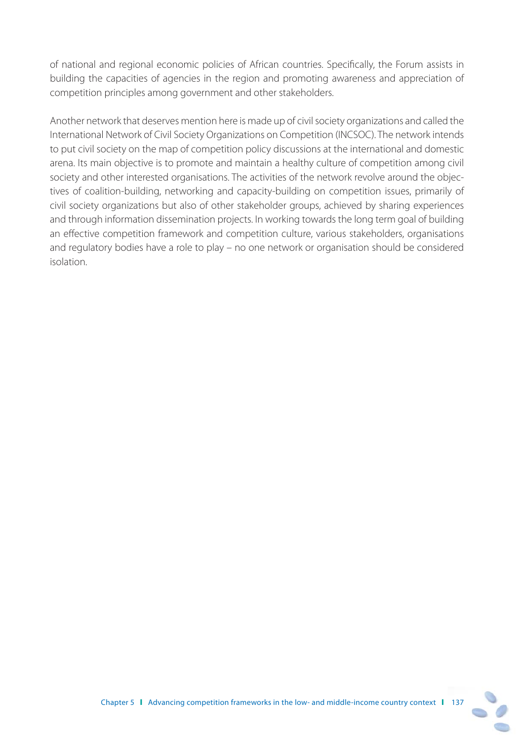of national and regional economic policies of African countries. Specifically, the Forum assists in building the capacities of agencies in the region and promoting awareness and appreciation of competition principles among government and other stakeholders.

Another network that deserves mention here is made up of civil society organizations and called the International Network of Civil Society Organizations on Competition (INCSOC). The network intends to put civil society on the map of competition policy discussions at the international and domestic arena. Its main objective is to promote and maintain a healthy culture of competition among civil society and other interested organisations. The activities of the network revolve around the objectives of coalition-building, networking and capacity-building on competition issues, primarily of civil society organizations but also of other stakeholder groups, achieved by sharing experiences and through information dissemination projects. In working towards the long term goal of building an effective competition framework and competition culture, various stakeholders, organisations and regulatory bodies have a role to play – no one network or organisation should be considered isolation.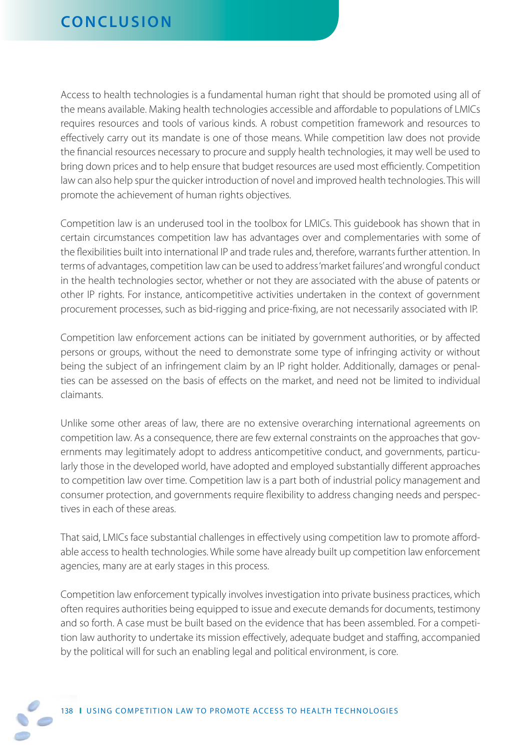# CONCLUSION

Access to health technologies is a fundamental human right that should be promoted using all of the means available. Making health technologies accessible and affordable to populations of LMICs requires resources and tools of various kinds. A robust competition framework and resources to effectively carry out its mandate is one of those means. While competition law does not provide the financial resources necessary to procure and supply health technologies, it may well be used to bring down prices and to help ensure that budget resources are used most efficiently. Competition law can also help spur the quicker introduction of novel and improved health technologies. This will promote the achievement of human rights objectives.

Competition law is an underused tool in the toolbox for LMICs. This guidebook has shown that in certain circumstances competition law has advantages over and complementaries with some of the flexibilities built into international IP and trade rules and, therefore, warrants further attention. In terms of advantages, competition law can be used to address 'market failures' and wrongful conduct in the health technologies sector, whether or not they are associated with the abuse of patents or other IP rights. For instance, anticompetitive activities undertaken in the context of government procurement processes, such as bid-rigging and price-fixing, are not necessarily associated with IP.

Competition law enforcement actions can be initiated by government authorities, or by affected persons or groups, without the need to demonstrate some type of infringing activity or without being the subject of an infringement claim by an IP right holder. Additionally, damages or penalties can be assessed on the basis of effects on the market, and need not be limited to individual claimants.

Unlike some other areas of law, there are no extensive overarching international agreements on competition law. As a consequence, there are few external constraints on the approaches that governments may legitimately adopt to address anticompetitive conduct, and governments, particularly those in the developed world, have adopted and employed substantially different approaches to competition law over time. Competition law is a part both of industrial policy management and consumer protection, and governments require flexibility to address changing needs and perspectives in each of these areas.

That said, LMICs face substantial challenges in effectively using competition law to promote affordable access to health technologies. While some have already built up competition law enforcement agencies, many are at early stages in this process.

Competition law enforcement typically involves investigation into private business practices, which often requires authorities being equipped to issue and execute demands for documents, testimony and so forth. A case must be built based on the evidence that has been assembled. For a competition law authority to undertake its mission effectively, adequate budget and staffing, accompanied by the political will for such an enabling legal and political environment, is core.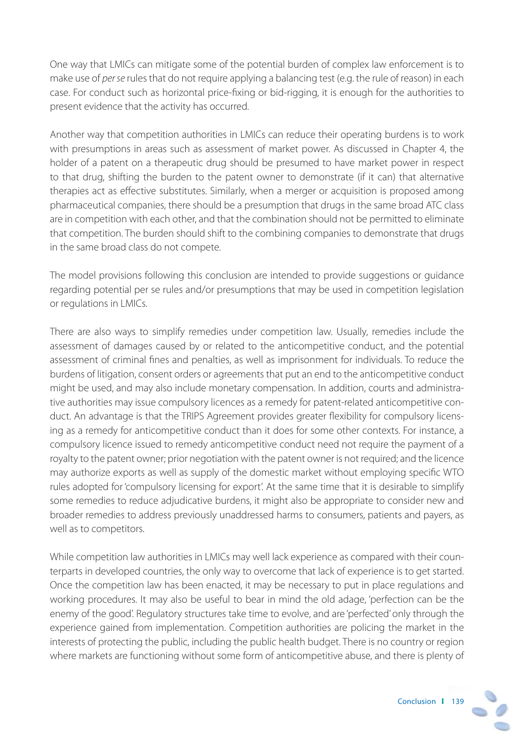One way that LMICs can mitigate some of the potential burden of complex law enforcement is to make use of *per se* rules that do not require applying a balancing test (e.g. the rule of reason) in each case. For conduct such as horizontal price-fixing or bid-rigging, it is enough for the authorities to present evidence that the activity has occurred.

Another way that competition authorities in LMICs can reduce their operating burdens is to work with presumptions in areas such as assessment of market power. As discussed in Chapter 4, the holder of a patent on a therapeutic drug should be presumed to have market power in respect to that drug, shifting the burden to the patent owner to demonstrate (if it can) that alternative therapies act as effective substitutes. Similarly, when a merger or acquisition is proposed among pharmaceutical companies, there should be a presumption that drugs in the same broad ATC class are in competition with each other, and that the combination should not be permitted to eliminate that competition. The burden should shift to the combining companies to demonstrate that drugs in the same broad class do not compete.

The model provisions following this conclusion are intended to provide suggestions or guidance regarding potential per se rules and/or presumptions that may be used in competition legislation or regulations in LMICs.

There are also ways to simplify remedies under competition law. Usually, remedies include the assessment of damages caused by or related to the anticompetitive conduct, and the potential assessment of criminal fines and penalties, as well as imprisonment for individuals. To reduce the burdens of litigation, consent orders or agreements that put an end to the anticompetitive conduct might be used, and may also include monetary compensation. In addition, courts and administrative authorities may issue compulsory licences as a remedy for patent-related anticompetitive conduct. An advantage is that the TRIPS Agreement provides greater flexibility for compulsory licensing as a remedy for anticompetitive conduct than it does for some other contexts. For instance, a compulsory licence issued to remedy anticompetitive conduct need not require the payment of a royalty to the patent owner; prior negotiation with the patent owner is not required; and the licence may authorize exports as well as supply of the domestic market without employing specific WTO rules adopted for 'compulsory licensing for export'. At the same time that it is desirable to simplify some remedies to reduce adjudicative burdens, it might also be appropriate to consider new and broader remedies to address previously unaddressed harms to consumers, patients and payers, as well as to competitors.

While competition law authorities in LMICs may well lack experience as compared with their counterparts in developed countries, the only way to overcome that lack of experience is to get started. Once the competition law has been enacted, it may be necessary to put in place regulations and working procedures. It may also be useful to bear in mind the old adage, 'perfection can be the enemy of the good'. Regulatory structures take time to evolve, and are 'perfected' only through the experience gained from implementation. Competition authorities are policing the market in the interests of protecting the public, including the public health budget. There is no country or region where markets are functioning without some form of anticompetitive abuse, and there is plenty of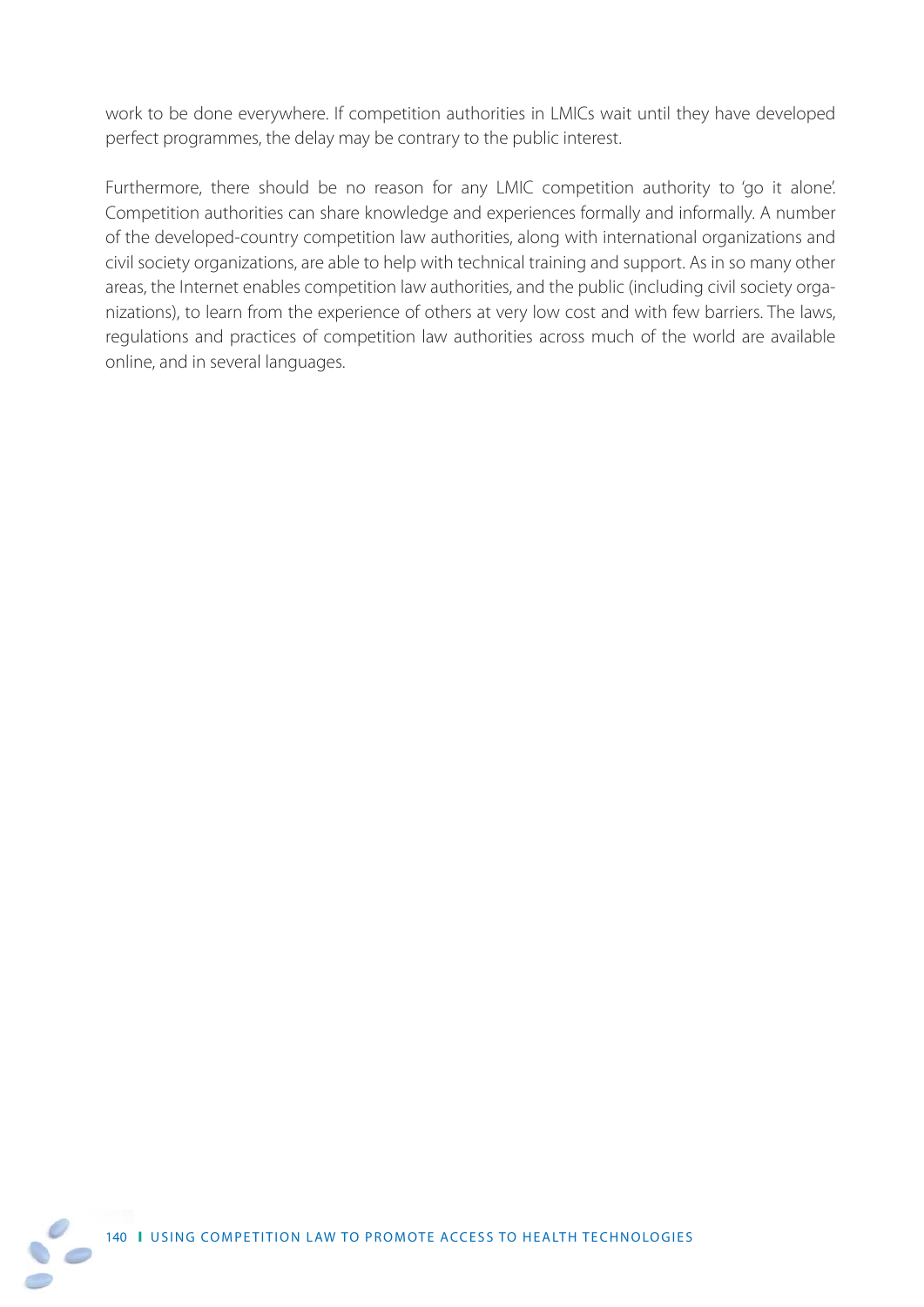work to be done everywhere. If competition authorities in LMICs wait until they have developed perfect programmes, the delay may be contrary to the public interest.

Furthermore, there should be no reason for any LMIC competition authority to 'go it alone'. Competition authorities can share knowledge and experiences formally and informally. A number of the developed-country competition law authorities, along with international organizations and civil society organizations, are able to help with technical training and support. As in so many other areas, the Internet enables competition law authorities, and the public (including civil society organizations), to learn from the experience of others at very low cost and with few barriers. The laws, regulations and practices of competition law authorities across much of the world are available online, and in several languages.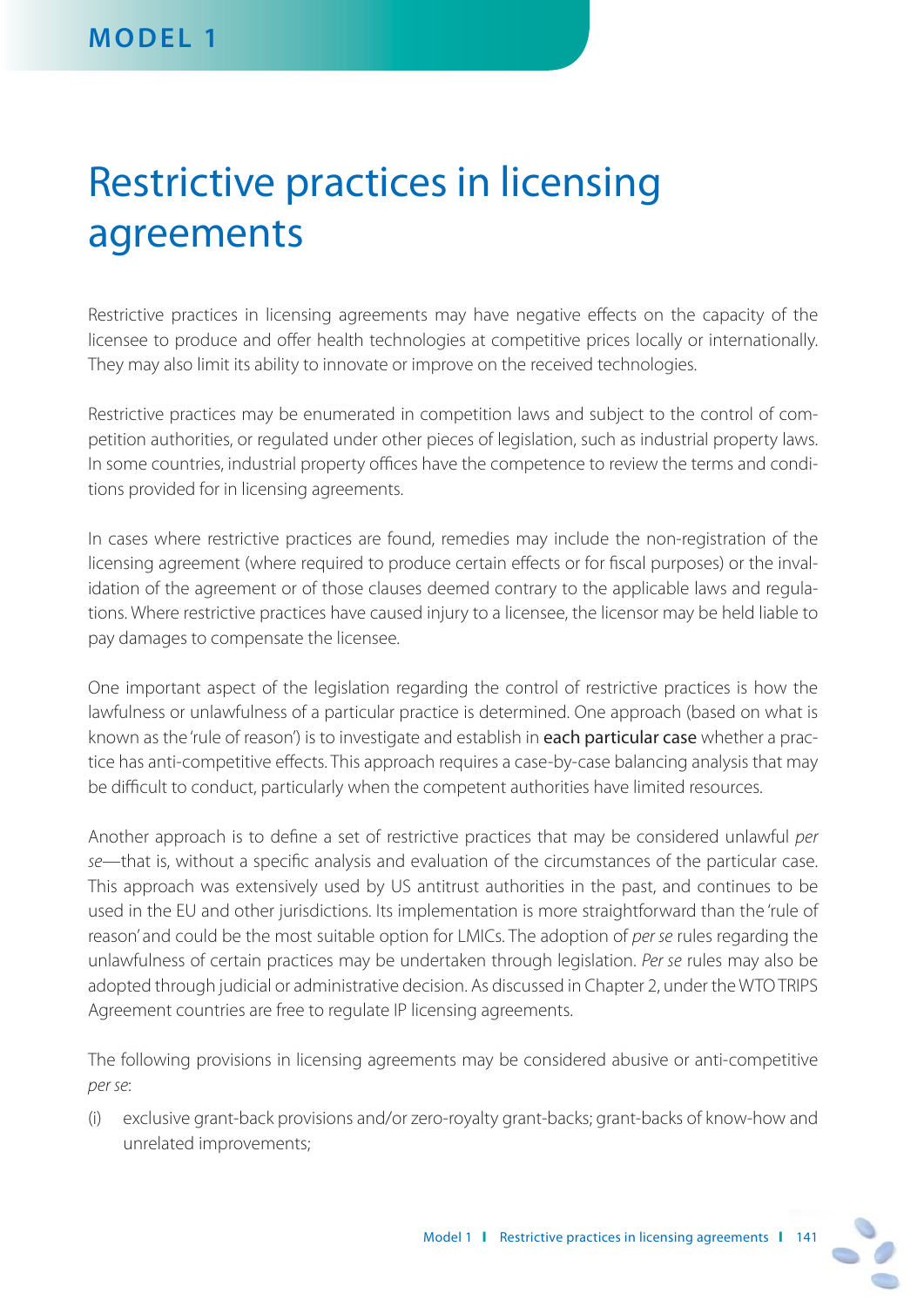# MODEL 1

# Restrictive practices in licensing agreements

Restrictive practices in licensing agreements may have negative effects on the capacity of the licensee to produce and offer health technologies at competitive prices locally or internationally. They may also limit its ability to innovate or improve on the received technologies.

Restrictive practices may be enumerated in competition laws and subject to the control of competition authorities, or regulated under other pieces of legislation, such as industrial property laws. In some countries, industrial property offices have the competence to review the terms and conditions provided for in licensing agreements.

In cases where restrictive practices are found, remedies may include the non-registration of the licensing agreement (where required to produce certain effects or for fiscal purposes) or the invalidation of the agreement or of those clauses deemed contrary to the applicable laws and regulations. Where restrictive practices have caused injury to a licensee, the licensor may be held liable to pay damages to compensate the licensee.

One important aspect of the legislation regarding the control of restrictive practices is how the lawfulness or unlawfulness of a particular practice is determined. One approach (based on what is known as the 'rule of reason') is to investigate and establish in each particular case whether a practice has anti-competitive effects. This approach requires a case-by-case balancing analysis that may be difficult to conduct, particularly when the competent authorities have limited resources.

Another approach is to define a set of restrictive practices that may be considered unlawful *per se*—that is, without a specific analysis and evaluation of the circumstances of the particular case. This approach was extensively used by US antitrust authorities in the past, and continues to be used in the EU and other jurisdictions. Its implementation is more straightforward than the 'rule of reason' and could be the most suitable option for LMICs. The adoption of *per se* rules regarding the unlawfulness of certain practices may be undertaken through legislation. *Per se* rules may also be adopted through judicial or administrative decision. As discussed in Chapter 2, under the WTO TRIPS Agreement countries are free to regulate IP licensing agreements.

The following provisions in licensing agreements may be considered abusive or anti-competitive *per se*:

(i) exclusive grant-back provisions and/or zero-royalty grant-backs; grant-backs of know-how and unrelated improvements;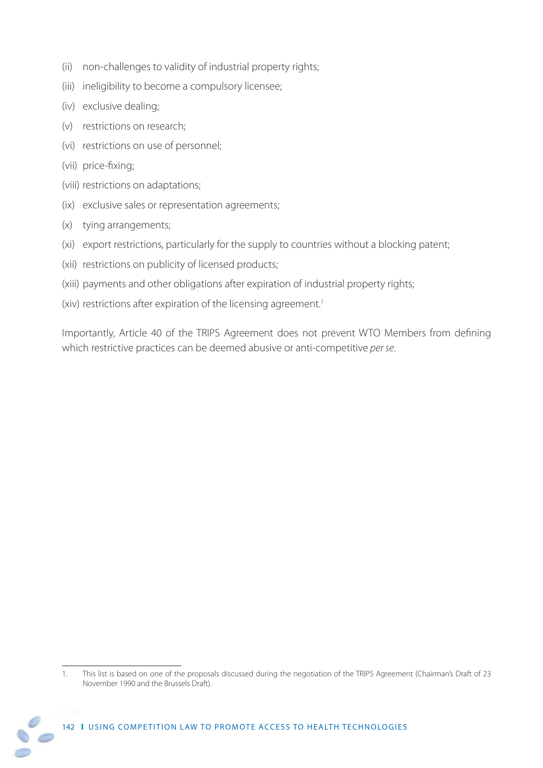(ii) non-challenges to validity of industrial property rights;

(iii) ineligibility to become a compulsory licensee;

(iv) exclusive dealing;

(v) restrictions on research;

(vi) restrictions on use of personnel;

(vii) price-fixing;

(viii) restrictions on adaptations;

(ix) exclusive sales or representation agreements;

(x) tying arrangements;

(xi) export restrictions, particularly for the supply to countries without a blocking patent;

(xii) restrictions on publicity of licensed products;

(xiii) payments and other obligations after expiration of industrial property rights;

(xiv) restrictions after expiration of the licensing agreement.[1]

Importantly, Article 40 of the TRIPS Agreement does not prevent WTO Members from defining which restrictive practices can be deemed abusive or anti-competitive *per se*.

1. This list is based on one of the proposals discussed during the negotiation of the TRIPS Agreement (Chairman's Draft of 23 November 1990 and the Brussels Draft).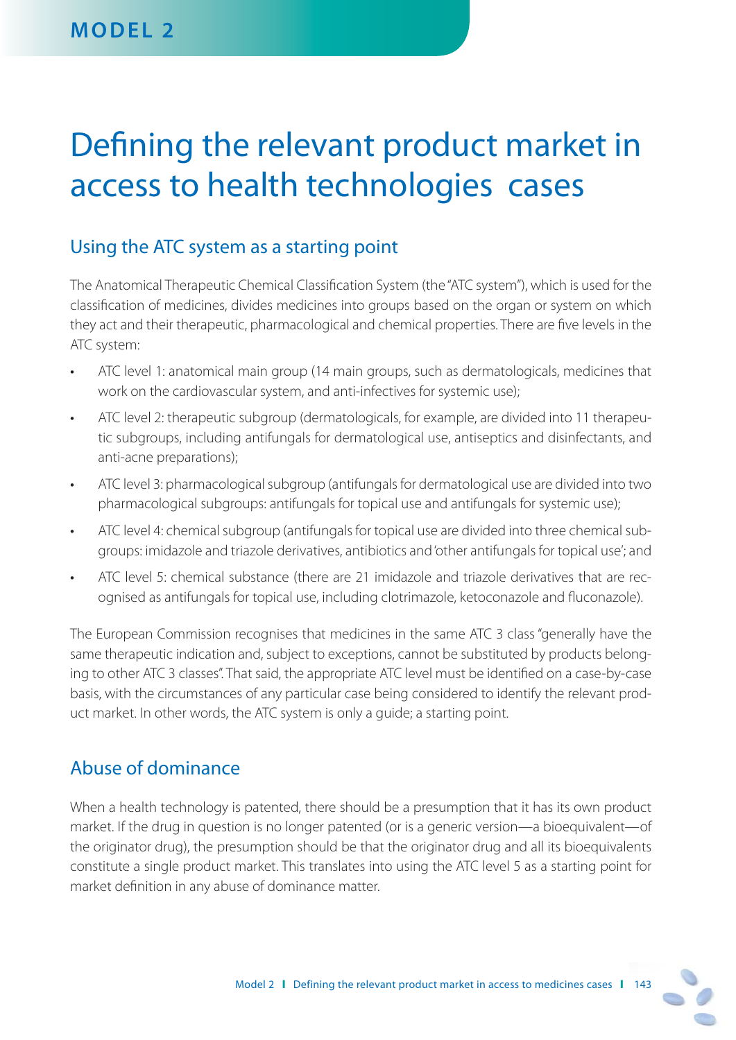# MODEL 2

# Defining the relevant product market in access to health technologies cases

## Using the ATC system as a starting point

The Anatomical Therapeutic Chemical Classification System (the "ATC system"), which is used for the classification of medicines, divides medicines into groups based on the organ or system on which they act and their therapeutic, pharmacological and chemical properties. There are five levels in the ATC system:

- ATC level 1: anatomical main group (14 main groups, such as dermatologicals, medicines that work on the cardiovascular system, and anti-infectives for systemic use);
- ATC level 2: therapeutic subgroup (dermatologicals, for example, are divided into 11 therapeutic subgroups, including antifungals for dermatological use, antiseptics and disinfectants, and anti-acne preparations);
- ATC level 3: pharmacological subgroup (antifungals for dermatological use are divided into two pharmacological subgroups: antifungals for topical use and antifungals for systemic use);
- ATC level 4: chemical subgroup (antifungals for topical use are divided into three chemical subgroups: imidazole and triazole derivatives, antibiotics and 'other antifungals for topical use'; and
- ATC level 5: chemical substance (there are 21 imidazole and triazole derivatives that are recognised as antifungals for topical use, including clotrimazole, ketoconazole and fluconazole).

The European Commission recognises that medicines in the same ATC 3 class "generally have the same therapeutic indication and, subject to exceptions, cannot be substituted by products belonging to other ATC 3 classes". That said, the appropriate ATC level must be identified on a case-by-case basis, with the circumstances of any particular case being considered to identify the relevant product market. In other words, the ATC system is only a guide; a starting point.

## Abuse of dominance

When a health technology is patented, there should be a presumption that it has its own product market. If the drug in question is no longer patented (or is a generic version—a bioequivalent—of the originator drug), the presumption should be that the originator drug and all its bioequivalents constitute a single product market. This translates into using the ATC level 5 as a starting point for market definition in any abuse of dominance matter.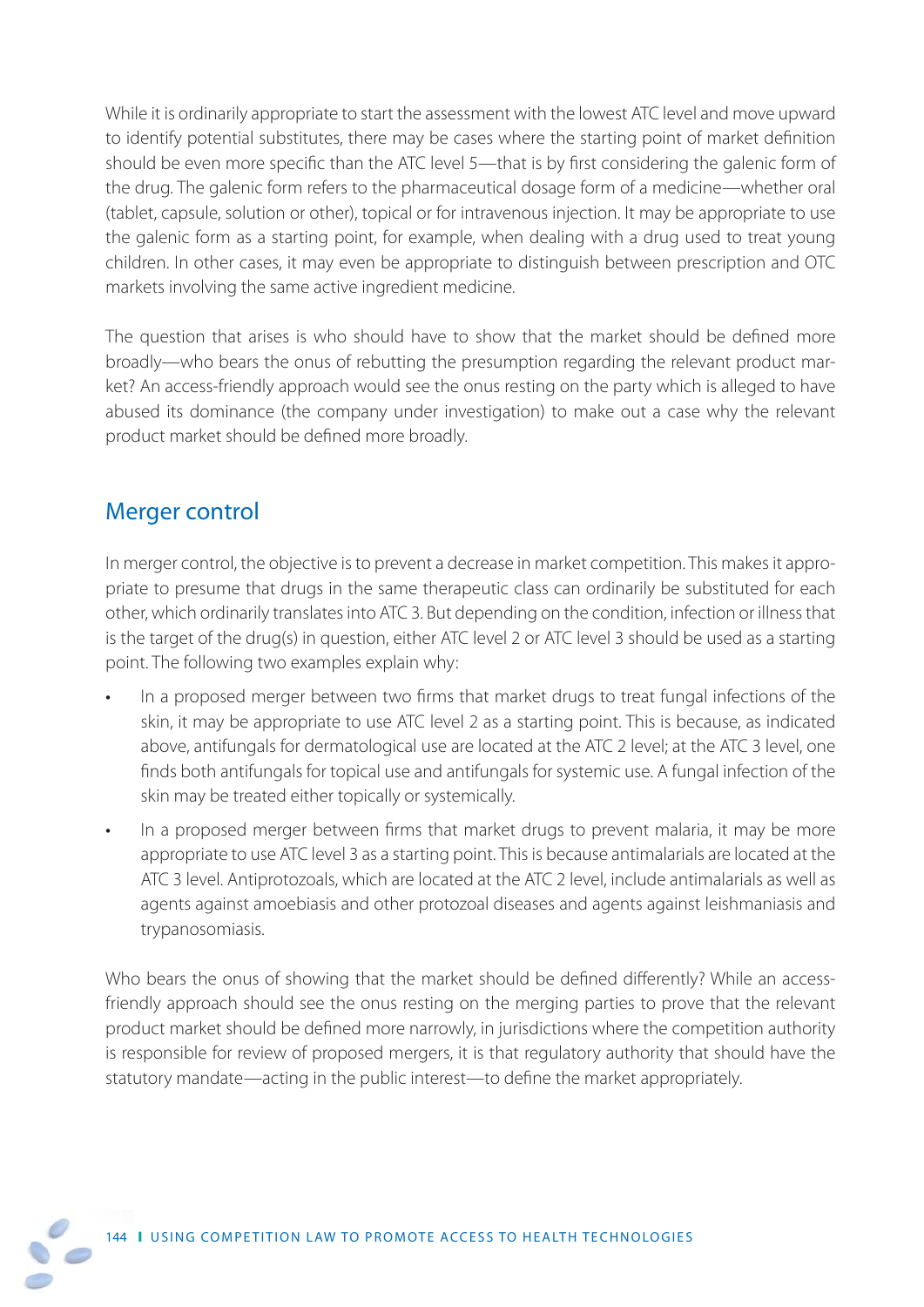While it is ordinarily appropriate to start the assessment with the lowest ATC level and move upward to identify potential substitutes, there may be cases where the starting point of market definition should be even more specific than the ATC level 5—that is by first considering the galenic form of the drug. The galenic form refers to the pharmaceutical dosage form of a medicine—whether oral (tablet, capsule, solution or other), topical or for intravenous injection. It may be appropriate to use the galenic form as a starting point, for example, when dealing with a drug used to treat young children. In other cases, it may even be appropriate to distinguish between prescription and OTC markets involving the same active ingredient medicine.

The question that arises is who should have to show that the market should be defined more broadly—who bears the onus of rebutting the presumption regarding the relevant product market? An access-friendly approach would see the onus resting on the party which is alleged to have abused its dominance (the company under investigation) to make out a case why the relevant product market should be defined more broadly.

## Merger control

In merger control, the objective is to prevent a decrease in market competition. This makes it appropriate to presume that drugs in the same therapeutic class can ordinarily be substituted for each other, which ordinarily translates into ATC 3. But depending on the condition, infection or illness that is the target of the drug(s) in question, either ATC level 2 or ATC level 3 should be used as a starting point. The following two examples explain why:

- In a proposed merger between two firms that market drugs to treat fungal infections of the skin, it may be appropriate to use ATC level 2 as a starting point. This is because, as indicated above, antifungals for dermatological use are located at the ATC 2 level; at the ATC 3 level, one finds both antifungals for topical use and antifungals for systemic use. A fungal infection of the skin may be treated either topically or systemically.
- In a proposed merger between firms that market drugs to prevent malaria, it may be more appropriate to use ATC level 3 as a starting point. This is because antimalarials are located at the ATC 3 level. Antiprotozoals, which are located at the ATC 2 level, include antimalarials as well as agents against amoebiasis and other protozoal diseases and agents against leishmaniasis and trypanosomiasis.

Who bears the onus of showing that the market should be defined differently? While an access-friendly approach should see the onus resting on the merging parties to prove that the relevant product market should be defined more narrowly, in jurisdictions where the competition authority is responsible for review of proposed mergers, it is that regulatory authority that should have the statutory mandate—acting in the public interest—to define the market appropriately.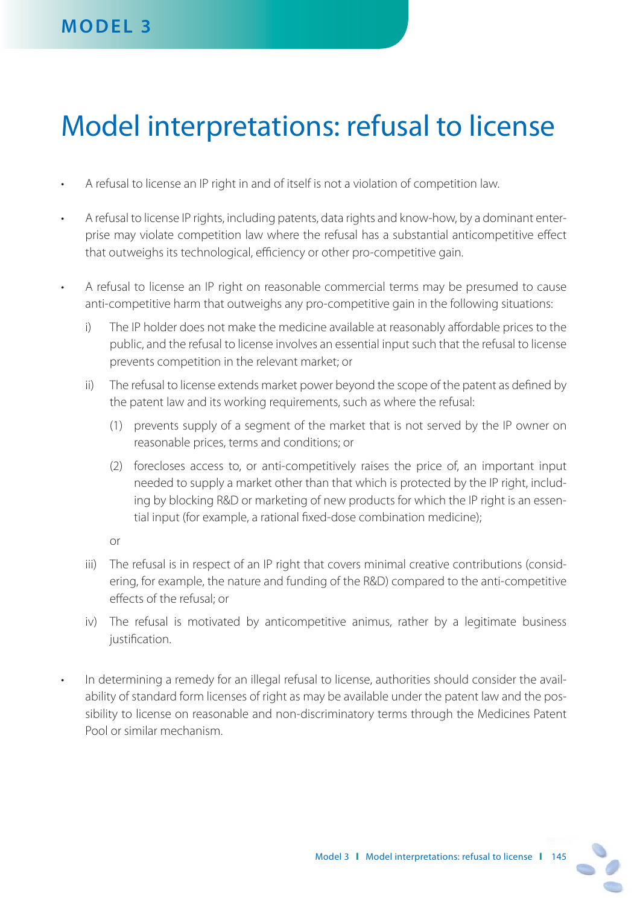# Model interpretations: refusal to license

- A refusal to license an IP right in and of itself is not a violation of competition law.

- A refusal to license IP rights, including patents, data rights and know-how, by a dominant enterprise may violate competition law where the refusal has a substantial anticompetitive effect that outweighs its technological, efficiency or other pro-competitive gain.

- A refusal to license an IP right on reasonable commercial terms may be presumed to cause anti-competitive harm that outweighs any pro-competitive gain in the following situations:

  i) The IP holder does not make the medicine available at reasonably affordable prices to the public, and the refusal to license involves an essential input such that the refusal to license prevents competition in the relevant market; or

  ii) The refusal to license extends market power beyond the scope of the patent as defined by the patent law and its working requirements, such as where the refusal:

     (1) prevents supply of a segment of the market that is not served by the IP owner on reasonable prices, terms and conditions; or

     (2) forecloses access to, or anti-competitively raises the price of, an important input needed to supply a market other than that which is protected by the IP right, including by blocking R&D or marketing of new products for which the IP right is an essential input (for example, a rational fixed-dose combination medicine);

  or

  iii) The refusal is in respect of an IP right that covers minimal creative contributions (considering, for example, the nature and funding of the R&D) compared to the anti-competitive effects of the refusal; or

  iv) The refusal is motivated by anticompetitive animus, rather by a legitimate business justification.

- In determining a remedy for an illegal refusal to license, authorities should consider the availability of standard form licenses of right as may be available under the patent law and the possibility to license on reasonable and non-discriminatory terms through the Medicines Patent Pool or similar mechanism.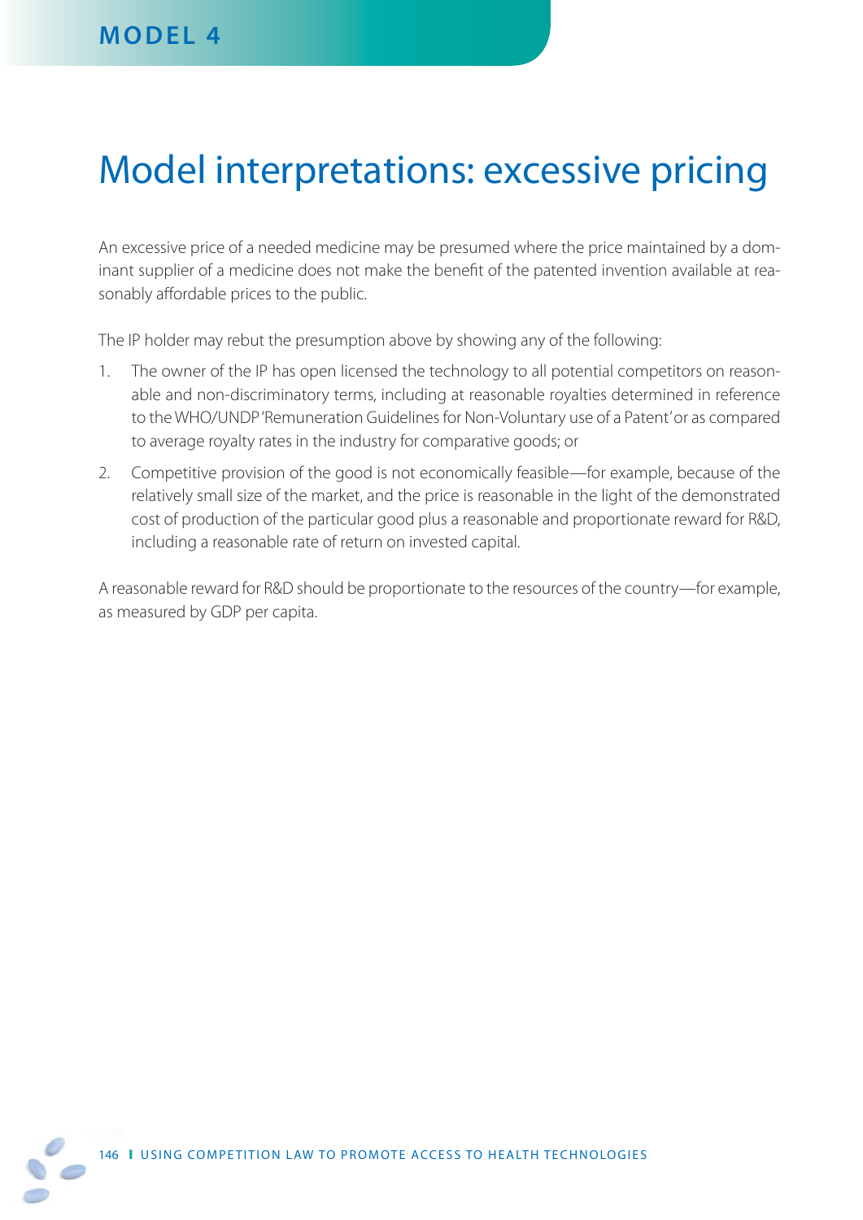MODEL 4

# Model interpretations: excessive pricing

An excessive price of a needed medicine may be presumed where the price maintained by a dominant supplier of a medicine does not make the benefit of the patented invention available at reasonably affordable prices to the public.

The IP holder may rebut the presumption above by showing any of the following:

1. The owner of the IP has open licensed the technology to all potential competitors on reasonable and non-discriminatory terms, including at reasonable royalties determined in reference to the WHO/UNDP 'Remuneration Guidelines for Non-Voluntary use of a Patent' or as compared to average royalty rates in the industry for comparative goods; or
2. Competitive provision of the good is not economically feasible—for example, because of the relatively small size of the market, and the price is reasonable in the light of the demonstrated cost of production of the particular good plus a reasonable and proportionate reward for R&D, including a reasonable rate of return on invested capital.

A reasonable reward for R&D should be proportionate to the resources of the country—for example, as measured by GDP per capita.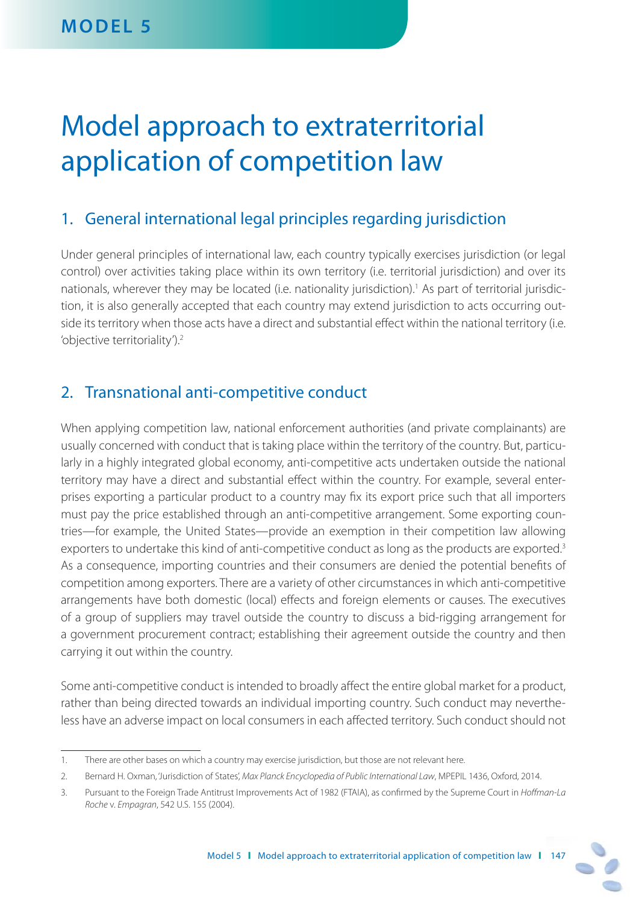# MODEL 5

# Model approach to extraterritorial application of competition law

## 1. General international legal principles regarding jurisdiction

Under general principles of international law, each country typically exercises jurisdiction (or legal control) over activities taking place within its own territory (i.e. territorial jurisdiction) and over its nationals, wherever they may be located (i.e. nationality jurisdiction).[1] As part of territorial jurisdiction, it is also generally accepted that each country may extend jurisdiction to acts occurring outside its territory when those acts have a direct and substantial effect within the national territory (i.e. 'objective territoriality').[2]

## 2. Transnational anti-competitive conduct

When applying competition law, national enforcement authorities (and private complainants) are usually concerned with conduct that is taking place within the territory of the country. But, particularly in a highly integrated global economy, anti-competitive acts undertaken outside the national territory may have a direct and substantial effect within the country. For example, several enterprises exporting a particular product to a country may fix its export price such that all importers must pay the price established through an anti-competitive arrangement. Some exporting countries—for example, the United States—provide an exemption in their competition law allowing exporters to undertake this kind of anti-competitive conduct as long as the products are exported.[3] As a consequence, importing countries and their consumers are denied the potential benefits of competition among exporters. There are a variety of other circumstances in which anti-competitive arrangements have both domestic (local) effects and foreign elements or causes. The executives of a group of suppliers may travel outside the country to discuss a bid-rigging arrangement for a government procurement contract; establishing their agreement outside the country and then carrying it out within the country.

Some anti-competitive conduct is intended to broadly affect the entire global market for a product, rather than being directed towards an individual importing country. Such conduct may nevertheless have an adverse impact on local consumers in each affected territory. Such conduct should not

---

1. There are other bases on which a country may exercise jurisdiction, but those are not relevant here.
2. Bernard H. Oxman, 'Jurisdiction of States', *Max Planck Encyclopedia of Public International Law*, MPEPIL 1436, Oxford, 2014.
3. Pursuant to the Foreign Trade Antitrust Improvements Act of 1982 (FTAIA), as confirmed by the Supreme Court in *Hoffman-La Roche* v. *Empagran*, 542 U.S. 155 (2004).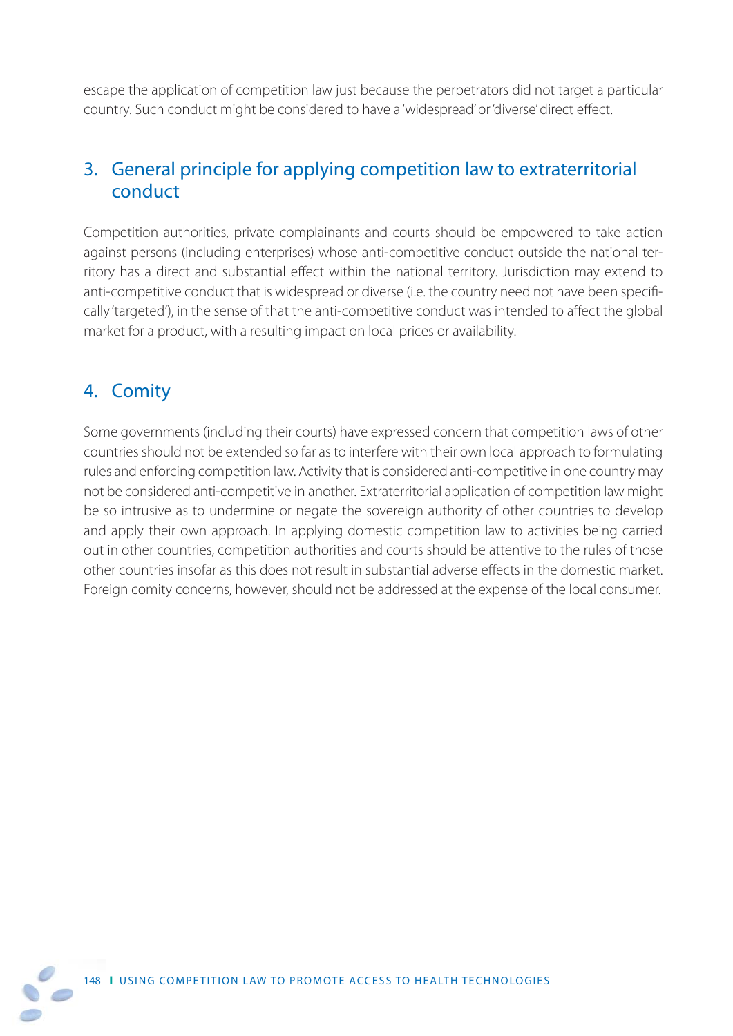escape the application of competition law just because the perpetrators did not target a particular country. Such conduct might be considered to have a 'widespread' or 'diverse' direct effect.

## 3. General principle for applying competition law to extraterritorial conduct

Competition authorities, private complainants and courts should be empowered to take action against persons (including enterprises) whose anti-competitive conduct outside the national territory has a direct and substantial effect within the national territory. Jurisdiction may extend to anti-competitive conduct that is widespread or diverse (i.e. the country need not have been specifically 'targeted'), in the sense of that the anti-competitive conduct was intended to affect the global market for a product, with a resulting impact on local prices or availability.

## 4. Comity

Some governments (including their courts) have expressed concern that competition laws of other countries should not be extended so far as to interfere with their own local approach to formulating rules and enforcing competition law. Activity that is considered anti-competitive in one country may not be considered anti-competitive in another. Extraterritorial application of competition law might be so intrusive as to undermine or negate the sovereign authority of other countries to develop and apply their own approach. In applying domestic competition law to activities being carried out in other countries, competition authorities and courts should be attentive to the rules of those other countries insofar as this does not result in substantial adverse effects in the domestic market. Foreign comity concerns, however, should not be addressed at the expense of the local consumer.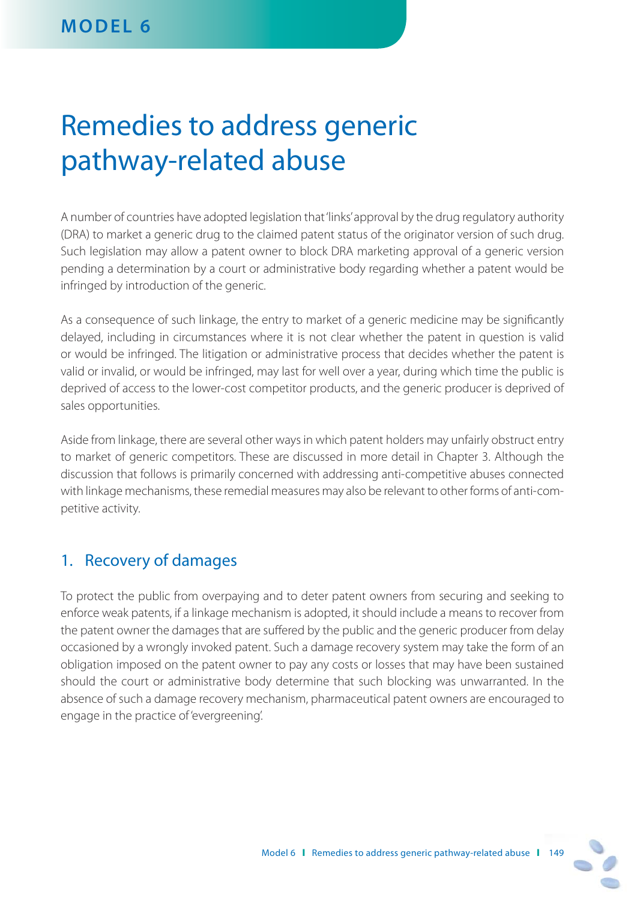# MODEL 6

# Remedies to address generic pathway-related abuse

A number of countries have adopted legislation that 'links' approval by the drug regulatory authority (DRA) to market a generic drug to the claimed patent status of the originator version of such drug. Such legislation may allow a patent owner to block DRA marketing approval of a generic version pending a determination by a court or administrative body regarding whether a patent would be infringed by introduction of the generic.

As a consequence of such linkage, the entry to market of a generic medicine may be significantly delayed, including in circumstances where it is not clear whether the patent in question is valid or would be infringed. The litigation or administrative process that decides whether the patent is valid or invalid, or would be infringed, may last for well over a year, during which time the public is deprived of access to the lower-cost competitor products, and the generic producer is deprived of sales opportunities.

Aside from linkage, there are several other ways in which patent holders may unfairly obstruct entry to market of generic competitors. These are discussed in more detail in Chapter 3. Although the discussion that follows is primarily concerned with addressing anti-competitive abuses connected with linkage mechanisms, these remedial measures may also be relevant to other forms of anti-competitive activity.

## 1. Recovery of damages

To protect the public from overpaying and to deter patent owners from securing and seeking to enforce weak patents, if a linkage mechanism is adopted, it should include a means to recover from the patent owner the damages that are suffered by the public and the generic producer from delay occasioned by a wrongly invoked patent. Such a damage recovery system may take the form of an obligation imposed on the patent owner to pay any costs or losses that may have been sustained should the court or administrative body determine that such blocking was unwarranted. In the absence of such a damage recovery mechanism, pharmaceutical patent owners are encouraged to engage in the practice of 'evergreening'.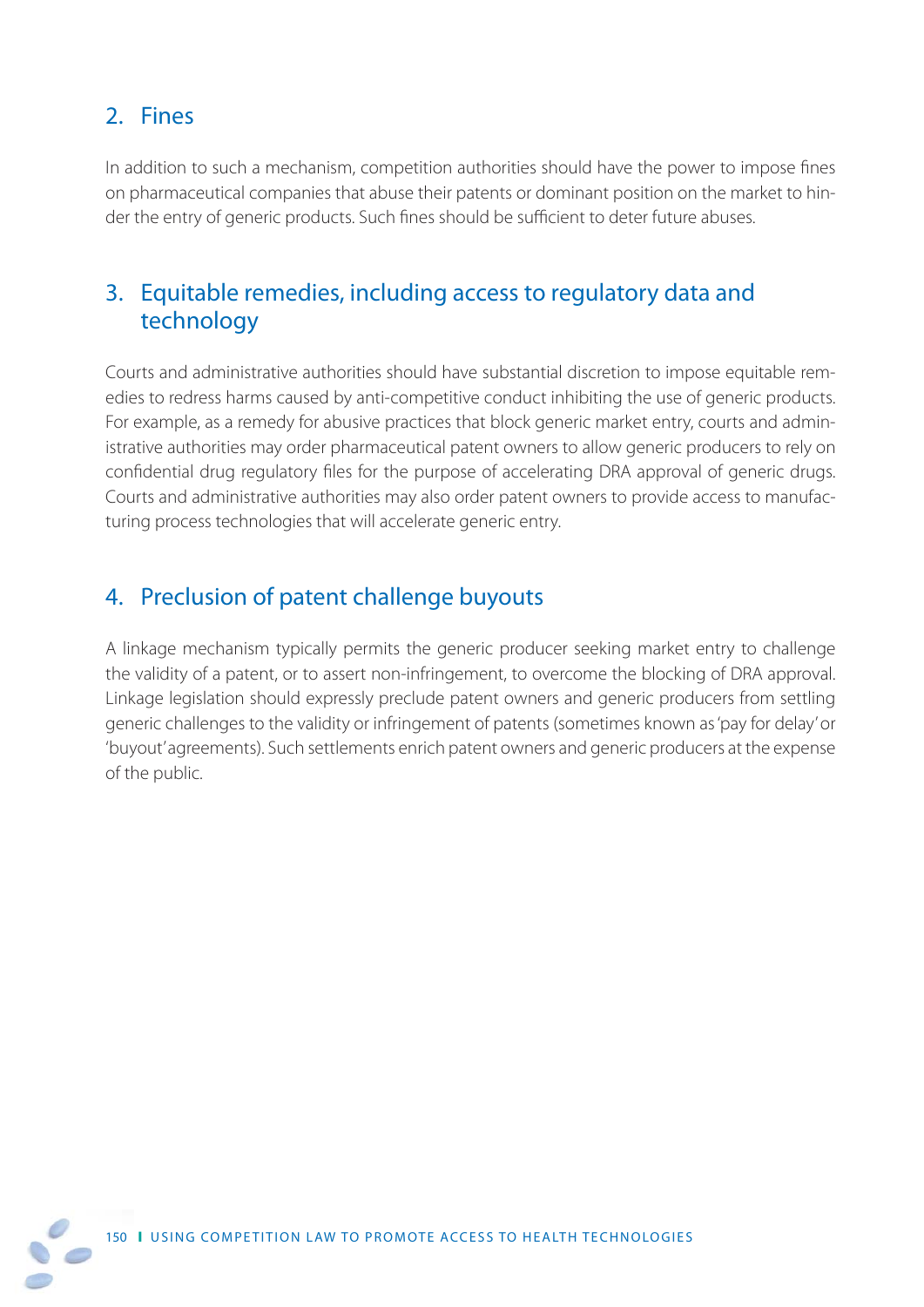## 2. Fines

In addition to such a mechanism, competition authorities should have the power to impose fines on pharmaceutical companies that abuse their patents or dominant position on the market to hinder the entry of generic products. Such fines should be sufficient to deter future abuses.

## 3. Equitable remedies, including access to regulatory data and technology

Courts and administrative authorities should have substantial discretion to impose equitable remedies to redress harms caused by anti-competitive conduct inhibiting the use of generic products. For example, as a remedy for abusive practices that block generic market entry, courts and administrative authorities may order pharmaceutical patent owners to allow generic producers to rely on confidential drug regulatory files for the purpose of accelerating DRA approval of generic drugs. Courts and administrative authorities may also order patent owners to provide access to manufacturing process technologies that will accelerate generic entry.

## 4. Preclusion of patent challenge buyouts

A linkage mechanism typically permits the generic producer seeking market entry to challenge the validity of a patent, or to assert non-infringement, to overcome the blocking of DRA approval. Linkage legislation should expressly preclude patent owners and generic producers from settling generic challenges to the validity or infringement of patents (sometimes known as 'pay for delay' or 'buyout' agreements). Such settlements enrich patent owners and generic producers at the expense of the public.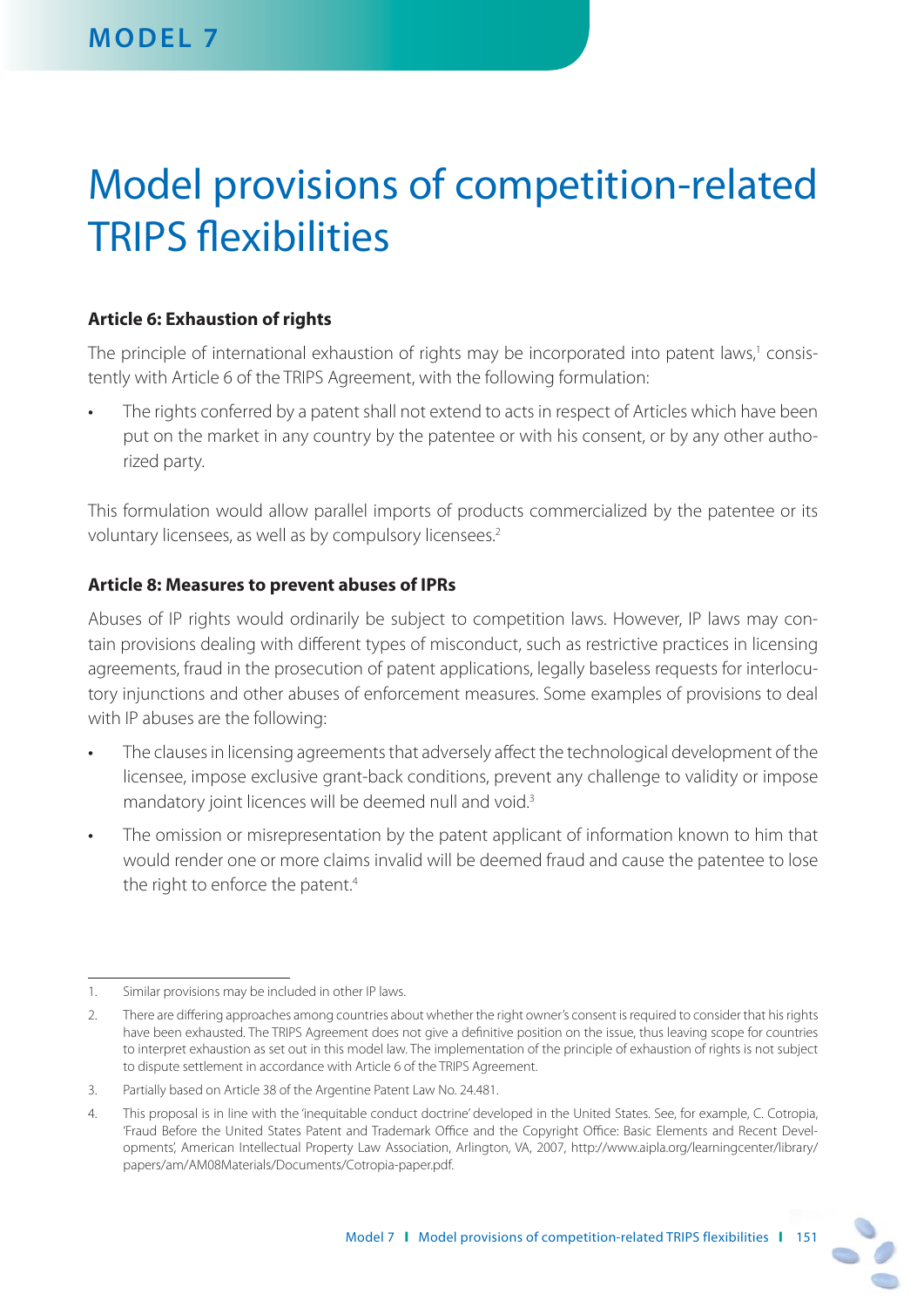# MODEL 7

# Model provisions of competition-related TRIPS flexibilities

**Article 6: Exhaustion of rights**

The principle of international exhaustion of rights may be incorporated into patent laws,[1] consistently with Article 6 of the TRIPS Agreement, with the following formulation:

- The rights conferred by a patent shall not extend to acts in respect of Articles which have been put on the market in any country by the patentee or with his consent, or by any other authorized party.

This formulation would allow parallel imports of products commercialized by the patentee or its voluntary licensees, as well as by compulsory licensees.[2]

**Article 8: Measures to prevent abuses of IPRs**

Abuses of IP rights would ordinarily be subject to competition laws. However, IP laws may contain provisions dealing with different types of misconduct, such as restrictive practices in licensing agreements, fraud in the prosecution of patent applications, legally baseless requests for interlocutory injunctions and other abuses of enforcement measures. Some examples of provisions to deal with IP abuses are the following:

- The clauses in licensing agreements that adversely affect the technological development of the licensee, impose exclusive grant-back conditions, prevent any challenge to validity or impose mandatory joint licences will be deemed null and void.[3]
- The omission or misrepresentation by the patent applicant of information known to him that would render one or more claims invalid will be deemed fraud and cause the patentee to lose the right to enforce the patent.[4]

---

1. Similar provisions may be included in other IP laws.
2. There are differing approaches among countries about whether the right owner's consent is required to consider that his rights have been exhausted. The TRIPS Agreement does not give a definitive position on the issue, thus leaving scope for countries to interpret exhaustion as set out in this model law. The implementation of the principle of exhaustion of rights is not subject to dispute settlement in accordance with Article 6 of the TRIPS Agreement.
3. Partially based on Article 38 of the Argentine Patent Law No. 24.481.
4. This proposal is in line with the 'inequitable conduct doctrine' developed in the United States. See, for example, C. Cotropia, 'Fraud Before the United States Patent and Trademark Office and the Copyright Office: Basic Elements and Recent Developments', American Intellectual Property Law Association, Arlington, VA, 2007, http://www.aipla.org/learningcenter/library/papers/am/AM08Materials/Documents/Cotropia-paper.pdf.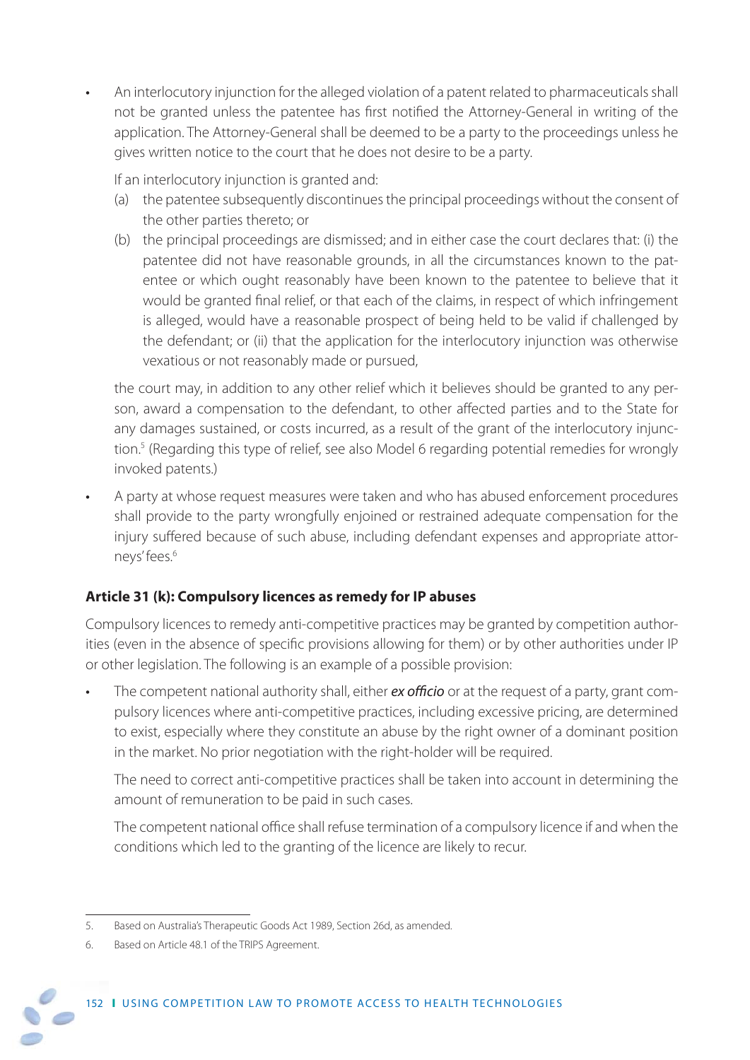- An interlocutory injunction for the alleged violation of a patent related to pharmaceuticals shall not be granted unless the patentee has first notified the Attorney-General in writing of the application. The Attorney-General shall be deemed to be a party to the proceedings unless he gives written notice to the court that he does not desire to be a party.

  If an interlocutory injunction is granted and:

  (a) the patentee subsequently discontinues the principal proceedings without the consent of the other parties thereto; or

  (b) the principal proceedings are dismissed; and in either case the court declares that: (i) the patentee did not have reasonable grounds, in all the circumstances known to the patentee or which ought reasonably have been known to the patentee to believe that it would be granted final relief, or that each of the claims, in respect of which infringement is alleged, would have a reasonable prospect of being held to be valid if challenged by the defendant; or (ii) that the application for the interlocutory injunction was otherwise vexatious or not reasonably made or pursued,

  the court may, in addition to any other relief which it believes should be granted to any person, award a compensation to the defendant, to other affected parties and to the State for any damages sustained, or costs incurred, as a result of the grant of the interlocutory injunction.[5] (Regarding this type of relief, see also Model 6 regarding potential remedies for wrongly invoked patents.)

- A party at whose request measures were taken and who has abused enforcement procedures shall provide to the party wrongfully enjoined or restrained adequate compensation for the injury suffered because of such abuse, including defendant expenses and appropriate attorneys' fees.[6]

### Article 31 (k): Compulsory licences as remedy for IP abuses

Compulsory licences to remedy anti-competitive practices may be granted by competition authorities (even in the absence of specific provisions allowing for them) or by other authorities under IP or other legislation. The following is an example of a possible provision:

- The competent national authority shall, either *ex officio* or at the request of a party, grant compulsory licences where anti-competitive practices, including excessive pricing, are determined to exist, especially where they constitute an abuse by the right owner of a dominant position in the market. No prior negotiation with the right-holder will be required.

  The need to correct anti-competitive practices shall be taken into account in determining the amount of remuneration to be paid in such cases.

  The competent national office shall refuse termination of a compulsory licence if and when the conditions which led to the granting of the licence are likely to recur.

---

5. Based on Australia's Therapeutic Goods Act 1989, Section 26d, as amended.

6. Based on Article 48.1 of the TRIPS Agreement.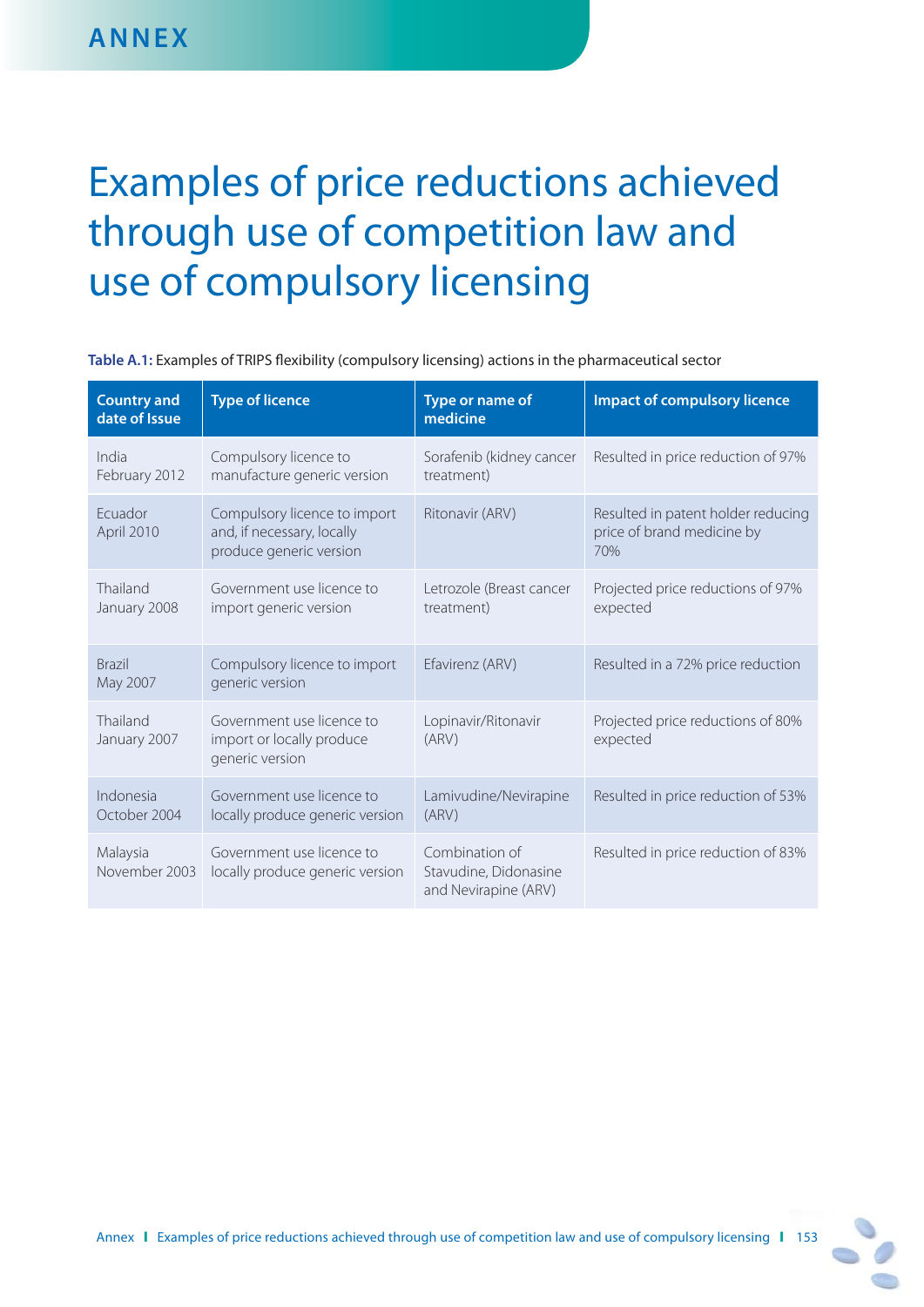# Examples of price reductions achieved through use of competition law and use of compulsory licensing

**Table A.1:** Examples of TRIPS flexibility (compulsory licensing) actions in the pharmaceutical sector

| Country and date of Issue | Type of licence | Type or name of medicine | Impact of compulsory licence |
|---|---|---|---|
| India February 2012 | Compulsory licence to manufacture generic version | Sorafenib (kidney cancer treatment) | Resulted in price reduction of 97% |
| Ecuador April 2010 | Compulsory licence to import and, if necessary, locally produce generic version | Ritonavir (ARV) | Resulted in patent holder reducing price of brand medicine by 70% |
| Thailand January 2008 | Government use licence to import generic version | Letrozole (Breast cancer treatment) | Projected price reductions of 97% expected |
| Brazil May 2007 | Compulsory licence to import generic version | Efavirenz (ARV) | Resulted in a 72% price reduction |
| Thailand January 2007 | Government use licence to import or locally produce generic version | Lopinavir/Ritonavir (ARV) | Projected price reductions of 80% expected |
| Indonesia October 2004 | Government use licence to locally produce generic version | Lamivudine/Nevirapine (ARV) | Resulted in price reduction of 53% |
| Malaysia November 2003 | Government use licence to locally produce generic version | Combination of Stavudine, Didonasine and Nevirapine (ARV) | Resulted in price reduction of 83% |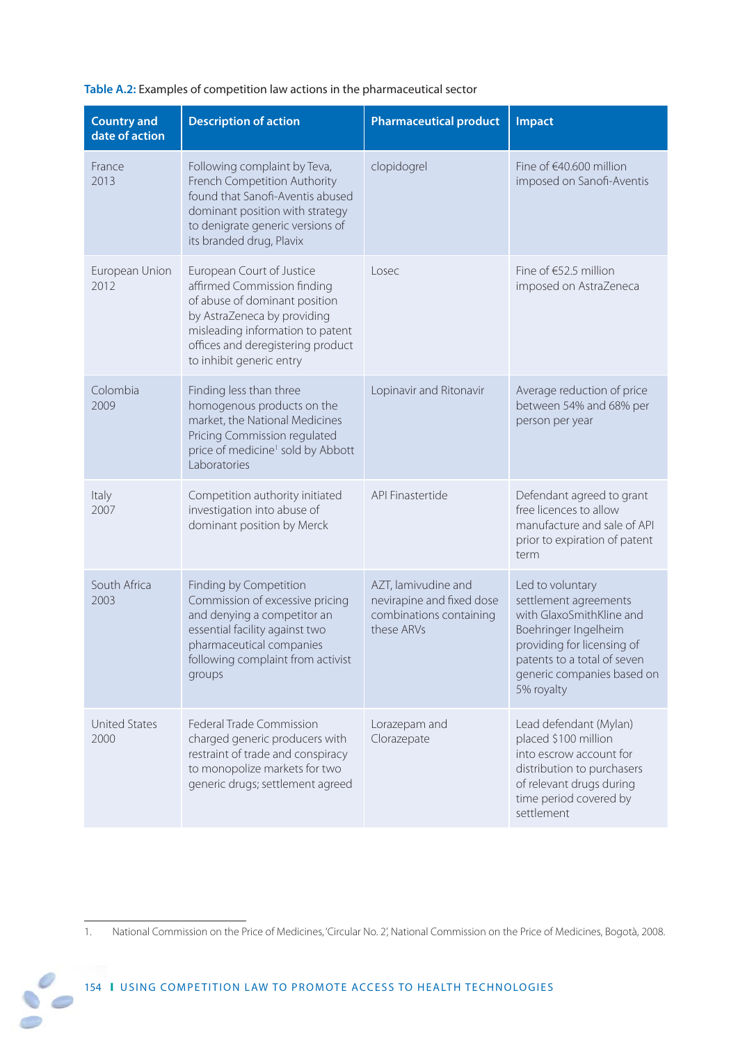**Table A.2:** Examples of competition law actions in the pharmaceutical sector

| Country and date of action | Description of action | Pharmaceutical product | Impact |
|---|---|---|---|
| France 2013 | Following complaint by Teva, French Competition Authority found that Sanofi-Aventis abused dominant position with strategy to denigrate generic versions of its branded drug, Plavix | clopidogrel | Fine of €40.600 million imposed on Sanofi-Aventis |
| European Union 2012 | European Court of Justice affirmed Commission finding of abuse of dominant position by AstraZeneca by providing misleading information to patent offices and deregistering product to inhibit generic entry | Losec | Fine of €52.5 million imposed on AstraZeneca |
| Colombia 2009 | Finding less than three homogenous products on the market, the National Medicines Pricing Commission regulated price of medicine[1] sold by Abbott Laboratories | Lopinavir and Ritonavir | Average reduction of price between 54% and 68% per person per year |
| Italy 2007 | Competition authority initiated investigation into abuse of dominant position by Merck | API Finastertide | Defendant agreed to grant free licences to allow manufacture and sale of API prior to expiration of patent term |
| South Africa 2003 | Finding by Competition Commission of excessive pricing and denying a competitor an essential facility against two pharmaceutical companies following complaint from activist groups | AZT, lamivudine and nevirapine and fixed dose combinations containing these ARVs | Led to voluntary settlement agreements with GlaxoSmithKline and Boehringer Ingelheim providing for licensing of patents to a total of seven generic companies based on 5% royalty |
| United States 2000 | Federal Trade Commission charged generic producers with restraint of trade and conspiracy to monopolize markets for two generic drugs; settlement agreed | Lorazepam and Clorazepate | Lead defendant (Mylan) placed $100 million into escrow account for distribution to purchasers of relevant drugs during time period covered by settlement |

1. National Commission on the Price of Medicines, 'Circular No. 2', National Commission on the Price of Medicines, Bogotà, 2008.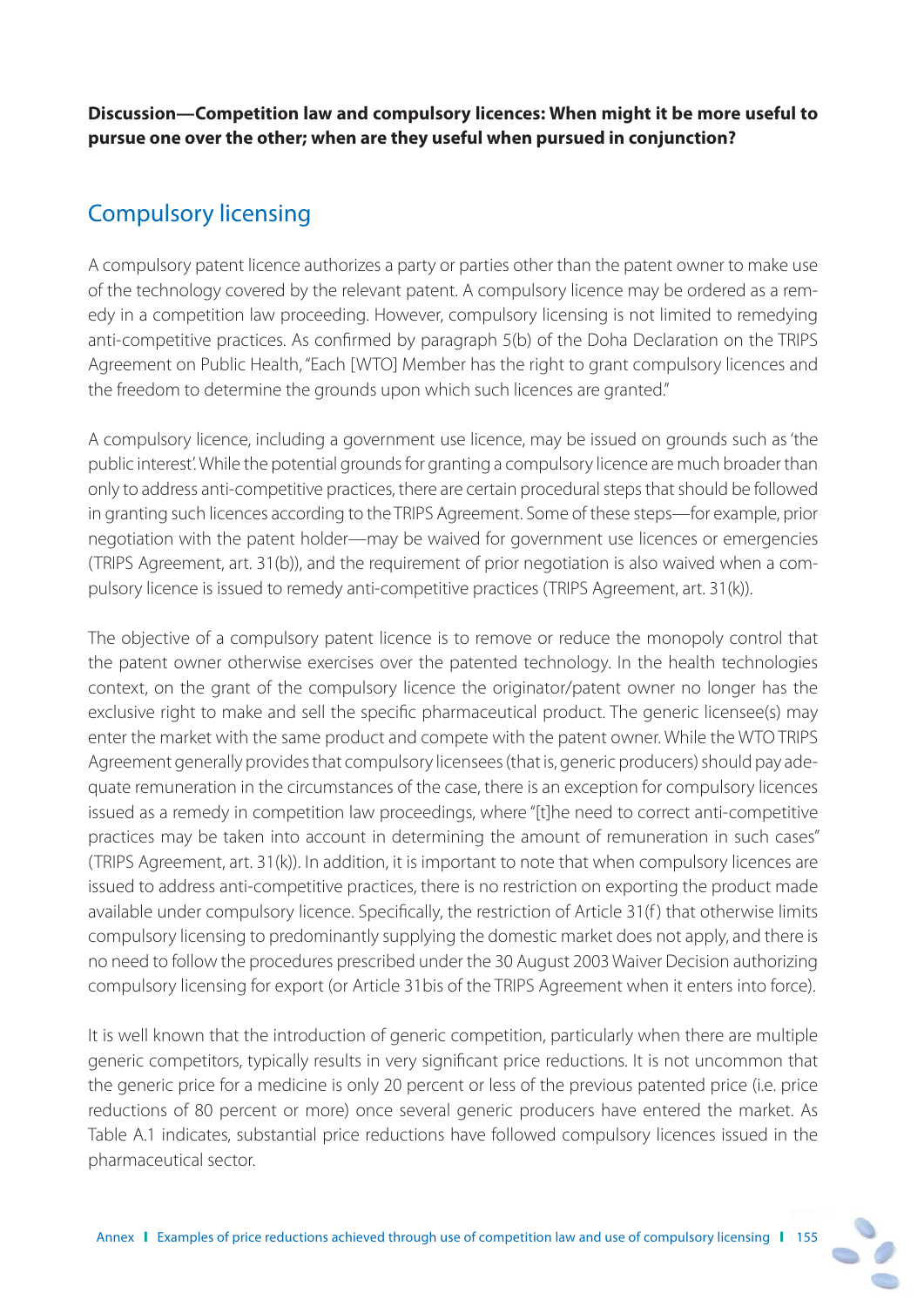**Discussion—Competition law and compulsory licences: When might it be more useful to pursue one over the other; when are they useful when pursued in conjunction?**

## Compulsory licensing

A compulsory patent licence authorizes a party or parties other than the patent owner to make use of the technology covered by the relevant patent. A compulsory licence may be ordered as a remedy in a competition law proceeding. However, compulsory licensing is not limited to remedying anti-competitive practices. As confirmed by paragraph 5(b) of the Doha Declaration on the TRIPS Agreement on Public Health, "Each [WTO] Member has the right to grant compulsory licences and the freedom to determine the grounds upon which such licences are granted."

A compulsory licence, including a government use licence, may be issued on grounds such as 'the public interest'. While the potential grounds for granting a compulsory licence are much broader than only to address anti-competitive practices, there are certain procedural steps that should be followed in granting such licences according to the TRIPS Agreement. Some of these steps—for example, prior negotiation with the patent holder—may be waived for government use licences or emergencies (TRIPS Agreement, art. 31(b)), and the requirement of prior negotiation is also waived when a compulsory licence is issued to remedy anti-competitive practices (TRIPS Agreement, art. 31(k)).

The objective of a compulsory patent licence is to remove or reduce the monopoly control that the patent owner otherwise exercises over the patented technology. In the health technologies context, on the grant of the compulsory licence the originator/patent owner no longer has the exclusive right to make and sell the specific pharmaceutical product. The generic licensee(s) may enter the market with the same product and compete with the patent owner. While the WTO TRIPS Agreement generally provides that compulsory licensees (that is, generic producers) should pay adequate remuneration in the circumstances of the case, there is an exception for compulsory licences issued as a remedy in competition law proceedings, where "[t]he need to correct anti-competitive practices may be taken into account in determining the amount of remuneration in such cases" (TRIPS Agreement, art. 31(k)). In addition, it is important to note that when compulsory licences are issued to address anti-competitive practices, there is no restriction on exporting the product made available under compulsory licence. Specifically, the restriction of Article 31(f) that otherwise limits compulsory licensing to predominantly supplying the domestic market does not apply, and there is no need to follow the procedures prescribed under the 30 August 2003 Waiver Decision authorizing compulsory licensing for export (or Article 31bis of the TRIPS Agreement when it enters into force).

It is well known that the introduction of generic competition, particularly when there are multiple generic competitors, typically results in very significant price reductions. It is not uncommon that the generic price for a medicine is only 20 percent or less of the previous patented price (i.e. price reductions of 80 percent or more) once several generic producers have entered the market. As Table A.1 indicates, substantial price reductions have followed compulsory licences issued in the pharmaceutical sector.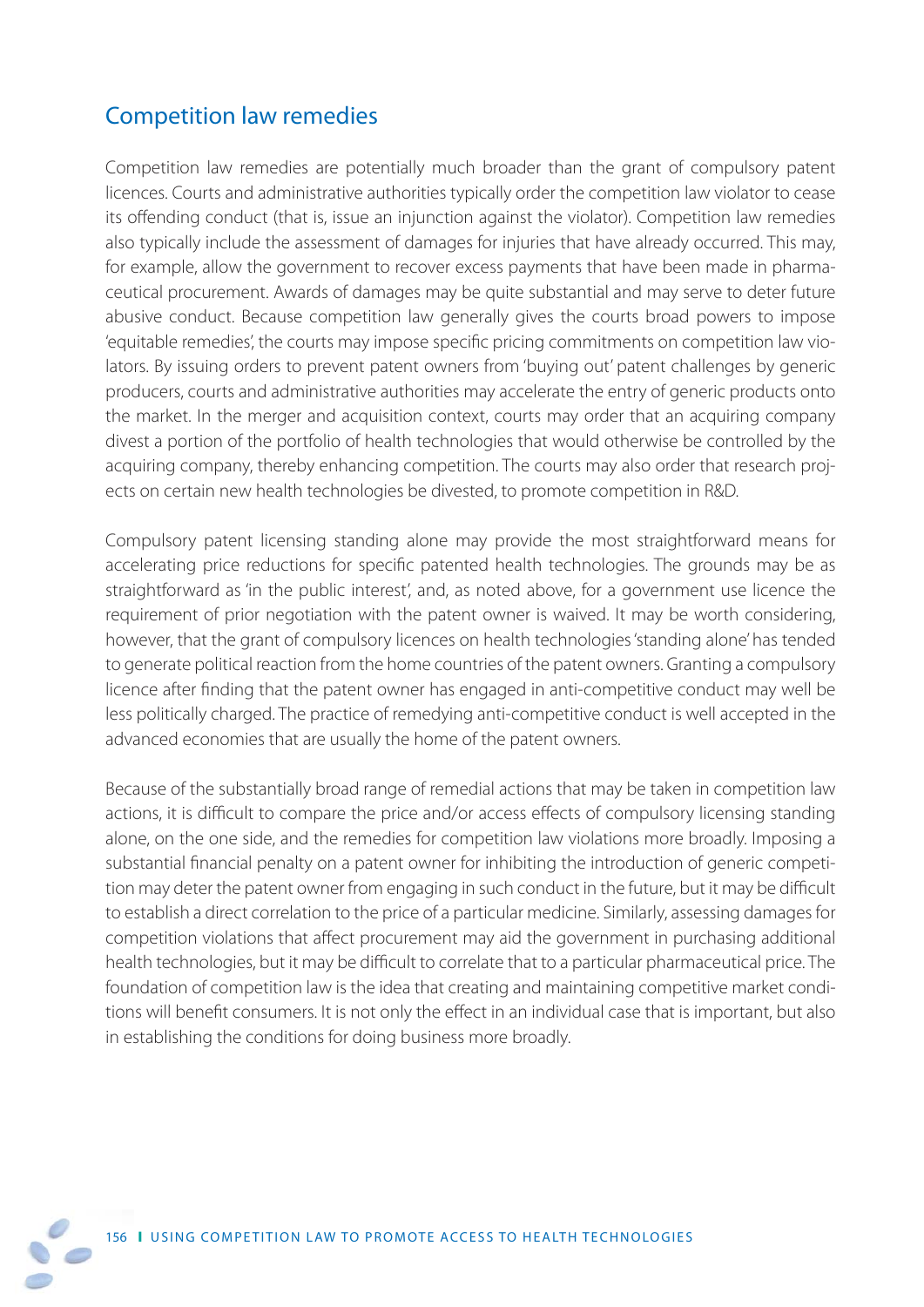## Competition law remedies

Competition law remedies are potentially much broader than the grant of compulsory patent licences. Courts and administrative authorities typically order the competition law violator to cease its offending conduct (that is, issue an injunction against the violator). Competition law remedies also typically include the assessment of damages for injuries that have already occurred. This may, for example, allow the government to recover excess payments that have been made in pharmaceutical procurement. Awards of damages may be quite substantial and may serve to deter future abusive conduct. Because competition law generally gives the courts broad powers to impose 'equitable remedies', the courts may impose specific pricing commitments on competition law violators. By issuing orders to prevent patent owners from 'buying out' patent challenges by generic producers, courts and administrative authorities may accelerate the entry of generic products onto the market. In the merger and acquisition context, courts may order that an acquiring company divest a portion of the portfolio of health technologies that would otherwise be controlled by the acquiring company, thereby enhancing competition. The courts may also order that research projects on certain new health technologies be divested, to promote competition in R&D.

Compulsory patent licensing standing alone may provide the most straightforward means for accelerating price reductions for specific patented health technologies. The grounds may be as straightforward as 'in the public interest', and, as noted above, for a government use licence the requirement of prior negotiation with the patent owner is waived. It may be worth considering, however, that the grant of compulsory licences on health technologies 'standing alone' has tended to generate political reaction from the home countries of the patent owners. Granting a compulsory licence after finding that the patent owner has engaged in anti-competitive conduct may well be less politically charged. The practice of remedying anti-competitive conduct is well accepted in the advanced economies that are usually the home of the patent owners.

Because of the substantially broad range of remedial actions that may be taken in competition law actions, it is difficult to compare the price and/or access effects of compulsory licensing standing alone, on the one side, and the remedies for competition law violations more broadly. Imposing a substantial financial penalty on a patent owner for inhibiting the introduction of generic competition may deter the patent owner from engaging in such conduct in the future, but it may be difficult to establish a direct correlation to the price of a particular medicine. Similarly, assessing damages for competition violations that affect procurement may aid the government in purchasing additional health technologies, but it may be difficult to correlate that to a particular pharmaceutical price. The foundation of competition law is the idea that creating and maintaining competitive market conditions will benefit consumers. It is not only the effect in an individual case that is important, but also in establishing the conditions for doing business more broadly.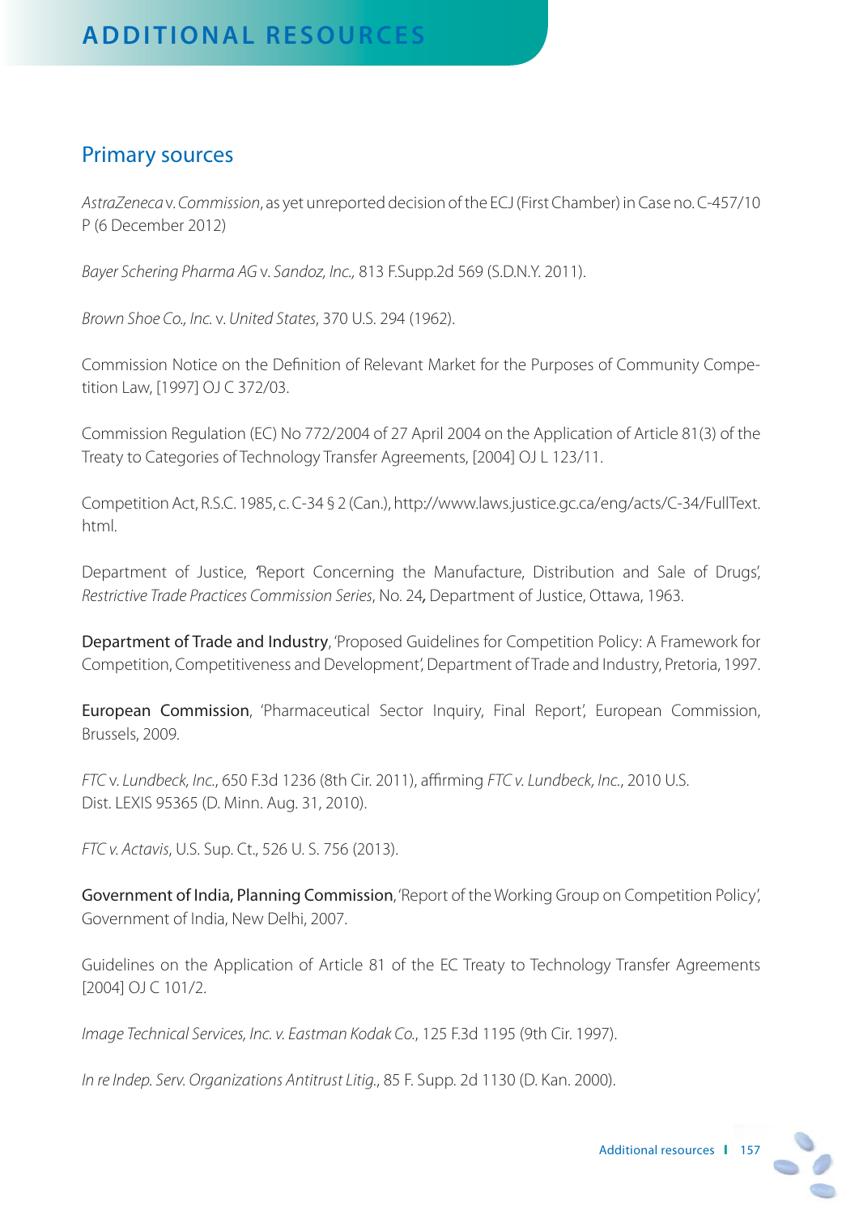# ADDITIONAL RESOURCES

## Primary sources

*AstraZeneca* v. *Commission*, as yet unreported decision of the ECJ (First Chamber) in Case no. C-457/10 P (6 December 2012)

*Bayer Schering Pharma AG* v. *Sandoz, Inc.,* 813 F.Supp.2d 569 (S.D.N.Y. 2011).

*Brown Shoe Co., Inc.* v. *United States*, 370 U.S. 294 (1962).

Commission Notice on the Definition of Relevant Market for the Purposes of Community Competition Law, [1997] OJ C 372/03.

Commission Regulation (EC) No 772/2004 of 27 April 2004 on the Application of Article 81(3) of the Treaty to Categories of Technology Transfer Agreements, [2004] OJ L 123/11.

Competition Act, R.S.C. 1985, c. C-34 § 2 (Can.), http://www.laws.justice.gc.ca/eng/acts/C-34/FullText.html.

Department of Justice, 'Report Concerning the Manufacture, Distribution and Sale of Drugs', *Restrictive Trade Practices Commission Series*, No. 24, Department of Justice, Ottawa, 1963.

Department of Trade and Industry, 'Proposed Guidelines for Competition Policy: A Framework for Competition, Competitiveness and Development', Department of Trade and Industry, Pretoria, 1997.

European Commission, 'Pharmaceutical Sector Inquiry, Final Report', European Commission, Brussels, 2009.

*FTC* v. *Lundbeck, Inc.*, 650 F.3d 1236 (8th Cir. 2011), affirming *FTC v. Lundbeck, Inc.*, 2010 U.S. Dist. LEXIS 95365 (D. Minn. Aug. 31, 2010).

*FTC v. Actavis*, U.S. Sup. Ct., 526 U. S. 756 (2013).

Government of India, Planning Commission, 'Report of the Working Group on Competition Policy', Government of India, New Delhi, 2007.

Guidelines on the Application of Article 81 of the EC Treaty to Technology Transfer Agreements [2004] OJ C 101/2.

*Image Technical Services, Inc. v. Eastman Kodak Co.*, 125 F.3d 1195 (9th Cir. 1997).

*In re Indep. Serv. Organizations Antitrust Litig.*, 85 F. Supp. 2d 1130 (D. Kan. 2000).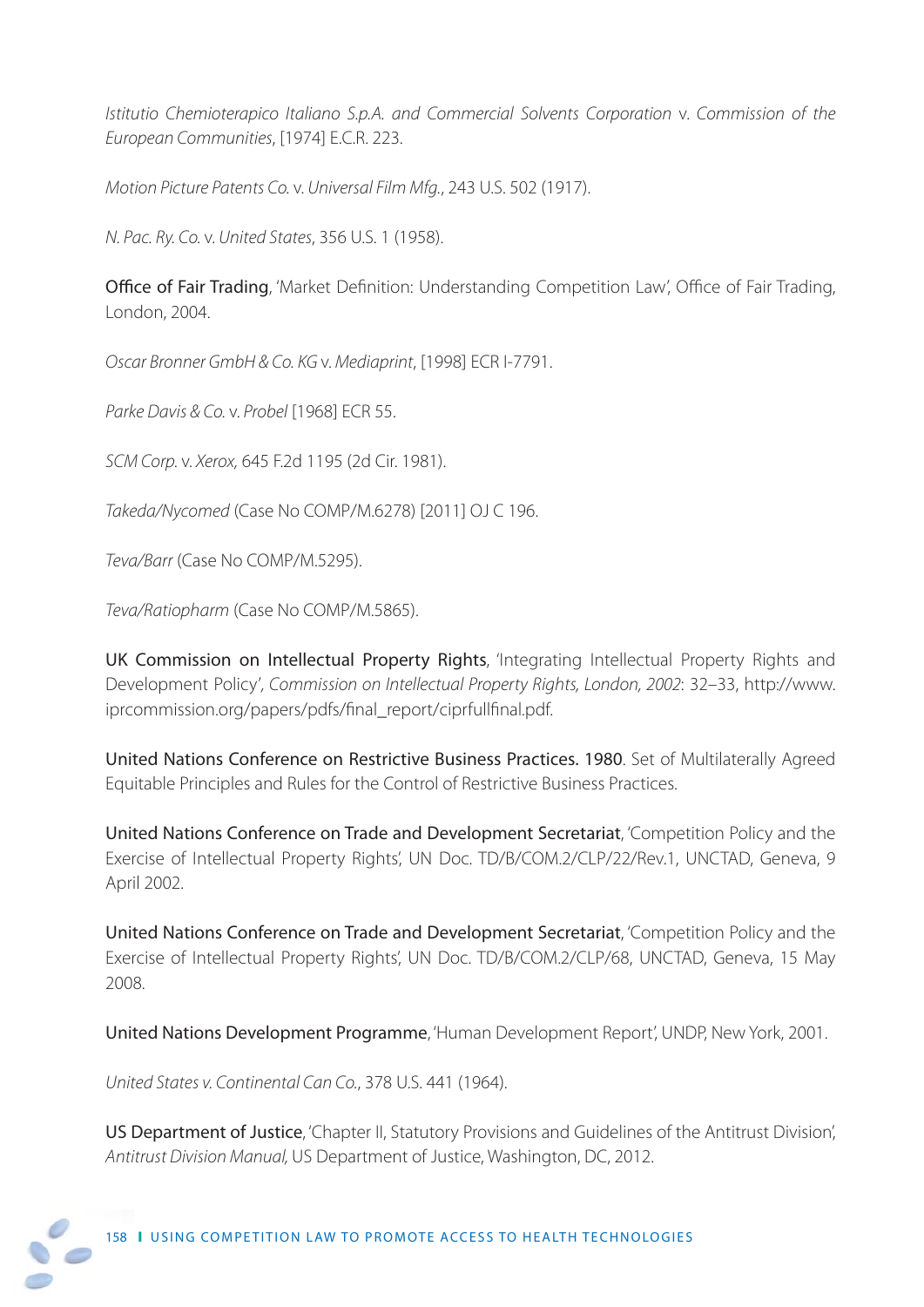*Istitutio Chemioterapico Italiano S.p.A. and Commercial Solvents Corporation* v. *Commission of the European Communities*, [1974] E.C.R. 223.

*Motion Picture Patents Co.* v. *Universal Film Mfg.*, 243 U.S. 502 (1917).

*N. Pac. Ry. Co.* v. *United States*, 356 U.S. 1 (1958).

Office of Fair Trading, 'Market Definition: Understanding Competition Law', Office of Fair Trading, London, 2004.

*Oscar Bronner GmbH & Co. KG* v. *Mediaprint*, [1998] ECR I-7791.

*Parke Davis & Co.* v. *Probel* [1968] ECR 55.

*SCM Corp.* v. *Xerox,* 645 F.2d 1195 (2d Cir. 1981).

*Takeda/Nycomed* (Case No COMP/M.6278) [2011] OJ C 196.

*Teva/Barr* (Case No COMP/M.5295).

*Teva/Ratiopharm* (Case No COMP/M.5865).

UK Commission on Intellectual Property Rights, 'Integrating Intellectual Property Rights and Development Policy', *Commission on Intellectual Property Rights, London, 2002*: 32–33, http://www.iprcommission.org/papers/pdfs/final_report/ciprfullfinal.pdf.

United Nations Conference on Restrictive Business Practices. 1980. Set of Multilaterally Agreed Equitable Principles and Rules for the Control of Restrictive Business Practices.

United Nations Conference on Trade and Development Secretariat, 'Competition Policy and the Exercise of Intellectual Property Rights', UN Doc. TD/B/COM.2/CLP/22/Rev.1, UNCTAD, Geneva, 9 April 2002.

United Nations Conference on Trade and Development Secretariat, 'Competition Policy and the Exercise of Intellectual Property Rights', UN Doc. TD/B/COM.2/CLP/68, UNCTAD, Geneva, 15 May 2008.

United Nations Development Programme, 'Human Development Report', UNDP, New York, 2001.

*United States v. Continental Can Co.*, 378 U.S. 441 (1964).

US Department of Justice, 'Chapter II, Statutory Provisions and Guidelines of the Antitrust Division', *Antitrust Division Manual,* US Department of Justice, Washington, DC, 2012.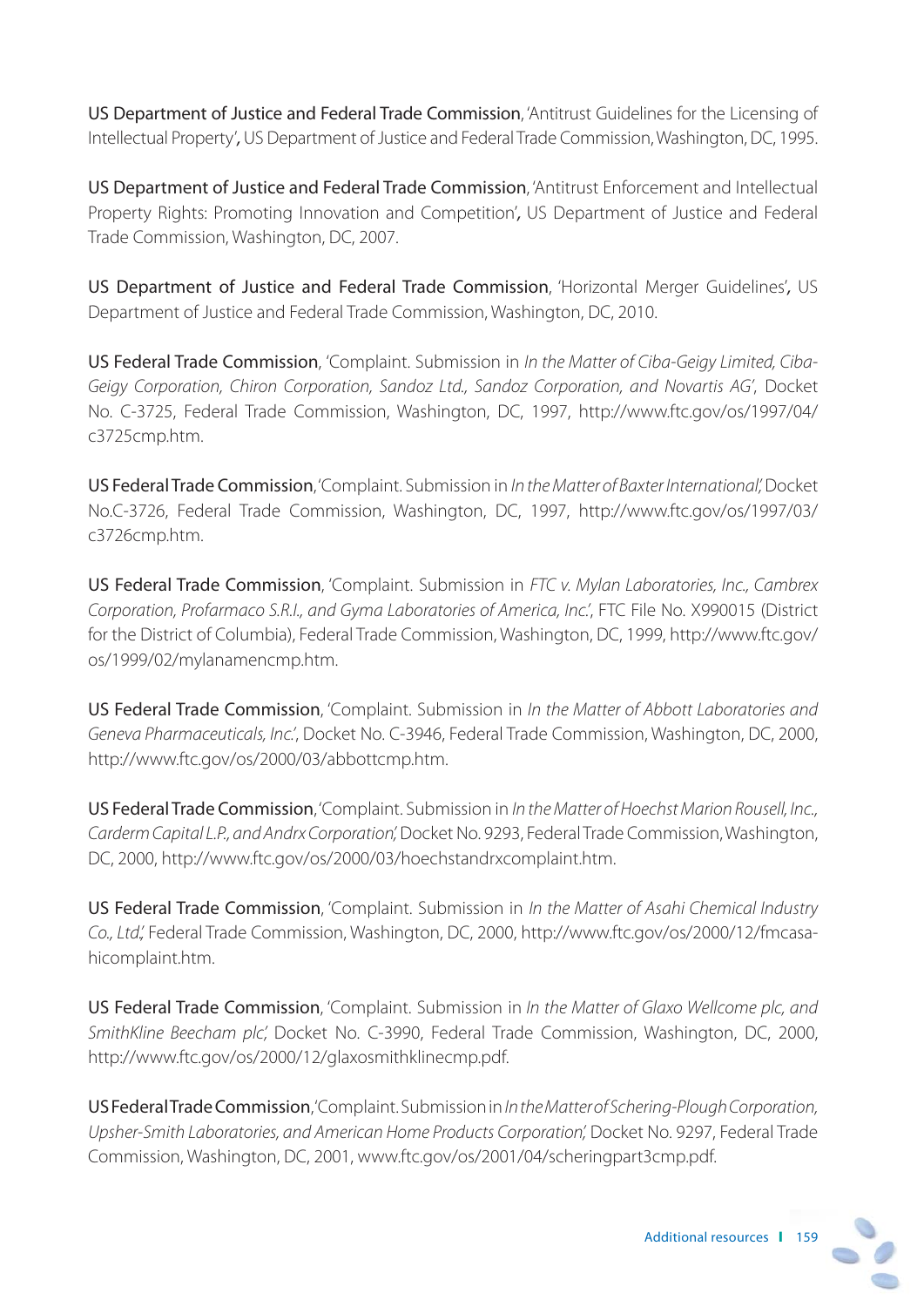US Department of Justice and Federal Trade Commission, 'Antitrust Guidelines for the Licensing of Intellectual Property', US Department of Justice and Federal Trade Commission, Washington, DC, 1995.

US Department of Justice and Federal Trade Commission, 'Antitrust Enforcement and Intellectual Property Rights: Promoting Innovation and Competition', US Department of Justice and Federal Trade Commission, Washington, DC, 2007.

US Department of Justice and Federal Trade Commission, 'Horizontal Merger Guidelines', US Department of Justice and Federal Trade Commission, Washington, DC, 2010.

US Federal Trade Commission, 'Complaint. Submission in *In the Matter of Ciba-Geigy Limited, Ciba-Geigy Corporation, Chiron Corporation, Sandoz Ltd., Sandoz Corporation, and Novartis AG*', Docket No. C-3725, Federal Trade Commission, Washington, DC, 1997, http://www.ftc.gov/os/1997/04/c3725cmp.htm.

US Federal Trade Commission, 'Complaint. Submission in *In the Matter of Baxter International*,' Docket No.C-3726, Federal Trade Commission, Washington, DC, 1997, http://www.ftc.gov/os/1997/03/c3726cmp.htm.

US Federal Trade Commission, 'Complaint. Submission in *FTC v. Mylan Laboratories, Inc., Cambrex Corporation, Profarmaco S.R.I., and Gyma Laboratories of America, Inc.*', FTC File No. X990015 (District for the District of Columbia), Federal Trade Commission, Washington, DC, 1999, http://www.ftc.gov/os/1999/02/mylanamencmp.htm.

US Federal Trade Commission, 'Complaint. Submission in *In the Matter of Abbott Laboratories and Geneva Pharmaceuticals, Inc.*', Docket No. C-3946, Federal Trade Commission, Washington, DC, 2000, http://www.ftc.gov/os/2000/03/abbottcmp.htm.

US Federal Trade Commission, 'Complaint. Submission in *In the Matter of Hoechst Marion Rousell, Inc., Carderm Capital L.P., and Andrx Corporation*,' Docket No. 9293, Federal Trade Commission, Washington, DC, 2000, http://www.ftc.gov/os/2000/03/hoechstandrxcomplaint.htm.

US Federal Trade Commission, 'Complaint. Submission in *In the Matter of Asahi Chemical Industry Co., Ltd*,' Federal Trade Commission, Washington, DC, 2000, http://www.ftc.gov/os/2000/12/fmcasahicomplaint.htm.

US Federal Trade Commission, 'Complaint. Submission in *In the Matter of Glaxo Wellcome plc, and SmithKline Beecham plc*,' Docket No. C-3990, Federal Trade Commission, Washington, DC, 2000, http://www.ftc.gov/os/2000/12/glaxosmithklinecmp.pdf.

US Federal Trade Commission, 'Complaint. Submission in *In the Matter of Schering-Plough Corporation, Upsher-Smith Laboratories, and American Home Products Corporation*,' Docket No. 9297, Federal Trade Commission, Washington, DC, 2001, www.ftc.gov/os/2001/04/scheringpart3cmp.pdf.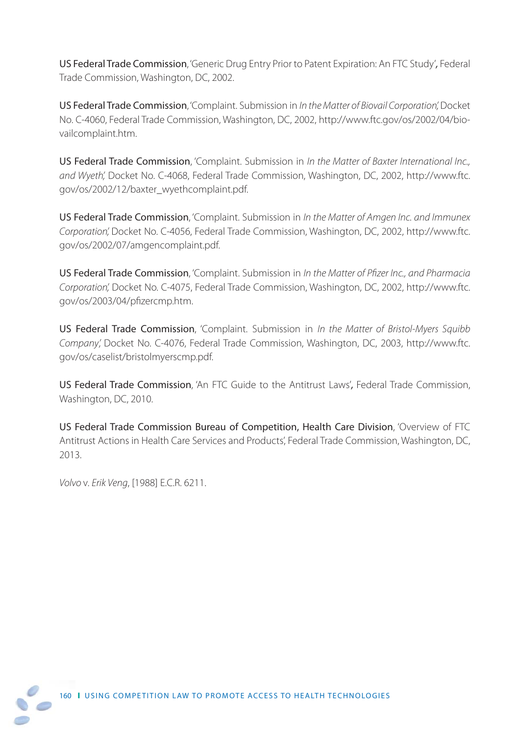US Federal Trade Commission, 'Generic Drug Entry Prior to Patent Expiration: An FTC Study', Federal Trade Commission, Washington, DC, 2002.

US Federal Trade Commission, 'Complaint. Submission in *In the Matter of Biovail Corporation*,' Docket No. C-4060, Federal Trade Commission, Washington, DC, 2002, http://www.ftc.gov/os/2002/04/biovailcomplaint.htm.

US Federal Trade Commission, 'Complaint. Submission in *In the Matter of Baxter International Inc., and Wyeth*,' Docket No. C-4068, Federal Trade Commission, Washington, DC, 2002, http://www.ftc.gov/os/2002/12/baxter_wyethcomplaint.pdf.

US Federal Trade Commission, 'Complaint. Submission in *In the Matter of Amgen Inc. and Immunex Corporation*,' Docket No. C-4056, Federal Trade Commission, Washington, DC, 2002, http://www.ftc.gov/os/2002/07/amgencomplaint.pdf.

US Federal Trade Commission, 'Complaint. Submission in *In the Matter of Pfizer Inc., and Pharmacia Corporation*,' Docket No. C-4075, Federal Trade Commission, Washington, DC, 2002, http://www.ftc.gov/os/2003/04/pfizercmp.htm.

US Federal Trade Commission, 'Complaint. Submission in *In the Matter of Bristol-Myers Squibb Company*,' Docket No. C-4076, Federal Trade Commission, Washington, DC, 2003, http://www.ftc.gov/os/caselist/bristolmyerscmp.pdf.

US Federal Trade Commission, 'An FTC Guide to the Antitrust Laws', Federal Trade Commission, Washington, DC, 2010.

US Federal Trade Commission Bureau of Competition, Health Care Division, 'Overview of FTC Antitrust Actions in Health Care Services and Products', Federal Trade Commission, Washington, DC, 2013.

*Volvo* v. *Erik Veng*, [1988] E.C.R. 6211.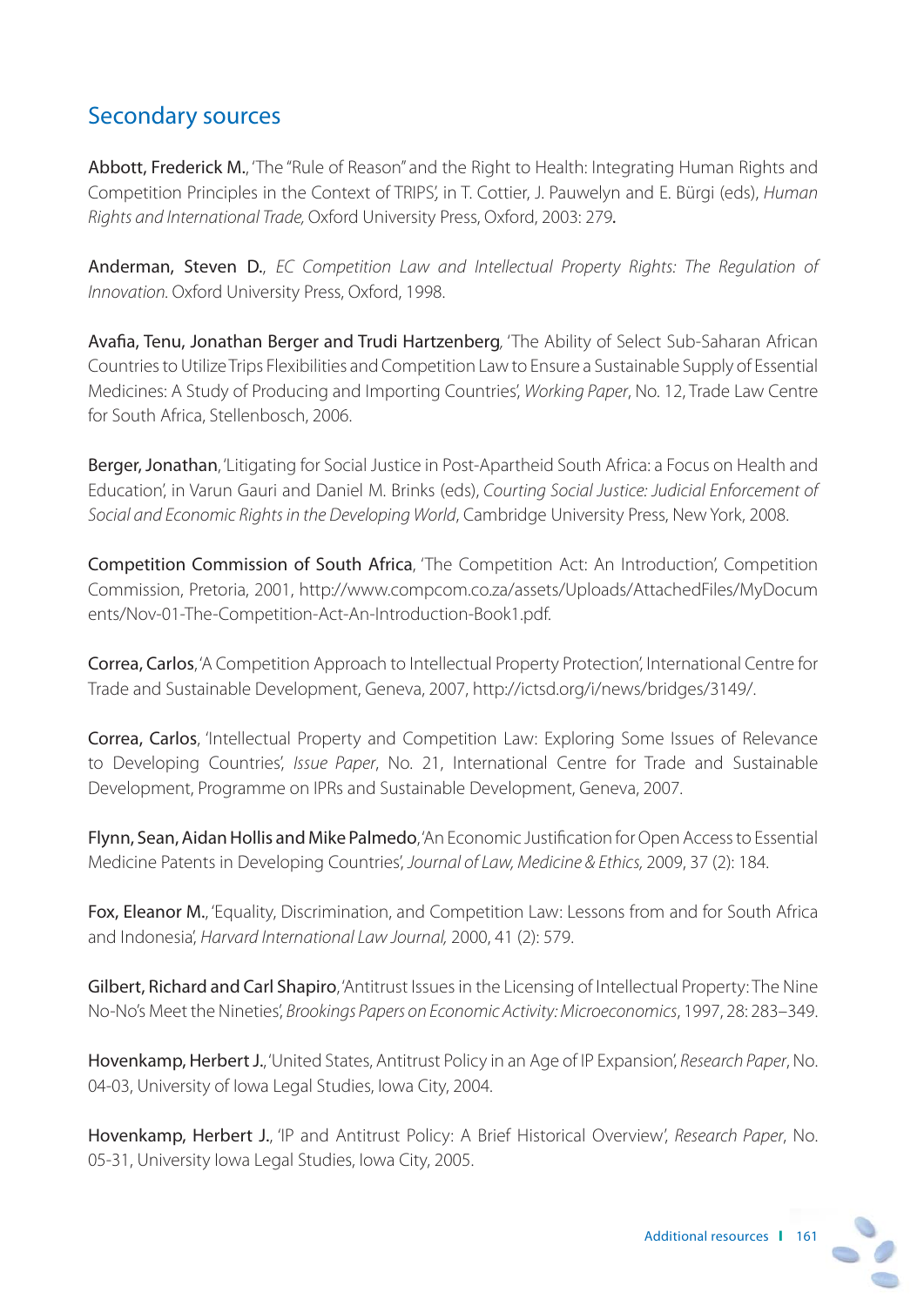## Secondary sources

**Abbott, Frederick M.**, 'The "Rule of Reason" and the Right to Health: Integrating Human Rights and Competition Principles in the Context of TRIPS', in T. Cottier, J. Pauwelyn and E. Bürgi (eds), *Human Rights and International Trade,* Oxford University Press, Oxford, 2003: 279.

**Anderman, Steven D.**, *EC Competition Law and Intellectual Property Rights: The Regulation of Innovation.* Oxford University Press, Oxford, 1998.

**Avafia, Tenu, Jonathan Berger and Trudi Hartzenberg***,* 'The Ability of Select Sub-Saharan African Countries to Utilize Trips Flexibilities and Competition Law to Ensure a Sustainable Supply of Essential Medicines: A Study of Producing and Importing Countries', *Working Paper*, No. 12, Trade Law Centre for South Africa, Stellenbosch, 2006.

**Berger, Jonathan**, 'Litigating for Social Justice in Post-Apartheid South Africa: a Focus on Health and Education', in Varun Gauri and Daniel M. Brinks (eds), *Courting Social Justice: Judicial Enforcement of Social and Economic Rights in the Developing World*, Cambridge University Press, New York, 2008.

**Competition Commission of South Africa**, 'The Competition Act: An Introduction', Competition Commission, Pretoria, 2001, http://www.compcom.co.za/assets/Uploads/AttachedFiles/MyDocuments/Nov-01-The-Competition-Act-An-Introduction-Book1.pdf.

**Correa, Carlos**, 'A Competition Approach to Intellectual Property Protection', International Centre for Trade and Sustainable Development, Geneva, 2007, http://ictsd.org/i/news/bridges/3149/.

**Correa, Carlos**, 'Intellectual Property and Competition Law: Exploring Some Issues of Relevance to Developing Countries', *Issue Paper*, No. 21, International Centre for Trade and Sustainable Development, Programme on IPRs and Sustainable Development, Geneva, 2007.

**Flynn, Sean, Aidan Hollis and Mike Palmedo**, 'An Economic Justification for Open Access to Essential Medicine Patents in Developing Countries', *Journal of Law, Medicine & Ethics,* 2009, 37 (2): 184.

**Fox, Eleanor M.**, 'Equality, Discrimination, and Competition Law: Lessons from and for South Africa and Indonesia', *Harvard International Law Journal,* 2000, 41 (2): 579.

**Gilbert, Richard and Carl Shapiro**, 'Antitrust Issues in the Licensing of Intellectual Property: The Nine No-No's Meet the Nineties', *Brookings Papers on Economic Activity: Microeconomics*, 1997, 28: 283–349.

**Hovenkamp, Herbert J.**, 'United States, Antitrust Policy in an Age of IP Expansion', *Research Paper*, No. 04-03, University of Iowa Legal Studies, Iowa City, 2004.

**Hovenkamp, Herbert J.**, 'IP and Antitrust Policy: A Brief Historical Overview', *Research Paper*, No. 05-31, University Iowa Legal Studies, Iowa City, 2005.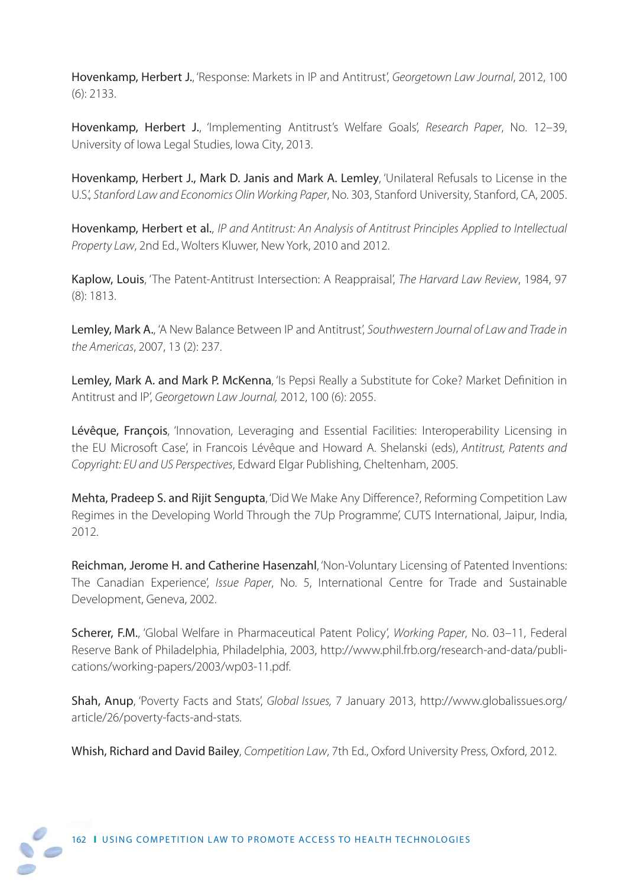**Hovenkamp, Herbert J.**, 'Response: Markets in IP and Antitrust', *Georgetown Law Journal*, 2012, 100 (6): 2133.

**Hovenkamp, Herbert J.**, 'Implementing Antitrust's Welfare Goals', *Research Paper*, No. 12–39, University of Iowa Legal Studies, Iowa City, 2013.

**Hovenkamp, Herbert J., Mark D. Janis and Mark A. Lemley**, 'Unilateral Refusals to License in the U.S.', *Stanford Law and Economics Olin Working Paper*, No. 303, Stanford University, Stanford, CA, 2005.

**Hovenkamp, Herbert et al.**, *IP and Antitrust: An Analysis of Antitrust Principles Applied to Intellectual Property Law*, 2nd Ed., Wolters Kluwer, New York, 2010 and 2012.

**Kaplow, Louis**, 'The Patent-Antitrust Intersection: A Reappraisal', *The Harvard Law Review*, 1984, 97 (8): 1813.

**Lemley, Mark A.**, 'A New Balance Between IP and Antitrust', *Southwestern Journal of Law and Trade in the Americas*, 2007, 13 (2): 237.

**Lemley, Mark A. and Mark P. McKenna**, 'Is Pepsi Really a Substitute for Coke? Market Definition in Antitrust and IP', *Georgetown Law Journal,* 2012, 100 (6): 2055.

**Lévêque, François**, 'Innovation, Leveraging and Essential Facilities: Interoperability Licensing in the EU Microsoft Case', in Francois Lévêque and Howard A. Shelanski (eds), *Antitrust, Patents and Copyright: EU and US Perspectives*, Edward Elgar Publishing, Cheltenham, 2005.

**Mehta, Pradeep S. and Rijit Sengupta**, 'Did We Make Any Difference?, Reforming Competition Law Regimes in the Developing World Through the 7Up Programme', CUTS International, Jaipur, India, 2012.

**Reichman, Jerome H. and Catherine Hasenzahl**, 'Non-Voluntary Licensing of Patented Inventions: The Canadian Experience', *Issue Paper*, No. 5, International Centre for Trade and Sustainable Development, Geneva, 2002.

**Scherer, F.M.**, 'Global Welfare in Pharmaceutical Patent Policy', *Working Paper*, No. 03–11, Federal Reserve Bank of Philadelphia, Philadelphia, 2003, http://www.phil.frb.org/research-and-data/publications/working-papers/2003/wp03-11.pdf.

**Shah, Anup**, 'Poverty Facts and Stats', *Global Issues,* 7 January 2013, http://www.globalissues.org/article/26/poverty-facts-and-stats.

**Whish, Richard and David Bailey**, *Competition Law*, 7th Ed., Oxford University Press, Oxford, 2012.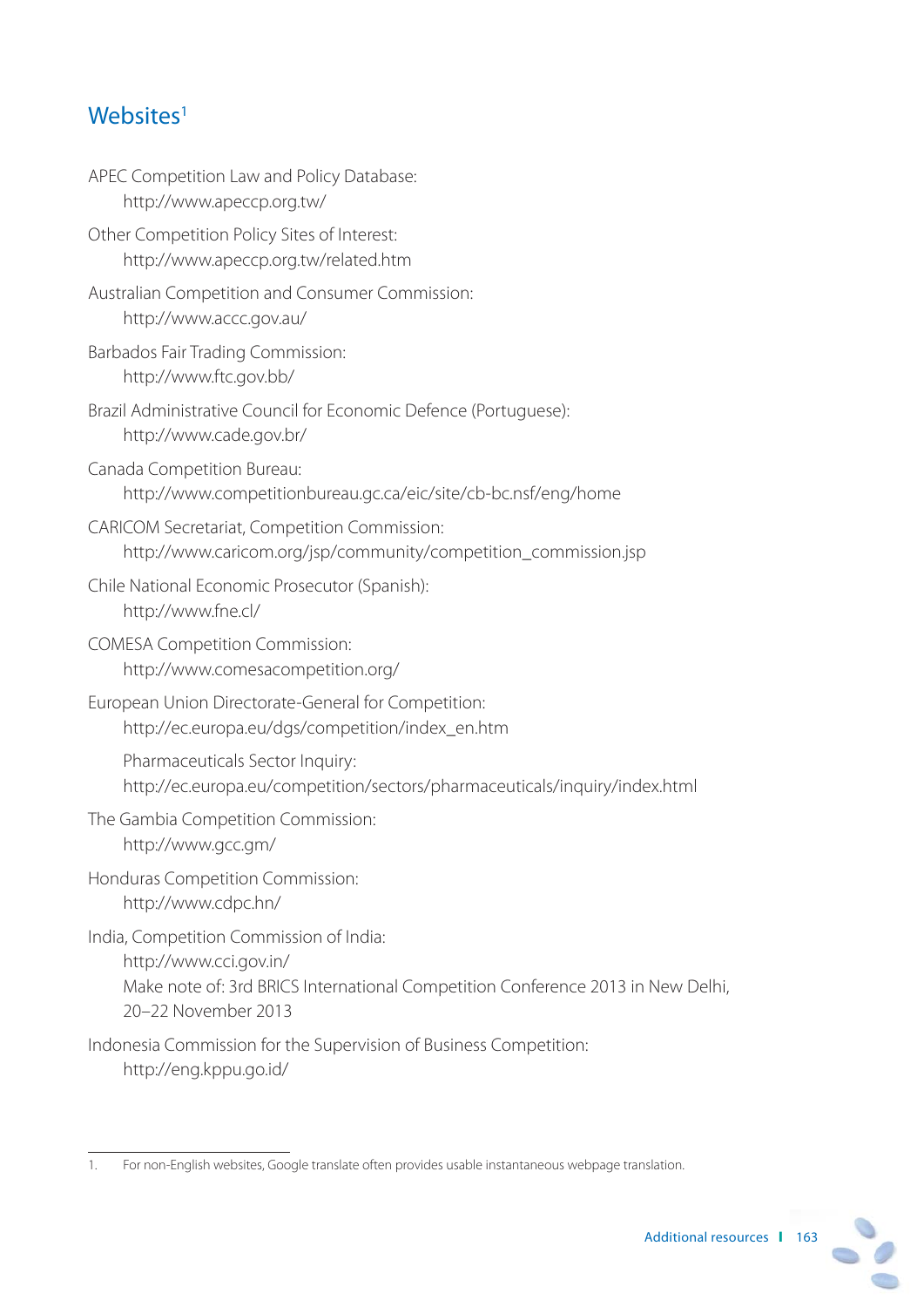## Websites[1]

APEC Competition Law and Policy Database:
  http://www.apeccp.org.tw/

Other Competition Policy Sites of Interest:
  http://www.apeccp.org.tw/related.htm

Australian Competition and Consumer Commission:
  http://www.accc.gov.au/

Barbados Fair Trading Commission:
  http://www.ftc.gov.bb/

Brazil Administrative Council for Economic Defence (Portuguese):
  http://www.cade.gov.br/

Canada Competition Bureau:
  http://www.competitionbureau.gc.ca/eic/site/cb-bc.nsf/eng/home

CARICOM Secretariat, Competition Commission:
  http://www.caricom.org/jsp/community/competition_commission.jsp

Chile National Economic Prosecutor (Spanish):
  http://www.fne.cl/

COMESA Competition Commission:
  http://www.comesacompetition.org/

European Union Directorate-General for Competition:
  http://ec.europa.eu/dgs/competition/index_en.htm

  Pharmaceuticals Sector Inquiry:
  http://ec.europa.eu/competition/sectors/pharmaceuticals/inquiry/index.html

The Gambia Competition Commission:
  http://www.gcc.gm/

Honduras Competition Commission:
  http://www.cdpc.hn/

India, Competition Commission of India:
  http://www.cci.gov.in/
  Make note of: 3rd BRICS International Competition Conference 2013 in New Delhi, 20–22 November 2013

Indonesia Commission for the Supervision of Business Competition:
  http://eng.kppu.go.id/

---

1. For non-English websites, Google translate often provides usable instantaneous webpage translation.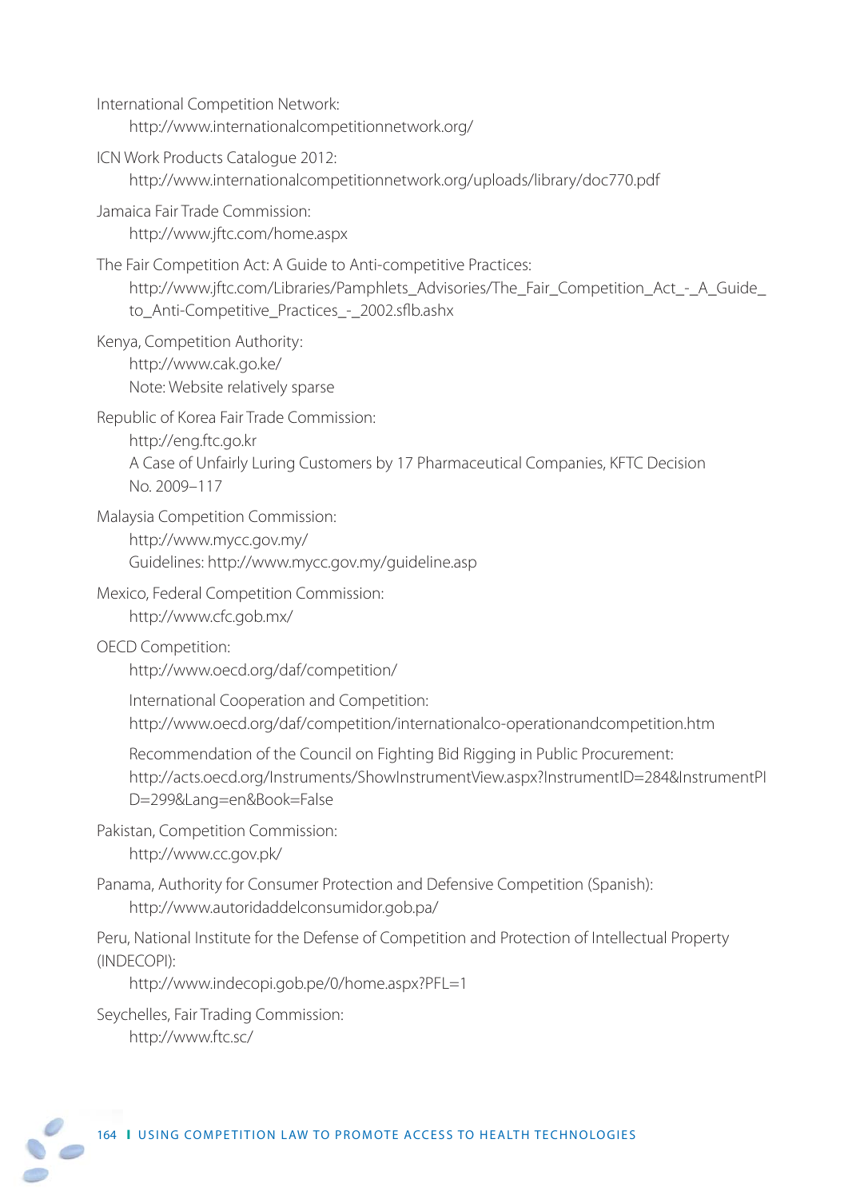International Competition Network:
    http://www.internationalcompetitionnetwork.org/

ICN Work Products Catalogue 2012:
    http://www.internationalcompetitionnetwork.org/uploads/library/doc770.pdf

Jamaica Fair Trade Commission:
    http://www.jftc.com/home.aspx

The Fair Competition Act: A Guide to Anti-competitive Practices:
    http://www.jftc.com/Libraries/Pamphlets_Advisories/The_Fair_Competition_Act_-_A_Guide_to_Anti-Competitive_Practices_-_2002.sflb.ashx

Kenya, Competition Authority:
    http://www.cak.go.ke/
    Note: Website relatively sparse

Republic of Korea Fair Trade Commission:
    http://eng.ftc.go.kr
    A Case of Unfairly Luring Customers by 17 Pharmaceutical Companies, KFTC Decision No. 2009–117

Malaysia Competition Commission:
    http://www.mycc.gov.my/
    Guidelines: http://www.mycc.gov.my/guideline.asp

Mexico, Federal Competition Commission:
    http://www.cfc.gob.mx/

OECD Competition:
    http://www.oecd.org/daf/competition/

    International Cooperation and Competition:
    http://www.oecd.org/daf/competition/internationalco-operationandcompetition.htm

    Recommendation of the Council on Fighting Bid Rigging in Public Procurement:
    http://acts.oecd.org/Instruments/ShowInstrumentView.aspx?InstrumentID=284&InstrumentPID=299&Lang=en&Book=False

Pakistan, Competition Commission:
    http://www.cc.gov.pk/

Panama, Authority for Consumer Protection and Defensive Competition (Spanish):
    http://www.autoridaddelconsumidor.gob.pa/

Peru, National Institute for the Defense of Competition and Protection of Intellectual Property (INDECOPI):
    http://www.indecopi.gob.pe/0/home.aspx?PFL=1

Seychelles, Fair Trading Commission:
    http://www.ftc.sc/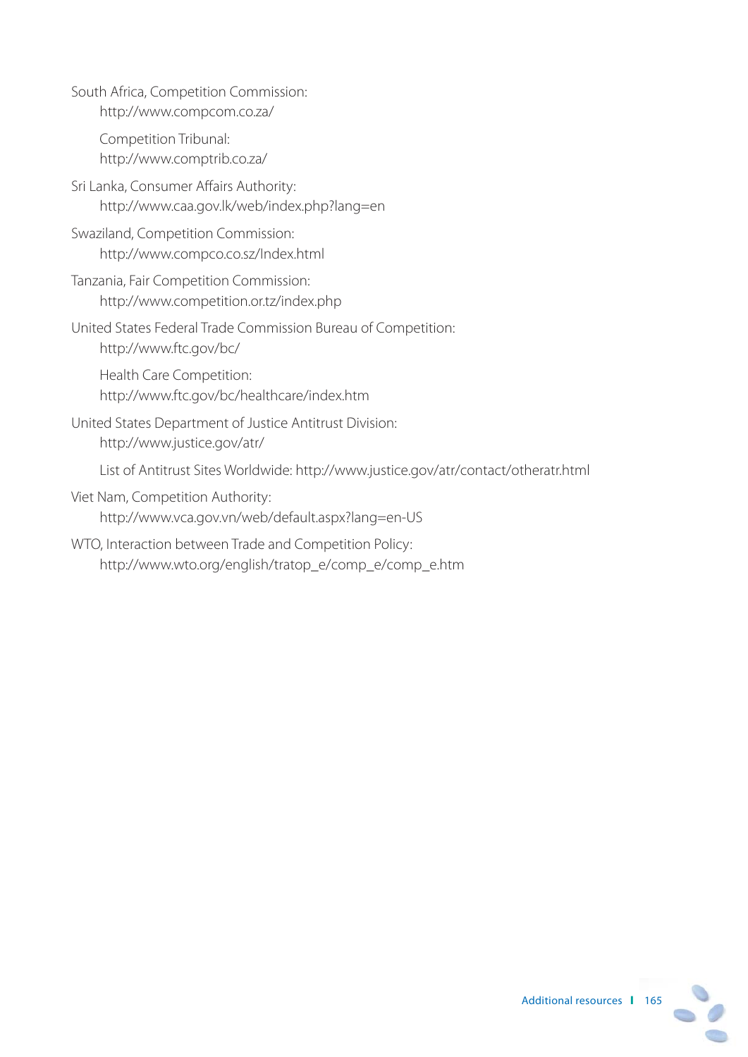South Africa, Competition Commission:
    http://www.compcom.co.za/

    Competition Tribunal:
    http://www.comptrib.co.za/

Sri Lanka, Consumer Affairs Authority:
    http://www.caa.gov.lk/web/index.php?lang=en

Swaziland, Competition Commission:
    http://www.compco.co.sz/Index.html

Tanzania, Fair Competition Commission:
    http://www.competition.or.tz/index.php

United States Federal Trade Commission Bureau of Competition:
    http://www.ftc.gov/bc/

    Health Care Competition:
    http://www.ftc.gov/bc/healthcare/index.htm

United States Department of Justice Antitrust Division:
    http://www.justice.gov/atr/

    List of Antitrust Sites Worldwide: http://www.justice.gov/atr/contact/otheratr.html

Viet Nam, Competition Authority:
    http://www.vca.gov.vn/web/default.aspx?lang=en-US

WTO, Interaction between Trade and Competition Policy:
    http://www.wto.org/english/tratop_e/comp_e/comp_e.htm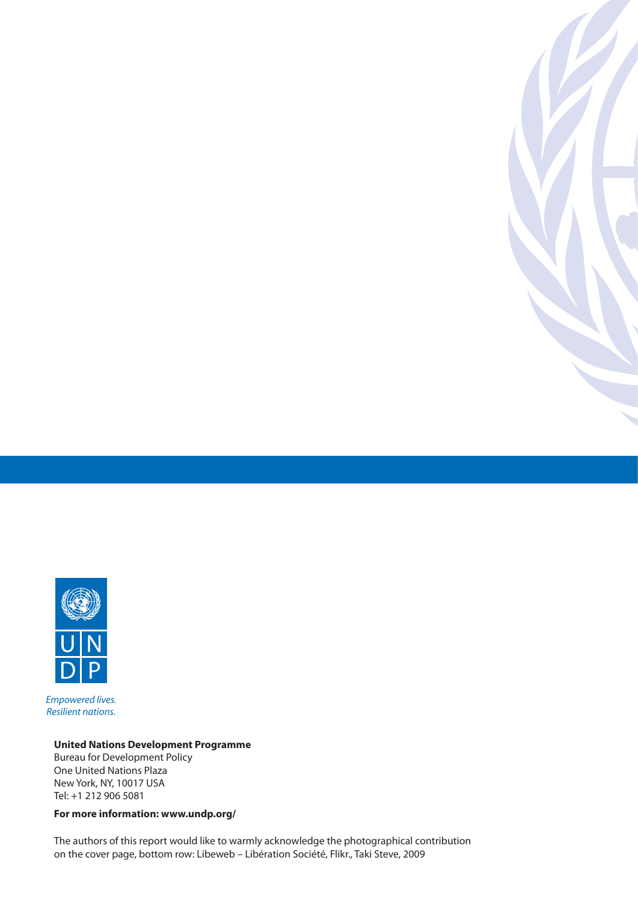U N
D P

*Empowered lives.*
*Resilient nations.*

**United Nations Development Programme**
Bureau for Development Policy
One United Nations Plaza
New York, NY, 10017 USA
Tel: +1 212 906 5081

**For more information: www.undp.org/**

The authors of this report would like to warmly acknowledge the photographical contribution on the cover page, bottom row: Libeweb – Libération Société, Flikr., Taki Steve, 2009